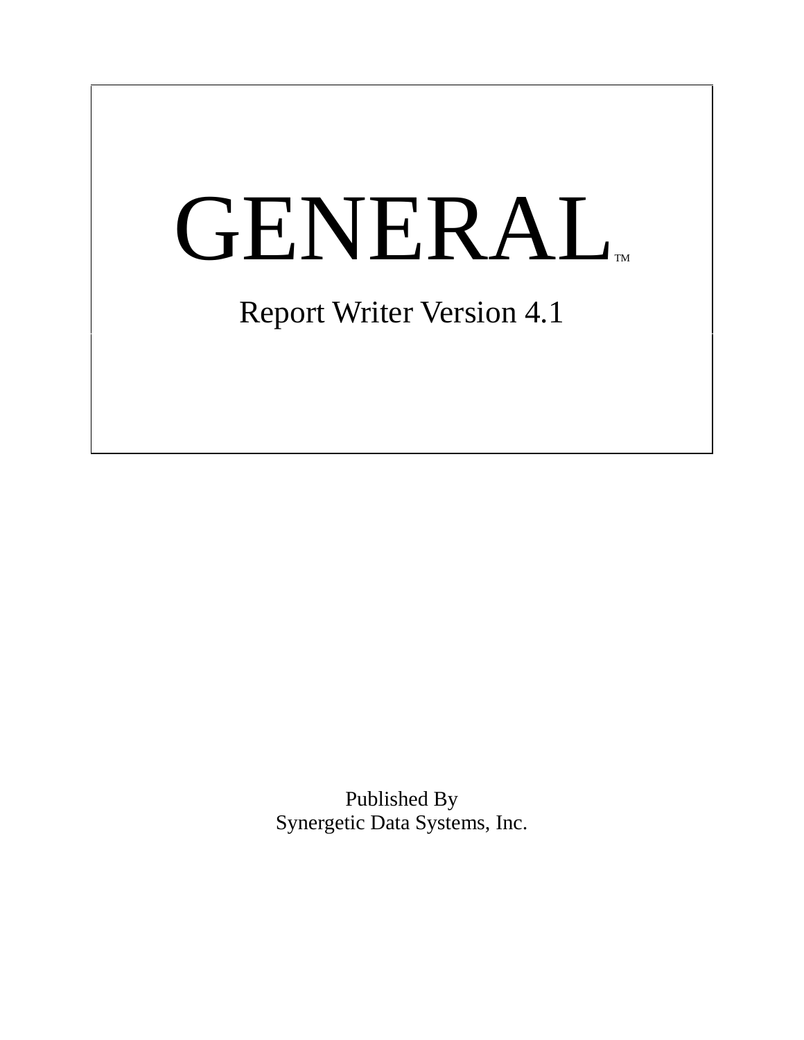# GENERAL™

## Report Writer Version 4.1

Published By
Synergetic Data Systems, Inc.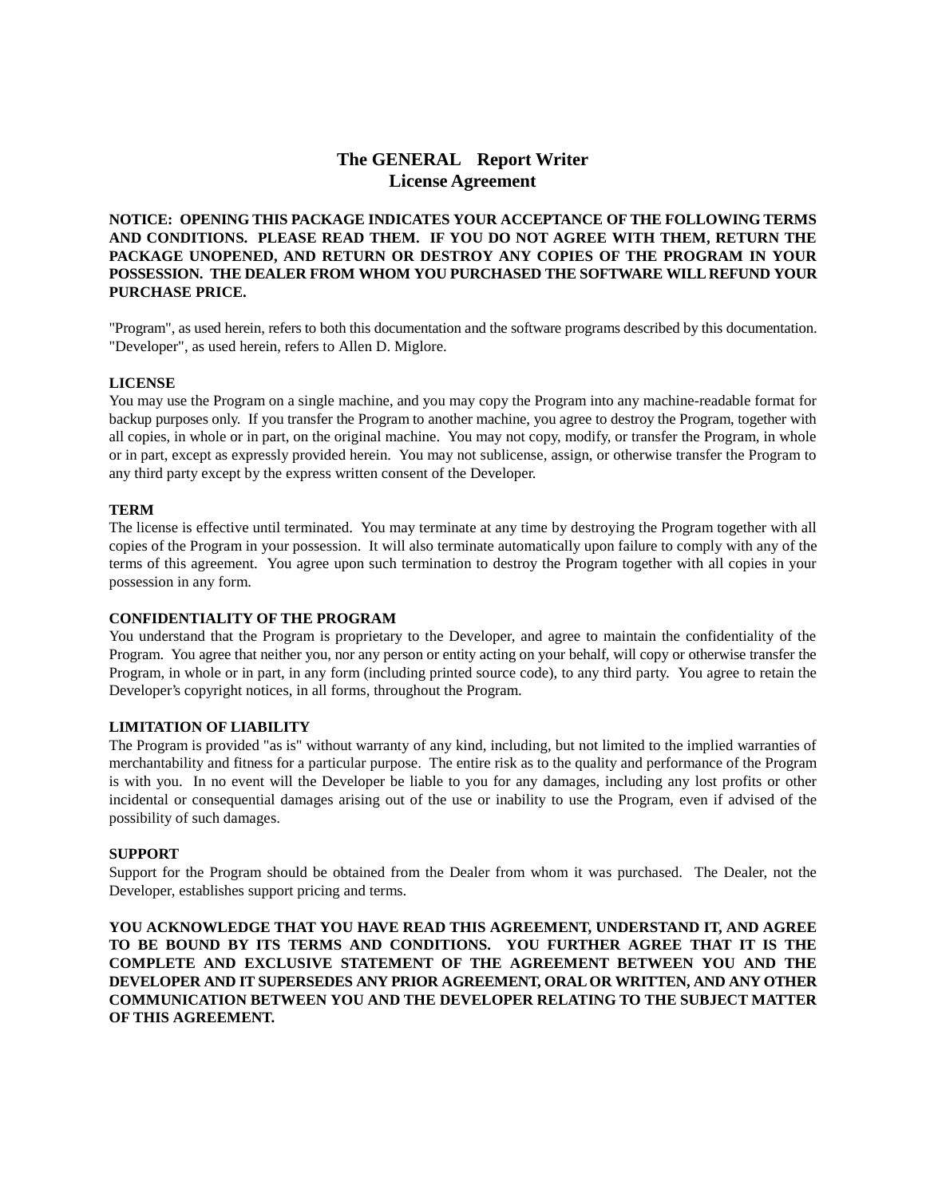# The GENERAL Report Writer
# License Agreement

**NOTICE: OPENING THIS PACKAGE INDICATES YOUR ACCEPTANCE OF THE FOLLOWING TERMS AND CONDITIONS. PLEASE READ THEM. IF YOU DO NOT AGREE WITH THEM, RETURN THE PACKAGE UNOPENED, AND RETURN OR DESTROY ANY COPIES OF THE PROGRAM IN YOUR POSSESSION. THE DEALER FROM WHOM YOU PURCHASED THE SOFTWARE WILL REFUND YOUR PURCHASE PRICE.**

"Program", as used herein, refers to both this documentation and the software programs described by this documentation. "Developer", as used herein, refers to Allen D. Miglore.

**LICENSE**

You may use the Program on a single machine, and you may copy the Program into any machine-readable format for backup purposes only. If you transfer the Program to another machine, you agree to destroy the Program, together with all copies, in whole or in part, on the original machine. You may not copy, modify, or transfer the Program, in whole or in part, except as expressly provided herein. You may not sublicense, assign, or otherwise transfer the Program to any third party except by the express written consent of the Developer.

**TERM**

The license is effective until terminated. You may terminate at any time by destroying the Program together with all copies of the Program in your possession. It will also terminate automatically upon failure to comply with any of the terms of this agreement. You agree upon such termination to destroy the Program together with all copies in your possession in any form.

**CONFIDENTIALITY OF THE PROGRAM**

You understand that the Program is proprietary to the Developer, and agree to maintain the confidentiality of the Program. You agree that neither you, nor any person or entity acting on your behalf, will copy or otherwise transfer the Program, in whole or in part, in any form (including printed source code), to any third party. You agree to retain the Developer's copyright notices, in all forms, throughout the Program.

**LIMITATION OF LIABILITY**

The Program is provided "as is" without warranty of any kind, including, but not limited to the implied warranties of merchantability and fitness for a particular purpose. The entire risk as to the quality and performance of the Program is with you. In no event will the Developer be liable to you for any damages, including any lost profits or other incidental or consequential damages arising out of the use or inability to use the Program, even if advised of the possibility of such damages.

**SUPPORT**

Support for the Program should be obtained from the Dealer from whom it was purchased. The Dealer, not the Developer, establishes support pricing and terms.

**YOU ACKNOWLEDGE THAT YOU HAVE READ THIS AGREEMENT, UNDERSTAND IT, AND AGREE TO BE BOUND BY ITS TERMS AND CONDITIONS. YOU FURTHER AGREE THAT IT IS THE COMPLETE AND EXCLUSIVE STATEMENT OF THE AGREEMENT BETWEEN YOU AND THE DEVELOPER AND IT SUPERSEDES ANY PRIOR AGREEMENT, ORAL OR WRITTEN, AND ANY OTHER COMMUNICATION BETWEEN YOU AND THE DEVELOPER RELATING TO THE SUBJECT MATTER OF THIS AGREEMENT.**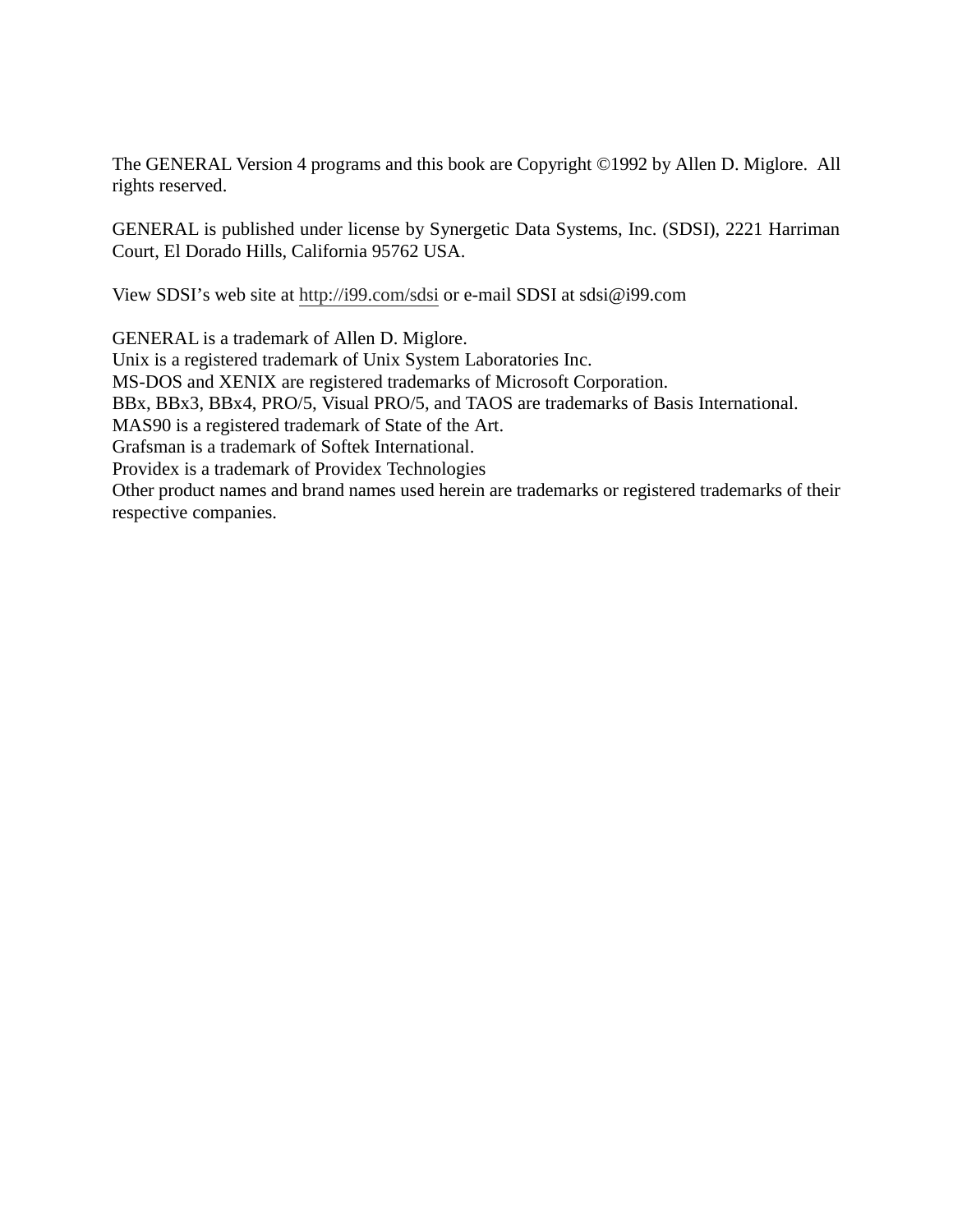The GENERAL Version 4 programs and this book are Copyright ©1992 by Allen D. Miglore. All rights reserved.

GENERAL is published under license by Synergetic Data Systems, Inc. (SDSI), 2221 Harriman Court, El Dorado Hills, California 95762 USA.

View SDSI's web site at http://i99.com/sdsi or e-mail SDSI at sdsi@i99.com

GENERAL is a trademark of Allen D. Miglore.
Unix is a registered trademark of Unix System Laboratories Inc.
MS-DOS and XENIX are registered trademarks of Microsoft Corporation.
BBx, BBx3, BBx4, PRO/5, Visual PRO/5, and TAOS are trademarks of Basis International.
MAS90 is a registered trademark of State of the Art.
Grafsman is a trademark of Softek International.
Providex is a trademark of Providex Technologies
Other product names and brand names used herein are trademarks or registered trademarks of their respective companies.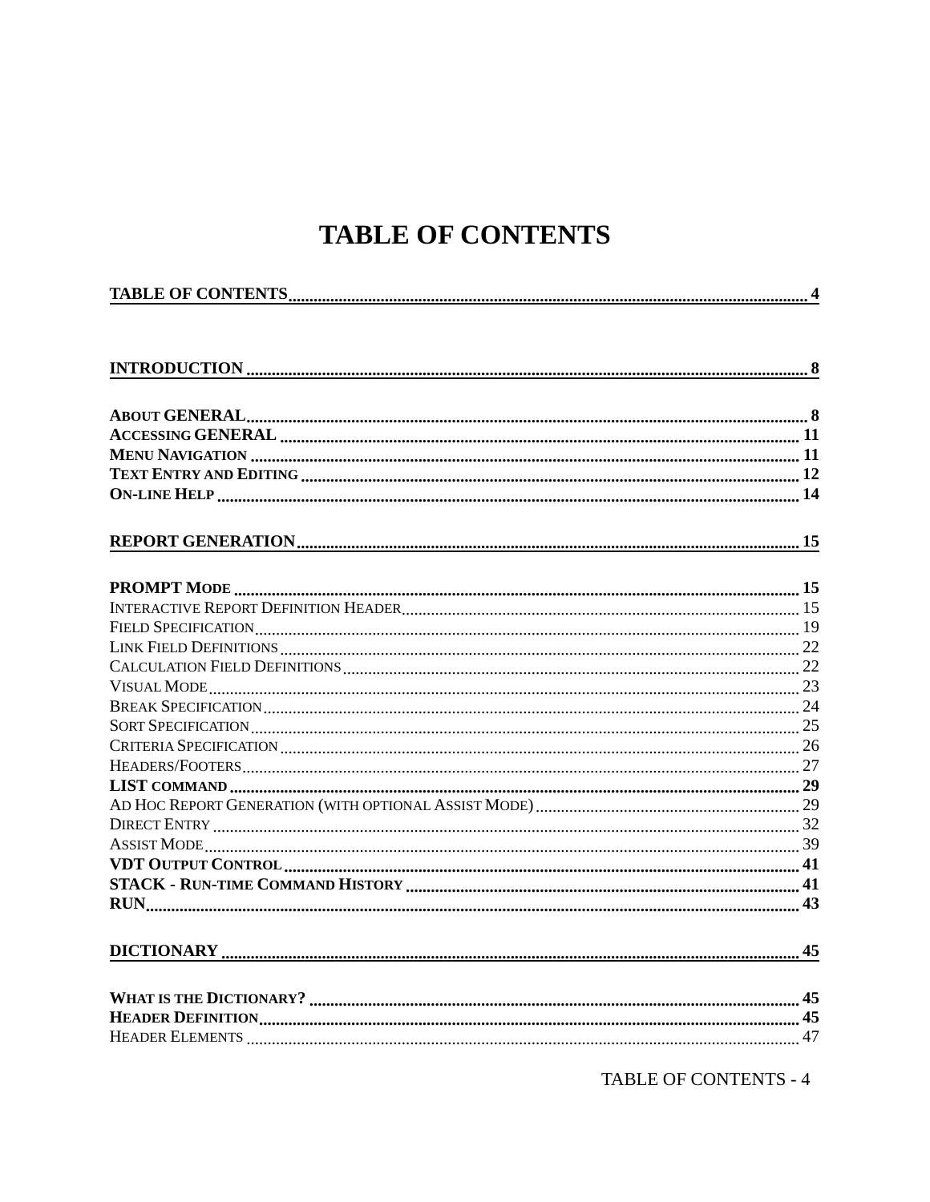# TABLE OF CONTENTS

**TABLE OF CONTENTS** .......... **4**

**INTRODUCTION** .......... **8**

**ABOUT GENERAL** .......... **8**
**ACCESSING GENERAL** .......... **11**
**MENU NAVIGATION** .......... **11**
**TEXT ENTRY AND EDITING** .......... **12**
**ON-LINE HELP** .......... **14**

**REPORT GENERATION** .......... **15**

**PROMPT MODE** .......... **15**
INTERACTIVE REPORT DEFINITION HEADER .......... 15
FIELD SPECIFICATION .......... 19
LINK FIELD DEFINITIONS .......... 22
CALCULATION FIELD DEFINITIONS .......... 22
VISUAL MODE .......... 23
BREAK SPECIFICATION .......... 24
SORT SPECIFICATION .......... 25
CRITERIA SPECIFICATION .......... 26
HEADERS/FOOTERS .......... 27
**LIST COMMAND** .......... **29**
AD HOC REPORT GENERATION (WITH OPTIONAL ASSIST MODE) .......... 29
DIRECT ENTRY .......... 32
ASSIST MODE .......... 39
**VDT OUTPUT CONTROL** .......... **41**
**STACK - RUN-TIME COMMAND HISTORY** .......... **41**
**RUN** .......... **43**

**DICTIONARY** .......... **45**

**WHAT IS THE DICTIONARY?** .......... **45**
**HEADER DEFINITION** .......... **45**
HEADER ELEMENTS .......... 47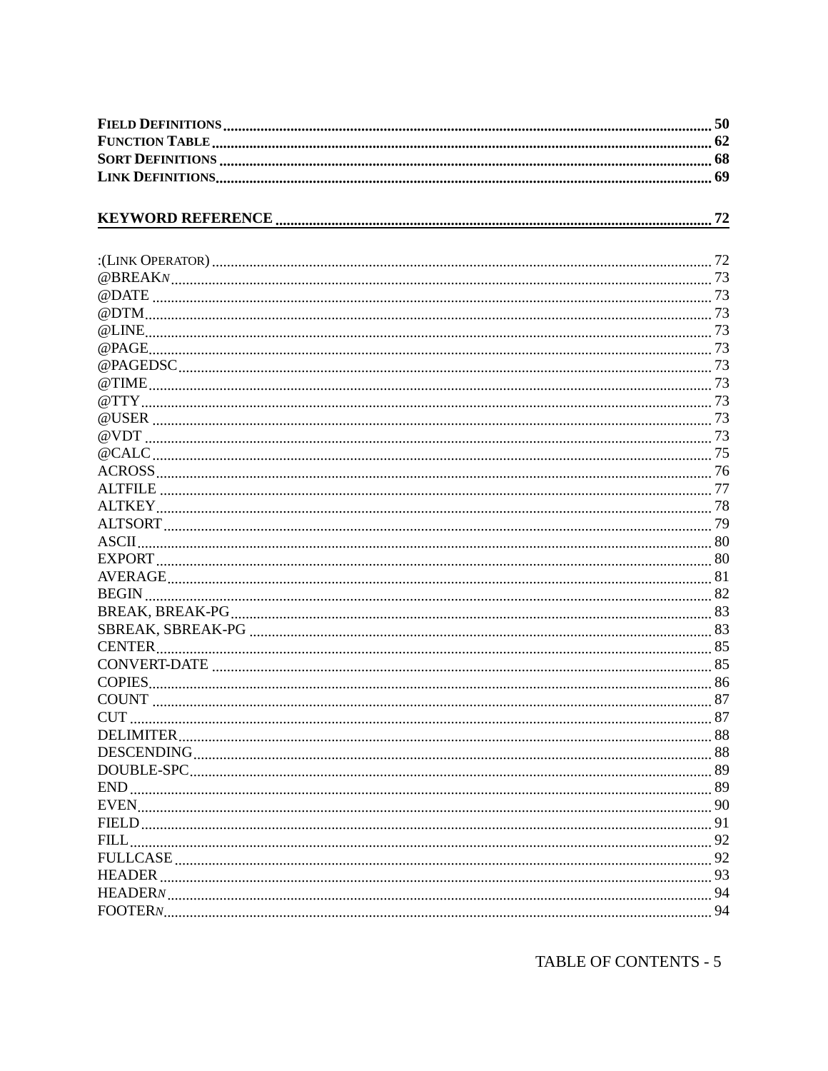**FIELD DEFINITIONS** .......... 50
**FUNCTION TABLE** .......... 62
**SORT DEFINITIONS** .......... 68
**LINK DEFINITIONS** .......... 69

## KEYWORD REFERENCE .......... 72

:(LINK OPERATOR) .......... 72
@BREAK*N* .......... 73
@DATE .......... 73
@DTM .......... 73
@LINE .......... 73
@PAGE .......... 73
@PAGEDSC .......... 73
@TIME .......... 73
@TTY .......... 73
@USER .......... 73
@VDT .......... 73
@CALC .......... 75
ACROSS .......... 76
ALTFILE .......... 77
ALTKEY .......... 78
ALTSORT .......... 79
ASCII .......... 80
EXPORT .......... 80
AVERAGE .......... 81
BEGIN .......... 82
BREAK, BREAK-PG .......... 83
SBREAK, SBREAK-PG .......... 83
CENTER .......... 85
CONVERT-DATE .......... 85
COPIES .......... 86
COUNT .......... 87
CUT .......... 87
DELIMITER .......... 88
DESCENDING .......... 88
DOUBLE-SPC .......... 89
END .......... 89
EVEN .......... 90
FIELD .......... 91
FILL .......... 92
FULLCASE .......... 92
HEADER .......... 93
HEADER*N* .......... 94
FOOTER*N* .......... 94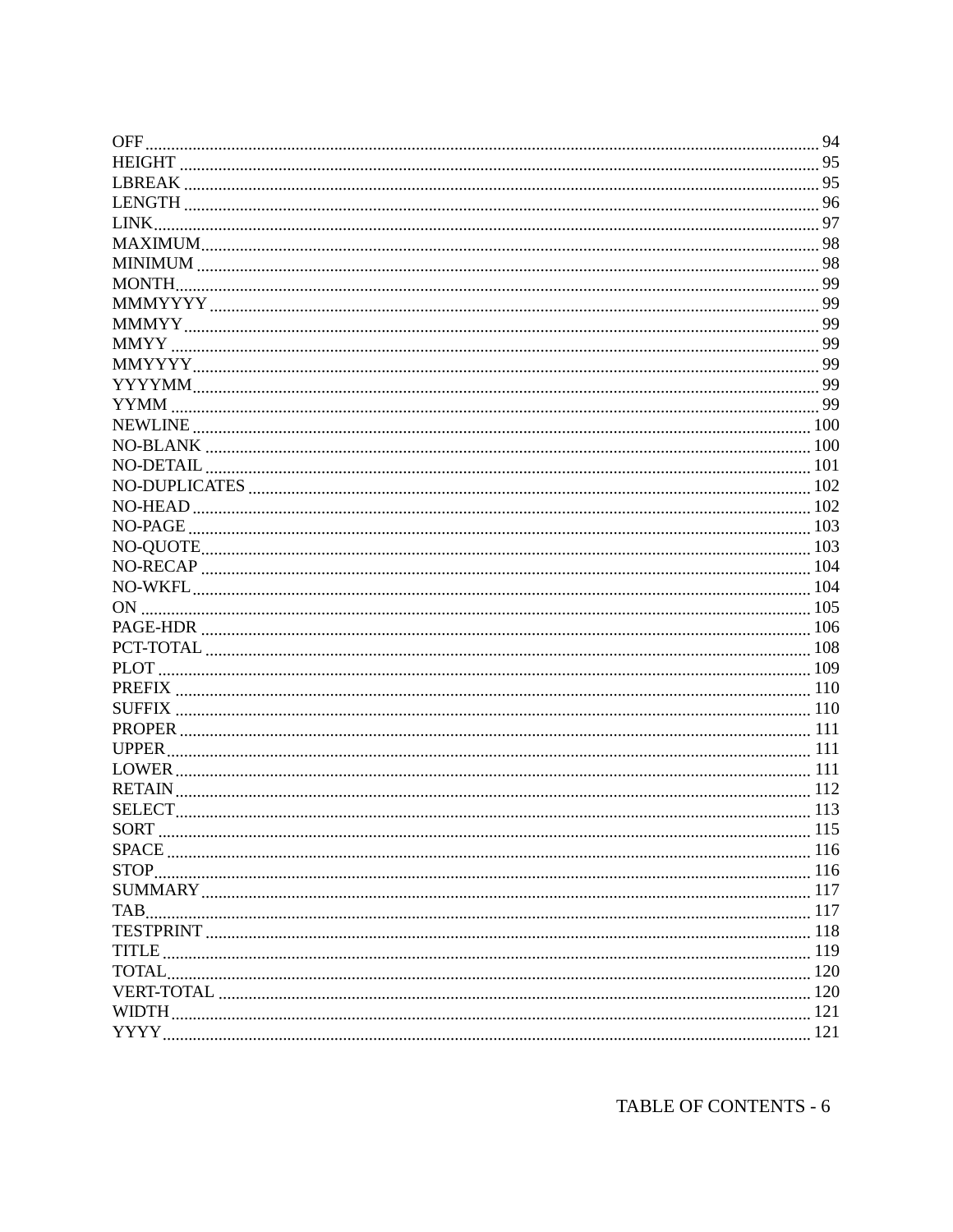OFF ........ 94
HEIGHT ........ 95
LBREAK ........ 95
LENGTH ........ 96
LINK ........ 97
MAXIMUM ........ 98
MINIMUM ........ 98
MONTH ........ 99
MMMYYYY ........ 99
MMMYY ........ 99
MMYY ........ 99
MMYYYY ........ 99
YYYYMM ........ 99
YYMM ........ 99
NEWLINE ........ 100
NO-BLANK ........ 100
NO-DETAIL ........ 101
NO-DUPLICATES ........ 102
NO-HEAD ........ 102
NO-PAGE ........ 103
NO-QUOTE ........ 103
NO-RECAP ........ 104
NO-WKFL ........ 104
ON ........ 105
PAGE-HDR ........ 106
PCT-TOTAL ........ 108
PLOT ........ 109
PREFIX ........ 110
SUFFIX ........ 110
PROPER ........ 111
UPPER ........ 111
LOWER ........ 111
RETAIN ........ 112
SELECT ........ 113
SORT ........ 115
SPACE ........ 116
STOP ........ 116
SUMMARY ........ 117
TAB ........ 117
TESTPRINT ........ 118
TITLE ........ 119
TOTAL ........ 120
VERT-TOTAL ........ 120
WIDTH ........ 121
YYYY ........ 121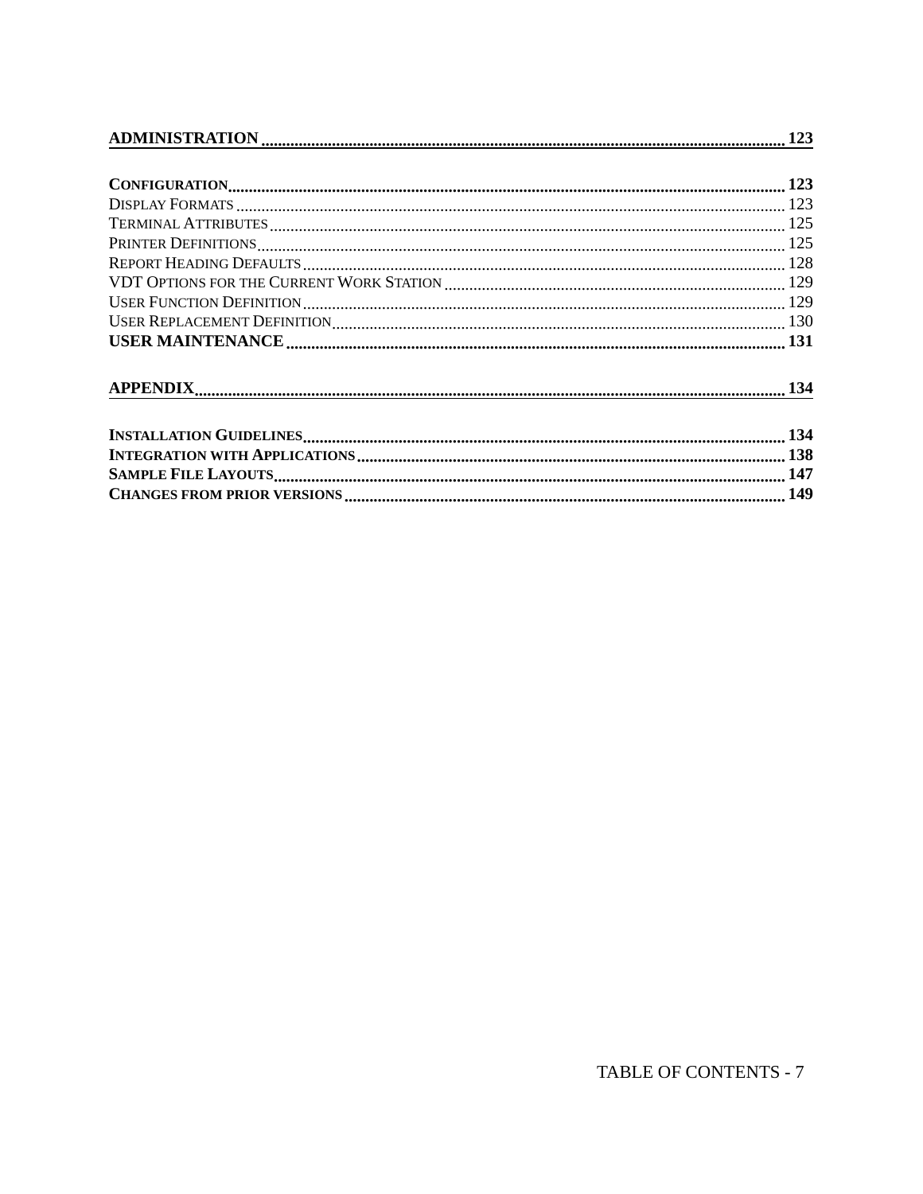**ADMINISTRATION** .......... **123**

**CONFIGURATION** .......... **123**

DISPLAY FORMATS .......... 123

TERMINAL ATTRIBUTES .......... 125

PRINTER DEFINITIONS .......... 125

REPORT HEADING DEFAULTS .......... 128

VDT OPTIONS FOR THE CURRENT WORK STATION .......... 129

USER FUNCTION DEFINITION .......... 129

USER REPLACEMENT DEFINITION .......... 130

**USER MAINTENANCE** .......... **131**

**APPENDIX** .......... **134**

**INSTALLATION GUIDELINES** .......... **134**

**INTEGRATION WITH APPLICATIONS** .......... **138**

**SAMPLE FILE LAYOUTS** .......... **147**

**CHANGES FROM PRIOR VERSIONS** .......... **149**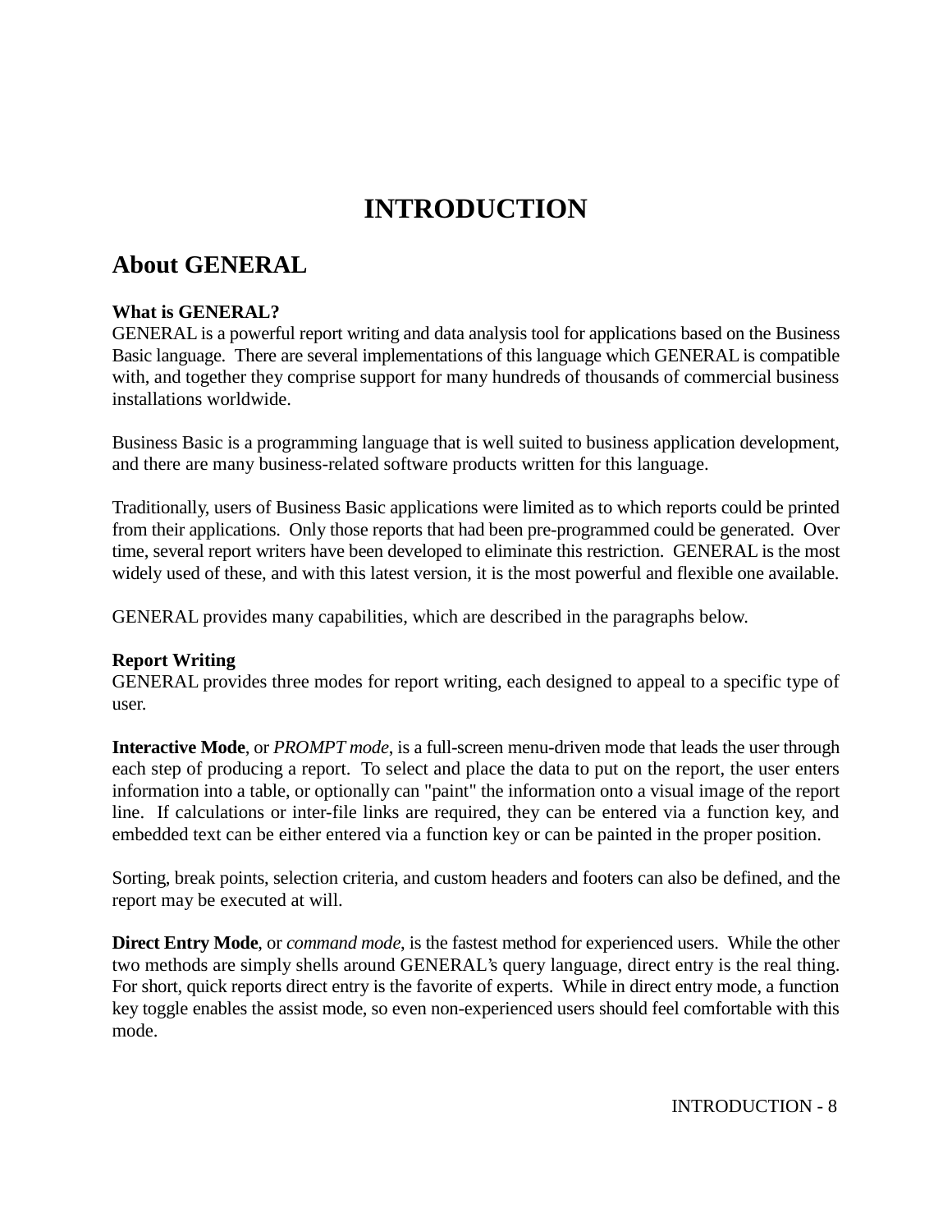# INTRODUCTION

## About GENERAL

**What is GENERAL?**
GENERAL is a powerful report writing and data analysis tool for applications based on the Business Basic language. There are several implementations of this language which GENERAL is compatible with, and together they comprise support for many hundreds of thousands of commercial business installations worldwide.

Business Basic is a programming language that is well suited to business application development, and there are many business-related software products written for this language.

Traditionally, users of Business Basic applications were limited as to which reports could be printed from their applications. Only those reports that had been pre-programmed could be generated. Over time, several report writers have been developed to eliminate this restriction. GENERAL is the most widely used of these, and with this latest version, it is the most powerful and flexible one available.

GENERAL provides many capabilities, which are described in the paragraphs below.

**Report Writing**
GENERAL provides three modes for report writing, each designed to appeal to a specific type of user.

**Interactive Mode**, or *PROMPT mode*, is a full-screen menu-driven mode that leads the user through each step of producing a report. To select and place the data to put on the report, the user enters information into a table, or optionally can "paint" the information onto a visual image of the report line. If calculations or inter-file links are required, they can be entered via a function key, and embedded text can be either entered via a function key or can be painted in the proper position.

Sorting, break points, selection criteria, and custom headers and footers can also be defined, and the report may be executed at will.

**Direct Entry Mode**, or *command mode*, is the fastest method for experienced users. While the other two methods are simply shells around GENERAL's query language, direct entry is the real thing. For short, quick reports direct entry is the favorite of experts. While in direct entry mode, a function key toggle enables the assist mode, so even non-experienced users should feel comfortable with this mode.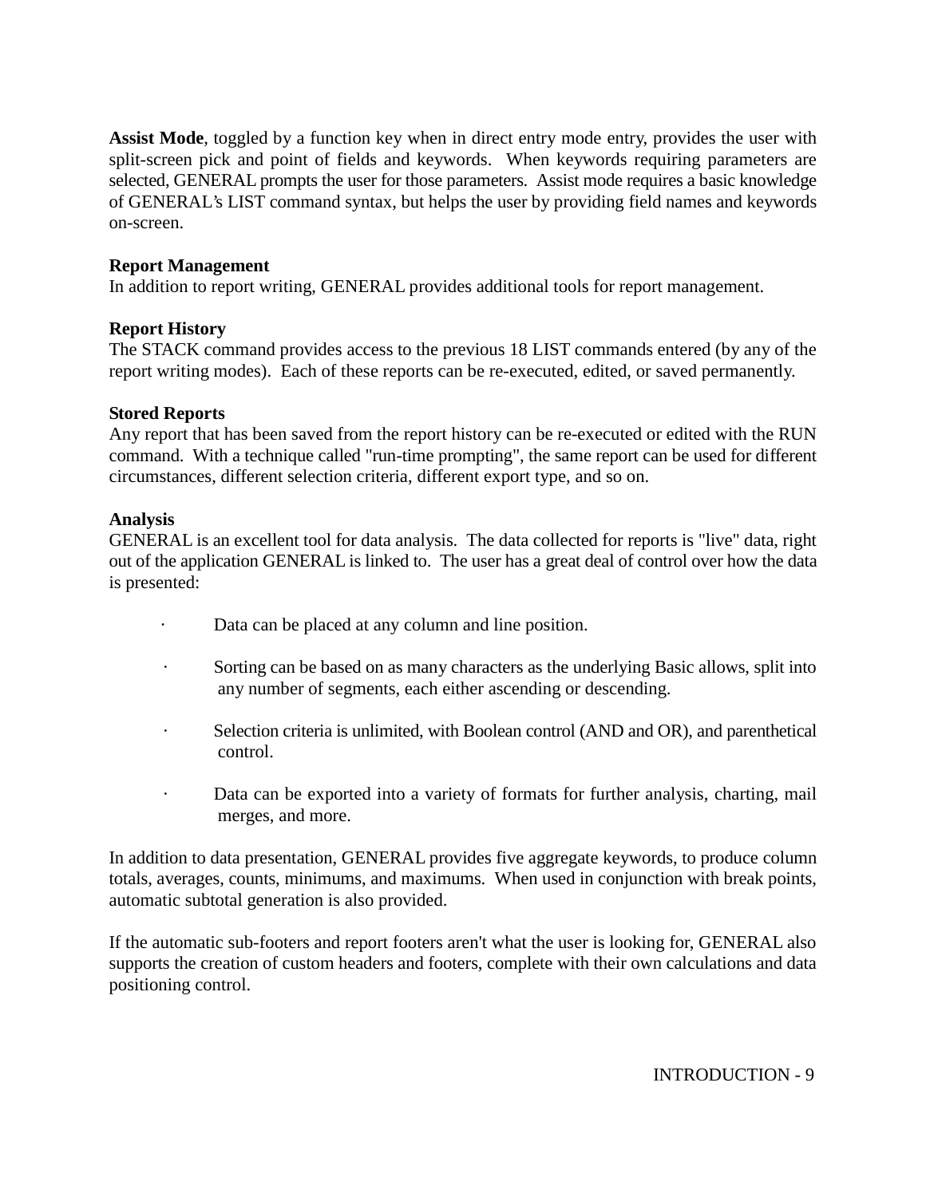**Assist Mode**, toggled by a function key when in direct entry mode entry, provides the user with split-screen pick and point of fields and keywords. When keywords requiring parameters are selected, GENERAL prompts the user for those parameters. Assist mode requires a basic knowledge of GENERAL's LIST command syntax, but helps the user by providing field names and keywords on-screen.

**Report Management**

In addition to report writing, GENERAL provides additional tools for report management.

**Report History**

The STACK command provides access to the previous 18 LIST commands entered (by any of the report writing modes). Each of these reports can be re-executed, edited, or saved permanently.

**Stored Reports**

Any report that has been saved from the report history can be re-executed or edited with the RUN command. With a technique called "run-time prompting", the same report can be used for different circumstances, different selection criteria, different export type, and so on.

**Analysis**

GENERAL is an excellent tool for data analysis. The data collected for reports is "live" data, right out of the application GENERAL is linked to. The user has a great deal of control over how the data is presented:

- Data can be placed at any column and line position.
- Sorting can be based on as many characters as the underlying Basic allows, split into any number of segments, each either ascending or descending.
- Selection criteria is unlimited, with Boolean control (AND and OR), and parenthetical control.
- Data can be exported into a variety of formats for further analysis, charting, mail merges, and more.

In addition to data presentation, GENERAL provides five aggregate keywords, to produce column totals, averages, counts, minimums, and maximums. When used in conjunction with break points, automatic subtotal generation is also provided.

If the automatic sub-footers and report footers aren't what the user is looking for, GENERAL also supports the creation of custom headers and footers, complete with their own calculations and data positioning control.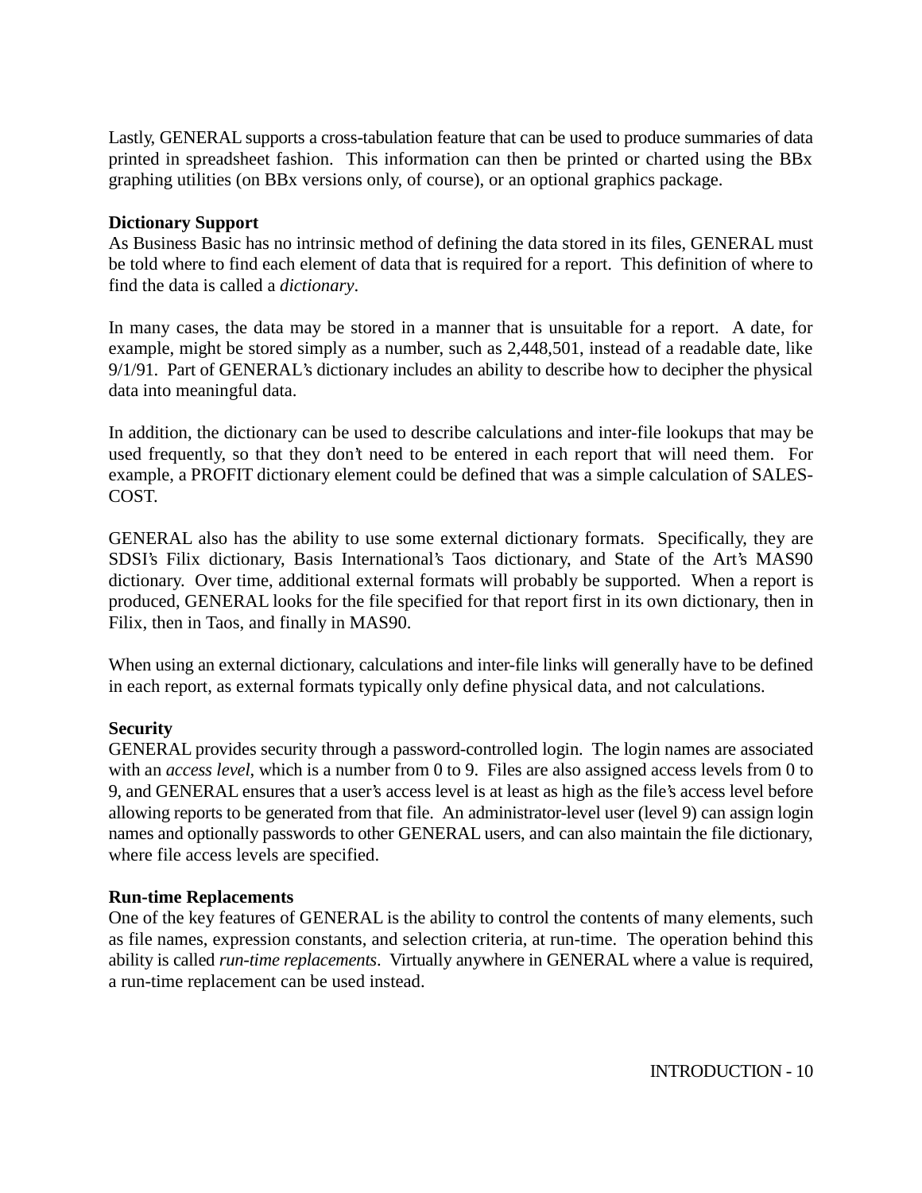Lastly, GENERAL supports a cross-tabulation feature that can be used to produce summaries of data printed in spreadsheet fashion. This information can then be printed or charted using the BBx graphing utilities (on BBx versions only, of course), or an optional graphics package.

**Dictionary Support**

As Business Basic has no intrinsic method of defining the data stored in its files, GENERAL must be told where to find each element of data that is required for a report. This definition of where to find the data is called a *dictionary*.

In many cases, the data may be stored in a manner that is unsuitable for a report. A date, for example, might be stored simply as a number, such as 2,448,501, instead of a readable date, like 9/1/91. Part of GENERAL's dictionary includes an ability to describe how to decipher the physical data into meaningful data.

In addition, the dictionary can be used to describe calculations and inter-file lookups that may be used frequently, so that they don't need to be entered in each report that will need them. For example, a PROFIT dictionary element could be defined that was a simple calculation of SALES-COST.

GENERAL also has the ability to use some external dictionary formats. Specifically, they are SDSI's Filix dictionary, Basis International's Taos dictionary, and State of the Art's MAS90 dictionary. Over time, additional external formats will probably be supported. When a report is produced, GENERAL looks for the file specified for that report first in its own dictionary, then in Filix, then in Taos, and finally in MAS90.

When using an external dictionary, calculations and inter-file links will generally have to be defined in each report, as external formats typically only define physical data, and not calculations.

**Security**

GENERAL provides security through a password-controlled login. The login names are associated with an *access level*, which is a number from 0 to 9. Files are also assigned access levels from 0 to 9, and GENERAL ensures that a user's access level is at least as high as the file's access level before allowing reports to be generated from that file. An administrator-level user (level 9) can assign login names and optionally passwords to other GENERAL users, and can also maintain the file dictionary, where file access levels are specified.

**Run-time Replacements**

One of the key features of GENERAL is the ability to control the contents of many elements, such as file names, expression constants, and selection criteria, at run-time. The operation behind this ability is called *run-time replacements*. Virtually anywhere in GENERAL where a value is required, a run-time replacement can be used instead.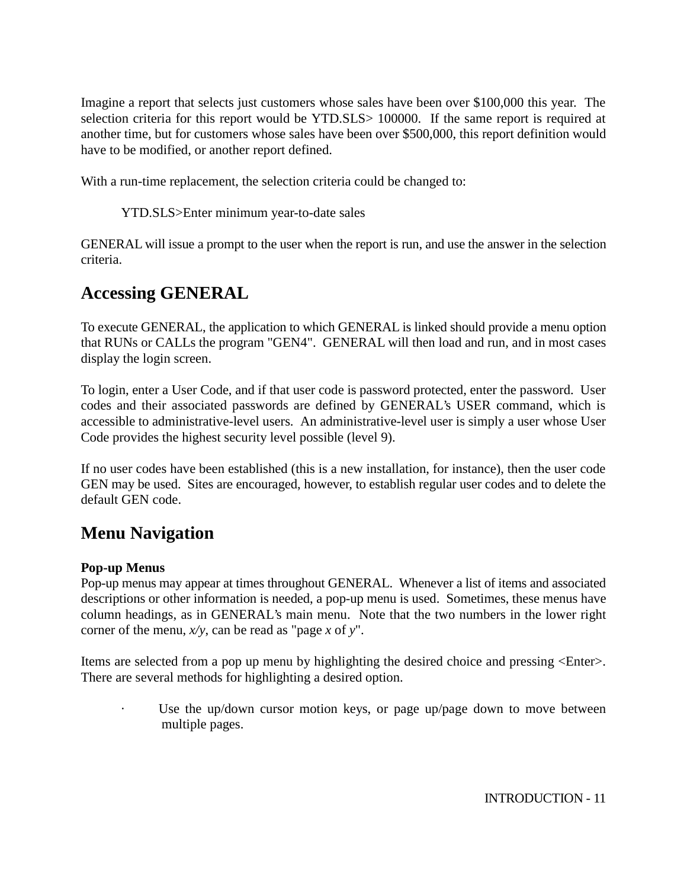Imagine a report that selects just customers whose sales have been over $100,000 this year. The selection criteria for this report would be YTD.SLS> 100000. If the same report is required at another time, but for customers whose sales have been over $500,000, this report definition would have to be modified, or another report defined.

With a run-time replacement, the selection criteria could be changed to:

> YTD.SLS>Enter minimum year-to-date sales

GENERAL will issue a prompt to the user when the report is run, and use the answer in the selection criteria.

## Accessing GENERAL

To execute GENERAL, the application to which GENERAL is linked should provide a menu option that RUNs or CALLs the program "GEN4". GENERAL will then load and run, and in most cases display the login screen.

To login, enter a User Code, and if that user code is password protected, enter the password. User codes and their associated passwords are defined by GENERAL's USER command, which is accessible to administrative-level users. An administrative-level user is simply a user whose User Code provides the highest security level possible (level 9).

If no user codes have been established (this is a new installation, for instance), then the user code GEN may be used. Sites are encouraged, however, to establish regular user codes and to delete the default GEN code.

## Menu Navigation

**Pop-up Menus**

Pop-up menus may appear at times throughout GENERAL. Whenever a list of items and associated descriptions or other information is needed, a pop-up menu is used. Sometimes, these menus have column headings, as in GENERAL's main menu. Note that the two numbers in the lower right corner of the menu, *x/y*, can be read as "page *x* of *y*".

Items are selected from a pop up menu by highlighting the desired choice and pressing <Enter>. There are several methods for highlighting a desired option.

- Use the up/down cursor motion keys, or page up/page down to move between multiple pages.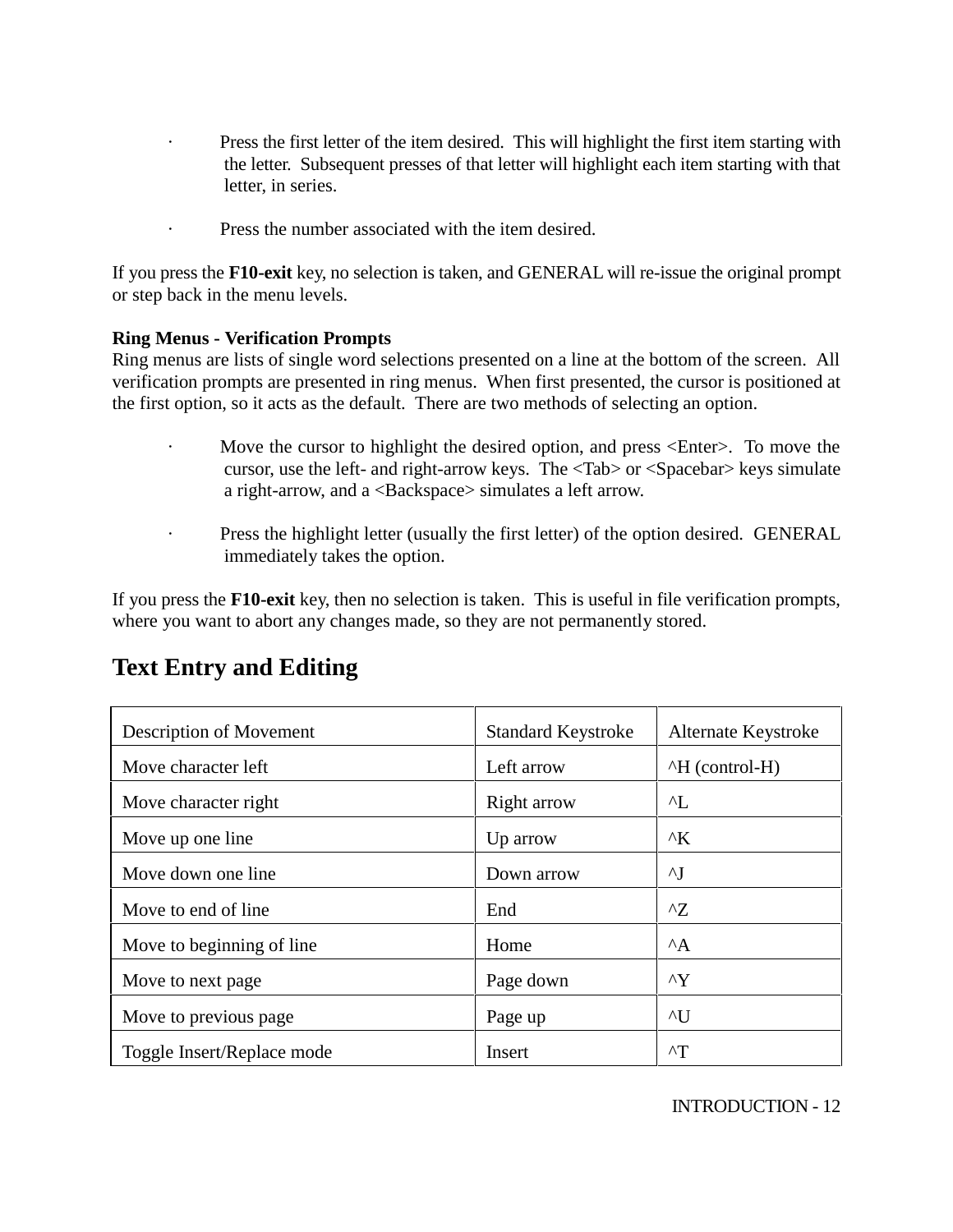- Press the first letter of the item desired. This will highlight the first item starting with the letter. Subsequent presses of that letter will highlight each item starting with that letter, in series.

- Press the number associated with the item desired.

If you press the **F10-exit** key, no selection is taken, and GENERAL will re-issue the original prompt or step back in the menu levels.

**Ring Menus - Verification Prompts**
Ring menus are lists of single word selections presented on a line at the bottom of the screen. All verification prompts are presented in ring menus. When first presented, the cursor is positioned at the first option, so it acts as the default. There are two methods of selecting an option.

- Move the cursor to highlight the desired option, and press <Enter>. To move the cursor, use the left- and right-arrow keys. The <Tab> or <Spacebar> keys simulate a right-arrow, and a <Backspace> simulates a left arrow.

- Press the highlight letter (usually the first letter) of the option desired. GENERAL immediately takes the option.

If you press the **F10-exit** key, then no selection is taken. This is useful in file verification prompts, where you want to abort any changes made, so they are not permanently stored.

## Text Entry and Editing

| Description of Movement | Standard Keystroke | Alternate Keystroke |
|---|---|---|
| Move character left | Left arrow | ^H (control-H) |
| Move character right | Right arrow | ^L |
| Move up one line | Up arrow | ^K |
| Move down one line | Down arrow | ^J |
| Move to end of line | End | ^Z |
| Move to beginning of line | Home | ^A |
| Move to next page | Page down | ^Y |
| Move to previous page | Page up | ^U |
| Toggle Insert/Replace mode | Insert | ^T |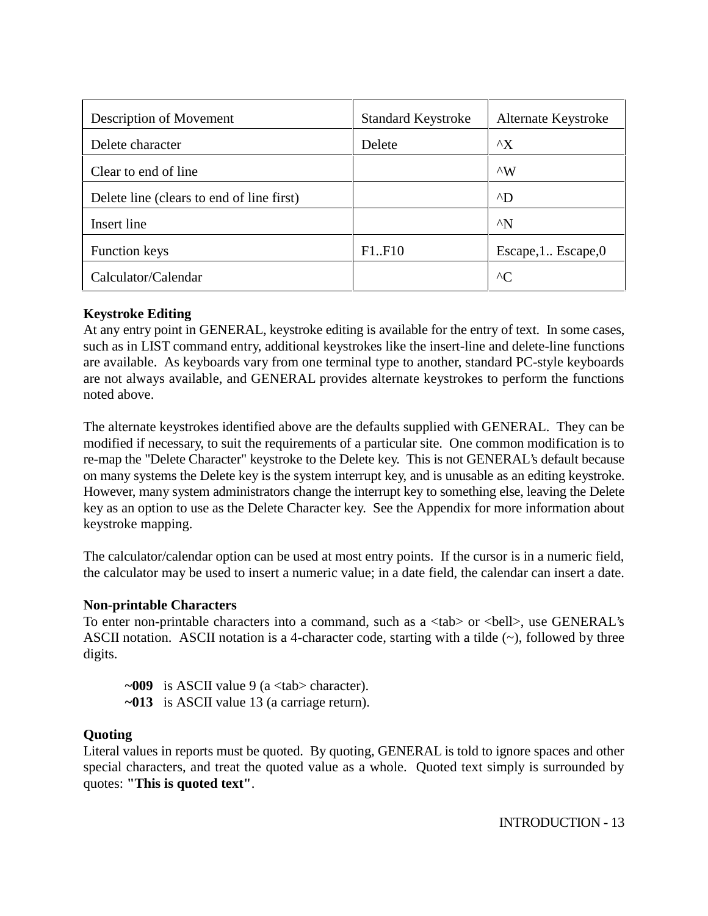| Description of Movement | Standard Keystroke | Alternate Keystroke |
|---|---|---|
| Delete character | Delete | ^X |
| Clear to end of line | | ^W |
| Delete line (clears to end of line first) | | ^D |
| Insert line | | ^N |
| Function keys | F1..F10 | Escape,1.. Escape,0 |
| Calculator/Calendar | | ^C |

**Keystroke Editing**

At any entry point in GENERAL, keystroke editing is available for the entry of text. In some cases, such as in LIST command entry, additional keystrokes like the insert-line and delete-line functions are available. As keyboards vary from one terminal type to another, standard PC-style keyboards are not always available, and GENERAL provides alternate keystrokes to perform the functions noted above.

The alternate keystrokes identified above are the defaults supplied with GENERAL. They can be modified if necessary, to suit the requirements of a particular site. One common modification is to re-map the "Delete Character" keystroke to the Delete key. This is not GENERAL's default because on many systems the Delete key is the system interrupt key, and is unusable as an editing keystroke. However, many system administrators change the interrupt key to something else, leaving the Delete key as an option to use as the Delete Character key. See the Appendix for more information about keystroke mapping.

The calculator/calendar option can be used at most entry points. If the cursor is in a numeric field, the calculator may be used to insert a numeric value; in a date field, the calendar can insert a date.

**Non-printable Characters**

To enter non-printable characters into a command, such as a <tab> or <bell>, use GENERAL's ASCII notation. ASCII notation is a 4-character code, starting with a tilde (~), followed by three digits.

> **~009** is ASCII value 9 (a <tab> character).
> **~013** is ASCII value 13 (a carriage return).

**Quoting**

Literal values in reports must be quoted. By quoting, GENERAL is told to ignore spaces and other special characters, and treat the quoted value as a whole. Quoted text simply is surrounded by quotes: **"This is quoted text"**.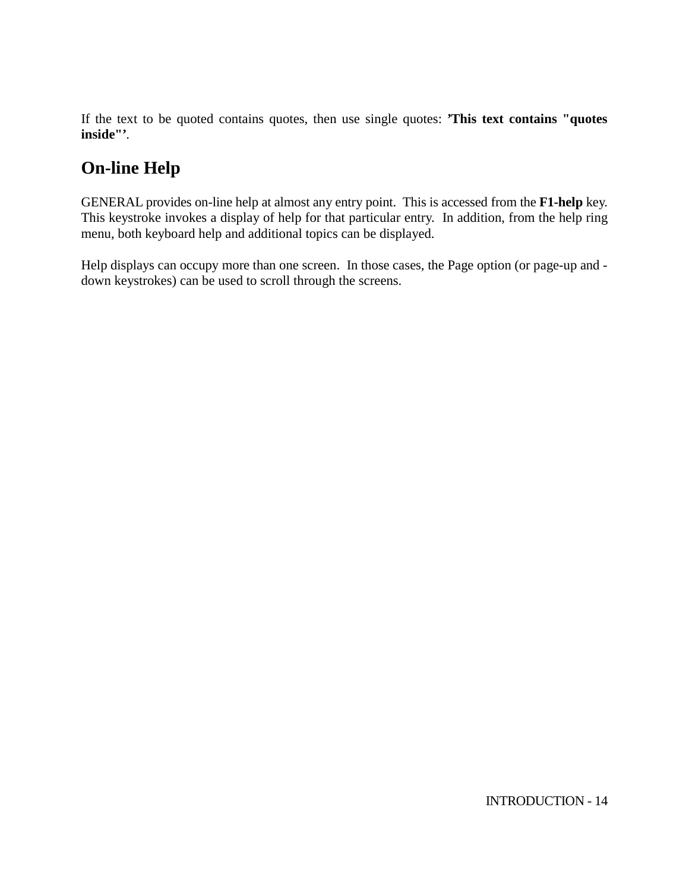If the text to be quoted contains quotes, then use single quotes: **’This text contains "quotes inside"’**.

## On-line Help

GENERAL provides on-line help at almost any entry point.  This is accessed from the **F1-help** key. This keystroke invokes a display of help for that particular entry.  In addition, from the help ring menu, both keyboard help and additional topics can be displayed.

Help displays can occupy more than one screen.  In those cases, the Page option (or page-up and -down keystrokes) can be used to scroll through the screens.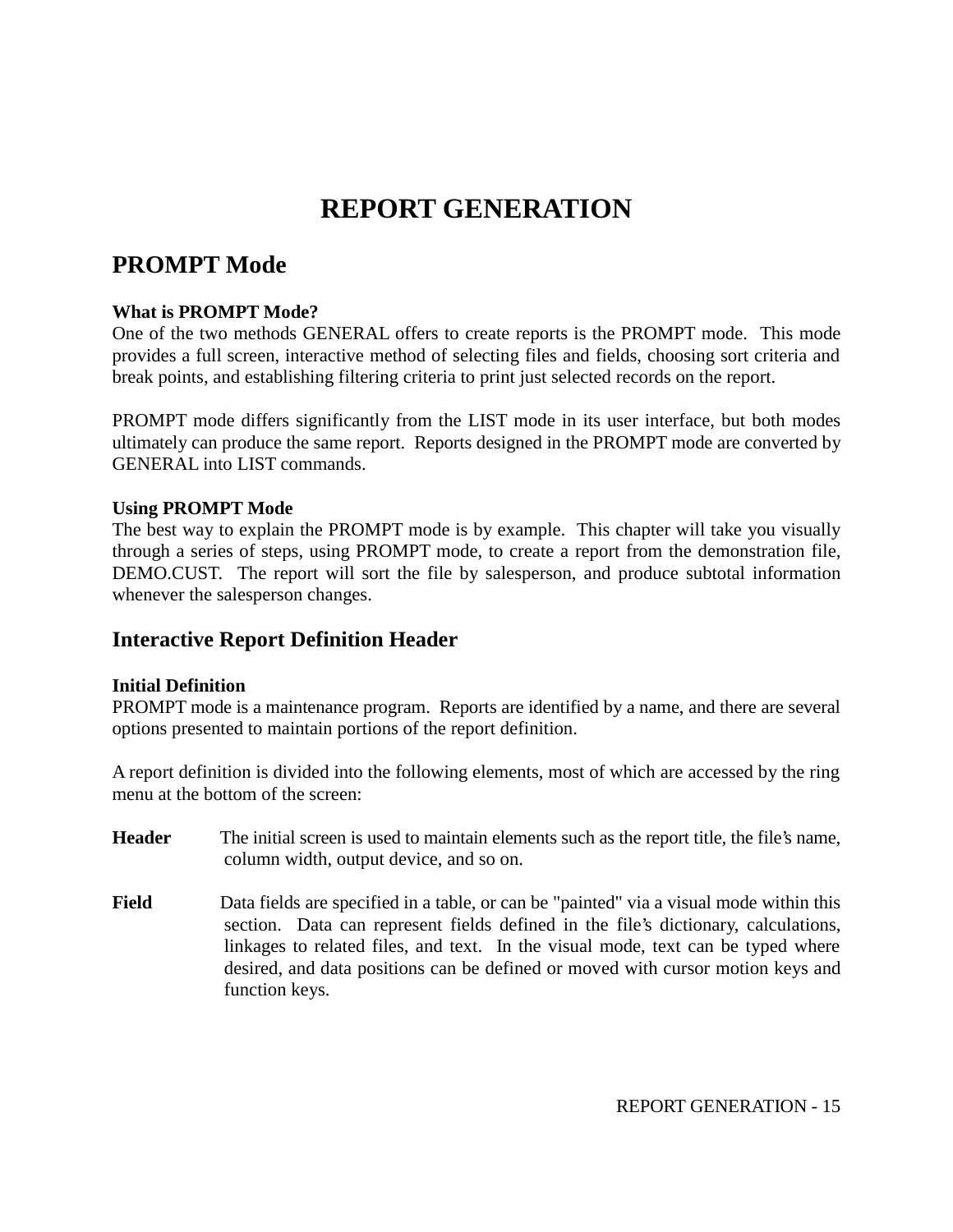# REPORT GENERATION

## PROMPT Mode

**What is PROMPT Mode?**

One of the two methods GENERAL offers to create reports is the PROMPT mode. This mode provides a full screen, interactive method of selecting files and fields, choosing sort criteria and break points, and establishing filtering criteria to print just selected records on the report.

PROMPT mode differs significantly from the LIST mode in its user interface, but both modes ultimately can produce the same report. Reports designed in the PROMPT mode are converted by GENERAL into LIST commands.

**Using PROMPT Mode**

The best way to explain the PROMPT mode is by example. This chapter will take you visually through a series of steps, using PROMPT mode, to create a report from the demonstration file, DEMO.CUST. The report will sort the file by salesperson, and produce subtotal information whenever the salesperson changes.

## Interactive Report Definition Header

**Initial Definition**

PROMPT mode is a maintenance program. Reports are identified by a name, and there are several options presented to maintain portions of the report definition.

A report definition is divided into the following elements, most of which are accessed by the ring menu at the bottom of the screen:

**Header** The initial screen is used to maintain elements such as the report title, the file's name, column width, output device, and so on.

**Field** Data fields are specified in a table, or can be "painted" via a visual mode within this section. Data can represent fields defined in the file's dictionary, calculations, linkages to related files, and text. In the visual mode, text can be typed where desired, and data positions can be defined or moved with cursor motion keys and function keys.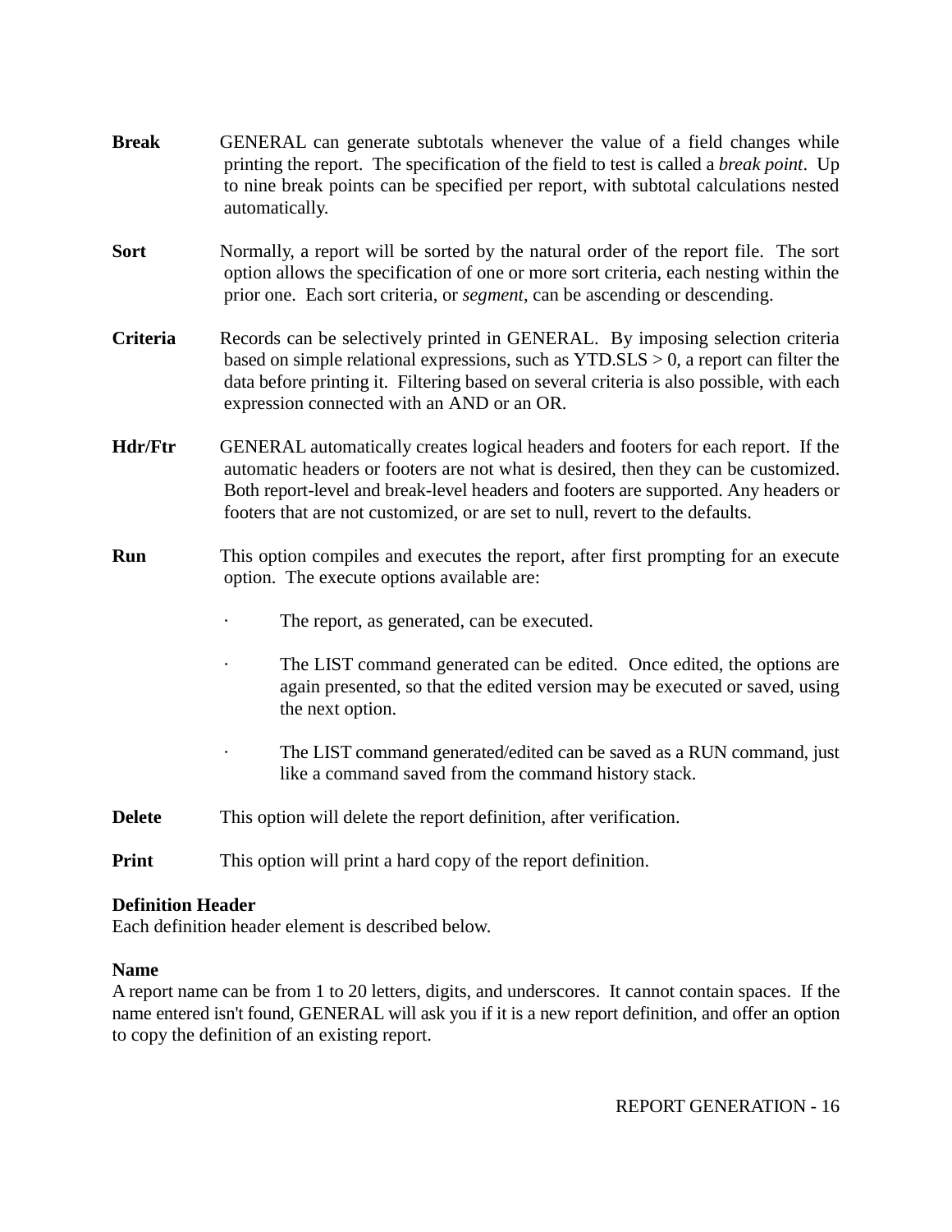**Break** GENERAL can generate subtotals whenever the value of a field changes while printing the report. The specification of the field to test is called a *break point*. Up to nine break points can be specified per report, with subtotal calculations nested automatically.

**Sort** Normally, a report will be sorted by the natural order of the report file. The sort option allows the specification of one or more sort criteria, each nesting within the prior one. Each sort criteria, or *segment*, can be ascending or descending.

**Criteria** Records can be selectively printed in GENERAL. By imposing selection criteria based on simple relational expressions, such as YTD.SLS > 0, a report can filter the data before printing it. Filtering based on several criteria is also possible, with each expression connected with an AND or an OR.

**Hdr/Ftr** GENERAL automatically creates logical headers and footers for each report. If the automatic headers or footers are not what is desired, then they can be customized. Both report-level and break-level headers and footers are supported. Any headers or footers that are not customized, or are set to null, revert to the defaults.

**Run** This option compiles and executes the report, after first prompting for an execute option. The execute options available are:

- The report, as generated, can be executed.
- The LIST command generated can be edited. Once edited, the options are again presented, so that the edited version may be executed or saved, using the next option.
- The LIST command generated/edited can be saved as a RUN command, just like a command saved from the command history stack.

**Delete** This option will delete the report definition, after verification.

**Print** This option will print a hard copy of the report definition.

**Definition Header**
Each definition header element is described below.

**Name**
A report name can be from 1 to 20 letters, digits, and underscores. It cannot contain spaces. If the name entered isn't found, GENERAL will ask you if it is a new report definition, and offer an option to copy the definition of an existing report.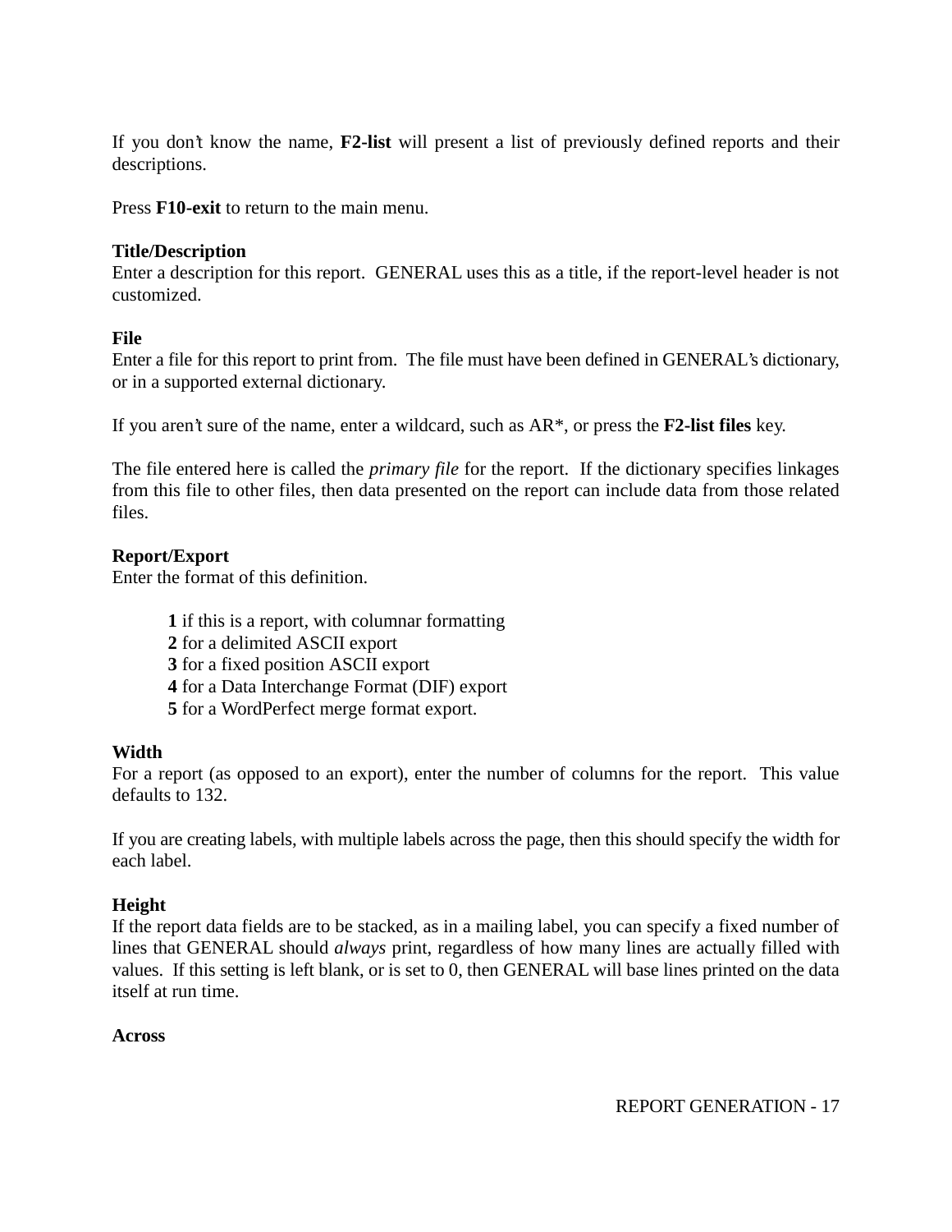If you don't know the name, **F2-list** will present a list of previously defined reports and their descriptions.

Press **F10-exit** to return to the main menu.

**Title/Description**
Enter a description for this report. GENERAL uses this as a title, if the report-level header is not customized.

**File**
Enter a file for this report to print from. The file must have been defined in GENERAL's dictionary, or in a supported external dictionary.

If you aren't sure of the name, enter a wildcard, such as AR*, or press the **F2-list files** key.

The file entered here is called the *primary file* for the report. If the dictionary specifies linkages from this file to other files, then data presented on the report can include data from those related files.

**Report/Export**
Enter the format of this definition.

> **1** if this is a report, with columnar formatting
> **2** for a delimited ASCII export
> **3** for a fixed position ASCII export
> **4** for a Data Interchange Format (DIF) export
> **5** for a WordPerfect merge format export.

**Width**
For a report (as opposed to an export), enter the number of columns for the report. This value defaults to 132.

If you are creating labels, with multiple labels across the page, then this should specify the width for each label.

**Height**
If the report data fields are to be stacked, as in a mailing label, you can specify a fixed number of lines that GENERAL should *always* print, regardless of how many lines are actually filled with values. If this setting is left blank, or is set to 0, then GENERAL will base lines printed on the data itself at run time.

**Across**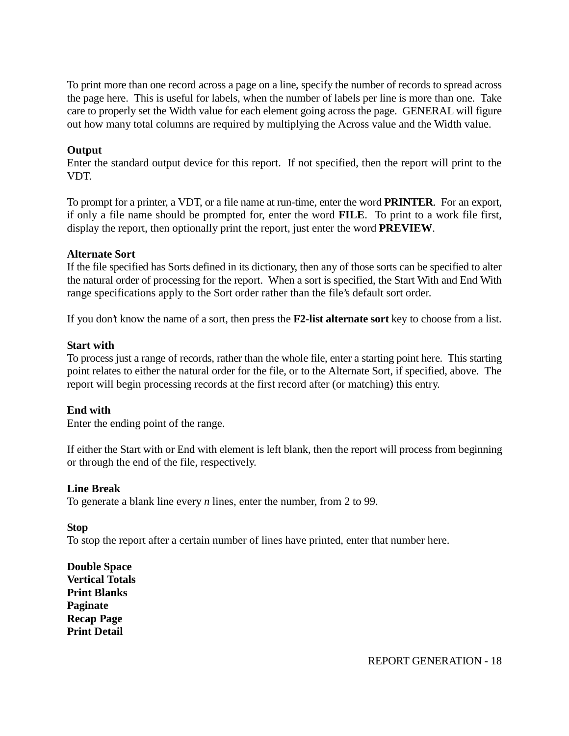To print more than one record across a page on a line, specify the number of records to spread across the page here. This is useful for labels, when the number of labels per line is more than one. Take care to properly set the Width value for each element going across the page. GENERAL will figure out how many total columns are required by multiplying the Across value and the Width value.

**Output**
Enter the standard output device for this report. If not specified, then the report will print to the VDT.

To prompt for a printer, a VDT, or a file name at run-time, enter the word **PRINTER**. For an export, if only a file name should be prompted for, enter the word **FILE**. To print to a work file first, display the report, then optionally print the report, just enter the word **PREVIEW**.

**Alternate Sort**
If the file specified has Sorts defined in its dictionary, then any of those sorts can be specified to alter the natural order of processing for the report. When a sort is specified, the Start With and End With range specifications apply to the Sort order rather than the file's default sort order.

If you don't know the name of a sort, then press the **F2-list alternate sort** key to choose from a list.

**Start with**
To process just a range of records, rather than the whole file, enter a starting point here. This starting point relates to either the natural order for the file, or to the Alternate Sort, if specified, above. The report will begin processing records at the first record after (or matching) this entry.

**End with**
Enter the ending point of the range.

If either the Start with or End with element is left blank, then the report will process from beginning or through the end of the file, respectively.

**Line Break**
To generate a blank line every *n* lines, enter the number, from 2 to 99.

**Stop**
To stop the report after a certain number of lines have printed, enter that number here.

**Double Space**
**Vertical Totals**
**Print Blanks**
**Paginate**
**Recap Page**
**Print Detail**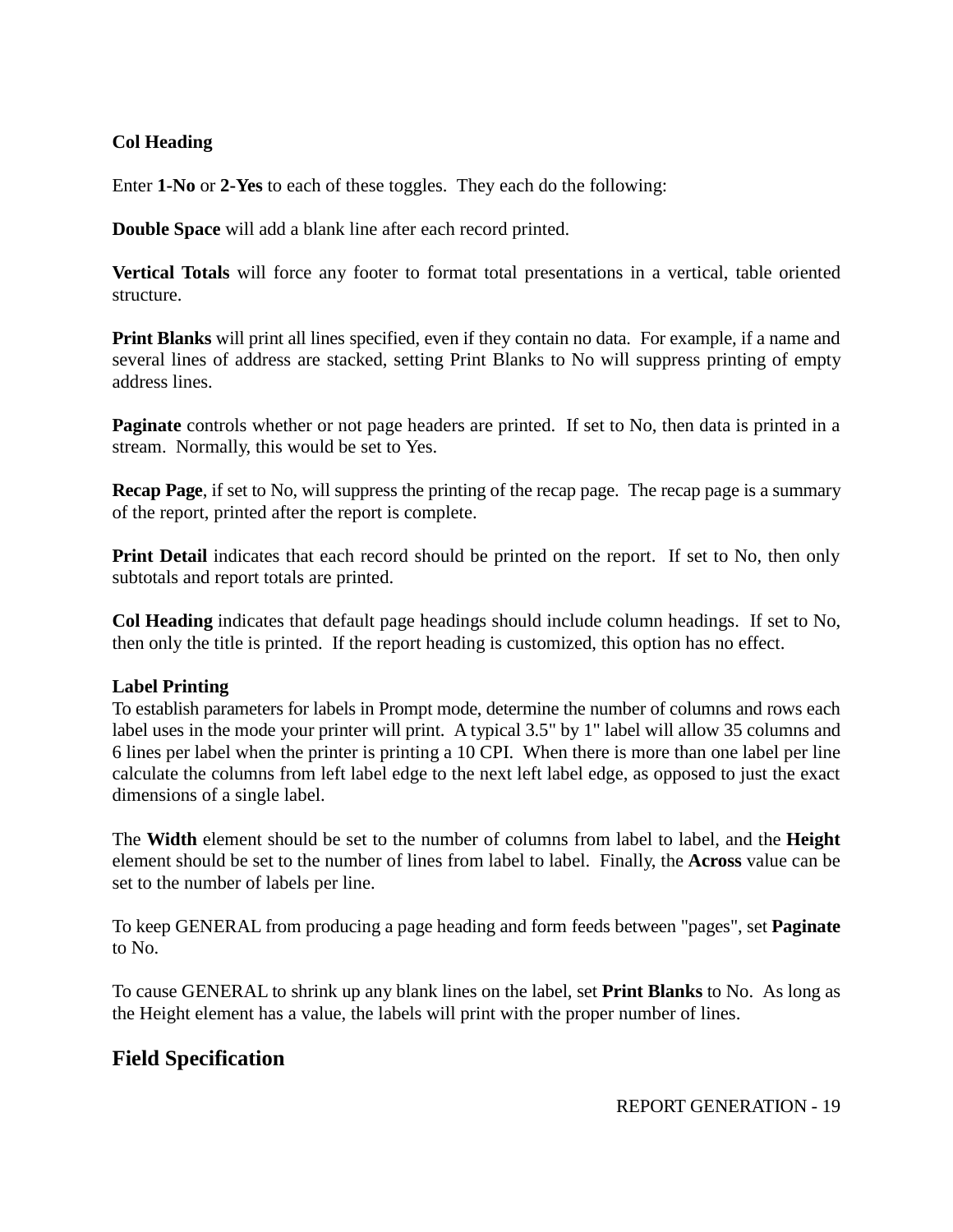**Col Heading**

Enter **1-No** or **2-Yes** to each of these toggles. They each do the following:

**Double Space** will add a blank line after each record printed.

**Vertical Totals** will force any footer to format total presentations in a vertical, table oriented structure.

**Print Blanks** will print all lines specified, even if they contain no data. For example, if a name and several lines of address are stacked, setting Print Blanks to No will suppress printing of empty address lines.

**Paginate** controls whether or not page headers are printed. If set to No, then data is printed in a stream. Normally, this would be set to Yes.

**Recap Page**, if set to No, will suppress the printing of the recap page. The recap page is a summary of the report, printed after the report is complete.

**Print Detail** indicates that each record should be printed on the report. If set to No, then only subtotals and report totals are printed.

**Col Heading** indicates that default page headings should include column headings. If set to No, then only the title is printed. If the report heading is customized, this option has no effect.

**Label Printing**

To establish parameters for labels in Prompt mode, determine the number of columns and rows each label uses in the mode your printer will print. A typical 3.5" by 1" label will allow 35 columns and 6 lines per label when the printer is printing a 10 CPI. When there is more than one label per line calculate the columns from left label edge to the next left label edge, as opposed to just the exact dimensions of a single label.

The **Width** element should be set to the number of columns from label to label, and the **Height** element should be set to the number of lines from label to label. Finally, the **Across** value can be set to the number of labels per line.

To keep GENERAL from producing a page heading and form feeds between "pages", set **Paginate** to No.

To cause GENERAL to shrink up any blank lines on the label, set **Print Blanks** to No. As long as the Height element has a value, the labels will print with the proper number of lines.

## Field Specification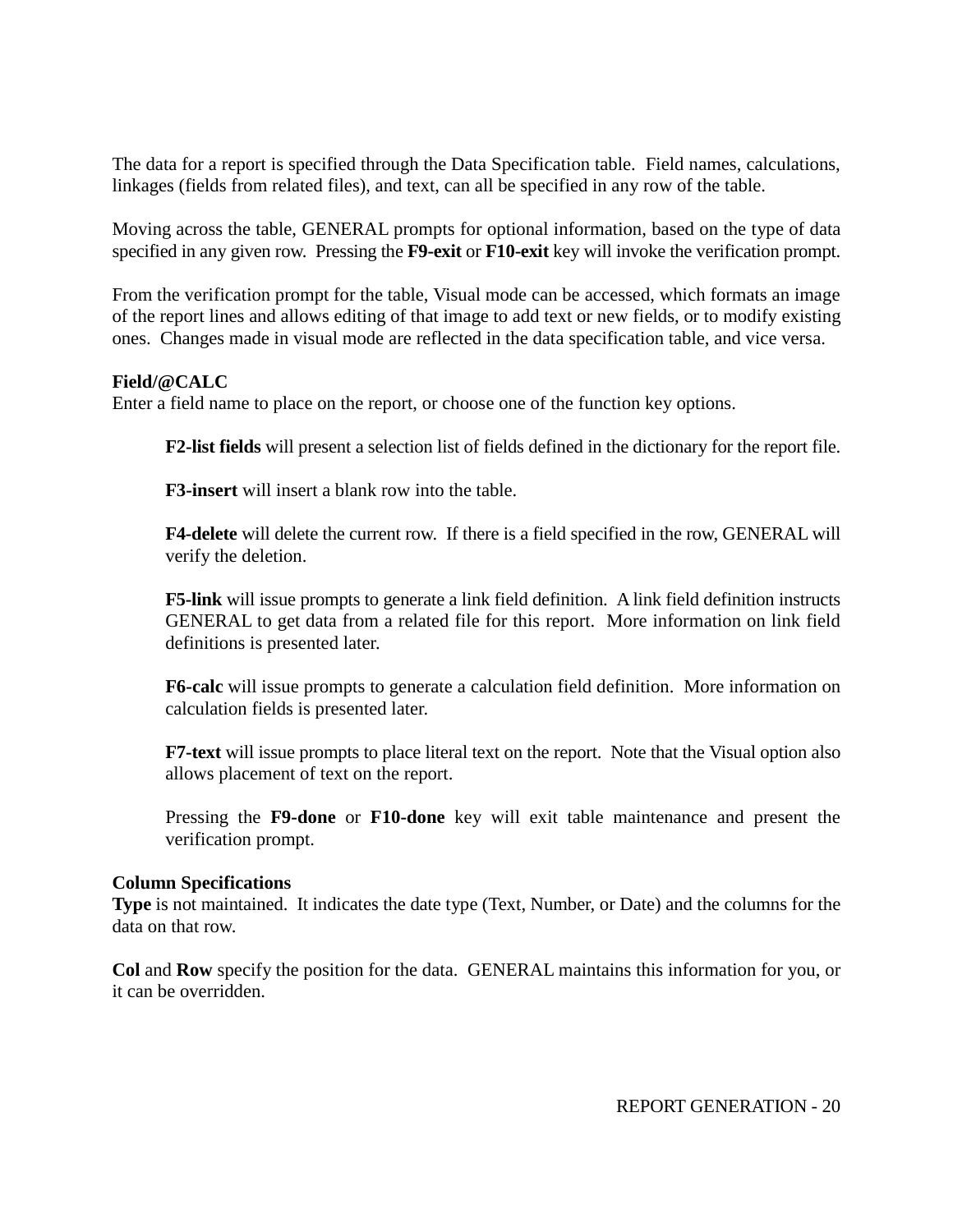The data for a report is specified through the Data Specification table. Field names, calculations, linkages (fields from related files), and text, can all be specified in any row of the table.

Moving across the table, GENERAL prompts for optional information, based on the type of data specified in any given row. Pressing the **F9-exit** or **F10-exit** key will invoke the verification prompt.

From the verification prompt for the table, Visual mode can be accessed, which formats an image of the report lines and allows editing of that image to add text or new fields, or to modify existing ones. Changes made in visual mode are reflected in the data specification table, and vice versa.

**Field/@CALC**
Enter a field name to place on the report, or choose one of the function key options.

> **F2-list fields** will present a selection list of fields defined in the dictionary for the report file.
>
> **F3-insert** will insert a blank row into the table.
>
> **F4-delete** will delete the current row. If there is a field specified in the row, GENERAL will verify the deletion.
>
> **F5-link** will issue prompts to generate a link field definition. A link field definition instructs GENERAL to get data from a related file for this report. More information on link field definitions is presented later.
>
> **F6-calc** will issue prompts to generate a calculation field definition. More information on calculation fields is presented later.
>
> **F7-text** will issue prompts to place literal text on the report. Note that the Visual option also allows placement of text on the report.
>
> Pressing the **F9-done** or **F10-done** key will exit table maintenance and present the verification prompt.

**Column Specifications**
**Type** is not maintained. It indicates the date type (Text, Number, or Date) and the columns for the data on that row.

**Col** and **Row** specify the position for the data. GENERAL maintains this information for you, or it can be overridden.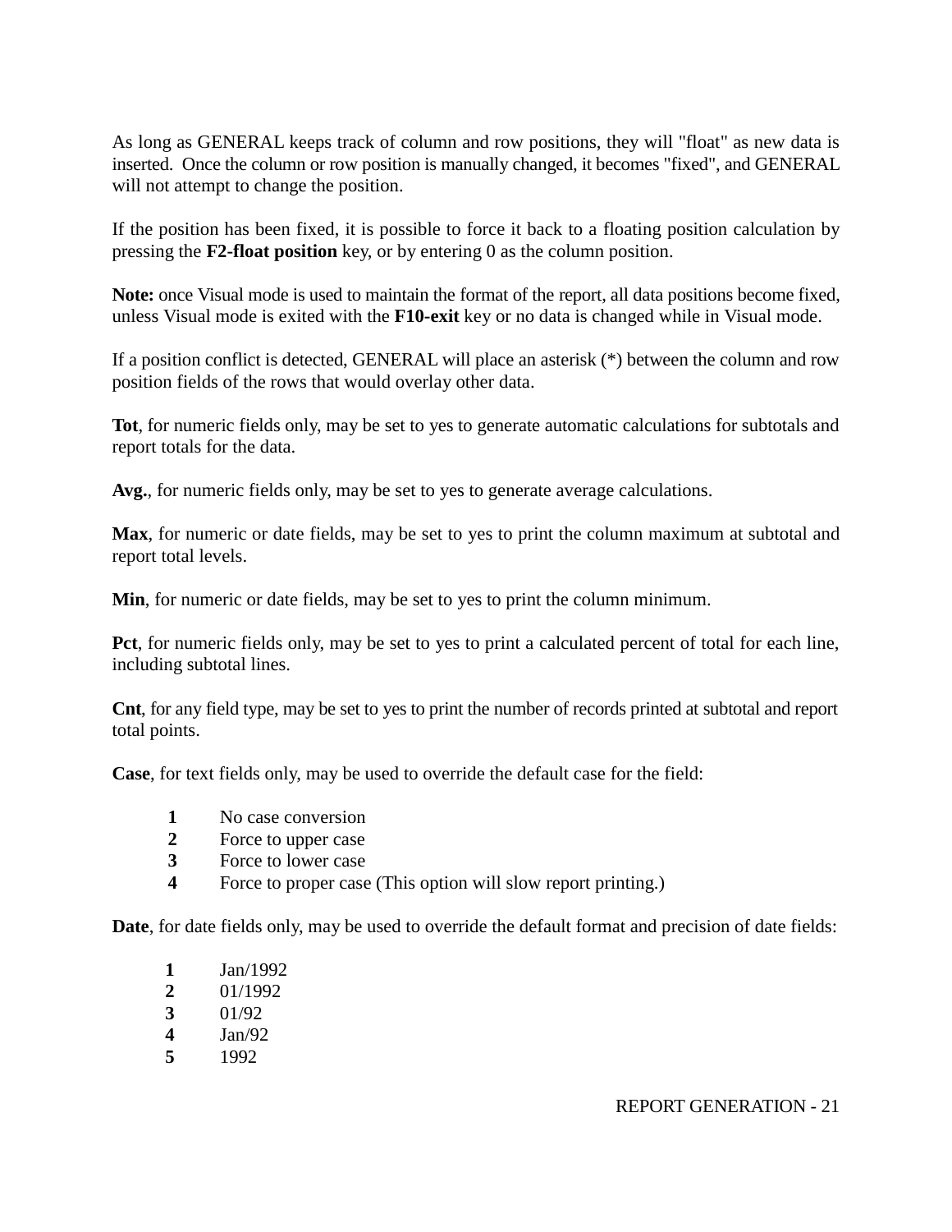As long as GENERAL keeps track of column and row positions, they will "float" as new data is inserted. Once the column or row position is manually changed, it becomes "fixed", and GENERAL will not attempt to change the position.

If the position has been fixed, it is possible to force it back to a floating position calculation by pressing the **F2-float position** key, or by entering 0 as the column position.

**Note:** once Visual mode is used to maintain the format of the report, all data positions become fixed, unless Visual mode is exited with the **F10-exit** key or no data is changed while in Visual mode.

If a position conflict is detected, GENERAL will place an asterisk (*) between the column and row position fields of the rows that would overlay other data.

**Tot**, for numeric fields only, may be set to yes to generate automatic calculations for subtotals and report totals for the data.

**Avg.**, for numeric fields only, may be set to yes to generate average calculations.

**Max**, for numeric or date fields, may be set to yes to print the column maximum at subtotal and report total levels.

**Min**, for numeric or date fields, may be set to yes to print the column minimum.

**Pct**, for numeric fields only, may be set to yes to print a calculated percent of total for each line, including subtotal lines.

**Cnt**, for any field type, may be set to yes to print the number of records printed at subtotal and report total points.

**Case**, for text fields only, may be used to override the default case for the field:

- **1** No case conversion
- **2** Force to upper case
- **3** Force to lower case
- **4** Force to proper case (This option will slow report printing.)

**Date**, for date fields only, may be used to override the default format and precision of date fields:

- **1** Jan/1992
- **2** 01/1992
- **3** 01/92
- **4** Jan/92
- **5** 1992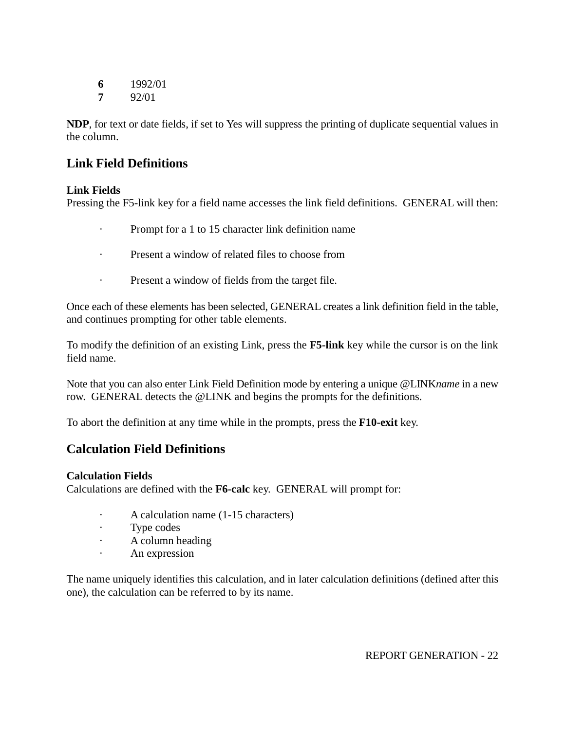**6** 1992/01
**7** 92/01

**NDP**, for text or date fields, if set to Yes will suppress the printing of duplicate sequential values in the column.

## Link Field Definitions

**Link Fields**
Pressing the F5-link key for a field name accesses the link field definitions. GENERAL will then:

- Prompt for a 1 to 15 character link definition name
- Present a window of related files to choose from
- Present a window of fields from the target file.

Once each of these elements has been selected, GENERAL creates a link definition field in the table, and continues prompting for other table elements.

To modify the definition of an existing Link, press the **F5-link** key while the cursor is on the link field name.

Note that you can also enter Link Field Definition mode by entering a unique @LINK*name* in a new row. GENERAL detects the @LINK and begins the prompts for the definitions.

To abort the definition at any time while in the prompts, press the **F10-exit** key.

## Calculation Field Definitions

**Calculation Fields**
Calculations are defined with the **F6-calc** key. GENERAL will prompt for:

- A calculation name (1-15 characters)
- Type codes
- A column heading
- An expression

The name uniquely identifies this calculation, and in later calculation definitions (defined after this one), the calculation can be referred to by its name.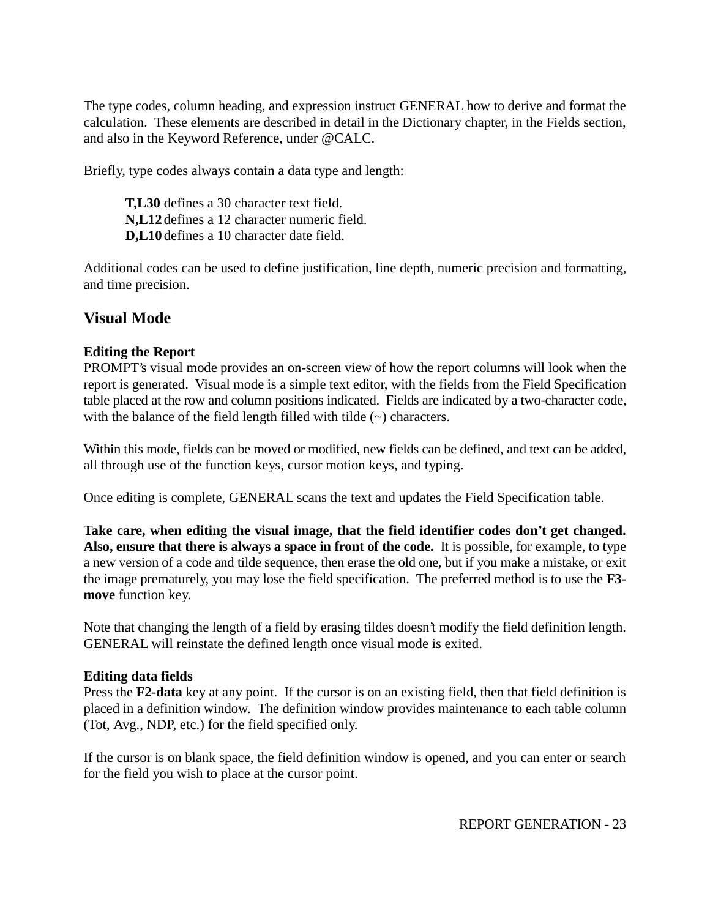The type codes, column heading, and expression instruct GENERAL how to derive and format the calculation. These elements are described in detail in the Dictionary chapter, in the Fields section, and also in the Keyword Reference, under @CALC.

Briefly, type codes always contain a data type and length:

> **T,L30** defines a 30 character text field.
> **N,L12** defines a 12 character numeric field.
> **D,L10** defines a 10 character date field.

Additional codes can be used to define justification, line depth, numeric precision and formatting, and time precision.

## Visual Mode

**Editing the Report**
PROMPT's visual mode provides an on-screen view of how the report columns will look when the report is generated. Visual mode is a simple text editor, with the fields from the Field Specification table placed at the row and column positions indicated. Fields are indicated by a two-character code, with the balance of the field length filled with tilde (~) characters.

Within this mode, fields can be moved or modified, new fields can be defined, and text can be added, all through use of the function keys, cursor motion keys, and typing.

Once editing is complete, GENERAL scans the text and updates the Field Specification table.

**Take care, when editing the visual image, that the field identifier codes don't get changed. Also, ensure that there is always a space in front of the code.** It is possible, for example, to type a new version of a code and tilde sequence, then erase the old one, but if you make a mistake, or exit the image prematurely, you may lose the field specification. The preferred method is to use the **F3-move** function key.

Note that changing the length of a field by erasing tildes doesn't modify the field definition length. GENERAL will reinstate the defined length once visual mode is exited.

**Editing data fields**
Press the **F2-data** key at any point. If the cursor is on an existing field, then that field definition is placed in a definition window. The definition window provides maintenance to each table column (Tot, Avg., NDP, etc.) for the field specified only.

If the cursor is on blank space, the field definition window is opened, and you can enter or search for the field you wish to place at the cursor point.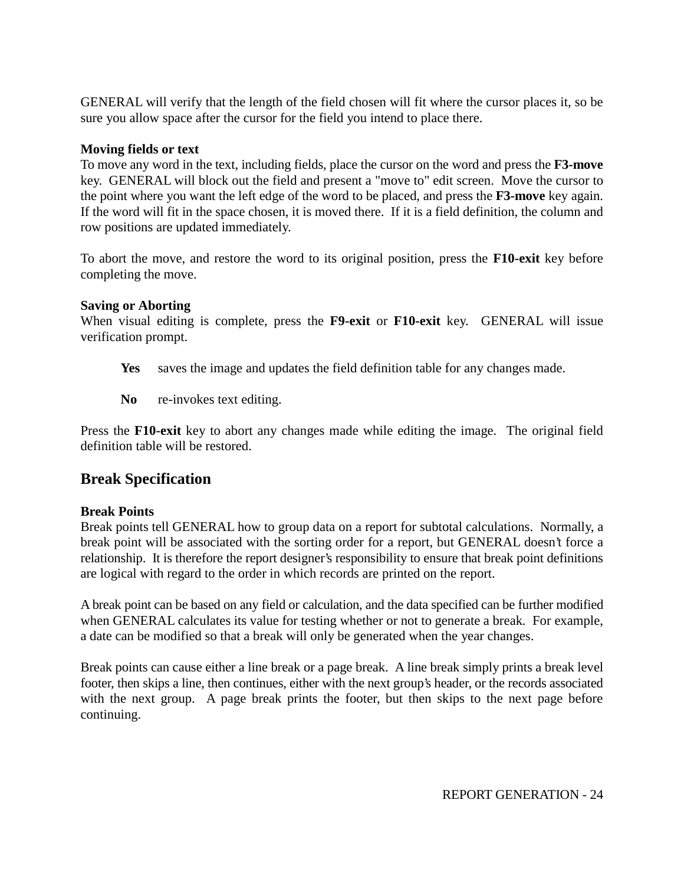GENERAL will verify that the length of the field chosen will fit where the cursor places it, so be sure you allow space after the cursor for the field you intend to place there.

**Moving fields or text**
To move any word in the text, including fields, place the cursor on the word and press the **F3-move** key. GENERAL will block out the field and present a "move to" edit screen. Move the cursor to the point where you want the left edge of the word to be placed, and press the **F3-move** key again. If the word will fit in the space chosen, it is moved there. If it is a field definition, the column and row positions are updated immediately.

To abort the move, and restore the word to its original position, press the **F10-exit** key before completing the move.

**Saving or Aborting**
When visual editing is complete, press the **F9-exit** or **F10-exit** key. GENERAL will issue verification prompt.

> **Yes** saves the image and updates the field definition table for any changes made.
>
> **No** re-invokes text editing.

Press the **F10-exit** key to abort any changes made while editing the image. The original field definition table will be restored.

## Break Specification

**Break Points**
Break points tell GENERAL how to group data on a report for subtotal calculations. Normally, a break point will be associated with the sorting order for a report, but GENERAL doesn't force a relationship. It is therefore the report designer's responsibility to ensure that break point definitions are logical with regard to the order in which records are printed on the report.

A break point can be based on any field or calculation, and the data specified can be further modified when GENERAL calculates its value for testing whether or not to generate a break. For example, a date can be modified so that a break will only be generated when the year changes.

Break points can cause either a line break or a page break. A line break simply prints a break level footer, then skips a line, then continues, either with the next group's header, or the records associated with the next group. A page break prints the footer, but then skips to the next page before continuing.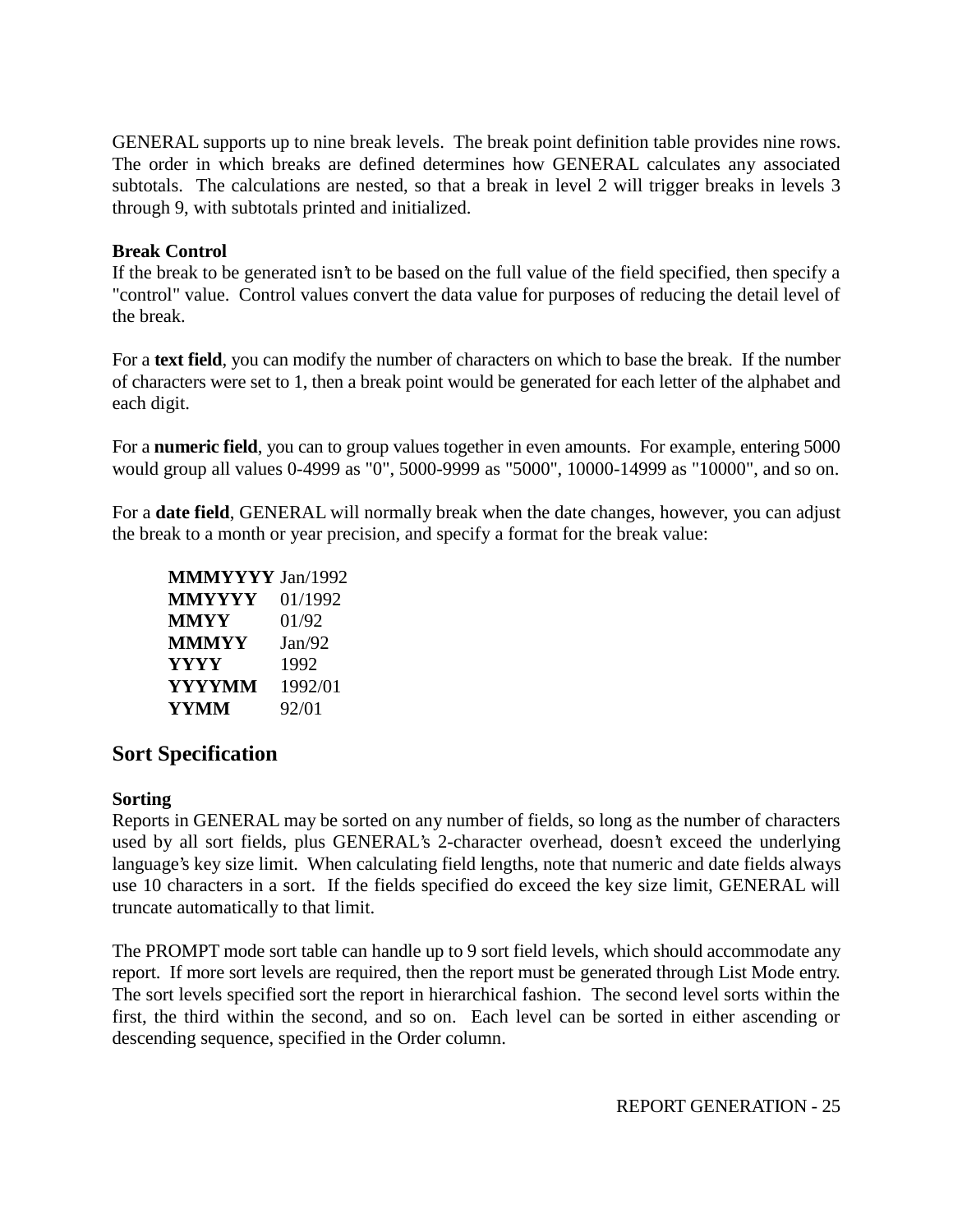GENERAL supports up to nine break levels.  The break point definition table provides nine rows.  The order in which breaks are defined determines how GENERAL calculates any associated subtotals.  The calculations are nested, so that a break in level 2 will trigger breaks in levels 3 through 9, with subtotals printed and initialized.

**Break Control**

If the break to be generated isn't to be based on the full value of the field specified, then specify a "control" value.  Control values convert the data value for purposes of reducing the detail level of the break.

For a **text field**, you can modify the number of characters on which to base the break.  If the number of characters were set to 1, then a break point would be generated for each letter of the alphabet and each digit.

For a **numeric field**, you can to group values together in even amounts.  For example, entering 5000 would group all values 0-4999 as "0", 5000-9999 as "5000", 10000-14999 as "10000", and so on.

For a **date field**, GENERAL will normally break when the date changes, however, you can adjust the break to a month or year precision, and specify a format for the break value:

| | |
|---|---|
| **MMMYYYY** | Jan/1992 |
| **MMYYYY** | 01/1992 |
| **MMYY** | 01/92 |
| **MMMYY** | Jan/92 |
| **YYYY** | 1992 |
| **YYYYMM** | 1992/01 |
| **YYMM** | 92/01 |

## Sort Specification

**Sorting**

Reports in GENERAL may be sorted on any number of fields, so long as the number of characters used by all sort fields, plus GENERAL's 2-character overhead, doesn't exceed the underlying language's key size limit.  When calculating field lengths, note that numeric and date fields always use 10 characters in a sort.  If the fields specified do exceed the key size limit, GENERAL will truncate automatically to that limit.

The PROMPT mode sort table can handle up to 9 sort field levels, which should accommodate any report.  If more sort levels are required, then the report must be generated through List Mode entry.  The sort levels specified sort the report in hierarchical fashion.  The second level sorts within the first, the third within the second, and so on.  Each level can be sorted in either ascending or descending sequence, specified in the Order column.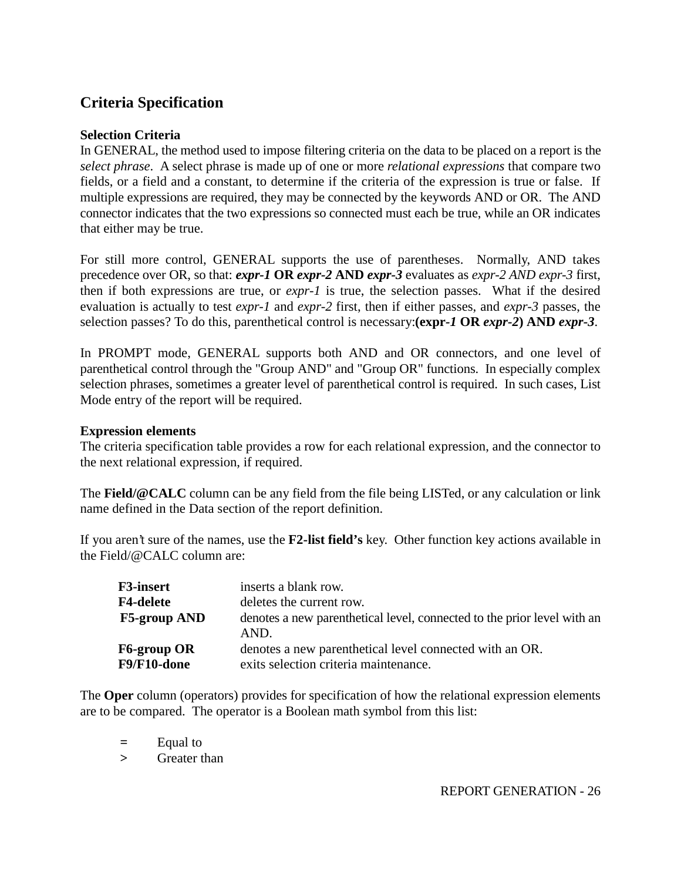## Criteria Specification

### Selection Criteria

In GENERAL, the method used to impose filtering criteria on the data to be placed on a report is the *select phrase*. A select phrase is made up of one or more *relational expressions* that compare two fields, or a field and a constant, to determine if the criteria of the expression is true or false. If multiple expressions are required, they may be connected by the keywords AND or OR. The AND connector indicates that the two expressions so connected must each be true, while an OR indicates that either may be true.

For still more control, GENERAL supports the use of parentheses. Normally, AND takes precedence over OR, so that: ***expr-1* OR *expr-2* AND *expr-3*** evaluates as *expr-2 AND expr-3* first, then if both expressions are true, or *expr-1* is true, the selection passes. What if the desired evaluation is actually to test *expr-1* and *expr-2* first, then if either passes, and *expr-3* passes, the selection passes? To do this, parenthetical control is necessary:**(expr-*1* OR *expr-2*) AND *expr-3***.

In PROMPT mode, GENERAL supports both AND and OR connectors, and one level of parenthetical control through the "Group AND" and "Group OR" functions. In especially complex selection phrases, sometimes a greater level of parenthetical control is required. In such cases, List Mode entry of the report will be required.

### Expression elements

The criteria specification table provides a row for each relational expression, and the connector to the next relational expression, if required.

The **Field/@CALC** column can be any field from the file being LISTed, or any calculation or link name defined in the Data section of the report definition.

If you aren't sure of the names, use the **F2-list field's** key. Other function key actions available in the Field/@CALC column are:

| | |
|---|---|
| **F3-insert** | inserts a blank row. |
| **F4-delete** | deletes the current row. |
| **F5-group AND** | denotes a new parenthetical level, connected to the prior level with an AND. |
| **F6-group OR** | denotes a new parenthetical level connected with an OR. |
| **F9/F10-done** | exits selection criteria maintenance. |

The **Oper** column (operators) provides for specification of how the relational expression elements are to be compared. The operator is a Boolean math symbol from this list:

| | |
|---|---|
| = | Equal to |
| > | Greater than |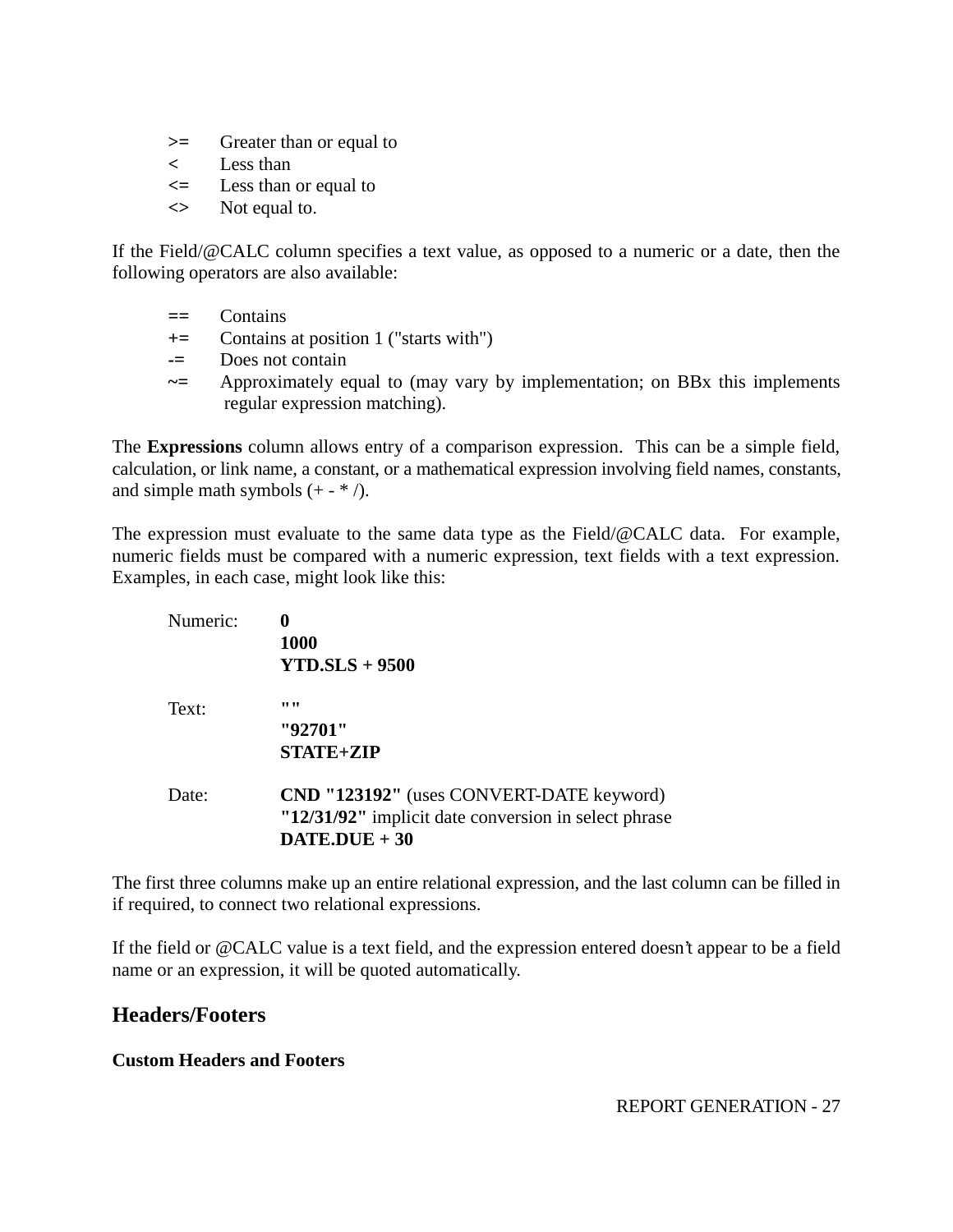**>=** Greater than or equal to
**<** Less than
**<=** Less than or equal to
**<>** Not equal to.

If the Field/@CALC column specifies a text value, as opposed to a numeric or a date, then the following operators are also available:

**==** Contains
**+=** Contains at position 1 ("starts with")
**-=** Does not contain
**~=** Approximately equal to (may vary by implementation; on BBx this implements regular expression matching).

The **Expressions** column allows entry of a comparison expression. This can be a simple field, calculation, or link name, a constant, or a mathematical expression involving field names, constants, and simple math symbols (+ - * /).

The expression must evaluate to the same data type as the Field/@CALC data. For example, numeric fields must be compared with a numeric expression, text fields with a text expression. Examples, in each case, might look like this:

Numeric: **0**
**1000**
**YTD.SLS + 9500**

Text: **""**
**"92701"**
**STATE+ZIP**

Date: **CND "123192"** (uses CONVERT-DATE keyword)
**"12/31/92"** implicit date conversion in select phrase
**DATE.DUE + 30**

The first three columns make up an entire relational expression, and the last column can be filled in if required, to connect two relational expressions.

If the field or @CALC value is a text field, and the expression entered doesn't appear to be a field name or an expression, it will be quoted automatically.

## Headers/Footers

**Custom Headers and Footers**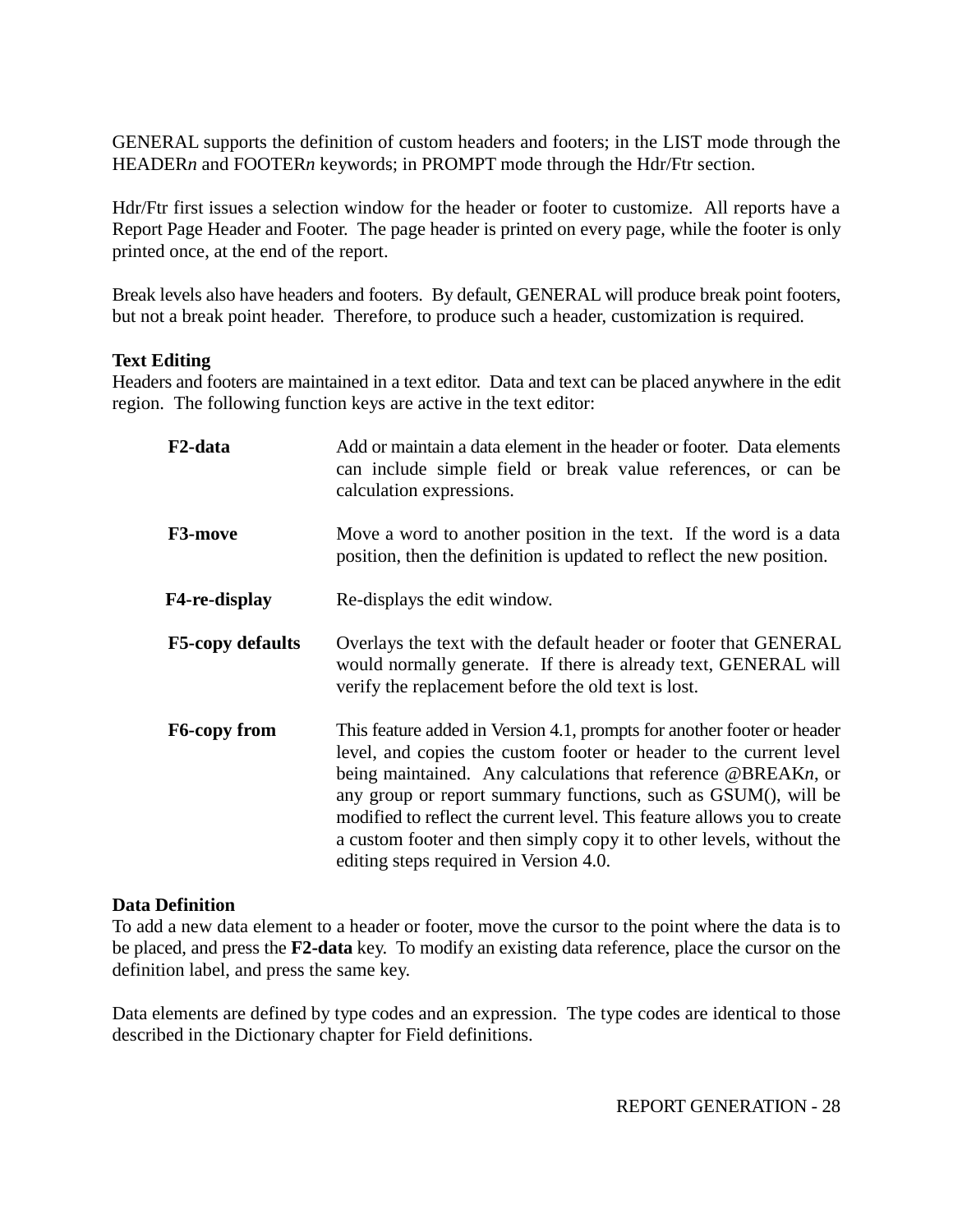GENERAL supports the definition of custom headers and footers; in the LIST mode through the HEADER*n* and FOOTER*n* keywords; in PROMPT mode through the Hdr/Ftr section.

Hdr/Ftr first issues a selection window for the header or footer to customize. All reports have a Report Page Header and Footer. The page header is printed on every page, while the footer is only printed once, at the end of the report.

Break levels also have headers and footers. By default, GENERAL will produce break point footers, but not a break point header. Therefore, to produce such a header, customization is required.

**Text Editing**

Headers and footers are maintained in a text editor. Data and text can be placed anywhere in the edit region. The following function keys are active in the text editor:

| | |
|---|---|
| **F2-data** | Add or maintain a data element in the header or footer. Data elements can include simple field or break value references, or can be calculation expressions. |
| **F3-move** | Move a word to another position in the text. If the word is a data position, then the definition is updated to reflect the new position. |
| **F4-re-display** | Re-displays the edit window. |
| **F5-copy defaults** | Overlays the text with the default header or footer that GENERAL would normally generate. If there is already text, GENERAL will verify the replacement before the old text is lost. |
| **F6-copy from** | This feature added in Version 4.1, prompts for another footer or header level, and copies the custom footer or header to the current level being maintained. Any calculations that reference @BREAK*n*, or any group or report summary functions, such as GSUM(), will be modified to reflect the current level. This feature allows you to create a custom footer and then simply copy it to other levels, without the editing steps required in Version 4.0. |

**Data Definition**

To add a new data element to a header or footer, move the cursor to the point where the data is to be placed, and press the **F2-data** key. To modify an existing data reference, place the cursor on the definition label, and press the same key.

Data elements are defined by type codes and an expression. The type codes are identical to those described in the Dictionary chapter for Field definitions.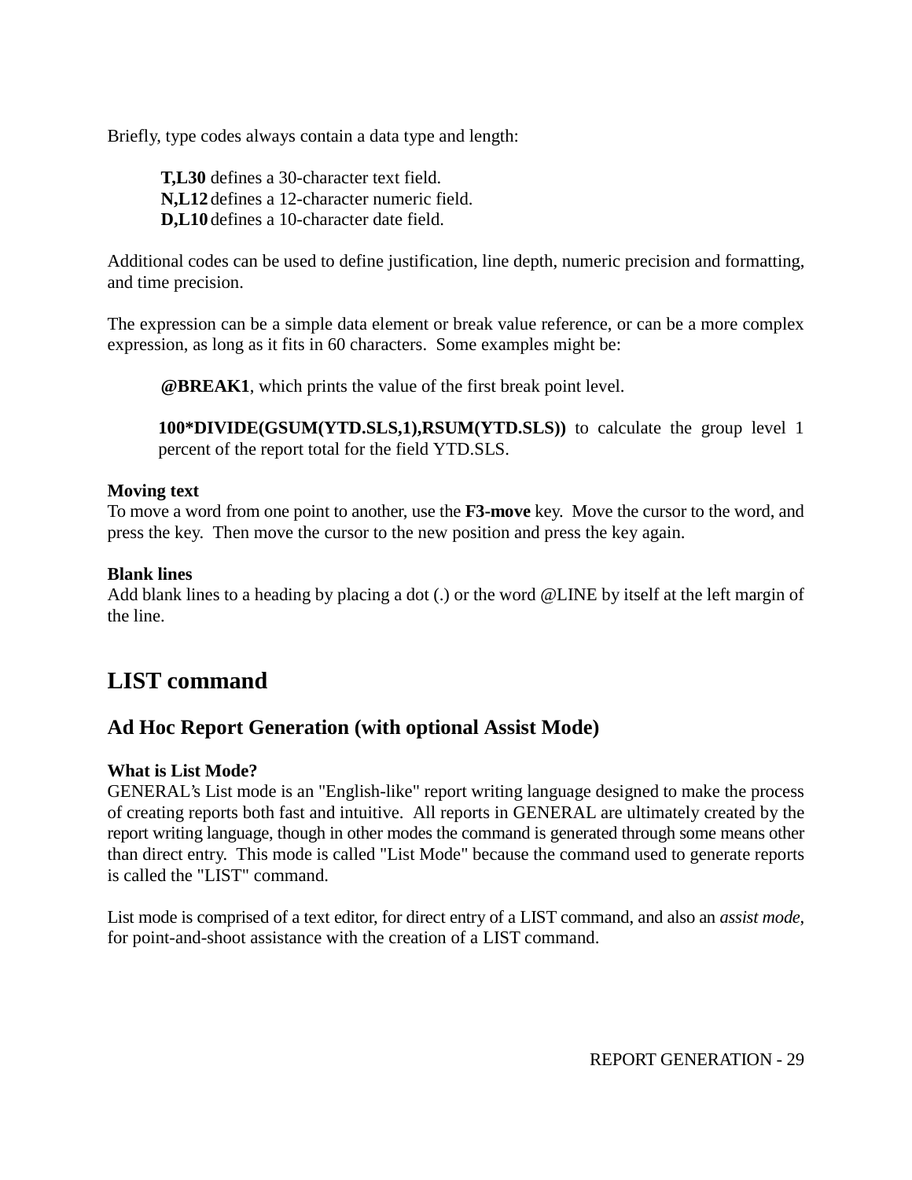Briefly, type codes always contain a data type and length:

> **T,L30** defines a 30-character text field.
> **N,L12** defines a 12-character numeric field.
> **D,L10** defines a 10-character date field.

Additional codes can be used to define justification, line depth, numeric precision and formatting, and time precision.

The expression can be a simple data element or break value reference, or can be a more complex expression, as long as it fits in 60 characters. Some examples might be:

> **@BREAK1**, which prints the value of the first break point level.
>
> **100*DIVIDE(GSUM(YTD.SLS,1),RSUM(YTD.SLS))** to calculate the group level 1 percent of the report total for the field YTD.SLS.

**Moving text**
To move a word from one point to another, use the **F3-move** key. Move the cursor to the word, and press the key. Then move the cursor to the new position and press the key again.

**Blank lines**
Add blank lines to a heading by placing a dot (.) or the word @LINE by itself at the left margin of the line.

# LIST command

## Ad Hoc Report Generation (with optional Assist Mode)

**What is List Mode?**
GENERAL's List mode is an "English-like" report writing language designed to make the process of creating reports both fast and intuitive. All reports in GENERAL are ultimately created by the report writing language, though in other modes the command is generated through some means other than direct entry. This mode is called "List Mode" because the command used to generate reports is called the "LIST" command.

List mode is comprised of a text editor, for direct entry of a LIST command, and also an *assist mode*, for point-and-shoot assistance with the creation of a LIST command.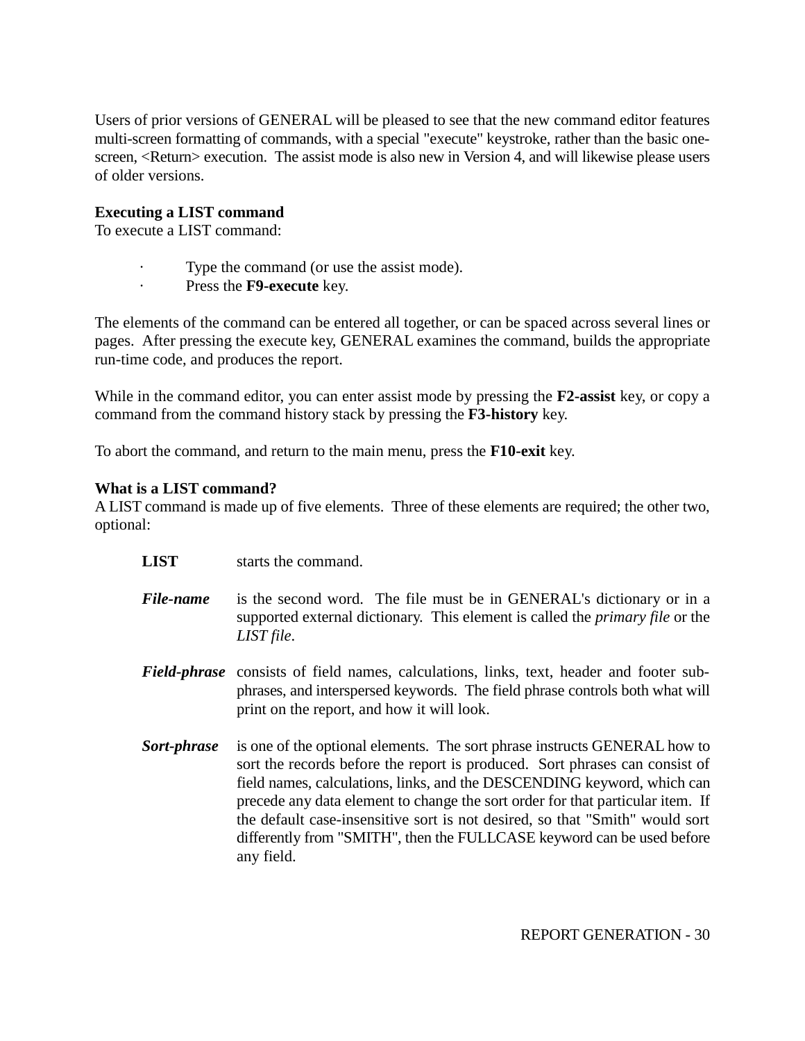Users of prior versions of GENERAL will be pleased to see that the new command editor features multi-screen formatting of commands, with a special "execute" keystroke, rather than the basic one-screen, <Return> execution. The assist mode is also new in Version 4, and will likewise please users of older versions.

**Executing a LIST command**

To execute a LIST command:

- Type the command (or use the assist mode).
- Press the **F9-execute** key.

The elements of the command can be entered all together, or can be spaced across several lines or pages. After pressing the execute key, GENERAL examines the command, builds the appropriate run-time code, and produces the report.

While in the command editor, you can enter assist mode by pressing the **F2-assist** key, or copy a command from the command history stack by pressing the **F3-history** key.

To abort the command, and return to the main menu, press the **F10-exit** key.

**What is a LIST command?**

A LIST command is made up of five elements. Three of these elements are required; the other two, optional:

**LIST** starts the command.

***File-name*** is the second word. The file must be in GENERAL's dictionary or in a supported external dictionary. This element is called the *primary file* or the *LIST file*.

***Field-phrase*** consists of field names, calculations, links, text, header and footer sub-phrases, and interspersed keywords. The field phrase controls both what will print on the report, and how it will look.

***Sort-phrase*** is one of the optional elements. The sort phrase instructs GENERAL how to sort the records before the report is produced. Sort phrases can consist of field names, calculations, links, and the DESCENDING keyword, which can precede any data element to change the sort order for that particular item. If the default case-insensitive sort is not desired, so that "Smith" would sort differently from "SMITH", then the FULLCASE keyword can be used before any field.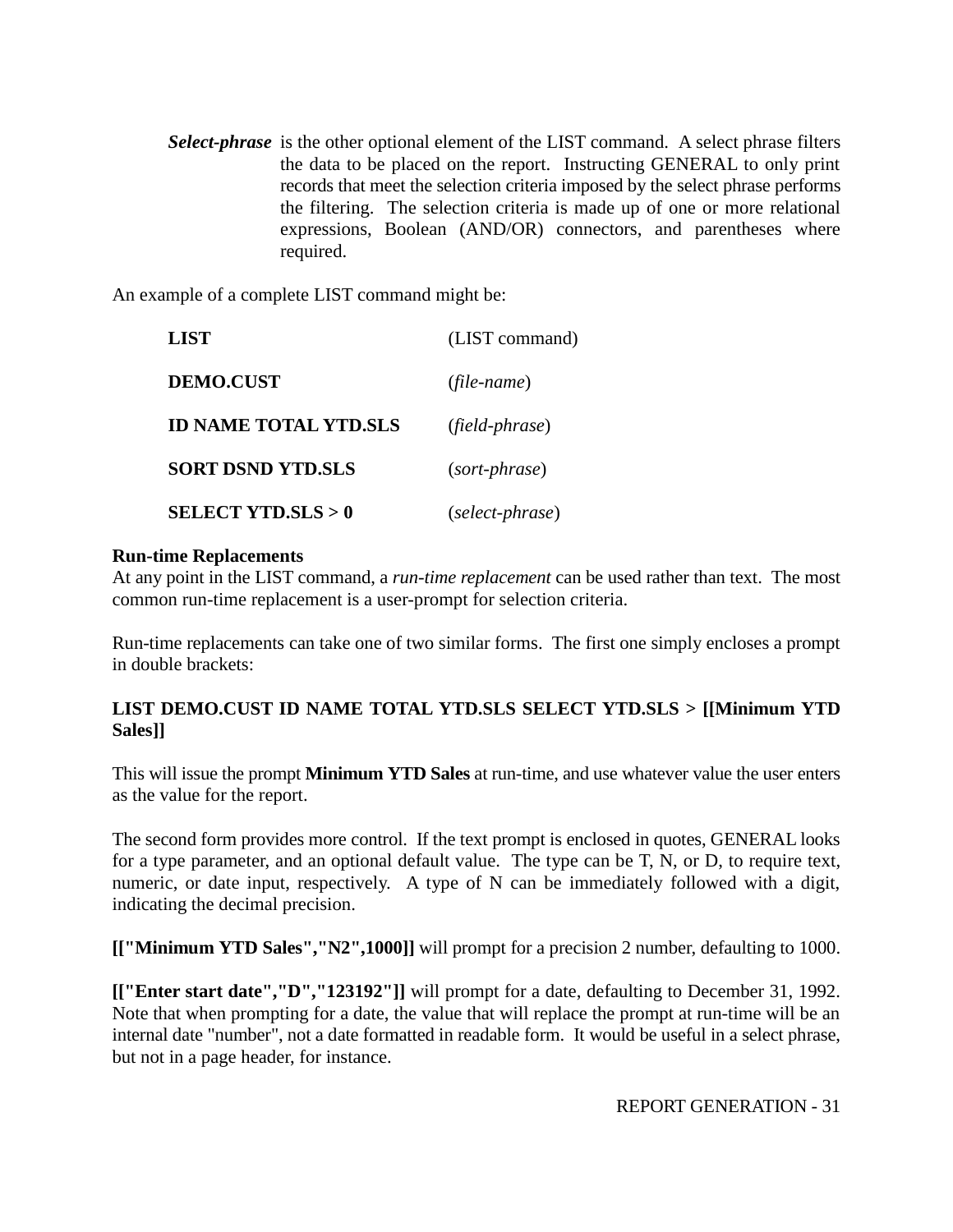***Select-phrase*** is the other optional element of the LIST command. A select phrase filters the data to be placed on the report. Instructing GENERAL to only print records that meet the selection criteria imposed by the select phrase performs the filtering. The selection criteria is made up of one or more relational expressions, Boolean (AND/OR) connectors, and parentheses where required.

An example of a complete LIST command might be:

| | |
|---|---|
| **LIST** | (LIST command) |
| **DEMO.CUST** | (*file-name*) |
| **ID NAME TOTAL YTD.SLS** | (*field-phrase*) |
| **SORT DSND YTD.SLS** | (*sort-phrase*) |
| **SELECT YTD.SLS > 0** | (*select-phrase*) |

**Run-time Replacements**

At any point in the LIST command, a *run-time replacement* can be used rather than text. The most common run-time replacement is a user-prompt for selection criteria.

Run-time replacements can take one of two similar forms. The first one simply encloses a prompt in double brackets:

**LIST DEMO.CUST ID NAME TOTAL YTD.SLS SELECT YTD.SLS > [[Minimum YTD Sales]]**

This will issue the prompt **Minimum YTD Sales** at run-time, and use whatever value the user enters as the value for the report.

The second form provides more control. If the text prompt is enclosed in quotes, GENERAL looks for a type parameter, and an optional default value. The type can be T, N, or D, to require text, numeric, or date input, respectively. A type of N can be immediately followed with a digit, indicating the decimal precision.

**[["Minimum YTD Sales","N2",1000]]** will prompt for a precision 2 number, defaulting to 1000.

**[["Enter start date","D","123192"]]** will prompt for a date, defaulting to December 31, 1992. Note that when prompting for a date, the value that will replace the prompt at run-time will be an internal date "number", not a date formatted in readable form. It would be useful in a select phrase, but not in a page header, for instance.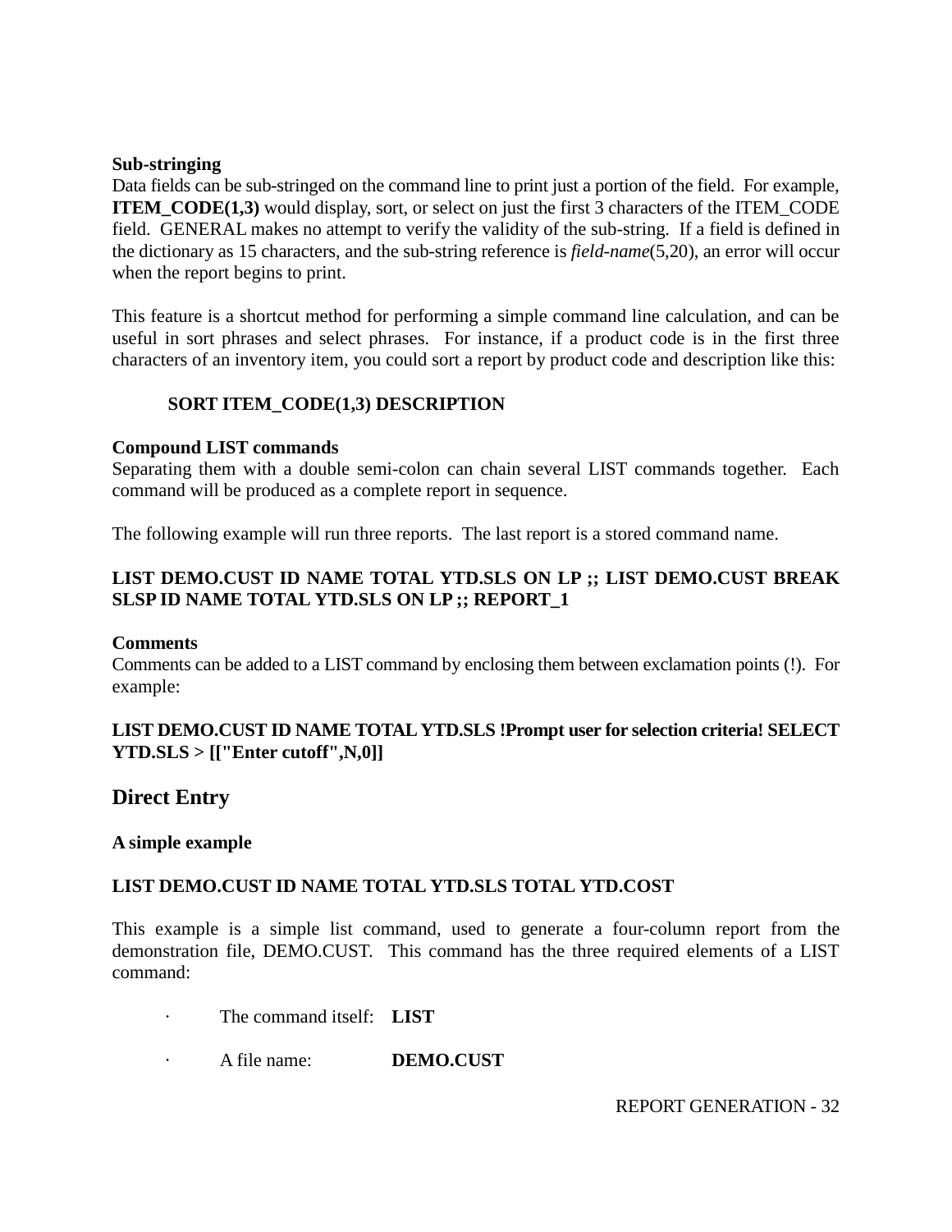**Sub-stringing**

Data fields can be sub-stringed on the command line to print just a portion of the field. For example, **ITEM_CODE(1,3)** would display, sort, or select on just the first 3 characters of the ITEM_CODE field. GENERAL makes no attempt to verify the validity of the sub-string. If a field is defined in the dictionary as 15 characters, and the sub-string reference is *field-name*(5,20), an error will occur when the report begins to print.

This feature is a shortcut method for performing a simple command line calculation, and can be useful in sort phrases and select phrases. For instance, if a product code is in the first three characters of an inventory item, you could sort a report by product code and description like this:

**SORT ITEM_CODE(1,3) DESCRIPTION**

**Compound LIST commands**

Separating them with a double semi-colon can chain several LIST commands together. Each command will be produced as a complete report in sequence.

The following example will run three reports. The last report is a stored command name.

**LIST DEMO.CUST ID NAME TOTAL YTD.SLS ON LP ;; LIST DEMO.CUST BREAK SLSP ID NAME TOTAL YTD.SLS ON LP ;; REPORT_1**

**Comments**

Comments can be added to a LIST command by enclosing them between exclamation points (!). For example:

**LIST DEMO.CUST ID NAME TOTAL YTD.SLS !Prompt user for selection criteria! SELECT YTD.SLS > [["Enter cutoff",N,0]]**

## Direct Entry

**A simple example**

**LIST DEMO.CUST ID NAME TOTAL YTD.SLS TOTAL YTD.COST**

This example is a simple list command, used to generate a four-column report from the demonstration file, DEMO.CUST. This command has the three required elements of a LIST command:

- The command itself: **LIST**
- A file name: **DEMO.CUST**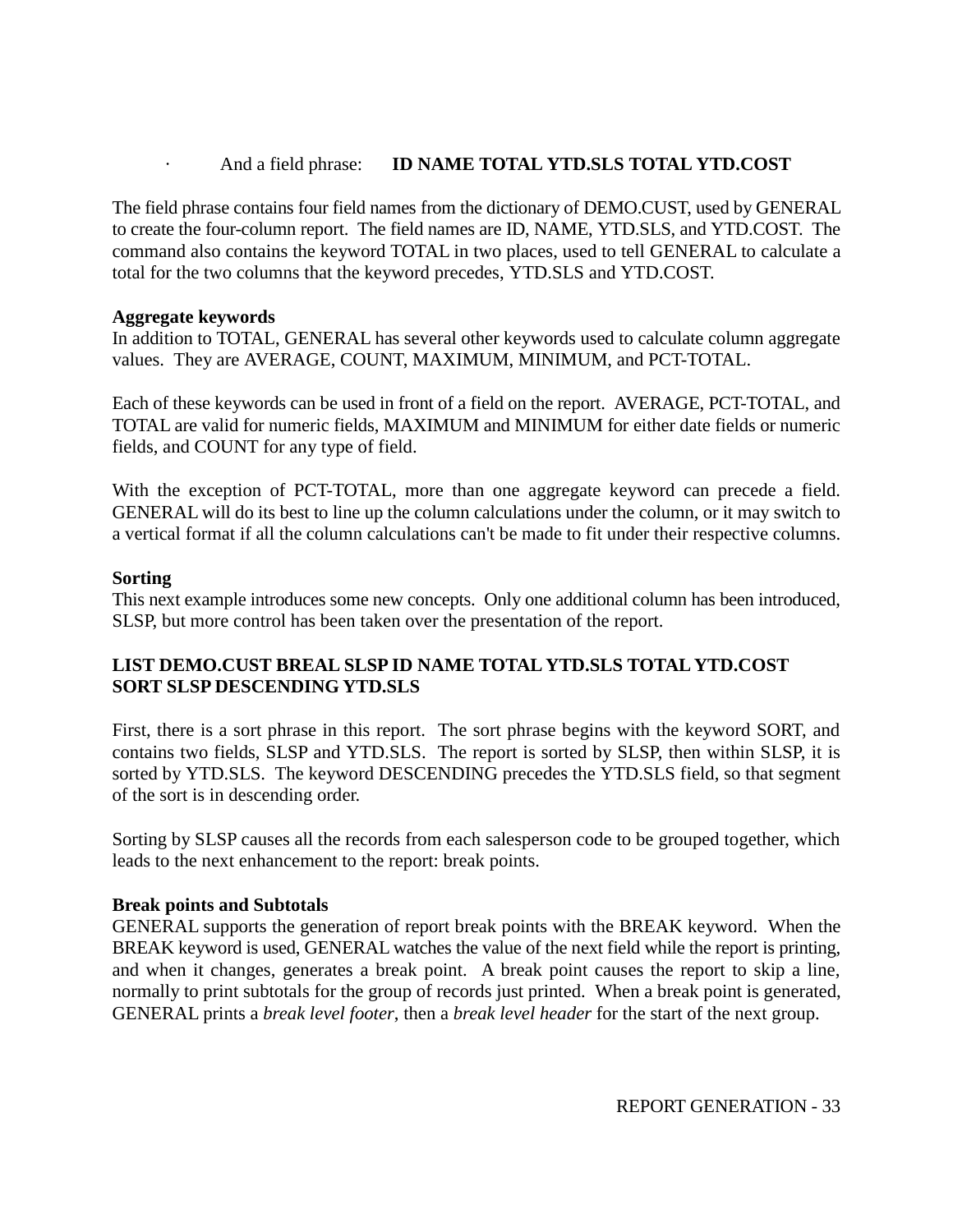- And a field phrase: **ID NAME TOTAL YTD.SLS TOTAL YTD.COST**

The field phrase contains four field names from the dictionary of DEMO.CUST, used by GENERAL to create the four-column report. The field names are ID, NAME, YTD.SLS, and YTD.COST. The command also contains the keyword TOTAL in two places, used to tell GENERAL to calculate a total for the two columns that the keyword precedes, YTD.SLS and YTD.COST.

**Aggregate keywords**

In addition to TOTAL, GENERAL has several other keywords used to calculate column aggregate values. They are AVERAGE, COUNT, MAXIMUM, MINIMUM, and PCT-TOTAL.

Each of these keywords can be used in front of a field on the report. AVERAGE, PCT-TOTAL, and TOTAL are valid for numeric fields, MAXIMUM and MINIMUM for either date fields or numeric fields, and COUNT for any type of field.

With the exception of PCT-TOTAL, more than one aggregate keyword can precede a field. GENERAL will do its best to line up the column calculations under the column, or it may switch to a vertical format if all the column calculations can't be made to fit under their respective columns.

**Sorting**

This next example introduces some new concepts. Only one additional column has been introduced, SLSP, but more control has been taken over the presentation of the report.

**LIST DEMO.CUST BREAL SLSP ID NAME TOTAL YTD.SLS TOTAL YTD.COST SORT SLSP DESCENDING YTD.SLS**

First, there is a sort phrase in this report. The sort phrase begins with the keyword SORT, and contains two fields, SLSP and YTD.SLS. The report is sorted by SLSP, then within SLSP, it is sorted by YTD.SLS. The keyword DESCENDING precedes the YTD.SLS field, so that segment of the sort is in descending order.

Sorting by SLSP causes all the records from each salesperson code to be grouped together, which leads to the next enhancement to the report: break points.

**Break points and Subtotals**

GENERAL supports the generation of report break points with the BREAK keyword. When the BREAK keyword is used, GENERAL watches the value of the next field while the report is printing, and when it changes, generates a break point. A break point causes the report to skip a line, normally to print subtotals for the group of records just printed. When a break point is generated, GENERAL prints a *break level footer*, then a *break level header* for the start of the next group.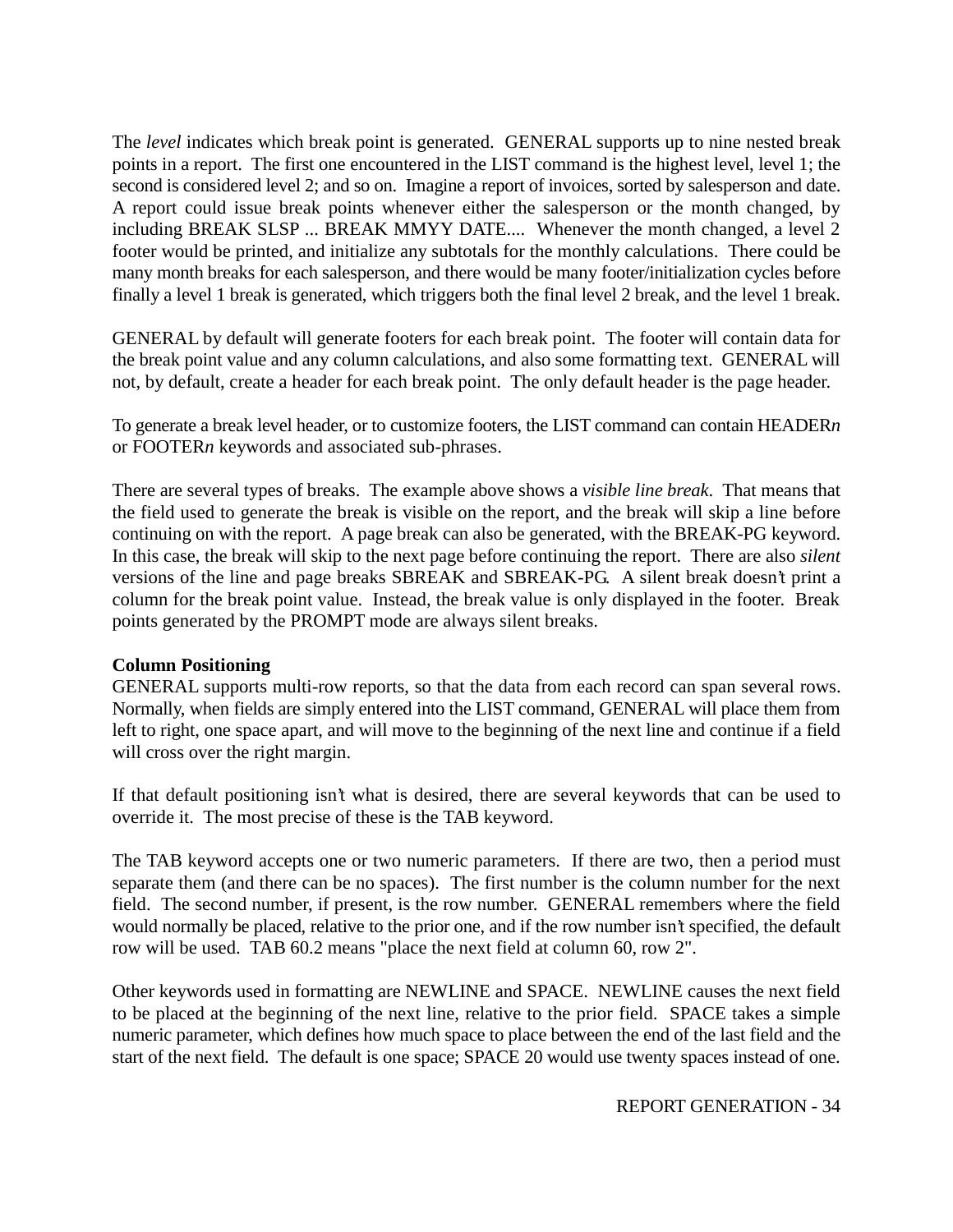The *level* indicates which break point is generated. GENERAL supports up to nine nested break points in a report. The first one encountered in the LIST command is the highest level, level 1; the second is considered level 2; and so on. Imagine a report of invoices, sorted by salesperson and date. A report could issue break points whenever either the salesperson or the month changed, by including BREAK SLSP ... BREAK MMYY DATE.... Whenever the month changed, a level 2 footer would be printed, and initialize any subtotals for the monthly calculations. There could be many month breaks for each salesperson, and there would be many footer/initialization cycles before finally a level 1 break is generated, which triggers both the final level 2 break, and the level 1 break.

GENERAL by default will generate footers for each break point. The footer will contain data for the break point value and any column calculations, and also some formatting text. GENERAL will not, by default, create a header for each break point. The only default header is the page header.

To generate a break level header, or to customize footers, the LIST command can contain HEADER*n* or FOOTER*n* keywords and associated sub-phrases.

There are several types of breaks. The example above shows a *visible line break*. That means that the field used to generate the break is visible on the report, and the break will skip a line before continuing on with the report. A page break can also be generated, with the BREAK-PG keyword. In this case, the break will skip to the next page before continuing the report. There are also *silent* versions of the line and page breaks SBREAK and SBREAK-PG. A silent break doesn't print a column for the break point value. Instead, the break value is only displayed in the footer. Break points generated by the PROMPT mode are always silent breaks.

**Column Positioning**

GENERAL supports multi-row reports, so that the data from each record can span several rows. Normally, when fields are simply entered into the LIST command, GENERAL will place them from left to right, one space apart, and will move to the beginning of the next line and continue if a field will cross over the right margin.

If that default positioning isn't what is desired, there are several keywords that can be used to override it. The most precise of these is the TAB keyword.

The TAB keyword accepts one or two numeric parameters. If there are two, then a period must separate them (and there can be no spaces). The first number is the column number for the next field. The second number, if present, is the row number. GENERAL remembers where the field would normally be placed, relative to the prior one, and if the row number isn't specified, the default row will be used. TAB 60.2 means "place the next field at column 60, row 2".

Other keywords used in formatting are NEWLINE and SPACE. NEWLINE causes the next field to be placed at the beginning of the next line, relative to the prior field. SPACE takes a simple numeric parameter, which defines how much space to place between the end of the last field and the start of the next field. The default is one space; SPACE 20 would use twenty spaces instead of one.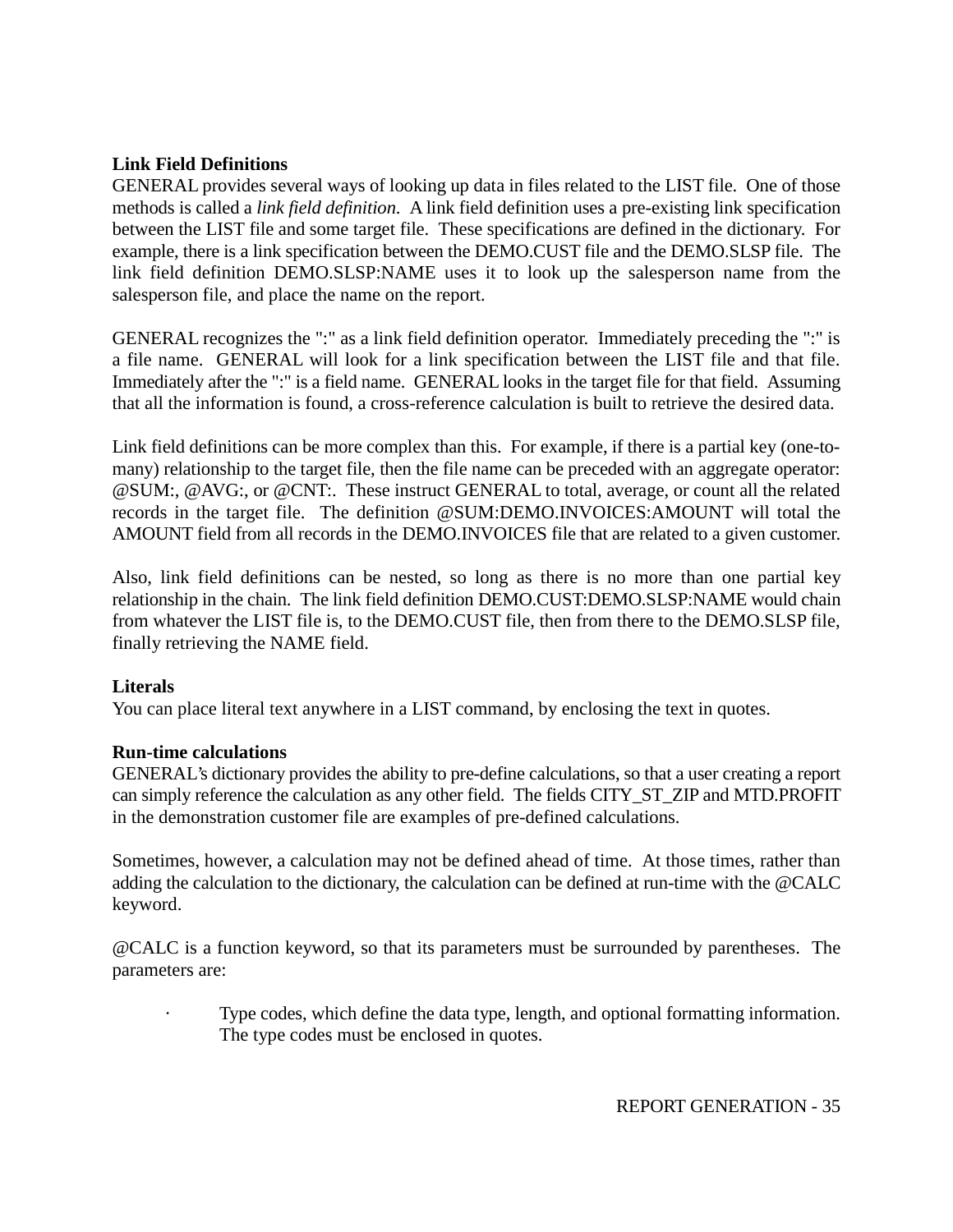**Link Field Definitions**

GENERAL provides several ways of looking up data in files related to the LIST file. One of those methods is called a *link field definition*. A link field definition uses a pre-existing link specification between the LIST file and some target file. These specifications are defined in the dictionary. For example, there is a link specification between the DEMO.CUST file and the DEMO.SLSP file. The link field definition DEMO.SLSP:NAME uses it to look up the salesperson name from the salesperson file, and place the name on the report.

GENERAL recognizes the ":" as a link field definition operator. Immediately preceding the ":" is a file name. GENERAL will look for a link specification between the LIST file and that file. Immediately after the ":" is a field name. GENERAL looks in the target file for that field. Assuming that all the information is found, a cross-reference calculation is built to retrieve the desired data.

Link field definitions can be more complex than this. For example, if there is a partial key (one-to-many) relationship to the target file, then the file name can be preceded with an aggregate operator: @SUM:, @AVG:, or @CNT:. These instruct GENERAL to total, average, or count all the related records in the target file. The definition @SUM:DEMO.INVOICES:AMOUNT will total the AMOUNT field from all records in the DEMO.INVOICES file that are related to a given customer.

Also, link field definitions can be nested, so long as there is no more than one partial key relationship in the chain. The link field definition DEMO.CUST:DEMO.SLSP:NAME would chain from whatever the LIST file is, to the DEMO.CUST file, then from there to the DEMO.SLSP file, finally retrieving the NAME field.

**Literals**

You can place literal text anywhere in a LIST command, by enclosing the text in quotes.

**Run-time calculations**

GENERAL's dictionary provides the ability to pre-define calculations, so that a user creating a report can simply reference the calculation as any other field. The fields CITY_ST_ZIP and MTD.PROFIT in the demonstration customer file are examples of pre-defined calculations.

Sometimes, however, a calculation may not be defined ahead of time. At those times, rather than adding the calculation to the dictionary, the calculation can be defined at run-time with the @CALC keyword.

@CALC is a function keyword, so that its parameters must be surrounded by parentheses. The parameters are:

- Type codes, which define the data type, length, and optional formatting information. The type codes must be enclosed in quotes.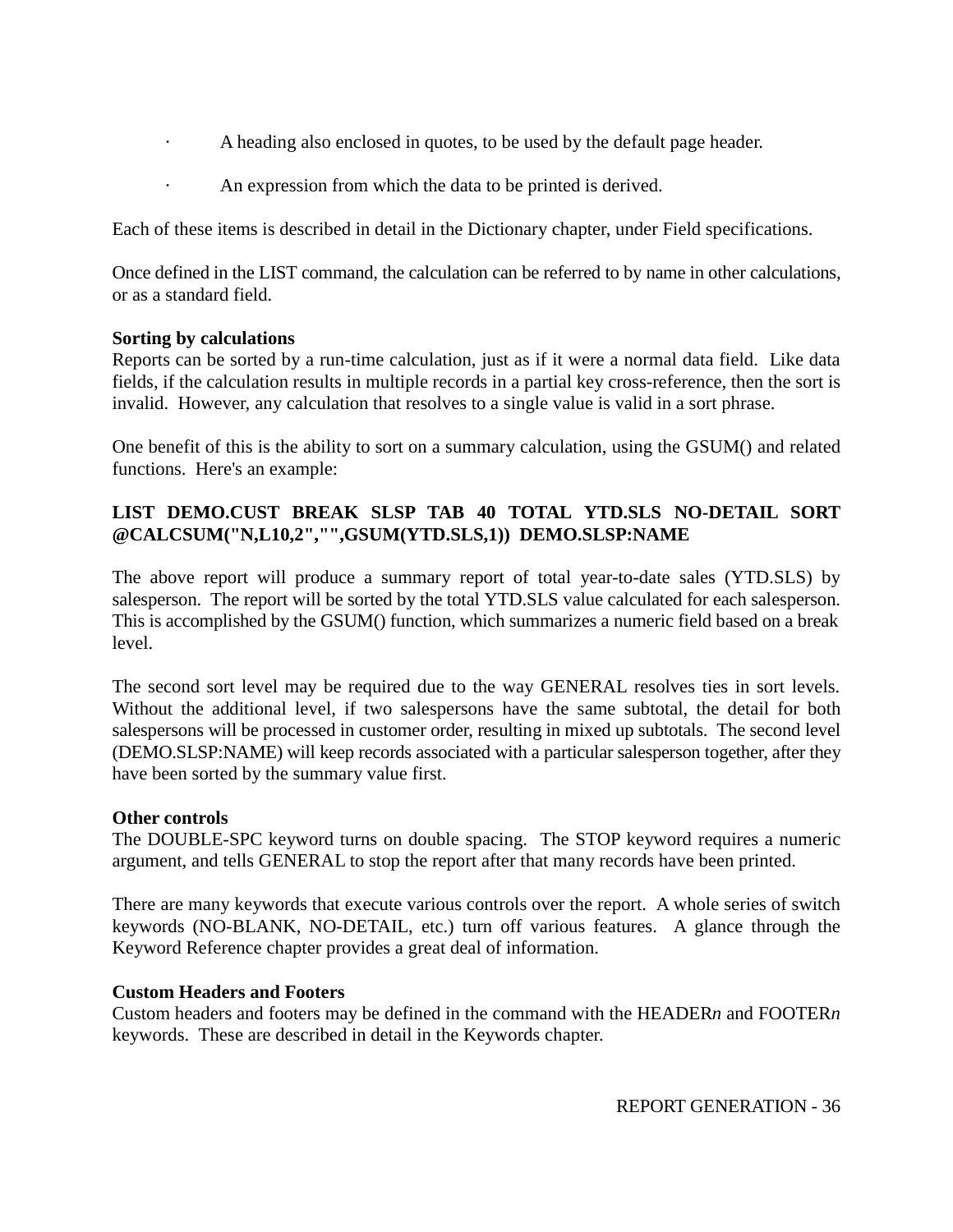- A heading also enclosed in quotes, to be used by the default page header.
- An expression from which the data to be printed is derived.

Each of these items is described in detail in the Dictionary chapter, under Field specifications.

Once defined in the LIST command, the calculation can be referred to by name in other calculations, or as a standard field.

**Sorting by calculations**

Reports can be sorted by a run-time calculation, just as if it were a normal data field. Like data fields, if the calculation results in multiple records in a partial key cross-reference, then the sort is invalid. However, any calculation that resolves to a single value is valid in a sort phrase.

One benefit of this is the ability to sort on a summary calculation, using the GSUM() and related functions. Here's an example:

**LIST DEMO.CUST BREAK SLSP TAB 40 TOTAL YTD.SLS NO-DETAIL SORT @CALCSUM("N,L10,2","",GSUM(YTD.SLS,1)) DEMO.SLSP:NAME**

The above report will produce a summary report of total year-to-date sales (YTD.SLS) by salesperson. The report will be sorted by the total YTD.SLS value calculated for each salesperson. This is accomplished by the GSUM() function, which summarizes a numeric field based on a break level.

The second sort level may be required due to the way GENERAL resolves ties in sort levels. Without the additional level, if two salespersons have the same subtotal, the detail for both salespersons will be processed in customer order, resulting in mixed up subtotals. The second level (DEMO.SLSP:NAME) will keep records associated with a particular salesperson together, after they have been sorted by the summary value first.

**Other controls**

The DOUBLE-SPC keyword turns on double spacing. The STOP keyword requires a numeric argument, and tells GENERAL to stop the report after that many records have been printed.

There are many keywords that execute various controls over the report. A whole series of switch keywords (NO-BLANK, NO-DETAIL, etc.) turn off various features. A glance through the Keyword Reference chapter provides a great deal of information.

**Custom Headers and Footers**

Custom headers and footers may be defined in the command with the HEADER*n* and FOOTER*n* keywords. These are described in detail in the Keywords chapter.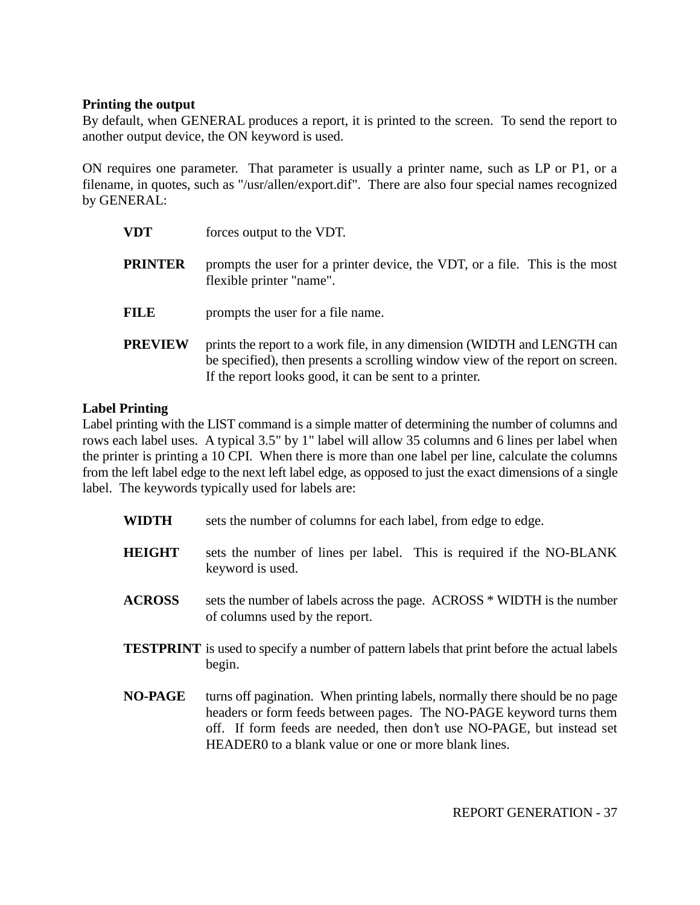**Printing the output**

By default, when GENERAL produces a report, it is printed to the screen. To send the report to another output device, the ON keyword is used.

ON requires one parameter. That parameter is usually a printer name, such as LP or P1, or a filename, in quotes, such as "/usr/allen/export.dif". There are also four special names recognized by GENERAL:

**VDT** forces output to the VDT.

**PRINTER** prompts the user for a printer device, the VDT, or a file. This is the most flexible printer "name".

**FILE** prompts the user for a file name.

**PREVIEW** prints the report to a work file, in any dimension (WIDTH and LENGTH can be specified), then presents a scrolling window view of the report on screen. If the report looks good, it can be sent to a printer.

**Label Printing**

Label printing with the LIST command is a simple matter of determining the number of columns and rows each label uses. A typical 3.5" by 1" label will allow 35 columns and 6 lines per label when the printer is printing a 10 CPI. When there is more than one label per line, calculate the columns from the left label edge to the next left label edge, as opposed to just the exact dimensions of a single label. The keywords typically used for labels are:

**WIDTH** sets the number of columns for each label, from edge to edge.

**HEIGHT** sets the number of lines per label. This is required if the NO-BLANK keyword is used.

**ACROSS** sets the number of labels across the page. ACROSS * WIDTH is the number of columns used by the report.

**TESTPRINT** is used to specify a number of pattern labels that print before the actual labels begin.

**NO-PAGE** turns off pagination. When printing labels, normally there should be no page headers or form feeds between pages. The NO-PAGE keyword turns them off. If form feeds are needed, then don't use NO-PAGE, but instead set HEADER0 to a blank value or one or more blank lines.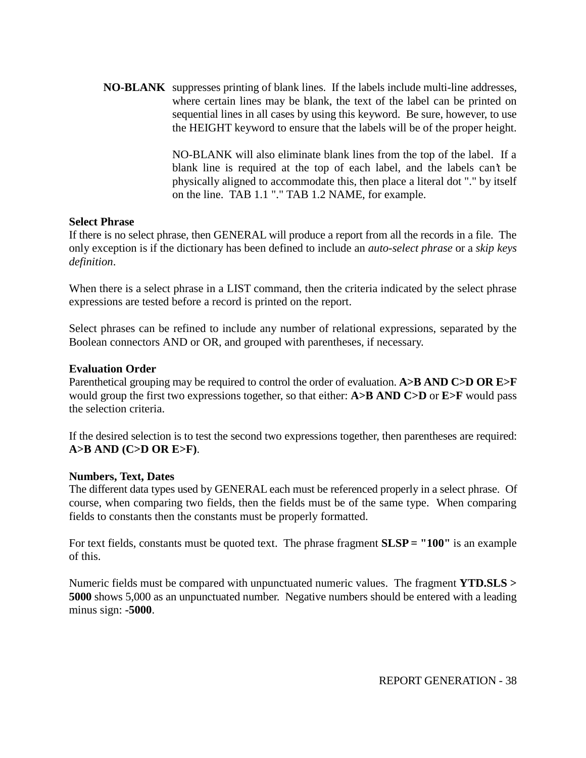**NO-BLANK** suppresses printing of blank lines. If the labels include multi-line addresses, where certain lines may be blank, the text of the label can be printed on sequential lines in all cases by using this keyword. Be sure, however, to use the HEIGHT keyword to ensure that the labels will be of the proper height.

NO-BLANK will also eliminate blank lines from the top of the label. If a blank line is required at the top of each label, and the labels can't be physically aligned to accommodate this, then place a literal dot "." by itself on the line. TAB 1.1 "." TAB 1.2 NAME, for example.

**Select Phrase**

If there is no select phrase, then GENERAL will produce a report from all the records in a file. The only exception is if the dictionary has been defined to include an *auto-select phrase* or a *skip keys definition*.

When there is a select phrase in a LIST command, then the criteria indicated by the select phrase expressions are tested before a record is printed on the report.

Select phrases can be refined to include any number of relational expressions, separated by the Boolean connectors AND or OR, and grouped with parentheses, if necessary.

**Evaluation Order**

Parenthetical grouping may be required to control the order of evaluation. **A>B AND C>D OR E>F** would group the first two expressions together, so that either: **A>B AND C>D** or **E>F** would pass the selection criteria.

If the desired selection is to test the second two expressions together, then parentheses are required: **A>B AND (C>D OR E>F)**.

**Numbers, Text, Dates**

The different data types used by GENERAL each must be referenced properly in a select phrase. Of course, when comparing two fields, then the fields must be of the same type. When comparing fields to constants then the constants must be properly formatted.

For text fields, constants must be quoted text. The phrase fragment **SLSP = "100"** is an example of this.

Numeric fields must be compared with unpunctuated numeric values. The fragment **YTD.SLS > 5000** shows 5,000 as an unpunctuated number. Negative numbers should be entered with a leading minus sign: **-5000**.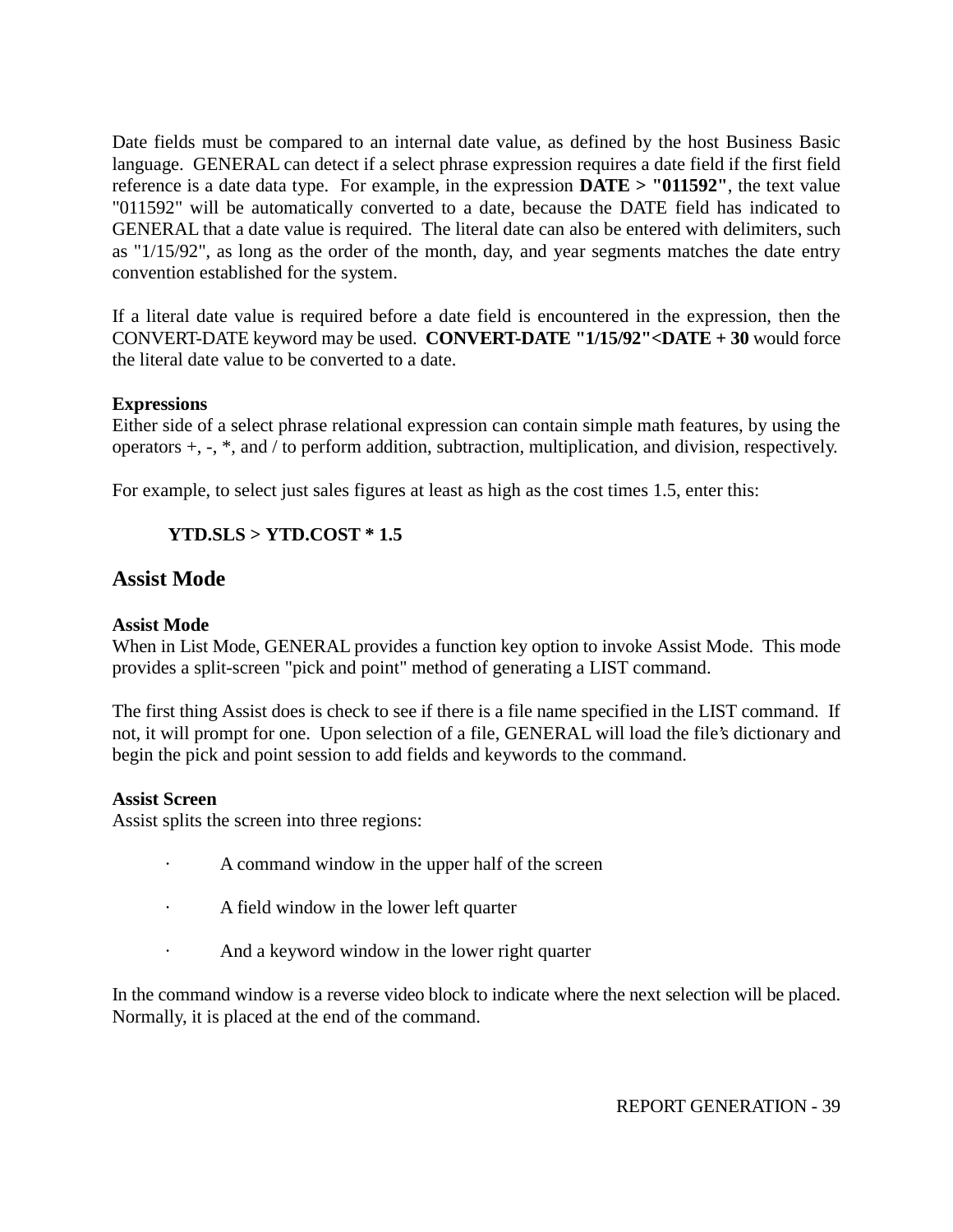Date fields must be compared to an internal date value, as defined by the host Business Basic language. GENERAL can detect if a select phrase expression requires a date field if the first field reference is a date data type. For example, in the expression **DATE > "011592"**, the text value "011592" will be automatically converted to a date, because the DATE field has indicated to GENERAL that a date value is required. The literal date can also be entered with delimiters, such as "1/15/92", as long as the order of the month, day, and year segments matches the date entry convention established for the system.

If a literal date value is required before a date field is encountered in the expression, then the CONVERT-DATE keyword may be used. **CONVERT-DATE "1/15/92"<DATE + 30** would force the literal date value to be converted to a date.

**Expressions**
Either side of a select phrase relational expression can contain simple math features, by using the operators +, -, *, and / to perform addition, subtraction, multiplication, and division, respectively.

For example, to select just sales figures at least as high as the cost times 1.5, enter this:

**YTD.SLS > YTD.COST * 1.5**

## Assist Mode

**Assist Mode**
When in List Mode, GENERAL provides a function key option to invoke Assist Mode. This mode provides a split-screen "pick and point" method of generating a LIST command.

The first thing Assist does is check to see if there is a file name specified in the LIST command. If not, it will prompt for one. Upon selection of a file, GENERAL will load the file's dictionary and begin the pick and point session to add fields and keywords to the command.

**Assist Screen**
Assist splits the screen into three regions:

- A command window in the upper half of the screen
- A field window in the lower left quarter
- And a keyword window in the lower right quarter

In the command window is a reverse video block to indicate where the next selection will be placed. Normally, it is placed at the end of the command.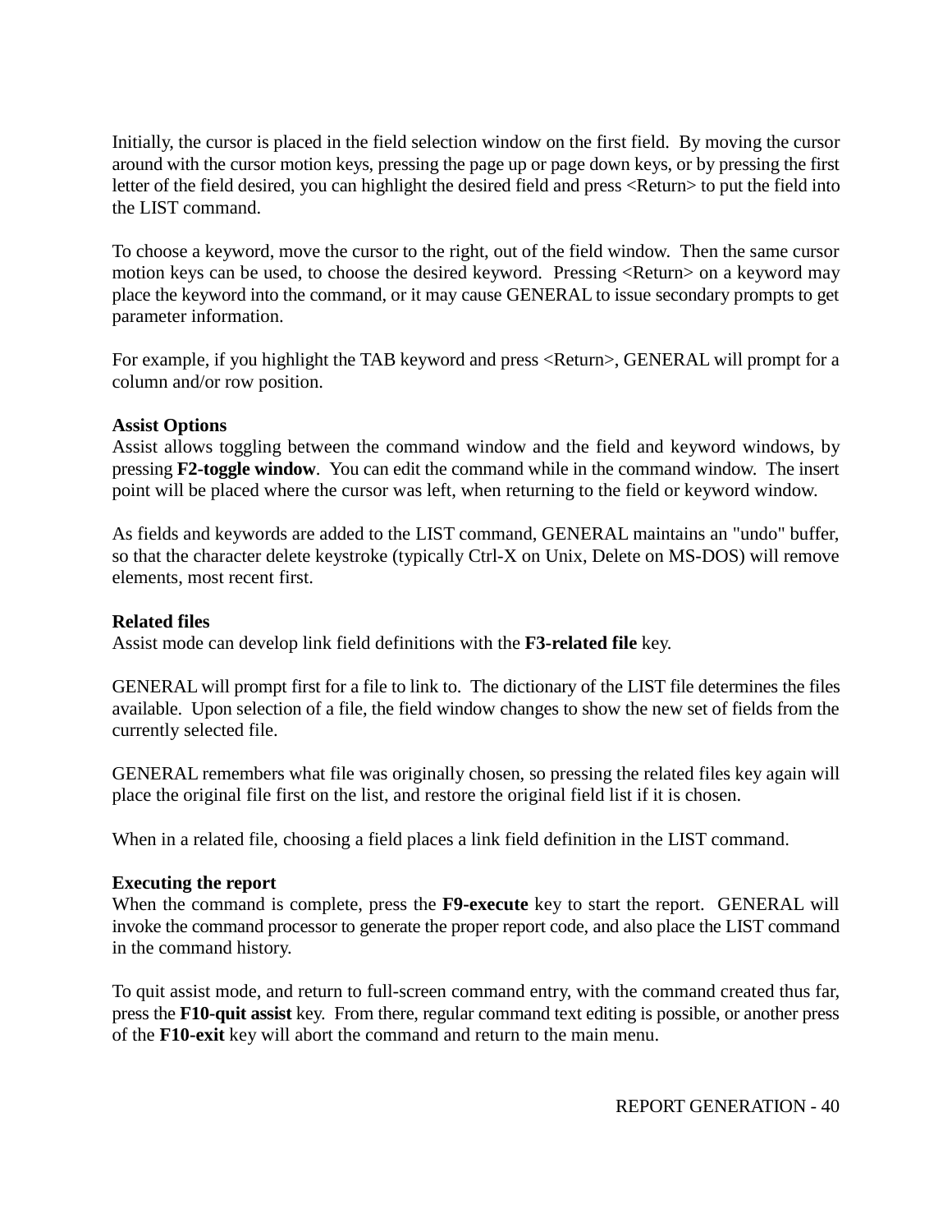Initially, the cursor is placed in the field selection window on the first field. By moving the cursor around with the cursor motion keys, pressing the page up or page down keys, or by pressing the first letter of the field desired, you can highlight the desired field and press <Return> to put the field into the LIST command.

To choose a keyword, move the cursor to the right, out of the field window. Then the same cursor motion keys can be used, to choose the desired keyword. Pressing <Return> on a keyword may place the keyword into the command, or it may cause GENERAL to issue secondary prompts to get parameter information.

For example, if you highlight the TAB keyword and press <Return>, GENERAL will prompt for a column and/or row position.

**Assist Options**

Assist allows toggling between the command window and the field and keyword windows, by pressing **F2-toggle window**. You can edit the command while in the command window. The insert point will be placed where the cursor was left, when returning to the field or keyword window.

As fields and keywords are added to the LIST command, GENERAL maintains an "undo" buffer, so that the character delete keystroke (typically Ctrl-X on Unix, Delete on MS-DOS) will remove elements, most recent first.

**Related files**

Assist mode can develop link field definitions with the **F3-related file** key.

GENERAL will prompt first for a file to link to. The dictionary of the LIST file determines the files available. Upon selection of a file, the field window changes to show the new set of fields from the currently selected file.

GENERAL remembers what file was originally chosen, so pressing the related files key again will place the original file first on the list, and restore the original field list if it is chosen.

When in a related file, choosing a field places a link field definition in the LIST command.

**Executing the report**

When the command is complete, press the **F9-execute** key to start the report. GENERAL will invoke the command processor to generate the proper report code, and also place the LIST command in the command history.

To quit assist mode, and return to full-screen command entry, with the command created thus far, press the **F10-quit assist** key. From there, regular command text editing is possible, or another press of the **F10-exit** key will abort the command and return to the main menu.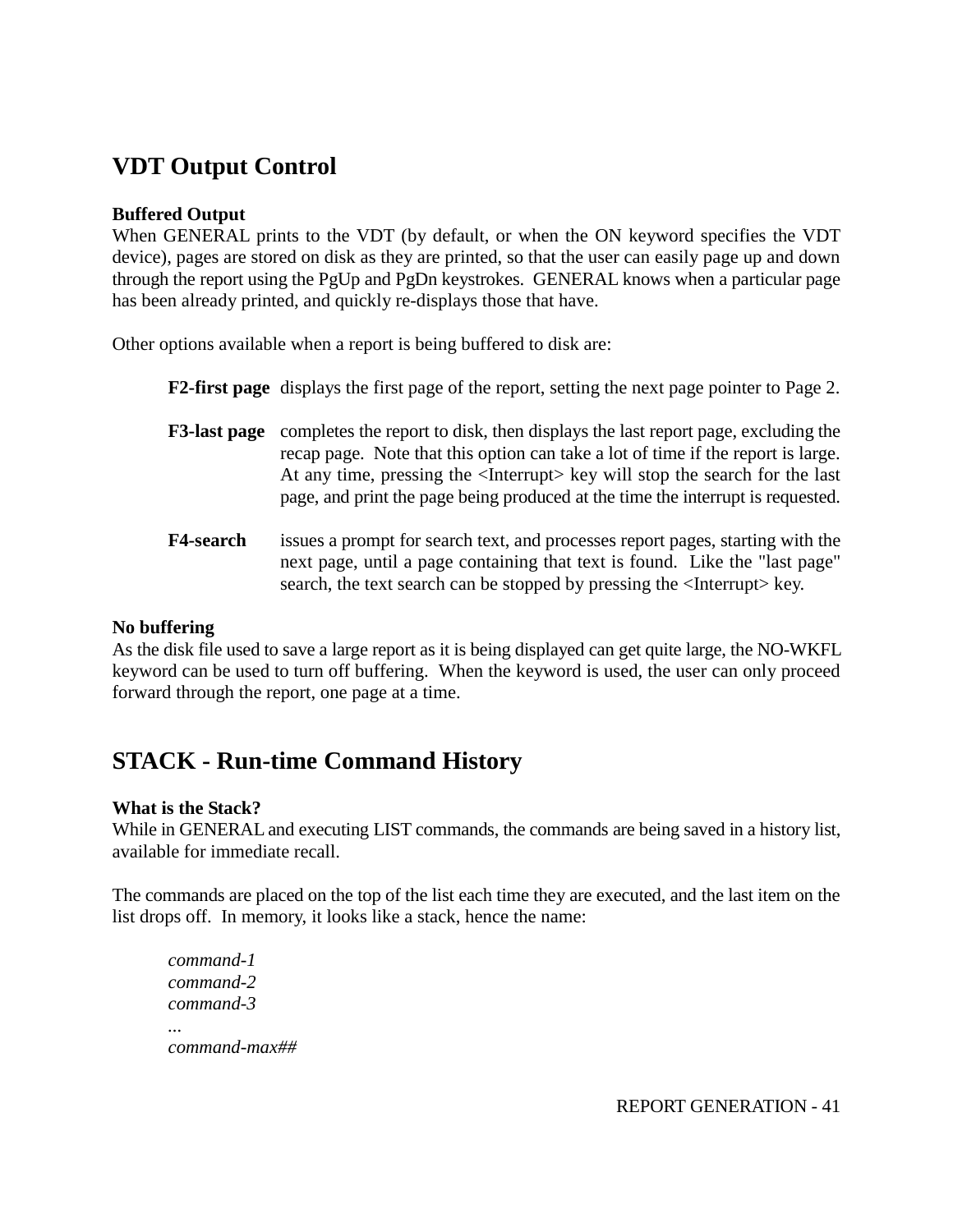## VDT Output Control

**Buffered Output**
When GENERAL prints to the VDT (by default, or when the ON keyword specifies the VDT device), pages are stored on disk as they are printed, so that the user can easily page up and down through the report using the PgUp and PgDn keystrokes. GENERAL knows when a particular page has been already printed, and quickly re-displays those that have.

Other options available when a report is being buffered to disk are:

**F2-first page** displays the first page of the report, setting the next page pointer to Page 2.

**F3-last page** completes the report to disk, then displays the last report page, excluding the recap page. Note that this option can take a lot of time if the report is large. At any time, pressing the <Interrupt> key will stop the search for the last page, and print the page being produced at the time the interrupt is requested.

**F4-search** issues a prompt for search text, and processes report pages, starting with the next page, until a page containing that text is found. Like the "last page" search, the text search can be stopped by pressing the <Interrupt> key.

**No buffering**
As the disk file used to save a large report as it is being displayed can get quite large, the NO-WKFL keyword can be used to turn off buffering. When the keyword is used, the user can only proceed forward through the report, one page at a time.

## STACK - Run-time Command History

**What is the Stack?**
While in GENERAL and executing LIST commands, the commands are being saved in a history list, available for immediate recall.

The commands are placed on the top of the list each time they are executed, and the last item on the list drops off. In memory, it looks like a stack, hence the name:

*command-1*
*command-2*
*command-3*
...
*command-max##*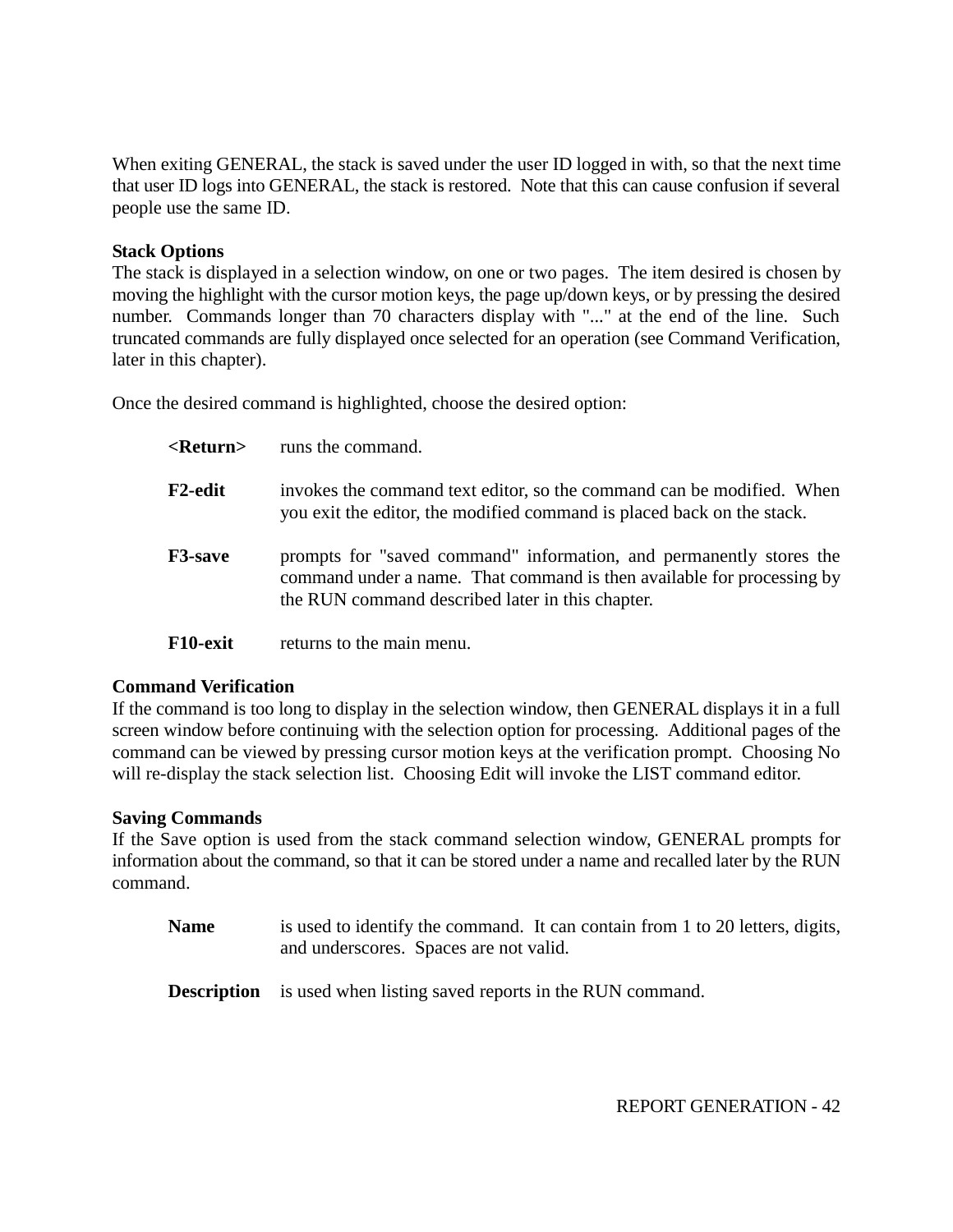When exiting GENERAL, the stack is saved under the user ID logged in with, so that the next time that user ID logs into GENERAL, the stack is restored.  Note that this can cause confusion if several people use the same ID.

**Stack Options**

The stack is displayed in a selection window, on one or two pages.  The item desired is chosen by moving the highlight with the cursor motion keys, the page up/down keys, or by pressing the desired number.  Commands longer than 70 characters display with "..." at the end of the line.  Such truncated commands are fully displayed once selected for an operation (see Command Verification, later in this chapter).

Once the desired command is highlighted, choose the desired option:

**<Return>** runs the command.

**F2-edit** invokes the command text editor, so the command can be modified.  When you exit the editor, the modified command is placed back on the stack.

**F3-save** prompts for "saved command" information, and permanently stores the command under a name.  That command is then available for processing by the RUN command described later in this chapter.

**F10-exit** returns to the main menu.

**Command Verification**

If the command is too long to display in the selection window, then GENERAL displays it in a full screen window before continuing with the selection option for processing.  Additional pages of the command can be viewed by pressing cursor motion keys at the verification prompt.  Choosing No will re-display the stack selection list.  Choosing Edit will invoke the LIST command editor.

**Saving Commands**

If the Save option is used from the stack command selection window, GENERAL prompts for information about the command, so that it can be stored under a name and recalled later by the RUN command.

**Name** is used to identify the command.  It can contain from 1 to 20 letters, digits, and underscores.  Spaces are not valid.

**Description** is used when listing saved reports in the RUN command.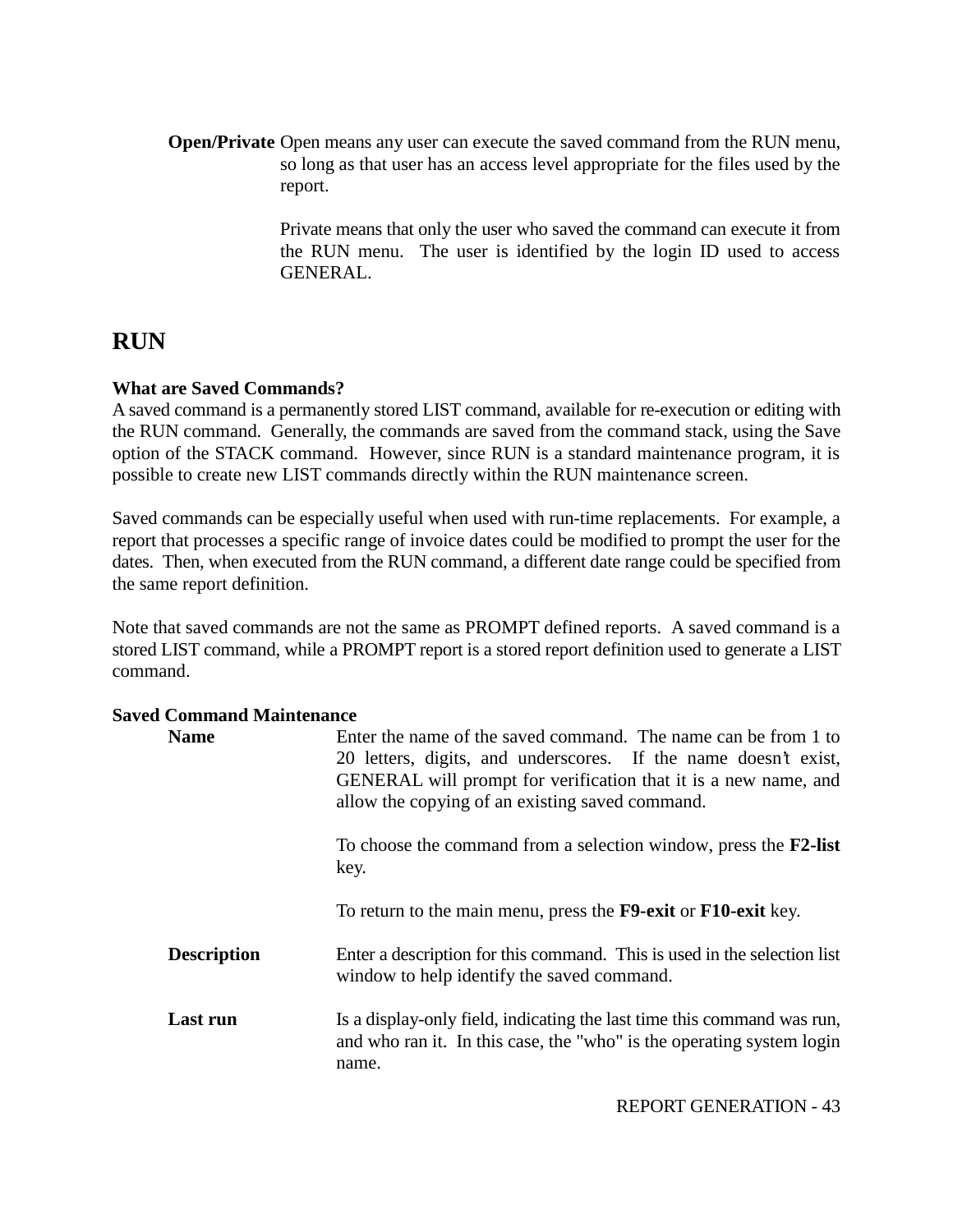**Open/Private** Open means any user can execute the saved command from the RUN menu, so long as that user has an access level appropriate for the files used by the report.

Private means that only the user who saved the command can execute it from the RUN menu. The user is identified by the login ID used to access GENERAL.

## RUN

**What are Saved Commands?**

A saved command is a permanently stored LIST command, available for re-execution or editing with the RUN command. Generally, the commands are saved from the command stack, using the Save option of the STACK command. However, since RUN is a standard maintenance program, it is possible to create new LIST commands directly within the RUN maintenance screen.

Saved commands can be especially useful when used with run-time replacements. For example, a report that processes a specific range of invoice dates could be modified to prompt the user for the dates. Then, when executed from the RUN command, a different date range could be specified from the same report definition.

Note that saved commands are not the same as PROMPT defined reports. A saved command is a stored LIST command, while a PROMPT report is a stored report definition used to generate a LIST command.

**Saved Command Maintenance**

**Name** Enter the name of the saved command. The name can be from 1 to 20 letters, digits, and underscores. If the name doesn't exist, GENERAL will prompt for verification that it is a new name, and allow the copying of an existing saved command.

To choose the command from a selection window, press the **F2-list** key.

To return to the main menu, press the **F9-exit** or **F10-exit** key.

**Description** Enter a description for this command. This is used in the selection list window to help identify the saved command.

**Last run** Is a display-only field, indicating the last time this command was run, and who ran it. In this case, the "who" is the operating system login name.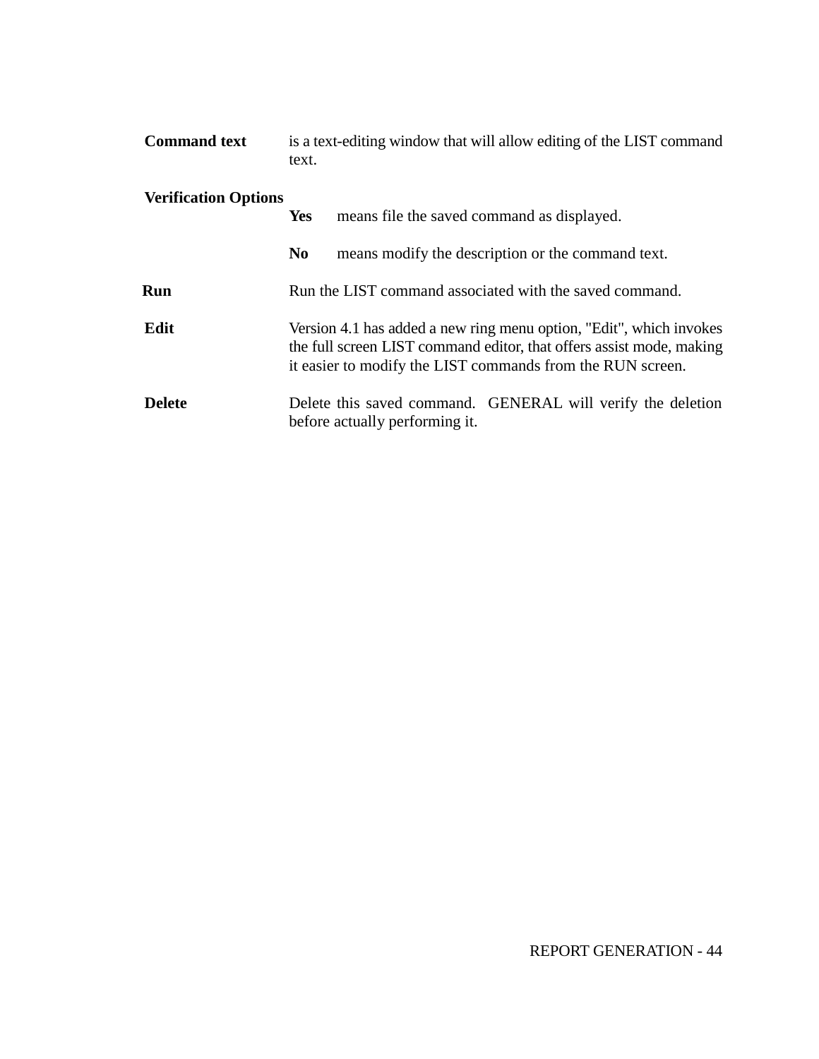**Command text** is a text-editing window that will allow editing of the LIST command text.

**Verification Options**

- **Yes** means file the saved command as displayed.
- **No** means modify the description or the command text.

**Run** Run the LIST command associated with the saved command.

**Edit** Version 4.1 has added a new ring menu option, "Edit", which invokes the full screen LIST command editor, that offers assist mode, making it easier to modify the LIST commands from the RUN screen.

**Delete** Delete this saved command. GENERAL will verify the deletion before actually performing it.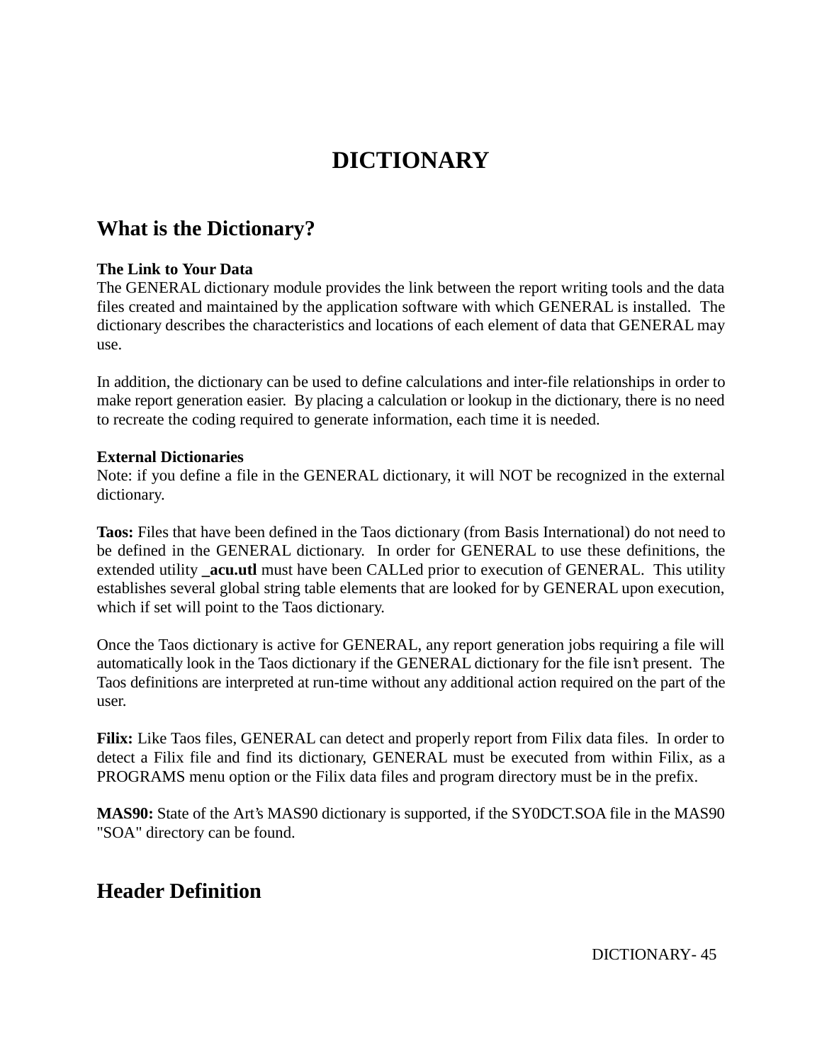# DICTIONARY

## What is the Dictionary?

**The Link to Your Data**

The GENERAL dictionary module provides the link between the report writing tools and the data files created and maintained by the application software with which GENERAL is installed. The dictionary describes the characteristics and locations of each element of data that GENERAL may use.

In addition, the dictionary can be used to define calculations and inter-file relationships in order to make report generation easier. By placing a calculation or lookup in the dictionary, there is no need to recreate the coding required to generate information, each time it is needed.

**External Dictionaries**

Note: if you define a file in the GENERAL dictionary, it will NOT be recognized in the external dictionary.

**Taos:** Files that have been defined in the Taos dictionary (from Basis International) do not need to be defined in the GENERAL dictionary. In order for GENERAL to use these definitions, the extended utility **_acu.utl** must have been CALLed prior to execution of GENERAL. This utility establishes several global string table elements that are looked for by GENERAL upon execution, which if set will point to the Taos dictionary.

Once the Taos dictionary is active for GENERAL, any report generation jobs requiring a file will automatically look in the Taos dictionary if the GENERAL dictionary for the file isn't present. The Taos definitions are interpreted at run-time without any additional action required on the part of the user.

**Filix:** Like Taos files, GENERAL can detect and properly report from Filix data files. In order to detect a Filix file and find its dictionary, GENERAL must be executed from within Filix, as a PROGRAMS menu option or the Filix data files and program directory must be in the prefix.

**MAS90:** State of the Art's MAS90 dictionary is supported, if the SY0DCT.SOA file in the MAS90 "SOA" directory can be found.

## Header Definition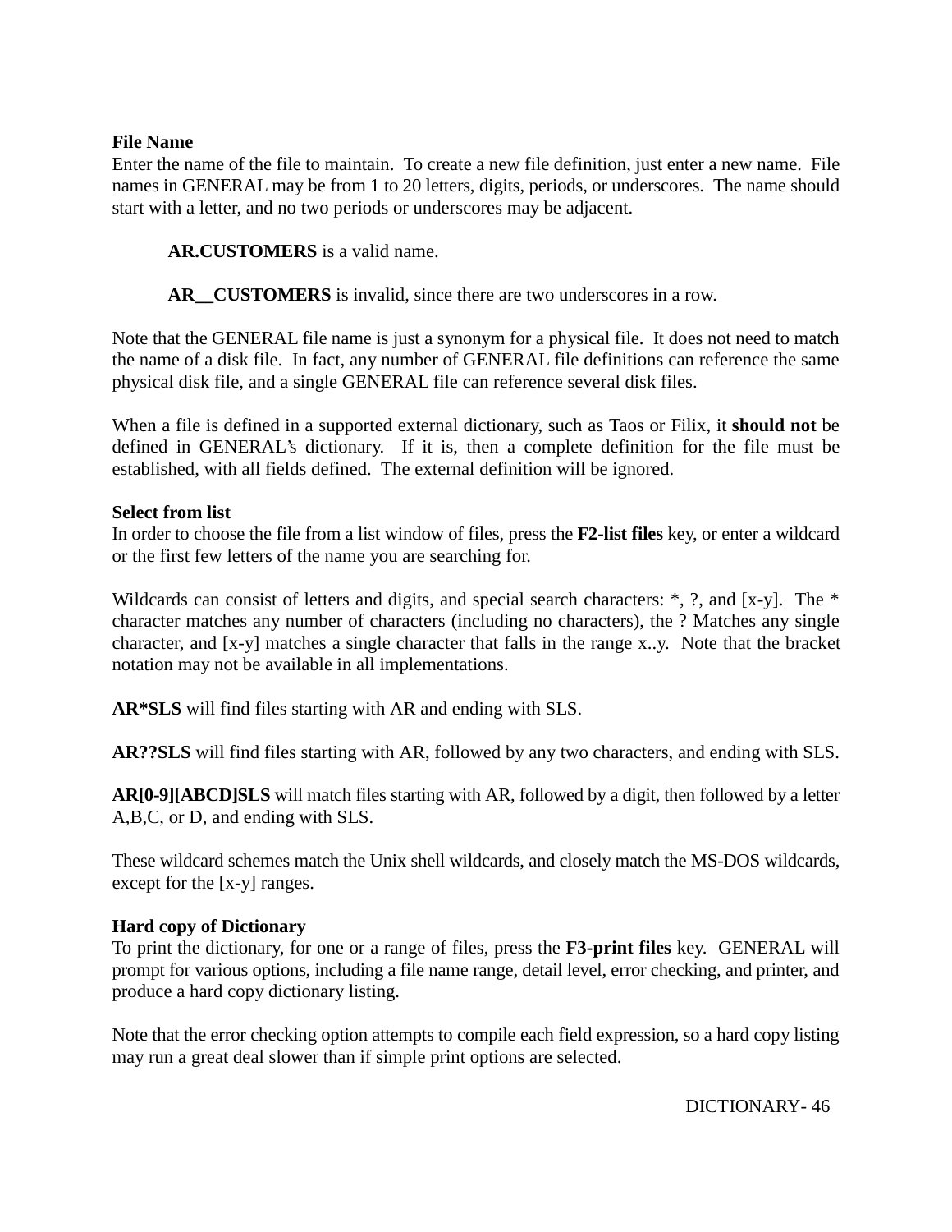**File Name**
Enter the name of the file to maintain. To create a new file definition, just enter a new name. File names in GENERAL may be from 1 to 20 letters, digits, periods, or underscores. The name should start with a letter, and no two periods or underscores may be adjacent.

> **AR.CUSTOMERS** is a valid name.
>
> **AR__CUSTOMERS** is invalid, since there are two underscores in a row.

Note that the GENERAL file name is just a synonym for a physical file. It does not need to match the name of a disk file. In fact, any number of GENERAL file definitions can reference the same physical disk file, and a single GENERAL file can reference several disk files.

When a file is defined in a supported external dictionary, such as Taos or Filix, it **should not** be defined in GENERAL's dictionary. If it is, then a complete definition for the file must be established, with all fields defined. The external definition will be ignored.

**Select from list**
In order to choose the file from a list window of files, press the **F2-list files** key, or enter a wildcard or the first few letters of the name you are searching for.

Wildcards can consist of letters and digits, and special search characters: *, ?, and [x-y]. The * character matches any number of characters (including no characters), the ? Matches any single character, and [x-y] matches a single character that falls in the range x..y. Note that the bracket notation may not be available in all implementations.

**AR*SLS** will find files starting with AR and ending with SLS.

**AR??SLS** will find files starting with AR, followed by any two characters, and ending with SLS.

**AR[0-9][ABCD]SLS** will match files starting with AR, followed by a digit, then followed by a letter A,B,C, or D, and ending with SLS.

These wildcard schemes match the Unix shell wildcards, and closely match the MS-DOS wildcards, except for the [x-y] ranges.

**Hard copy of Dictionary**
To print the dictionary, for one or a range of files, press the **F3-print files** key. GENERAL will prompt for various options, including a file name range, detail level, error checking, and printer, and produce a hard copy dictionary listing.

Note that the error checking option attempts to compile each field expression, so a hard copy listing may run a great deal slower than if simple print options are selected.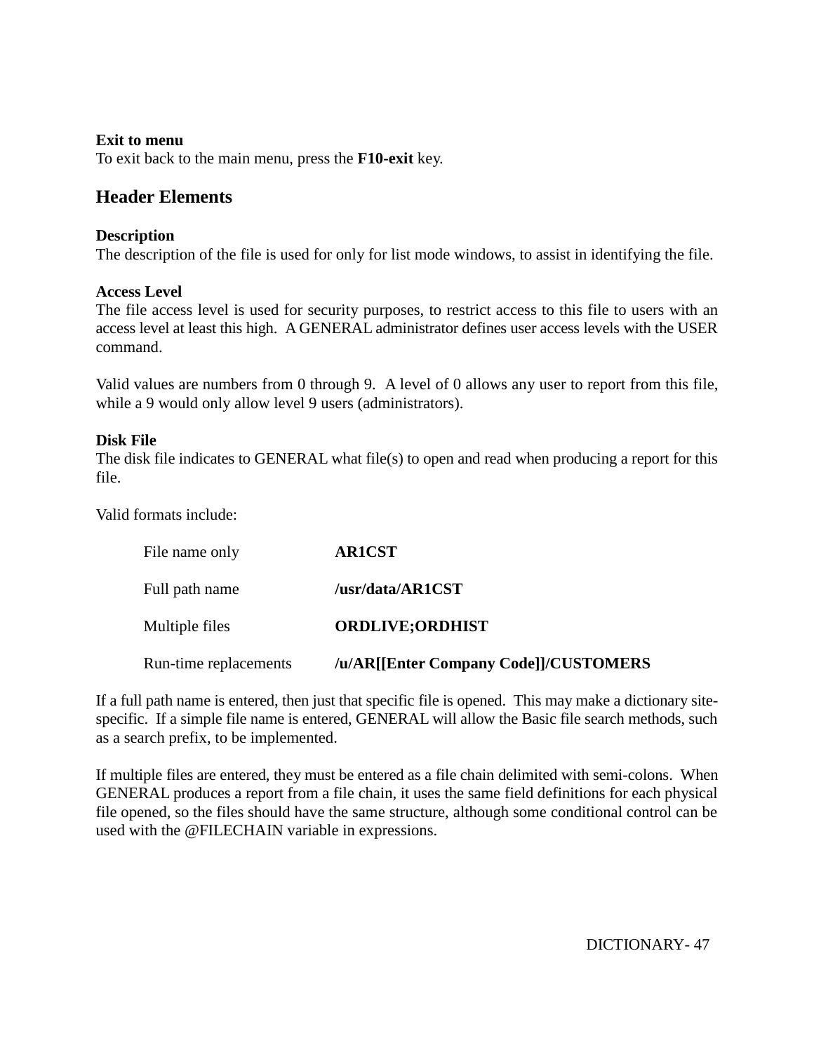**Exit to menu**
To exit back to the main menu, press the **F10-exit** key.

## Header Elements

**Description**
The description of the file is used for only for list mode windows, to assist in identifying the file.

**Access Level**
The file access level is used for security purposes, to restrict access to this file to users with an access level at least this high.  A GENERAL administrator defines user access levels with the USER command.

Valid values are numbers from 0 through 9.  A level of 0 allows any user to report from this file, while a 9 would only allow level 9 users (administrators).

**Disk File**
The disk file indicates to GENERAL what file(s) to open and read when producing a report for this file.

Valid formats include:

| | |
|---|---|
| File name only | **AR1CST** |
| Full path name | **/usr/data/AR1CST** |
| Multiple files | **ORDLIVE;ORDHIST** |
| Run-time replacements | **/u/AR[[Enter Company Code]]/CUSTOMERS** |

If a full path name is entered, then just that specific file is opened.  This may make a dictionary site-specific.  If a simple file name is entered, GENERAL will allow the Basic file search methods, such as a search prefix, to be implemented.

If multiple files are entered, they must be entered as a file chain delimited with semi-colons.  When GENERAL produces a report from a file chain, it uses the same field definitions for each physical file opened, so the files should have the same structure, although some conditional control can be used with the @FILECHAIN variable in expressions.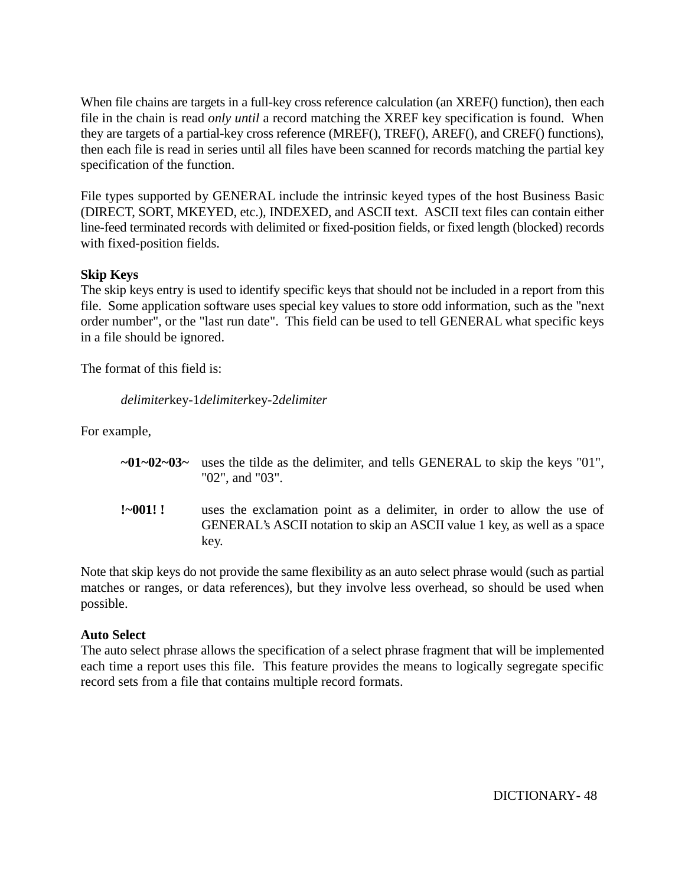When file chains are targets in a full-key cross reference calculation (an XREF() function), then each file in the chain is read *only until* a record matching the XREF key specification is found. When they are targets of a partial-key cross reference (MREF(), TREF(), AREF(), and CREF() functions), then each file is read in series until all files have been scanned for records matching the partial key specification of the function.

File types supported by GENERAL include the intrinsic keyed types of the host Business Basic (DIRECT, SORT, MKEYED, etc.), INDEXED, and ASCII text. ASCII text files can contain either line-feed terminated records with delimited or fixed-position fields, or fixed length (blocked) records with fixed-position fields.

**Skip Keys**
The skip keys entry is used to identify specific keys that should not be included in a report from this file. Some application software uses special key values to store odd information, such as the "next order number", or the "last run date". This field can be used to tell GENERAL what specific keys in a file should be ignored.

The format of this field is:

*delimiter*key-1*delimiter*key-2*delimiter*

For example,

**~01~02~03~** uses the tilde as the delimiter, and tells GENERAL to skip the keys "01", "02", and "03".

**!~001! !** uses the exclamation point as a delimiter, in order to allow the use of GENERAL's ASCII notation to skip an ASCII value 1 key, as well as a space key.

Note that skip keys do not provide the same flexibility as an auto select phrase would (such as partial matches or ranges, or data references), but they involve less overhead, so should be used when possible.

**Auto Select**
The auto select phrase allows the specification of a select phrase fragment that will be implemented each time a report uses this file. This feature provides the means to logically segregate specific record sets from a file that contains multiple record formats.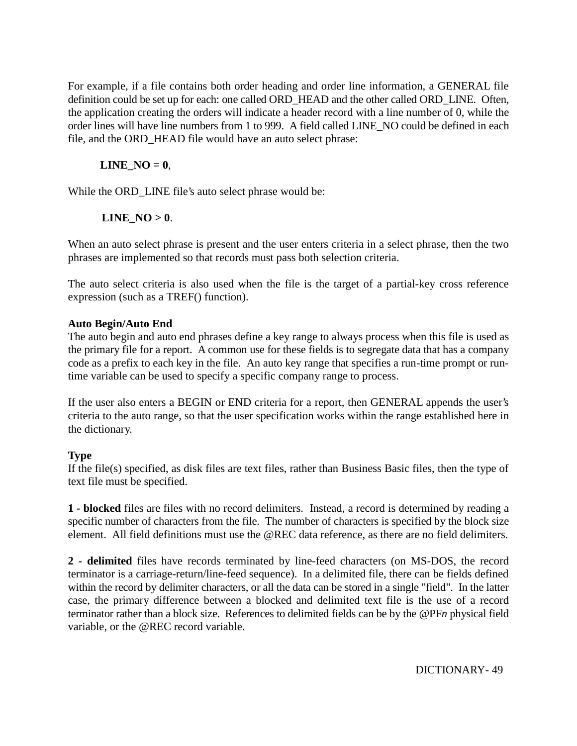For example, if a file contains both order heading and order line information, a GENERAL file definition could be set up for each: one called ORD_HEAD and the other called ORD_LINE. Often, the application creating the orders will indicate a header record with a line number of 0, while the order lines will have line numbers from 1 to 999. A field called LINE_NO could be defined in each file, and the ORD_HEAD file would have an auto select phrase:

**LINE_NO = 0**,

While the ORD_LINE file's auto select phrase would be:

**LINE_NO > 0**.

When an auto select phrase is present and the user enters criteria in a select phrase, then the two phrases are implemented so that records must pass both selection criteria.

The auto select criteria is also used when the file is the target of a partial-key cross reference expression (such as a TREF() function).

**Auto Begin/Auto End**

The auto begin and auto end phrases define a key range to always process when this file is used as the primary file for a report. A common use for these fields is to segregate data that has a company code as a prefix to each key in the file. An auto key range that specifies a run-time prompt or run-time variable can be used to specify a specific company range to process.

If the user also enters a BEGIN or END criteria for a report, then GENERAL appends the user's criteria to the auto range, so that the user specification works within the range established here in the dictionary.

**Type**

If the file(s) specified, as disk files are text files, rather than Business Basic files, then the type of text file must be specified.

**1 - blocked** files are files with no record delimiters. Instead, a record is determined by reading a specific number of characters from the file. The number of characters is specified by the block size element. All field definitions must use the @REC data reference, as there are no field delimiters.

**2 - delimited** files have records terminated by line-feed characters (on MS-DOS, the record terminator is a carriage-return/line-feed sequence). In a delimited file, there can be fields defined within the record by delimiter characters, or all the data can be stored in a single "field". In the latter case, the primary difference between a blocked and delimited text file is the use of a record terminator rather than a block size. References to delimited fields can be by the @PF*n* physical field variable, or the @REC record variable.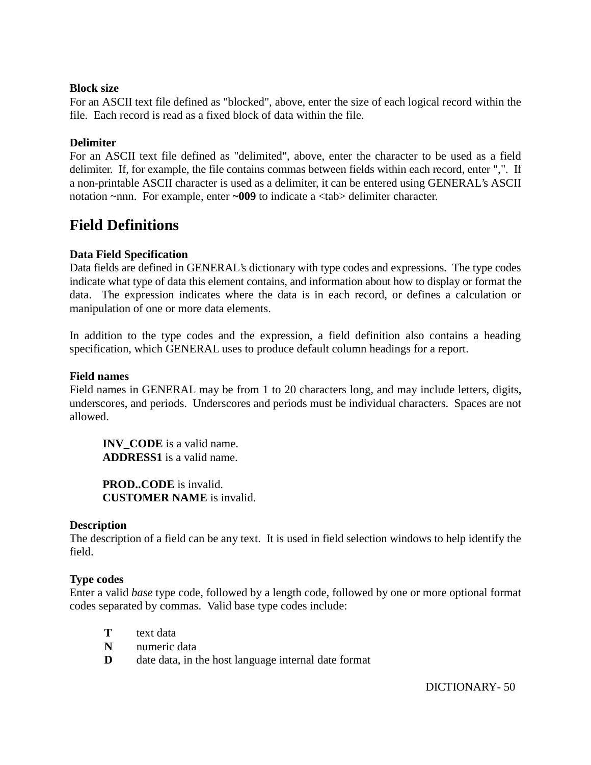**Block size**
For an ASCII text file defined as "blocked", above, enter the size of each logical record within the file. Each record is read as a fixed block of data within the file.

**Delimiter**
For an ASCII text file defined as "delimited", above, enter the character to be used as a field delimiter. If, for example, the file contains commas between fields within each record, enter ",". If a non-printable ASCII character is used as a delimiter, it can be entered using GENERAL's ASCII notation ~nnn. For example, enter **~009** to indicate a <tab> delimiter character.

## Field Definitions

**Data Field Specification**
Data fields are defined in GENERAL's dictionary with type codes and expressions. The type codes indicate what type of data this element contains, and information about how to display or format the data. The expression indicates where the data is in each record, or defines a calculation or manipulation of one or more data elements.

In addition to the type codes and the expression, a field definition also contains a heading specification, which GENERAL uses to produce default column headings for a report.

**Field names**
Field names in GENERAL may be from 1 to 20 characters long, and may include letters, digits, underscores, and periods. Underscores and periods must be individual characters. Spaces are not allowed.

> **INV_CODE** is a valid name.
> **ADDRESS1** is a valid name.
>
> **PROD..CODE** is invalid.
> **CUSTOMER NAME** is invalid.

**Description**
The description of a field can be any text. It is used in field selection windows to help identify the field.

**Type codes**
Enter a valid *base* type code, followed by a length code, followed by one or more optional format codes separated by commas. Valid base type codes include:

- **T** text data
- **N** numeric data
- **D** date data, in the host language internal date format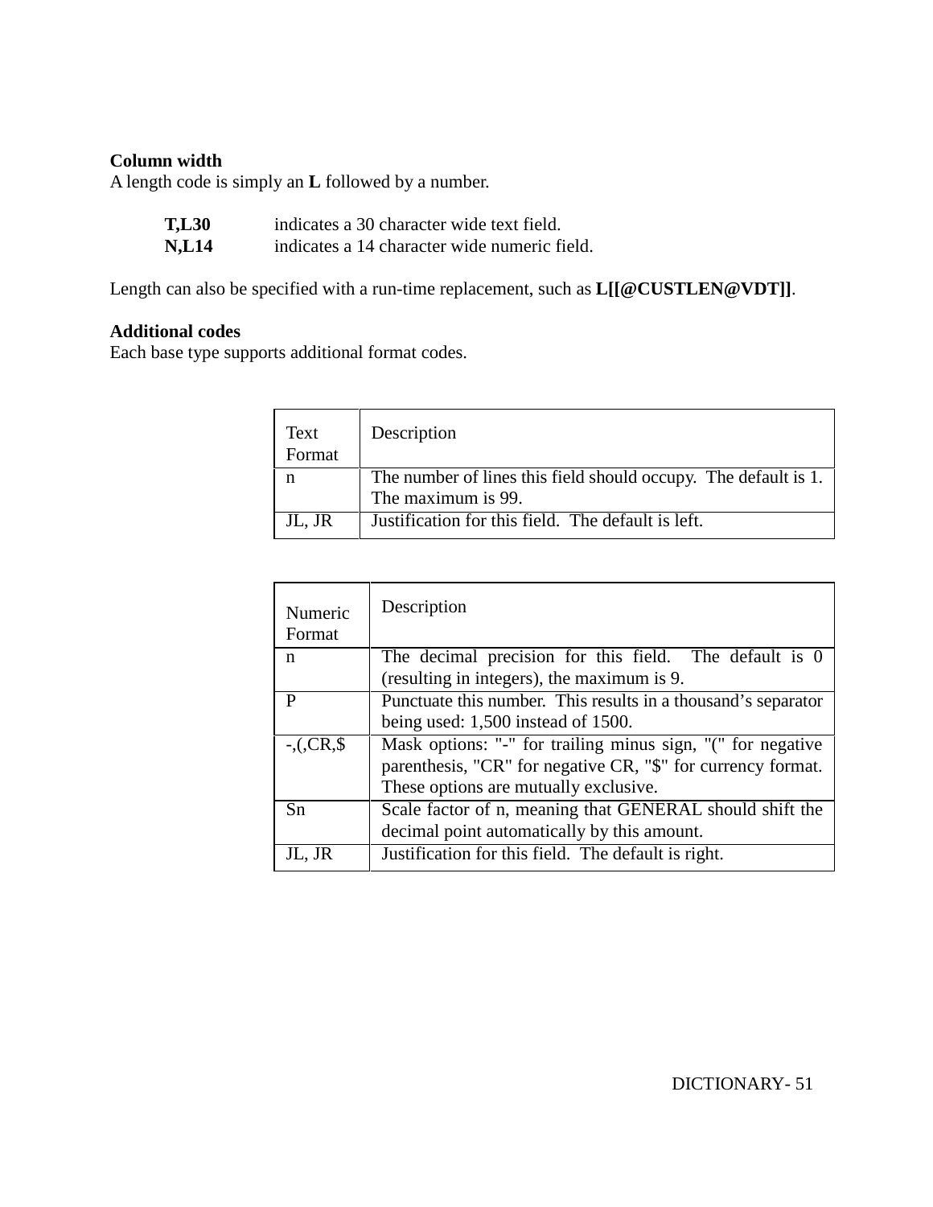**Column width**
A length code is simply an **L** followed by a number.

**T,L30** indicates a 30 character wide text field.
**N,L14** indicates a 14 character wide numeric field.

Length can also be specified with a run-time replacement, such as **L[[@CUSTLEN@VDT]]**.

**Additional codes**
Each base type supports additional format codes.

| Text Format | Description |
| --- | --- |
| n | The number of lines this field should occupy. The default is 1. The maximum is 99. |
| JL, JR | Justification for this field. The default is left. |

| Numeric Format | Description |
| --- | --- |
| n | The decimal precision for this field. The default is 0 (resulting in integers), the maximum is 9. |
| P | Punctuate this number. This results in a thousand’s separator being used: 1,500 instead of 1500. |
| -,(,CR,$ | Mask options: "-" for trailing minus sign, "(" for negative parenthesis, "CR" for negative CR, "$" for currency format. These options are mutually exclusive. |
| Sn | Scale factor of n, meaning that GENERAL should shift the decimal point automatically by this amount. |
| JL, JR | Justification for this field. The default is right. |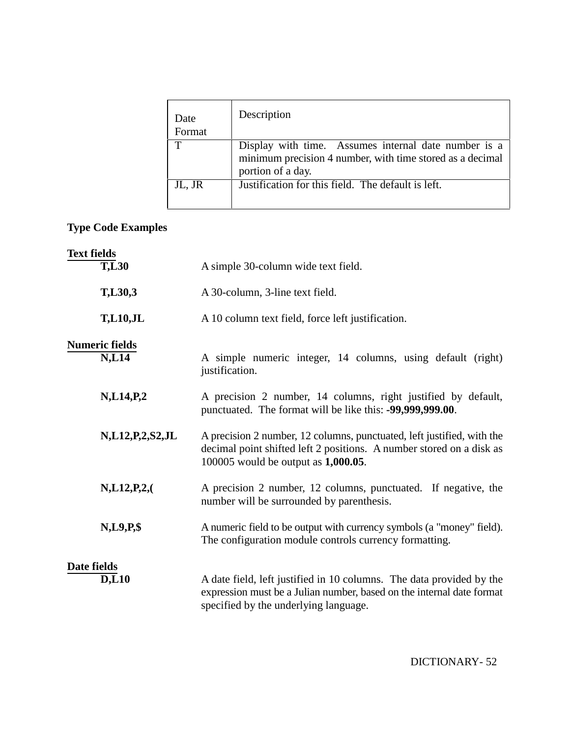| Date Format | Description |
|---|---|
| T | Display with time. Assumes internal date number is a minimum precision 4 number, with time stored as a decimal portion of a day. |
| JL, JR | Justification for this field. The default is left. |

**Type Code Examples**

**Text fields**

| | |
|---|---|
| **T,L30** | A simple 30-column wide text field. |
| **T,L30,3** | A 30-column, 3-line text field. |
| **T,L10,JL** | A 10 column text field, force left justification. |

**Numeric fields**

| | |
|---|---|
| **N,L14** | A simple numeric integer, 14 columns, using default (right) justification. |
| **N,L14,P,2** | A precision 2 number, 14 columns, right justified by default, punctuated. The format will be like this: **-99,999,999.00**. |
| **N,L12,P,2,S2,JL** | A precision 2 number, 12 columns, punctuated, left justified, with the decimal point shifted left 2 positions. A number stored on a disk as 100005 would be output as **1,000.05**. |
| **N,L12,P,2,(** | A precision 2 number, 12 columns, punctuated. If negative, the number will be surrounded by parenthesis. |
| **N,L9,P,$** | A numeric field to be output with currency symbols (a "money" field). The configuration module controls currency formatting. |

**Date fields**

| | |
|---|---|
| **D,L10** | A date field, left justified in 10 columns. The data provided by the expression must be a Julian number, based on the internal date format specified by the underlying language. |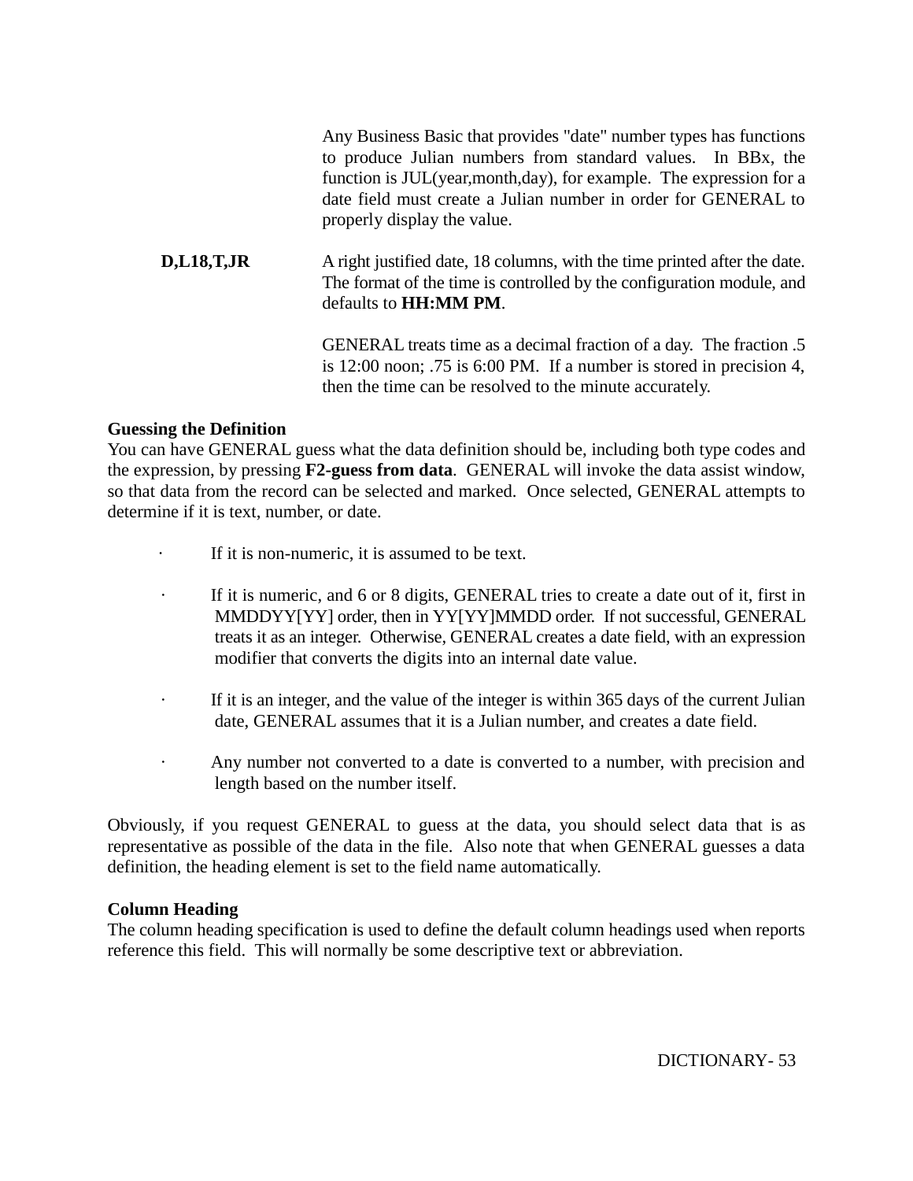Any Business Basic that provides "date" number types has functions to produce Julian numbers from standard values. In BBx, the function is JUL(year,month,day), for example. The expression for a date field must create a Julian number in order for GENERAL to properly display the value.

**D,L18,T,JR** A right justified date, 18 columns, with the time printed after the date. The format of the time is controlled by the configuration module, and defaults to **HH:MM PM**.

GENERAL treats time as a decimal fraction of a day. The fraction .5 is 12:00 noon; .75 is 6:00 PM. If a number is stored in precision 4, then the time can be resolved to the minute accurately.

**Guessing the Definition**

You can have GENERAL guess what the data definition should be, including both type codes and the expression, by pressing **F2-guess from data**. GENERAL will invoke the data assist window, so that data from the record can be selected and marked. Once selected, GENERAL attempts to determine if it is text, number, or date.

- If it is non-numeric, it is assumed to be text.
- If it is numeric, and 6 or 8 digits, GENERAL tries to create a date out of it, first in MMDDYY[YY] order, then in YY[YY]MMDD order. If not successful, GENERAL treats it as an integer. Otherwise, GENERAL creates a date field, with an expression modifier that converts the digits into an internal date value.
- If it is an integer, and the value of the integer is within 365 days of the current Julian date, GENERAL assumes that it is a Julian number, and creates a date field.
- Any number not converted to a date is converted to a number, with precision and length based on the number itself.

Obviously, if you request GENERAL to guess at the data, you should select data that is as representative as possible of the data in the file. Also note that when GENERAL guesses a data definition, the heading element is set to the field name automatically.

**Column Heading**

The column heading specification is used to define the default column headings used when reports reference this field. This will normally be some descriptive text or abbreviation.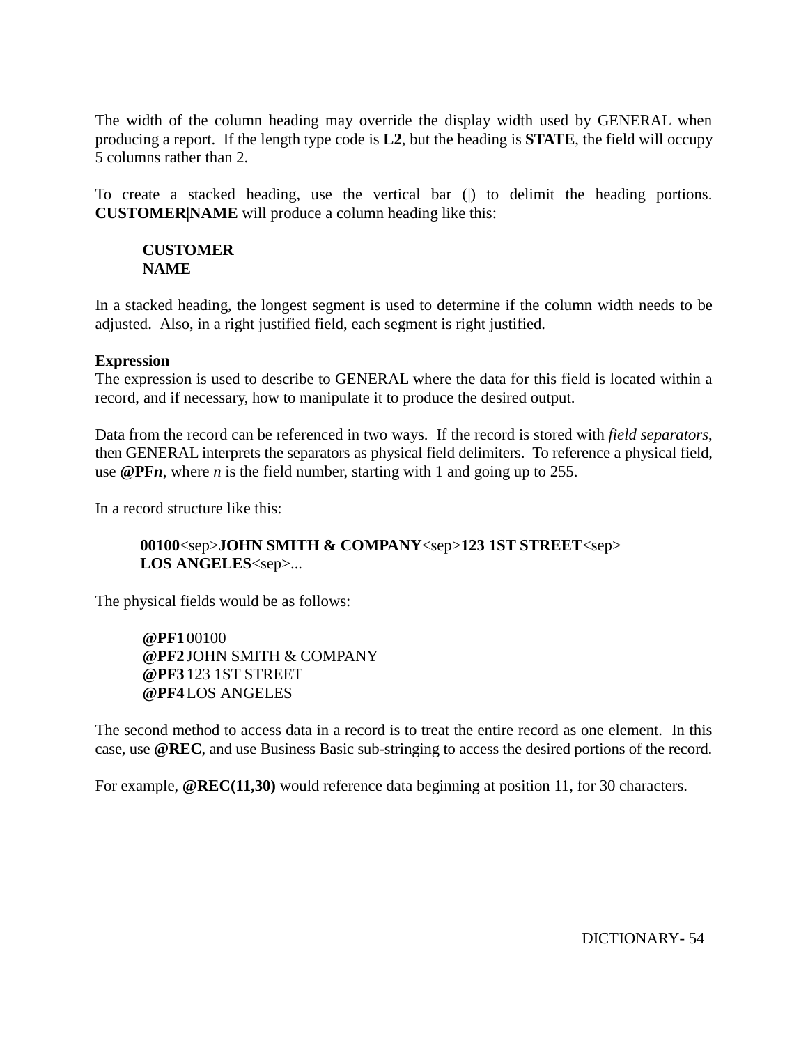The width of the column heading may override the display width used by GENERAL when producing a report. If the length type code is **L2**, but the heading is **STATE**, the field will occupy 5 columns rather than 2.

To create a stacked heading, use the vertical bar (|) to delimit the heading portions. **CUSTOMER|NAME** will produce a column heading like this:

> **CUSTOMER**
> **NAME**

In a stacked heading, the longest segment is used to determine if the column width needs to be adjusted. Also, in a right justified field, each segment is right justified.

**Expression**

The expression is used to describe to GENERAL where the data for this field is located within a record, and if necessary, how to manipulate it to produce the desired output.

Data from the record can be referenced in two ways. If the record is stored with *field separators*, then GENERAL interprets the separators as physical field delimiters. To reference a physical field, use **@PF*n***, where *n* is the field number, starting with 1 and going up to 255.

In a record structure like this:

> **00100**<sep>**JOHN SMITH & COMPANY**<sep>**123 1ST STREET**<sep>
> **LOS ANGELES**<sep>...

The physical fields would be as follows:

> **@PF1** 00100
> **@PF2** JOHN SMITH & COMPANY
> **@PF3** 123 1ST STREET
> **@PF4** LOS ANGELES

The second method to access data in a record is to treat the entire record as one element. In this case, use **@REC**, and use Business Basic sub-stringing to access the desired portions of the record.

For example, **@REC(11,30)** would reference data beginning at position 11, for 30 characters.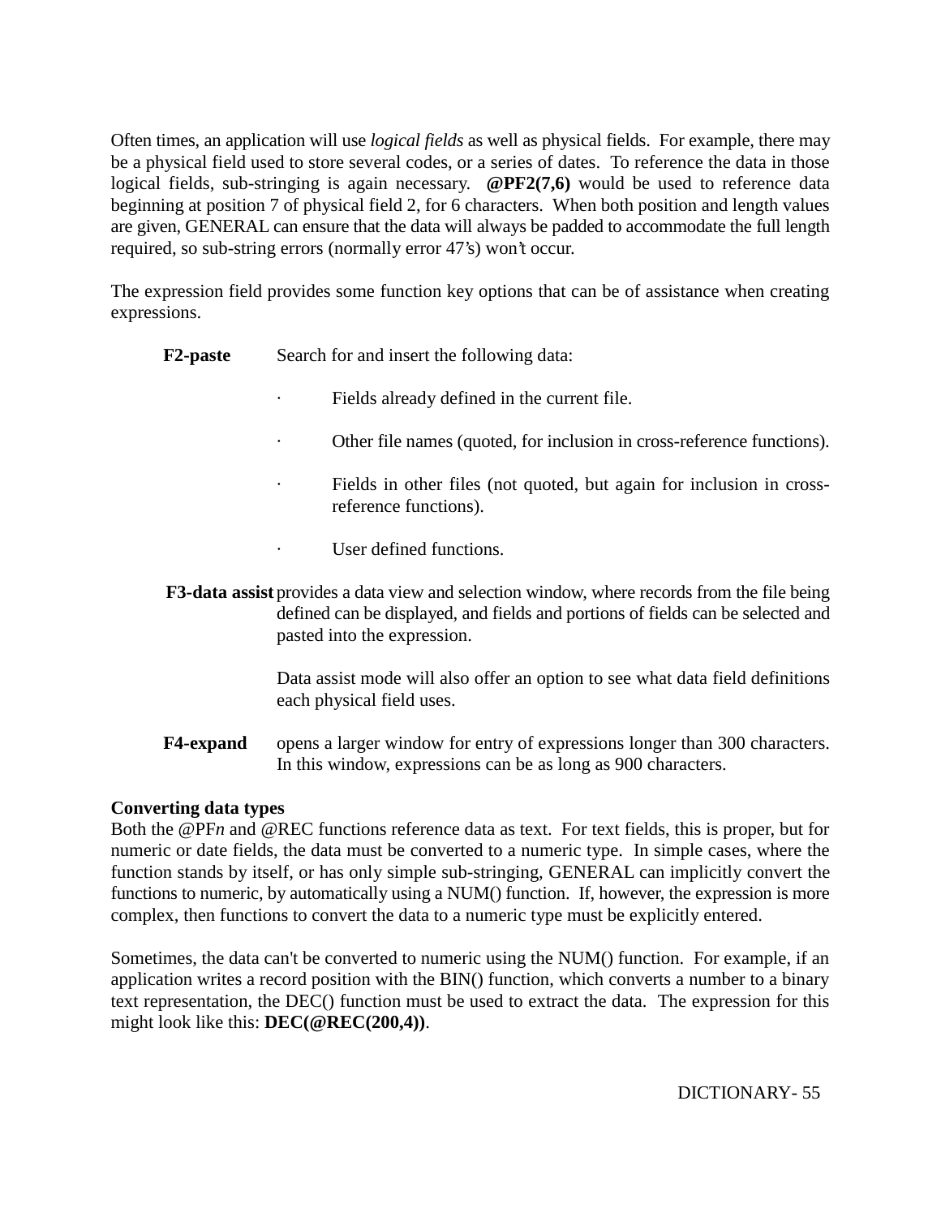Often times, an application will use *logical fields* as well as physical fields. For example, there may be a physical field used to store several codes, or a series of dates. To reference the data in those logical fields, sub-stringing is again necessary. **@PF2(7,6)** would be used to reference data beginning at position 7 of physical field 2, for 6 characters. When both position and length values are given, GENERAL can ensure that the data will always be padded to accommodate the full length required, so sub-string errors (normally error 47's) won't occur.

The expression field provides some function key options that can be of assistance when creating expressions.

**F2-paste** Search for and insert the following data:

- Fields already defined in the current file.
- Other file names (quoted, for inclusion in cross-reference functions).
- Fields in other files (not quoted, but again for inclusion in cross-reference functions).
- User defined functions.

**F3-data assist** provides a data view and selection window, where records from the file being defined can be displayed, and fields and portions of fields can be selected and pasted into the expression.

Data assist mode will also offer an option to see what data field definitions each physical field uses.

**F4-expand** opens a larger window for entry of expressions longer than 300 characters. In this window, expressions can be as long as 900 characters.

**Converting data types**

Both the @PF*n* and @REC functions reference data as text. For text fields, this is proper, but for numeric or date fields, the data must be converted to a numeric type. In simple cases, where the function stands by itself, or has only simple sub-stringing, GENERAL can implicitly convert the functions to numeric, by automatically using a NUM() function. If, however, the expression is more complex, then functions to convert the data to a numeric type must be explicitly entered.

Sometimes, the data can't be converted to numeric using the NUM() function. For example, if an application writes a record position with the BIN() function, which converts a number to a binary text representation, the DEC() function must be used to extract the data. The expression for this might look like this: **DEC(@REC(200,4))**.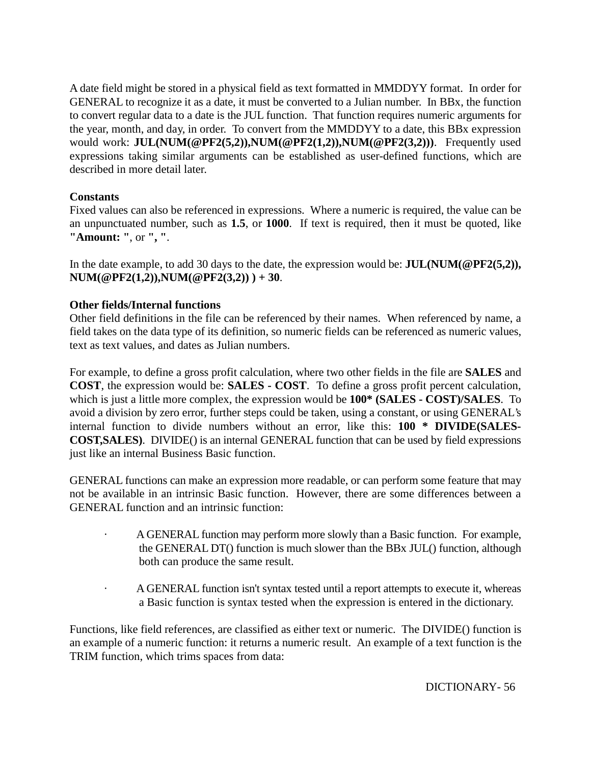A date field might be stored in a physical field as text formatted in MMDDYY format. In order for GENERAL to recognize it as a date, it must be converted to a Julian number. In BBx, the function to convert regular data to a date is the JUL function. That function requires numeric arguments for the year, month, and day, in order. To convert from the MMDDYY to a date, this BBx expression would work: **JUL(NUM(@PF2(5,2)),NUM(@PF2(1,2)),NUM(@PF2(3,2)))**. Frequently used expressions taking similar arguments can be established as user-defined functions, which are described in more detail later.

**Constants**

Fixed values can also be referenced in expressions. Where a numeric is required, the value can be an unpunctuated number, such as **1.5**, or **1000**. If text is required, then it must be quoted, like **"Amount: "**, or **", "**.

In the date example, to add 30 days to the date, the expression would be: **JUL(NUM(@PF2(5,2)), NUM(@PF2(1,2)),NUM(@PF2(3,2)) ) + 30**.

**Other fields/Internal functions**

Other field definitions in the file can be referenced by their names. When referenced by name, a field takes on the data type of its definition, so numeric fields can be referenced as numeric values, text as text values, and dates as Julian numbers.

For example, to define a gross profit calculation, where two other fields in the file are **SALES** and **COST**, the expression would be: **SALES - COST**. To define a gross profit percent calculation, which is just a little more complex, the expression would be **100* (SALES - COST)/SALES**. To avoid a division by zero error, further steps could be taken, using a constant, or using GENERAL's internal function to divide numbers without an error, like this: **100 * DIVIDE(SALES-COST,SALES)**. DIVIDE() is an internal GENERAL function that can be used by field expressions just like an internal Business Basic function.

GENERAL functions can make an expression more readable, or can perform some feature that may not be available in an intrinsic Basic function. However, there are some differences between a GENERAL function and an intrinsic function:

- A GENERAL function may perform more slowly than a Basic function. For example, the GENERAL DT() function is much slower than the BBx JUL() function, although both can produce the same result.
- A GENERAL function isn't syntax tested until a report attempts to execute it, whereas a Basic function is syntax tested when the expression is entered in the dictionary.

Functions, like field references, are classified as either text or numeric. The DIVIDE() function is an example of a numeric function: it returns a numeric result. An example of a text function is the TRIM function, which trims spaces from data: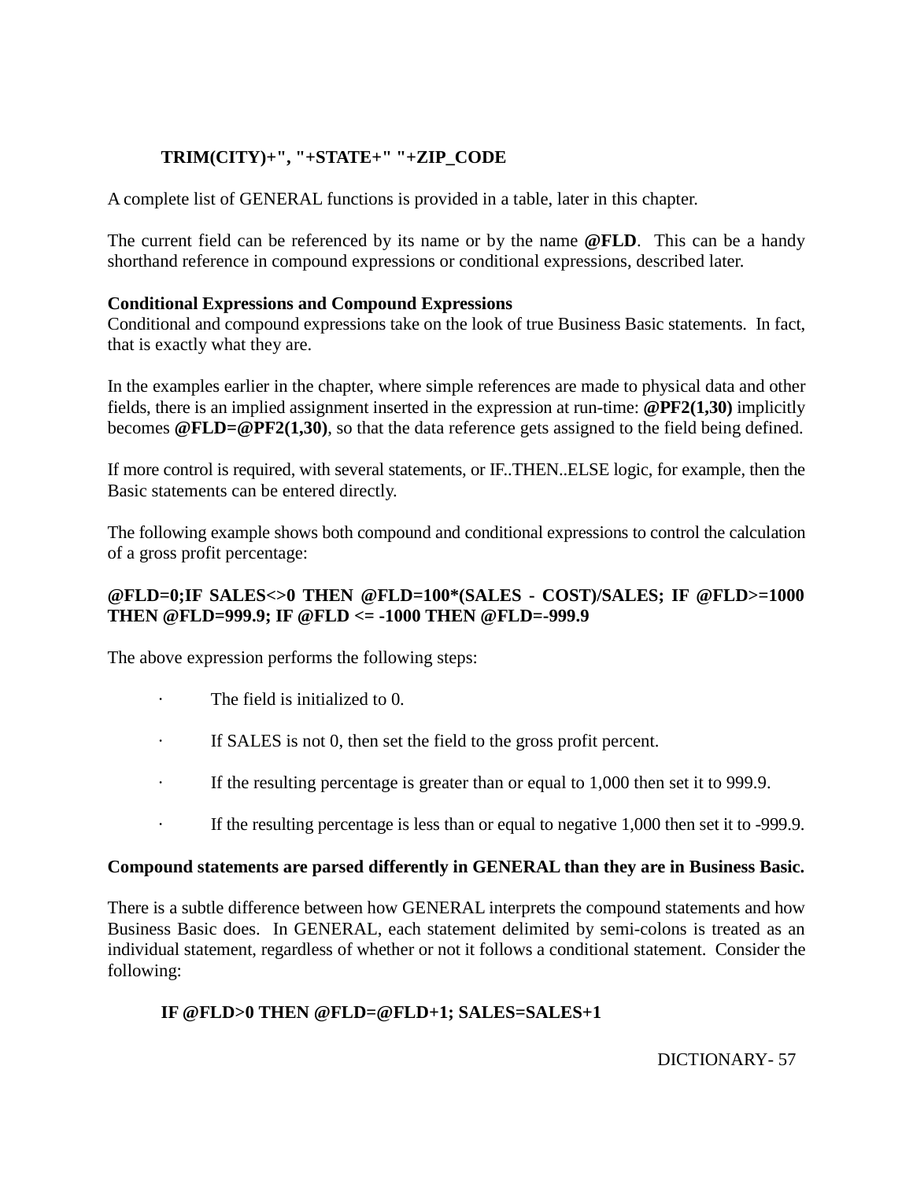```
TRIM(CITY)+", "+STATE+" "+ZIP_CODE
```

A complete list of GENERAL functions is provided in a table, later in this chapter.

The current field can be referenced by its name or by the name **@FLD**. This can be a handy shorthand reference in compound expressions or conditional expressions, described later.

**Conditional Expressions and Compound Expressions**

Conditional and compound expressions take on the look of true Business Basic statements. In fact, that is exactly what they are.

In the examples earlier in the chapter, where simple references are made to physical data and other fields, there is an implied assignment inserted in the expression at run-time: **@PF2(1,30)** implicitly becomes **@FLD=@PF2(1,30)**, so that the data reference gets assigned to the field being defined.

If more control is required, with several statements, or IF..THEN..ELSE logic, for example, then the Basic statements can be entered directly.

The following example shows both compound and conditional expressions to control the calculation of a gross profit percentage:

```
@FLD=0;IF SALES<>0 THEN @FLD=100*(SALES - COST)/SALES; IF @FLD>=1000 THEN @FLD=999.9; IF @FLD <= -1000 THEN @FLD=-999.9
```

The above expression performs the following steps:

- The field is initialized to 0.
- If SALES is not 0, then set the field to the gross profit percent.
- If the resulting percentage is greater than or equal to 1,000 then set it to 999.9.
- If the resulting percentage is less than or equal to negative 1,000 then set it to -999.9.

**Compound statements are parsed differently in GENERAL than they are in Business Basic.**

There is a subtle difference between how GENERAL interprets the compound statements and how Business Basic does. In GENERAL, each statement delimited by semi-colons is treated as an individual statement, regardless of whether or not it follows a conditional statement. Consider the following:

```
IF @FLD>0 THEN @FLD=@FLD+1; SALES=SALES+1
```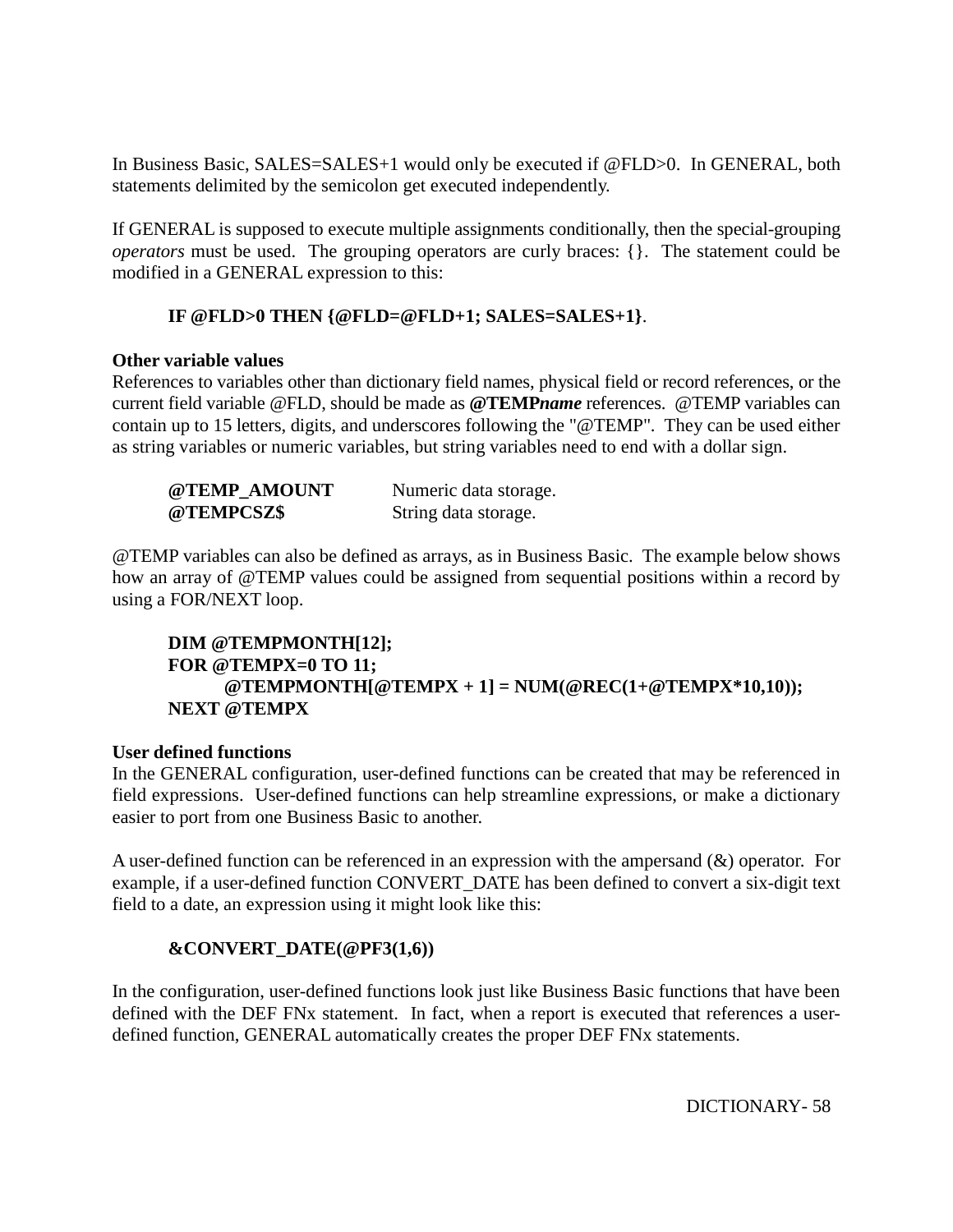In Business Basic, SALES=SALES+1 would only be executed if @FLD>0. In GENERAL, both statements delimited by the semicolon get executed independently.

If GENERAL is supposed to execute multiple assignments conditionally, then the special-grouping *operators* must be used. The grouping operators are curly braces: {}. The statement could be modified in a GENERAL expression to this:

**IF @FLD>0 THEN {@FLD=@FLD+1; SALES=SALES+1}**.

**Other variable values**
References to variables other than dictionary field names, physical field or record references, or the current field variable @FLD, should be made as **@TEMP*name*** references. @TEMP variables can contain up to 15 letters, digits, and underscores following the "@TEMP". They can be used either as string variables or numeric variables, but string variables need to end with a dollar sign.

| | |
|---|---|
| **@TEMP_AMOUNT** | Numeric data storage. |
| **@TEMPCSZ$** | String data storage. |

@TEMP variables can also be defined as arrays, as in Business Basic. The example below shows how an array of @TEMP values could be assigned from sequential positions within a record by using a FOR/NEXT loop.

```
DIM @TEMPMONTH[12];
FOR @TEMPX=0 TO 11;
        @TEMPMONTH[@TEMPX + 1] = NUM(@REC(1+@TEMPX*10,10));
NEXT @TEMPX
```

**User defined functions**
In the GENERAL configuration, user-defined functions can be created that may be referenced in field expressions. User-defined functions can help streamline expressions, or make a dictionary easier to port from one Business Basic to another.

A user-defined function can be referenced in an expression with the ampersand (&) operator. For example, if a user-defined function CONVERT_DATE has been defined to convert a six-digit text field to a date, an expression using it might look like this:

**&CONVERT_DATE(@PF3(1,6))**

In the configuration, user-defined functions look just like Business Basic functions that have been defined with the DEF FNx statement. In fact, when a report is executed that references a user-defined function, GENERAL automatically creates the proper DEF FNx statements.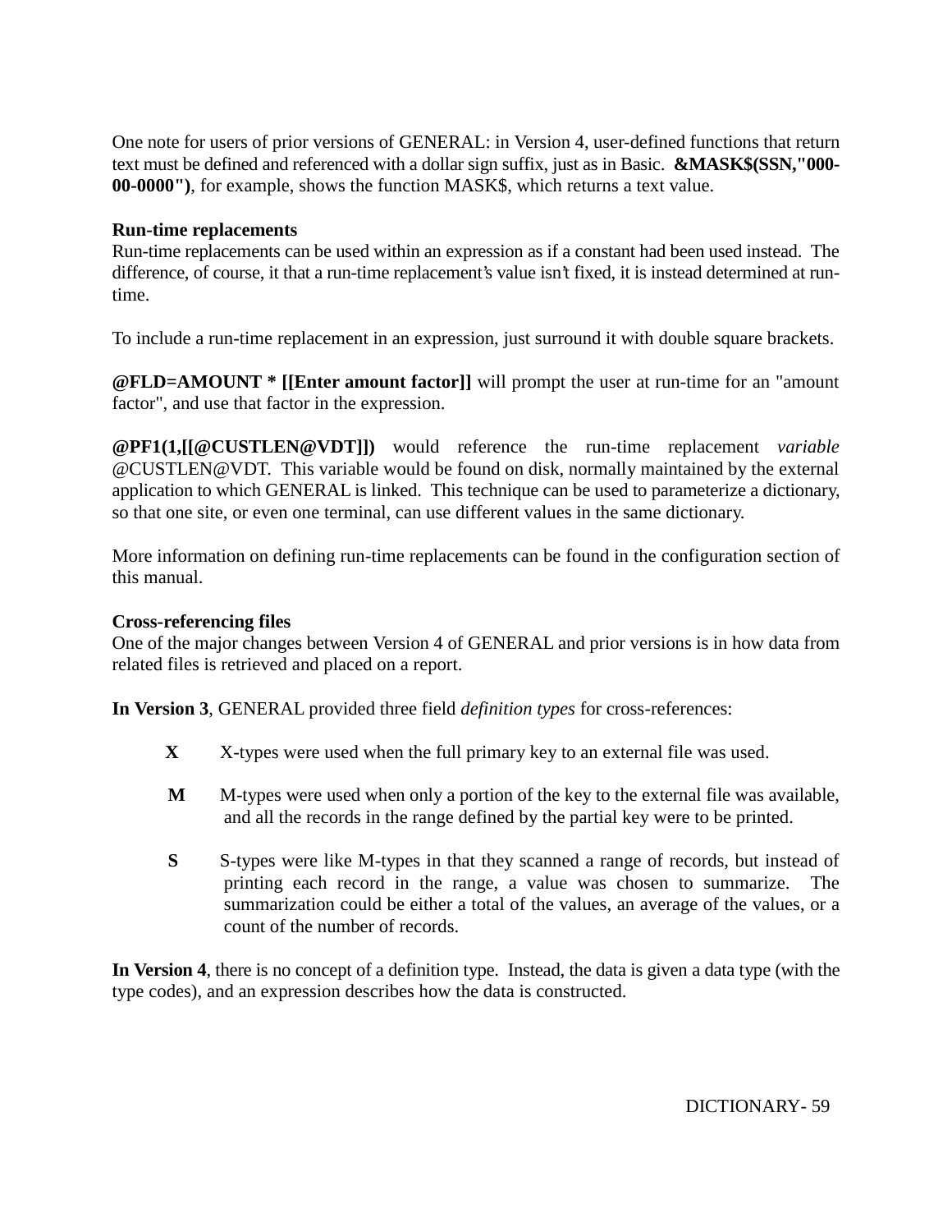One note for users of prior versions of GENERAL: in Version 4, user-defined functions that return text must be defined and referenced with a dollar sign suffix, just as in Basic. **&MASK$(SSN,"000-00-0000")**, for example, shows the function MASK$, which returns a text value.

**Run-time replacements**

Run-time replacements can be used within an expression as if a constant had been used instead. The difference, of course, it that a run-time replacement's value isn't fixed, it is instead determined at run-time.

To include a run-time replacement in an expression, just surround it with double square brackets.

**@FLD=AMOUNT * [[Enter amount factor]]** will prompt the user at run-time for an "amount factor", and use that factor in the expression.

**@PF1(1,[[@CUSTLEN@VDT]])** would reference the run-time replacement *variable* @CUSTLEN@VDT. This variable would be found on disk, normally maintained by the external application to which GENERAL is linked. This technique can be used to parameterize a dictionary, so that one site, or even one terminal, can use different values in the same dictionary.

More information on defining run-time replacements can be found in the configuration section of this manual.

**Cross-referencing files**

One of the major changes between Version 4 of GENERAL and prior versions is in how data from related files is retrieved and placed on a report.

**In Version 3**, GENERAL provided three field *definition types* for cross-references:

- **X** X-types were used when the full primary key to an external file was used.
- **M** M-types were used when only a portion of the key to the external file was available, and all the records in the range defined by the partial key were to be printed.
- **S** S-types were like M-types in that they scanned a range of records, but instead of printing each record in the range, a value was chosen to summarize. The summarization could be either a total of the values, an average of the values, or a count of the number of records.

**In Version 4**, there is no concept of a definition type. Instead, the data is given a data type (with the type codes), and an expression describes how the data is constructed.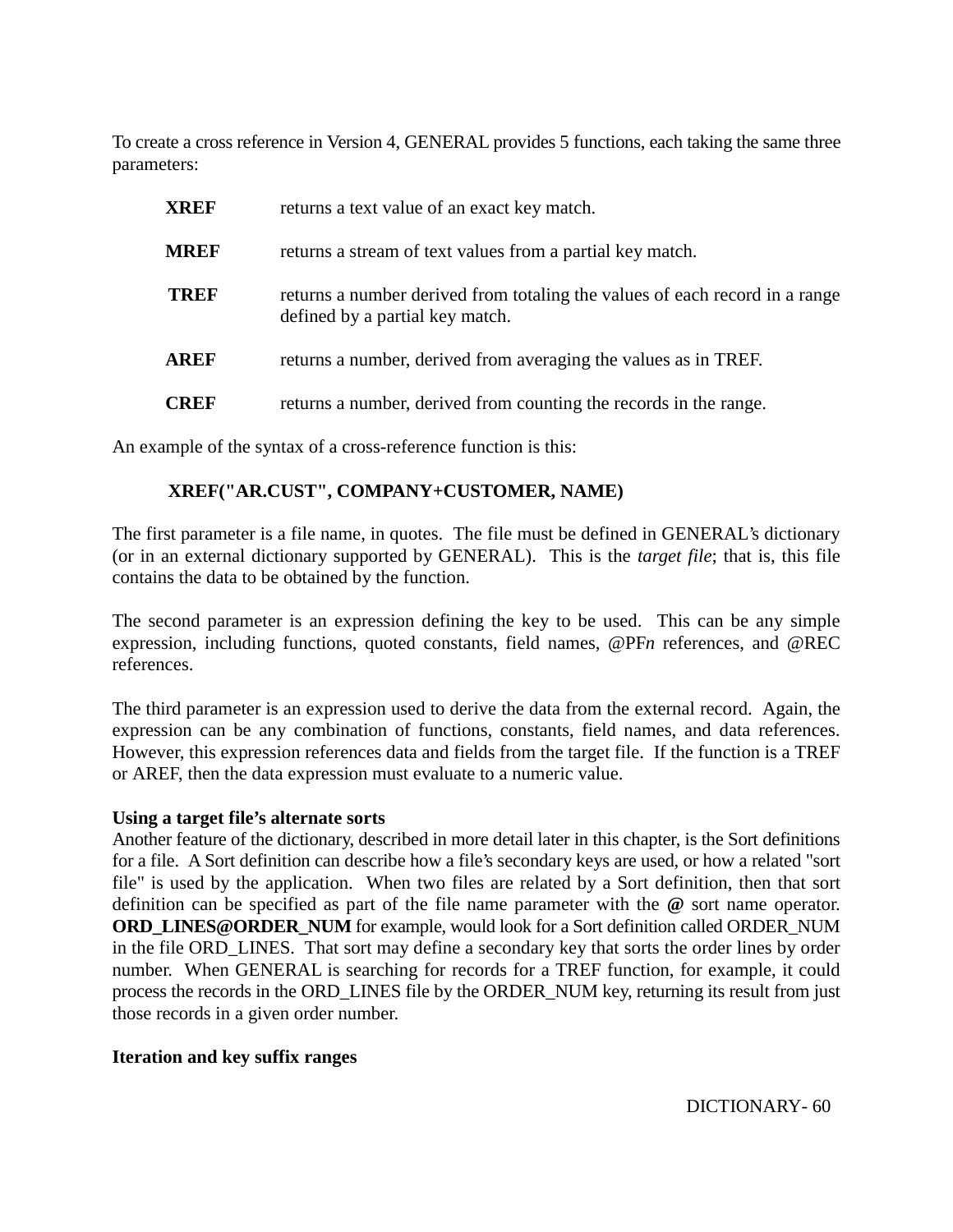To create a cross reference in Version 4, GENERAL provides 5 functions, each taking the same three parameters:

**XREF** returns a text value of an exact key match.

**MREF** returns a stream of text values from a partial key match.

**TREF** returns a number derived from totaling the values of each record in a range defined by a partial key match.

**AREF** returns a number, derived from averaging the values as in TREF.

**CREF** returns a number, derived from counting the records in the range.

An example of the syntax of a cross-reference function is this:

**XREF("AR.CUST", COMPANY+CUSTOMER, NAME)**

The first parameter is a file name, in quotes. The file must be defined in GENERAL's dictionary (or in an external dictionary supported by GENERAL). This is the *target file*; that is, this file contains the data to be obtained by the function.

The second parameter is an expression defining the key to be used. This can be any simple expression, including functions, quoted constants, field names, @PF*n* references, and @REC references.

The third parameter is an expression used to derive the data from the external record. Again, the expression can be any combination of functions, constants, field names, and data references. However, this expression references data and fields from the target file. If the function is a TREF or AREF, then the data expression must evaluate to a numeric value.

**Using a target file's alternate sorts**

Another feature of the dictionary, described in more detail later in this chapter, is the Sort definitions for a file. A Sort definition can describe how a file's secondary keys are used, or how a related "sort file" is used by the application. When two files are related by a Sort definition, then that sort definition can be specified as part of the file name parameter with the **@** sort name operator. **ORD_LINES@ORDER_NUM** for example, would look for a Sort definition called ORDER_NUM in the file ORD_LINES. That sort may define a secondary key that sorts the order lines by order number. When GENERAL is searching for records for a TREF function, for example, it could process the records in the ORD_LINES file by the ORDER_NUM key, returning its result from just those records in a given order number.

**Iteration and key suffix ranges**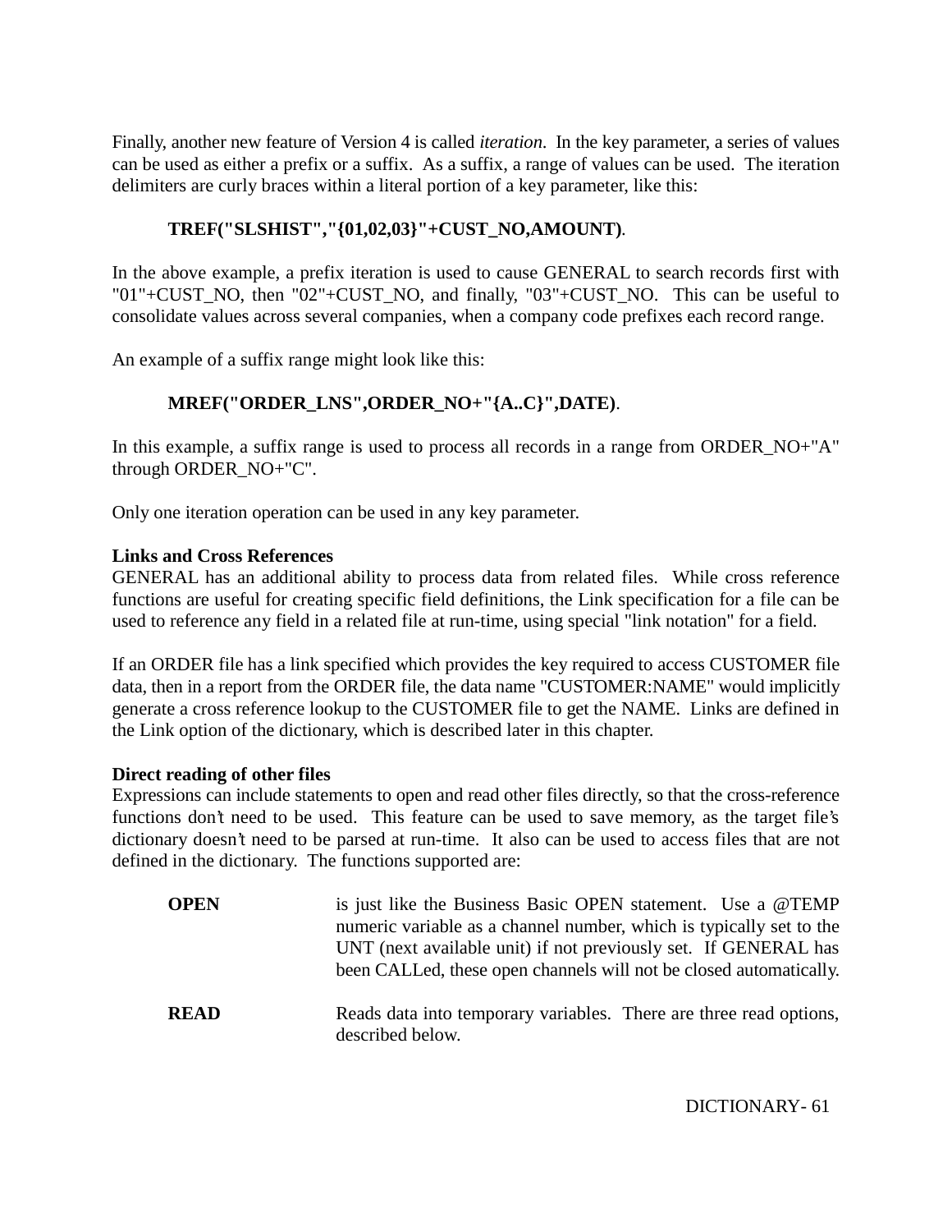Finally, another new feature of Version 4 is called *iteration*. In the key parameter, a series of values can be used as either a prefix or a suffix. As a suffix, a range of values can be used. The iteration delimiters are curly braces within a literal portion of a key parameter, like this:

**TREF("SLSHIST","{01,02,03}"+CUST_NO,AMOUNT)**.

In the above example, a prefix iteration is used to cause GENERAL to search records first with "01"+CUST_NO, then "02"+CUST_NO, and finally, "03"+CUST_NO. This can be useful to consolidate values across several companies, when a company code prefixes each record range.

An example of a suffix range might look like this:

**MREF("ORDER_LNS",ORDER_NO+"{A..C}",DATE)**.

In this example, a suffix range is used to process all records in a range from ORDER_NO+"A" through ORDER_NO+"C".

Only one iteration operation can be used in any key parameter.

**Links and Cross References**

GENERAL has an additional ability to process data from related files. While cross reference functions are useful for creating specific field definitions, the Link specification for a file can be used to reference any field in a related file at run-time, using special "link notation" for a field.

If an ORDER file has a link specified which provides the key required to access CUSTOMER file data, then in a report from the ORDER file, the data name "CUSTOMER:NAME" would implicitly generate a cross reference lookup to the CUSTOMER file to get the NAME. Links are defined in the Link option of the dictionary, which is described later in this chapter.

**Direct reading of other files**

Expressions can include statements to open and read other files directly, so that the cross-reference functions don't need to be used. This feature can be used to save memory, as the target file's dictionary doesn't need to be parsed at run-time. It also can be used to access files that are not defined in the dictionary. The functions supported are:

**OPEN** is just like the Business Basic OPEN statement. Use a @TEMP numeric variable as a channel number, which is typically set to the UNT (next available unit) if not previously set. If GENERAL has been CALLed, these open channels will not be closed automatically.

**READ** Reads data into temporary variables. There are three read options, described below.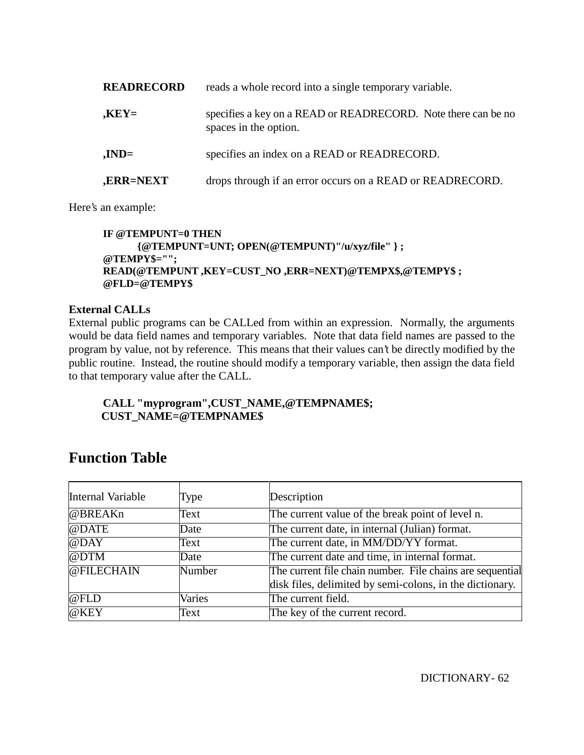**READRECORD** reads a whole record into a single temporary variable.

**,KEY=** specifies a key on a READ or READRECORD. Note there can be no spaces in the option.

**,IND=** specifies an index on a READ or READRECORD.

**,ERR=NEXT** drops through if an error occurs on a READ or READRECORD.

Here's an example:

```
IF @TEMPUNT=0 THEN
        {@TEMPUNT=UNT; OPEN(@TEMPUNT)"/u/xyz/file" } ;
@TEMPY$="";
READ(@TEMPUNT ,KEY=CUST_NO ,ERR=NEXT)@TEMPX$,@TEMPY$ ;
@FLD=@TEMPY$
```

**External CALLs**

External public programs can be CALLed from within an expression. Normally, the arguments would be data field names and temporary variables. Note that data field names are passed to the program by value, not by reference. This means that their values can't be directly modified by the public routine. Instead, the routine should modify a temporary variable, then assign the data field to that temporary value after the CALL.

```
CALL "myprogram",CUST_NAME,@TEMPNAME$;
CUST_NAME=@TEMPNAME$
```

## Function Table

| Internal Variable | Type | Description |
|---|---|---|
| @BREAKn | Text | The current value of the break point of level n. |
| @DATE | Date | The current date, in internal (Julian) format. |
| @DAY | Text | The current date, in MM/DD/YY format. |
| @DTM | Date | The current date and time, in internal format. |
| @FILECHAIN | Number | The current file chain number. File chains are sequential disk files, delimited by semi-colons, in the dictionary. |
| @FLD | Varies | The current field. |
| @KEY | Text | The key of the current record. |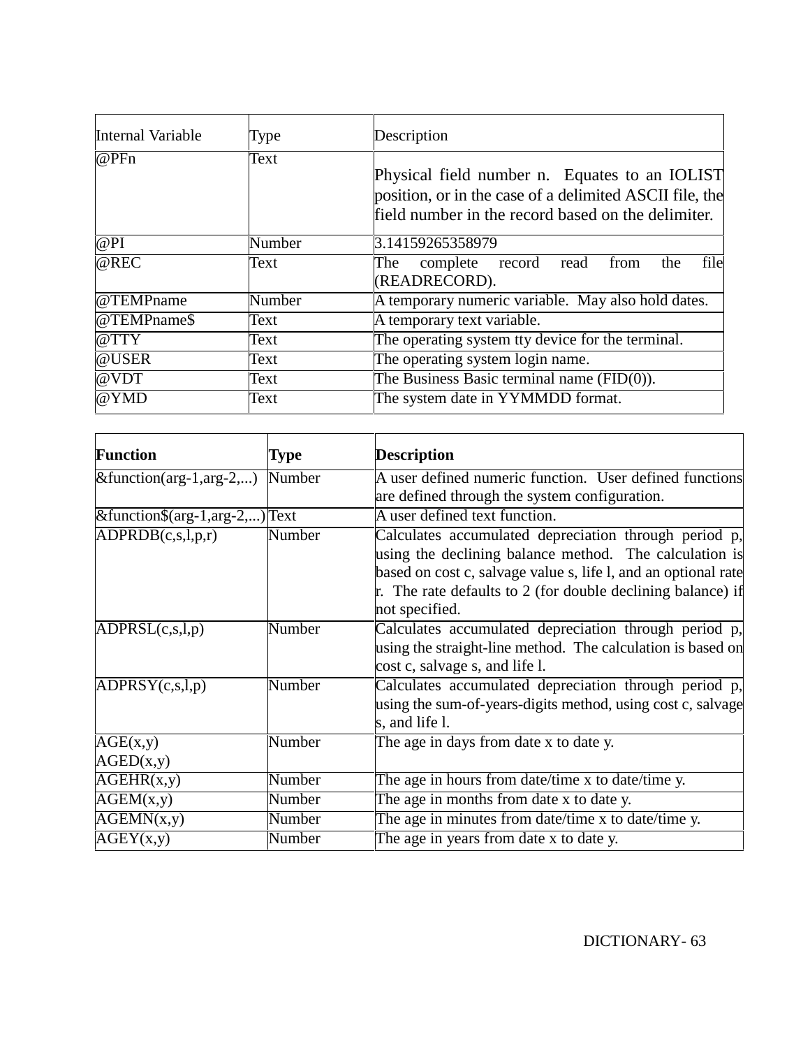| Internal Variable | Type | Description |
|---|---|---|
| @PFn | Text | Physical field number n. Equates to an IOLIST position, or in the case of a delimited ASCII file, the field number in the record based on the delimiter. |
| @PI | Number | 3.14159265358979 |
| @REC | Text | The complete record read from the file (READRECORD). |
| @TEMPname | Number | A temporary numeric variable. May also hold dates. |
| @TEMPname$ | Text | A temporary text variable. |
| @TTY | Text | The operating system tty device for the terminal. |
| @USER | Text | The operating system login name. |
| @VDT | Text | The Business Basic terminal name (FID(0)). |
| @YMD | Text | The system date in YYMMDD format. |

| **Function** | **Type** | **Description** |
|---|---|---|
| &function(arg-1,arg-2,...) | Number | A user defined numeric function. User defined functions are defined through the system configuration. |
| &function$(arg-1,arg-2,...) | Text | A user defined text function. |
| ADPRDB(c,s,l,p,r) | Number | Calculates accumulated depreciation through period p, using the declining balance method. The calculation is based on cost c, salvage value s, life l, and an optional rate r. The rate defaults to 2 (for double declining balance) if not specified. |
| ADPRSL(c,s,l,p) | Number | Calculates accumulated depreciation through period p, using the straight-line method. The calculation is based on cost c, salvage s, and life l. |
| ADPRSY(c,s,l,p) | Number | Calculates accumulated depreciation through period p, using the sum-of-years-digits method, using cost c, salvage s, and life l. |
| AGE(x,y)<br>AGED(x,y) | Number | The age in days from date x to date y. |
| AGEHR(x,y) | Number | The age in hours from date/time x to date/time y. |
| AGEM(x,y) | Number | The age in months from date x to date y. |
| AGEMN(x,y) | Number | The age in minutes from date/time x to date/time y. |
| AGEY(x,y) | Number | The age in years from date x to date y. |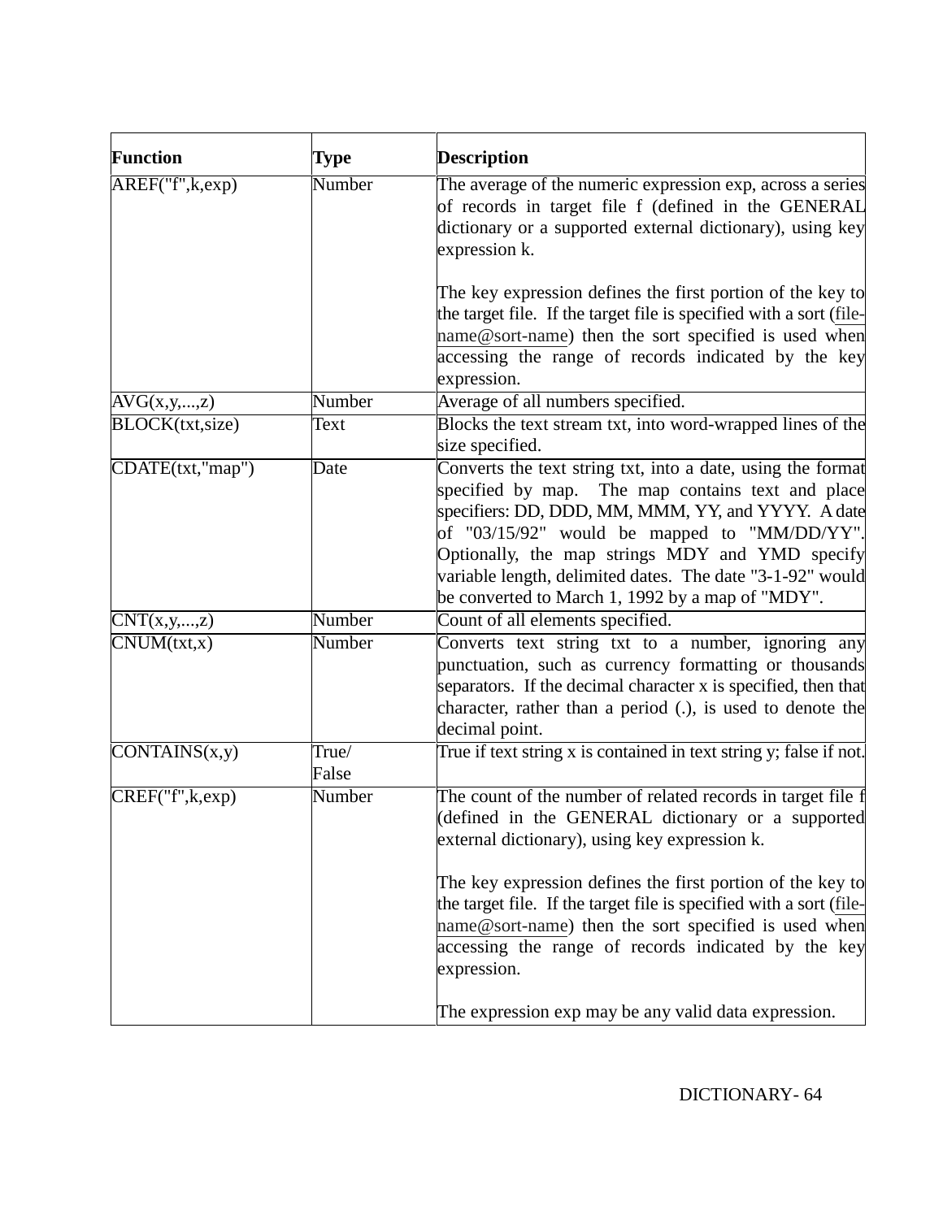| **Function** | **Type** | **Description** |
| --- | --- | --- |
| AREF("f",k,exp) | Number | The average of the numeric expression exp, across a series of records in target file f (defined in the GENERAL dictionary or a supported external dictionary), using key expression k.<br><br>The key expression defines the first portion of the key to the target file. If the target file is specified with a sort (file-name@sort-name) then the sort specified is used when accessing the range of records indicated by the key expression. |
| AVG(x,y,...,z) | Number | Average of all numbers specified. |
| BLOCK(txt,size) | Text | Blocks the text stream txt, into word-wrapped lines of the size specified. |
| CDATE(txt,"map") | Date | Converts the text string txt, into a date, using the format specified by map. The map contains text and place specifiers: DD, DDD, MM, MMM, YY, and YYYY. A date of "03/15/92" would be mapped to "MM/DD/YY". Optionally, the map strings MDY and YMD specify variable length, delimited dates. The date "3-1-92" would be converted to March 1, 1992 by a map of "MDY". |
| CNT(x,y,...,z) | Number | Count of all elements specified. |
| CNUM(txt,x) | Number | Converts text string txt to a number, ignoring any punctuation, such as currency formatting or thousands separators. If the decimal character x is specified, then that character, rather than a period (.), is used to denote the decimal point. |
| CONTAINS(x,y) | True/ False | True if text string x is contained in text string y; false if not. |
| CREF("f",k,exp) | Number | The count of the number of related records in target file f (defined in the GENERAL dictionary or a supported external dictionary), using key expression k.<br><br>The key expression defines the first portion of the key to the target file. If the target file is specified with a sort (file-name@sort-name) then the sort specified is used when accessing the range of records indicated by the key expression.<br><br>The expression exp may be any valid data expression. |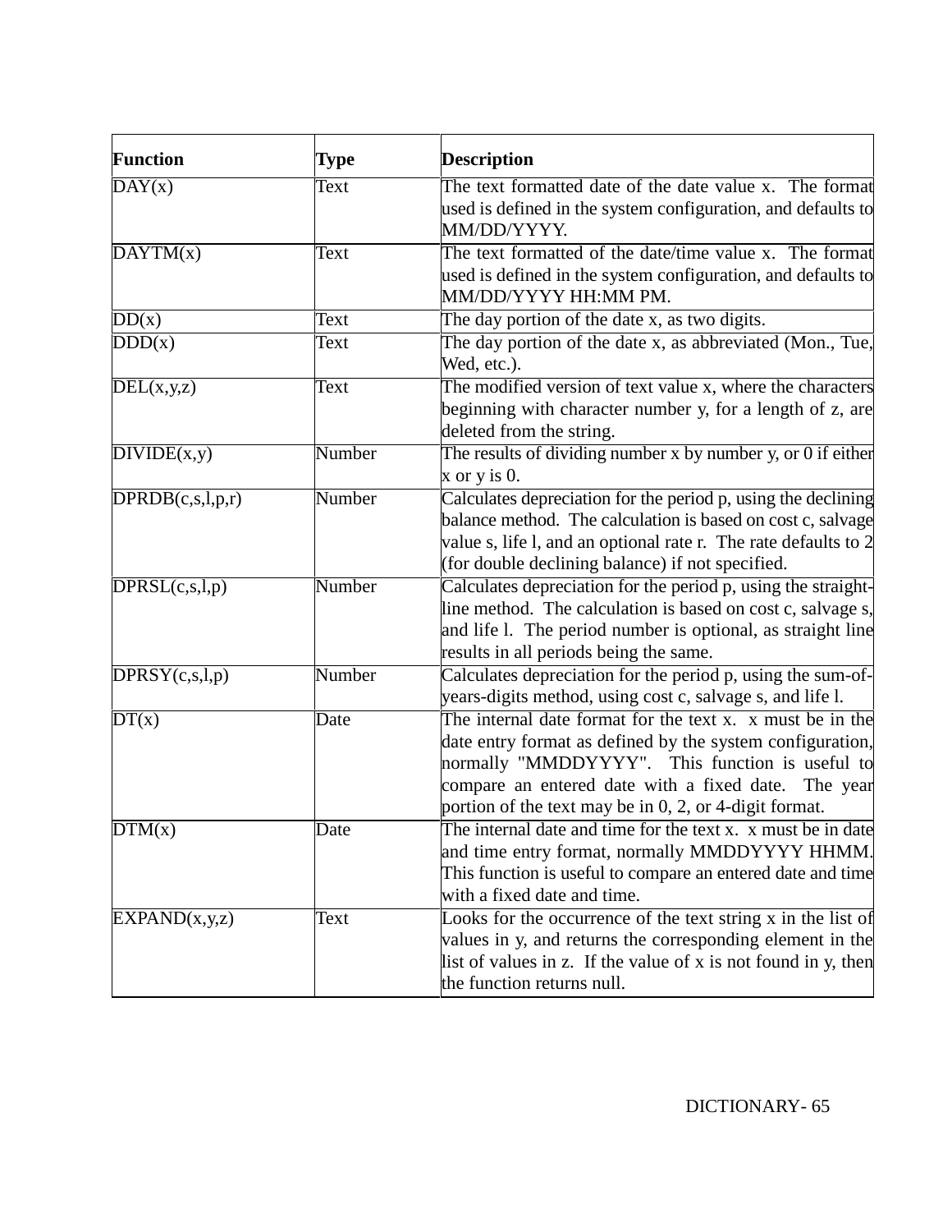| Function | Type | Description |
| --- | --- | --- |
| DAY(x) | Text | The text formatted date of the date value x. The format used is defined in the system configuration, and defaults to MM/DD/YYYY. |
| DAYTM(x) | Text | The text formatted of the date/time value x. The format used is defined in the system configuration, and defaults to MM/DD/YYYY HH:MM PM. |
| DD(x) | Text | The day portion of the date x, as two digits. |
| DDD(x) | Text | The day portion of the date x, as abbreviated (Mon., Tue, Wed, etc.). |
| DEL(x,y,z) | Text | The modified version of text value x, where the characters beginning with character number y, for a length of z, are deleted from the string. |
| DIVIDE(x,y) | Number | The results of dividing number x by number y, or 0 if either x or y is 0. |
| DPRDB(c,s,l,p,r) | Number | Calculates depreciation for the period p, using the declining balance method. The calculation is based on cost c, salvage value s, life l, and an optional rate r. The rate defaults to 2 (for double declining balance) if not specified. |
| DPRSL(c,s,l,p) | Number | Calculates depreciation for the period p, using the straight-line method. The calculation is based on cost c, salvage s, and life l. The period number is optional, as straight line results in all periods being the same. |
| DPRSY(c,s,l,p) | Number | Calculates depreciation for the period p, using the sum-of-years-digits method, using cost c, salvage s, and life l. |
| DT(x) | Date | The internal date format for the text x. x must be in the date entry format as defined by the system configuration, normally "MMDDYYYY". This function is useful to compare an entered date with a fixed date. The year portion of the text may be in 0, 2, or 4-digit format. |
| DTM(x) | Date | The internal date and time for the text x. x must be in date and time entry format, normally MMDDYYYY HHMM. This function is useful to compare an entered date and time with a fixed date and time. |
| EXPAND(x,y,z) | Text | Looks for the occurrence of the text string x in the list of values in y, and returns the corresponding element in the list of values in z. If the value of x is not found in y, then the function returns null. |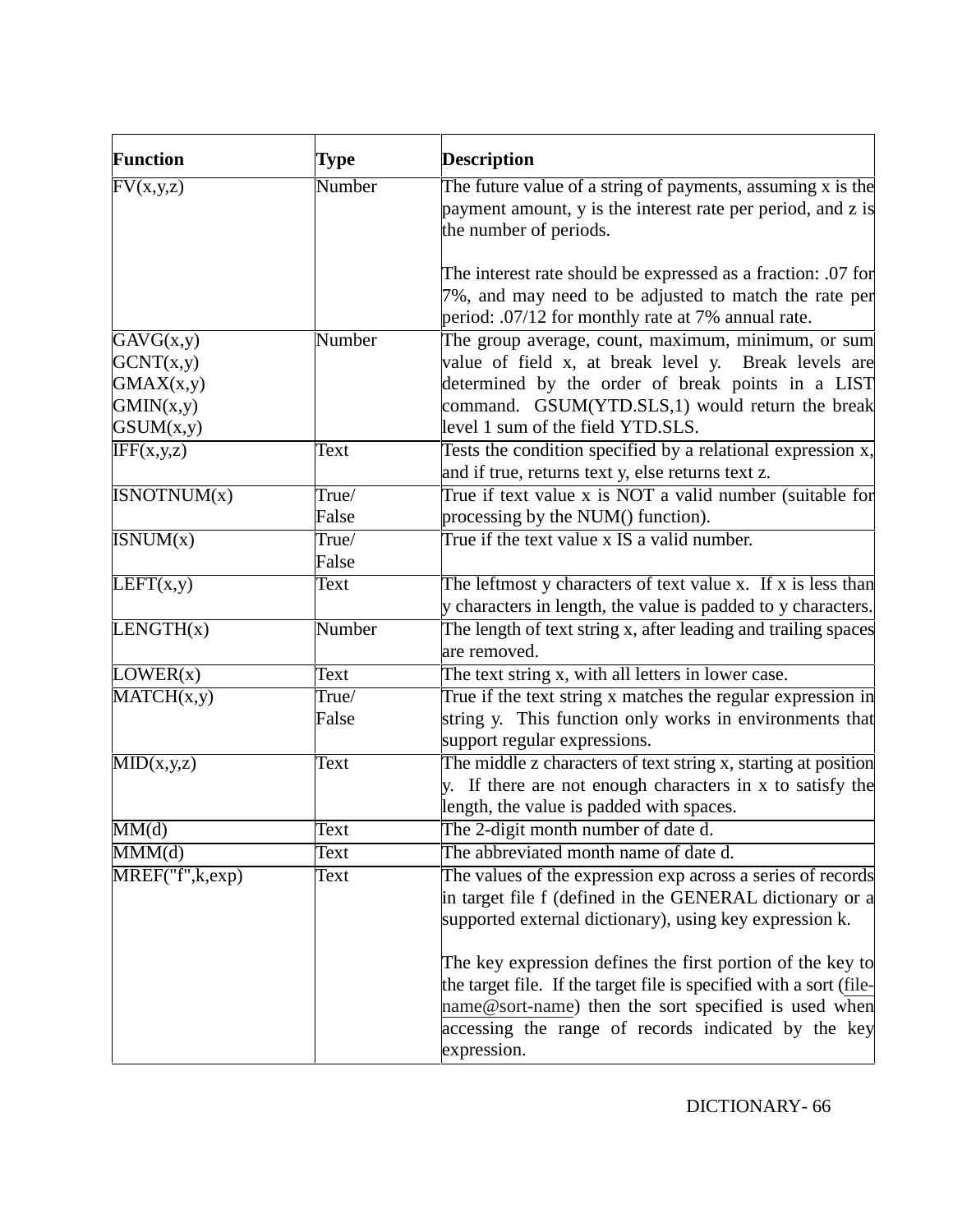| Function | Type | Description |
|---|---|---|
| FV(x,y,z) | Number | The future value of a string of payments, assuming x is the payment amount, y is the interest rate per period, and z is the number of periods.<br><br>The interest rate should be expressed as a fraction: .07 for 7%, and may need to be adjusted to match the rate per period: .07/12 for monthly rate at 7% annual rate. |
| GAVG(x,y)<br>GCNT(x,y)<br>GMAX(x,y)<br>GMIN(x,y)<br>GSUM(x,y) | Number | The group average, count, maximum, minimum, or sum value of field x, at break level y. Break levels are determined by the order of break points in a LIST command. GSUM(YTD.SLS,1) would return the break level 1 sum of the field YTD.SLS. |
| IFF(x,y,z) | Text | Tests the condition specified by a relational expression x, and if true, returns text y, else returns text z. |
| ISNOTNUM(x) | True/<br>False | True if text value x is NOT a valid number (suitable for processing by the NUM() function). |
| ISNUM(x) | True/<br>False | True if the text value x IS a valid number. |
| LEFT(x,y) | Text | The leftmost y characters of text value x. If x is less than y characters in length, the value is padded to y characters. |
| LENGTH(x) | Number | The length of text string x, after leading and trailing spaces are removed. |
| LOWER(x) | Text | The text string x, with all letters in lower case. |
| MATCH(x,y) | True/<br>False | True if the text string x matches the regular expression in string y. This function only works in environments that support regular expressions. |
| MID(x,y,z) | Text | The middle z characters of text string x, starting at position y. If there are not enough characters in x to satisfy the length, the value is padded with spaces. |
| MM(d) | Text | The 2-digit month number of date d. |
| MMM(d) | Text | The abbreviated month name of date d. |
| MREF("f",k,exp) | Text | The values of the expression exp across a series of records in target file f (defined in the GENERAL dictionary or a supported external dictionary), using key expression k.<br><br>The key expression defines the first portion of the key to the target file. If the target file is specified with a sort (file-name@sort-name) then the sort specified is used when accessing the range of records indicated by the key expression. |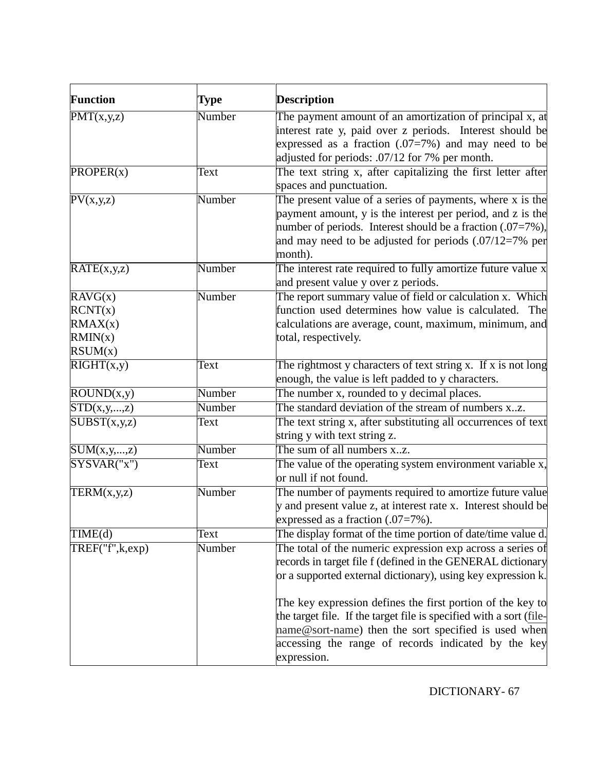| Function | Type | Description |
| --- | --- | --- |
| PMT(x,y,z) | Number | The payment amount of an amortization of principal x, at interest rate y, paid over z periods. Interest should be expressed as a fraction (.07=7%) and may need to be adjusted for periods: .07/12 for 7% per month. |
| PROPER(x) | Text | The text string x, after capitalizing the first letter after spaces and punctuation. |
| PV(x,y,z) | Number | The present value of a series of payments, where x is the payment amount, y is the interest per period, and z is the number of periods. Interest should be a fraction (.07=7%), and may need to be adjusted for periods (.07/12=7% per month). |
| RATE(x,y,z) | Number | The interest rate required to fully amortize future value x and present value y over z periods. |
| RAVG(x)<br>RCNT(x)<br>RMAX(x)<br>RMIN(x)<br>RSUM(x) | Number | The report summary value of field or calculation x. Which function used determines how value is calculated. The calculations are average, count, maximum, minimum, and total, respectively. |
| RIGHT(x,y) | Text | The rightmost y characters of text string x. If x is not long enough, the value is left padded to y characters. |
| ROUND(x,y) | Number | The number x, rounded to y decimal places. |
| STD(x,y,...,z) | Number | The standard deviation of the stream of numbers x..z. |
| SUBST(x,y,z) | Text | The text string x, after substituting all occurrences of text string y with text string z. |
| SUM(x,y,...,z) | Number | The sum of all numbers x..z. |
| SYSVAR("x") | Text | The value of the operating system environment variable x, or null if not found. |
| TERM(x,y,z) | Number | The number of payments required to amortize future value y and present value z, at interest rate x. Interest should be expressed as a fraction (.07=7%). |
| TIME(d) | Text | The display format of the time portion of date/time value d. |
| TREF("f",k,exp) | Number | The total of the numeric expression exp across a series of records in target file f (defined in the GENERAL dictionary or a supported external dictionary), using key expression k.<br><br>The key expression defines the first portion of the key to the target file. If the target file is specified with a sort (file-name@sort-name) then the sort specified is used when accessing the range of records indicated by the key expression. |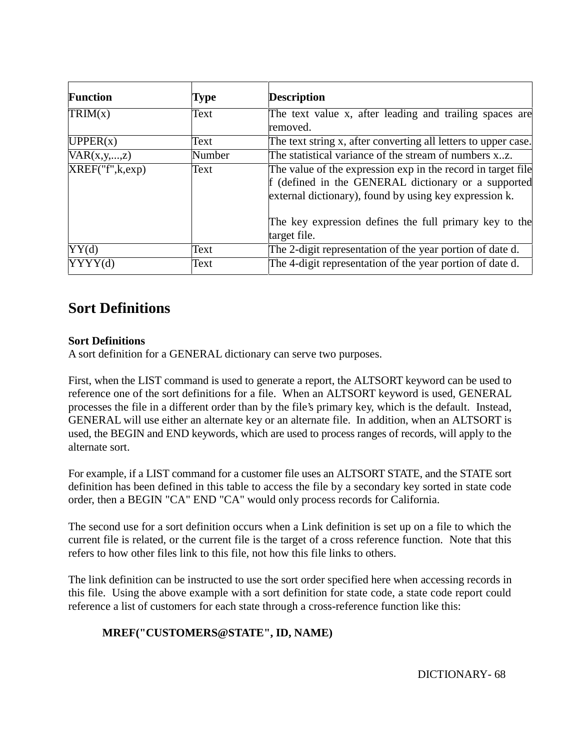| Function | Type | Description |
|---|---|---|
| TRIM(x) | Text | The text value x, after leading and trailing spaces are removed. |
| UPPER(x) | Text | The text string x, after converting all letters to upper case. |
| VAR(x,y,...,z) | Number | The statistical variance of the stream of numbers x..z. |
| XREF("f",k,exp) | Text | The value of the expression exp in the record in target file f (defined in the GENERAL dictionary or a supported external dictionary), found by using key expression k.<br><br>The key expression defines the full primary key to the target file. |
| YY(d) | Text | The 2-digit representation of the year portion of date d. |
| YYYY(d) | Text | The 4-digit representation of the year portion of date d. |

## Sort Definitions

**Sort Definitions**
A sort definition for a GENERAL dictionary can serve two purposes.

First, when the LIST command is used to generate a report, the ALTSORT keyword can be used to reference one of the sort definitions for a file. When an ALTSORT keyword is used, GENERAL processes the file in a different order than by the file's primary key, which is the default. Instead, GENERAL will use either an alternate key or an alternate file. In addition, when an ALTSORT is used, the BEGIN and END keywords, which are used to process ranges of records, will apply to the alternate sort.

For example, if a LIST command for a customer file uses an ALTSORT STATE, and the STATE sort definition has been defined in this table to access the file by a secondary key sorted in state code order, then a BEGIN "CA" END "CA" would only process records for California.

The second use for a sort definition occurs when a Link definition is set up on a file to which the current file is related, or the current file is the target of a cross reference function. Note that this refers to how other files link to this file, not how this file links to others.

The link definition can be instructed to use the sort order specified here when accessing records in this file. Using the above example with a sort definition for state code, a state code report could reference a list of customers for each state through a cross-reference function like this:

**MREF("CUSTOMERS@STATE", ID, NAME)**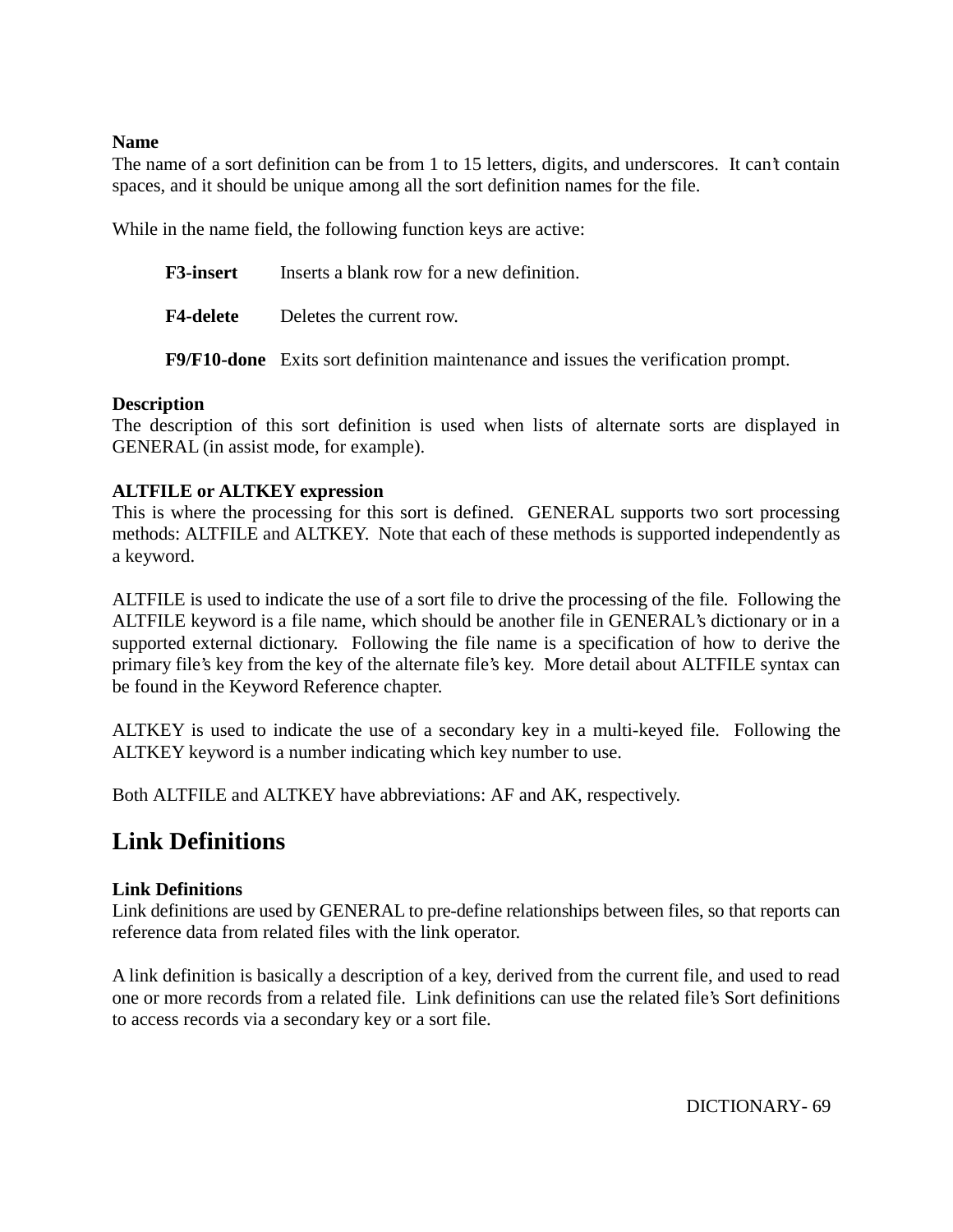**Name**
The name of a sort definition can be from 1 to 15 letters, digits, and underscores. It can't contain spaces, and it should be unique among all the sort definition names for the file.

While in the name field, the following function keys are active:

| | |
|---|---|
| **F3-insert** | Inserts a blank row for a new definition. |
| **F4-delete** | Deletes the current row. |
| **F9/F10-done** | Exits sort definition maintenance and issues the verification prompt. |

**Description**
The description of this sort definition is used when lists of alternate sorts are displayed in GENERAL (in assist mode, for example).

**ALTFILE or ALTKEY expression**
This is where the processing for this sort is defined. GENERAL supports two sort processing methods: ALTFILE and ALTKEY. Note that each of these methods is supported independently as a keyword.

ALTFILE is used to indicate the use of a sort file to drive the processing of the file. Following the ALTFILE keyword is a file name, which should be another file in GENERAL's dictionary or in a supported external dictionary. Following the file name is a specification of how to derive the primary file's key from the key of the alternate file's key. More detail about ALTFILE syntax can be found in the Keyword Reference chapter.

ALTKEY is used to indicate the use of a secondary key in a multi-keyed file. Following the ALTKEY keyword is a number indicating which key number to use.

Both ALTFILE and ALTKEY have abbreviations: AF and AK, respectively.

## Link Definitions

**Link Definitions**
Link definitions are used by GENERAL to pre-define relationships between files, so that reports can reference data from related files with the link operator.

A link definition is basically a description of a key, derived from the current file, and used to read one or more records from a related file. Link definitions can use the related file's Sort definitions to access records via a secondary key or a sort file.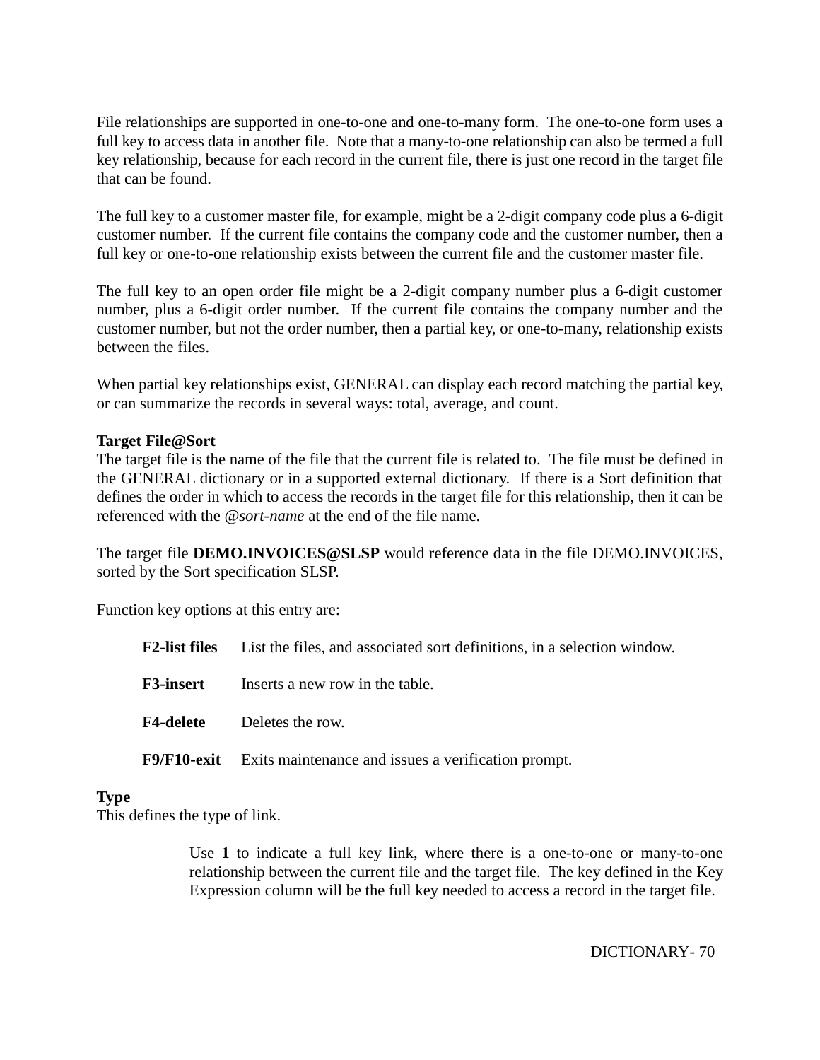File relationships are supported in one-to-one and one-to-many form. The one-to-one form uses a full key to access data in another file. Note that a many-to-one relationship can also be termed a full key relationship, because for each record in the current file, there is just one record in the target file that can be found.

The full key to a customer master file, for example, might be a 2-digit company code plus a 6-digit customer number. If the current file contains the company code and the customer number, then a full key or one-to-one relationship exists between the current file and the customer master file.

The full key to an open order file might be a 2-digit company number plus a 6-digit customer number, plus a 6-digit order number. If the current file contains the company number and the customer number, but not the order number, then a partial key, or one-to-many, relationship exists between the files.

When partial key relationships exist, GENERAL can display each record matching the partial key, or can summarize the records in several ways: total, average, and count.

**Target File@Sort**
The target file is the name of the file that the current file is related to. The file must be defined in the GENERAL dictionary or in a supported external dictionary. If there is a Sort definition that defines the order in which to access the records in the target file for this relationship, then it can be referenced with the *@sort-name* at the end of the file name.

The target file **DEMO.INVOICES@SLSP** would reference data in the file DEMO.INVOICES, sorted by the Sort specification SLSP.

Function key options at this entry are:

| | |
|---|---|
| **F2-list files** | List the files, and associated sort definitions, in a selection window. |
| **F3-insert** | Inserts a new row in the table. |
| **F4-delete** | Deletes the row. |
| **F9/F10-exit** | Exits maintenance and issues a verification prompt. |

**Type**
This defines the type of link.

> Use **1** to indicate a full key link, where there is a one-to-one or many-to-one relationship between the current file and the target file. The key defined in the Key Expression column will be the full key needed to access a record in the target file.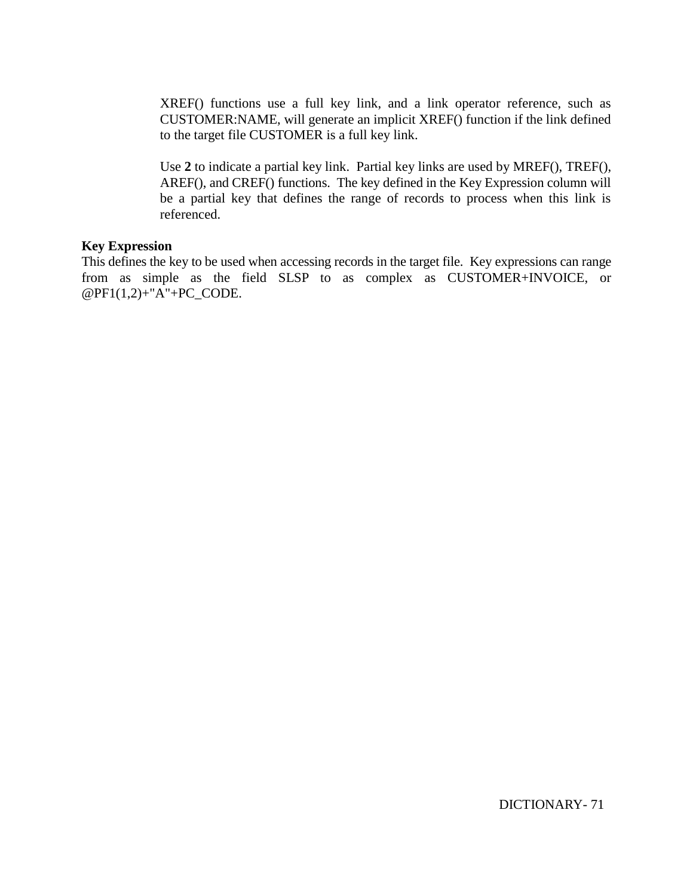XREF() functions use a full key link, and a link operator reference, such as CUSTOMER:NAME, will generate an implicit XREF() function if the link defined to the target file CUSTOMER is a full key link.

Use **2** to indicate a partial key link. Partial key links are used by MREF(), TREF(), AREF(), and CREF() functions. The key defined in the Key Expression column will be a partial key that defines the range of records to process when this link is referenced.

**Key Expression**

This defines the key to be used when accessing records in the target file. Key expressions can range from as simple as the field SLSP to as complex as CUSTOMER+INVOICE, or @PF1(1,2)+"A"+PC_CODE.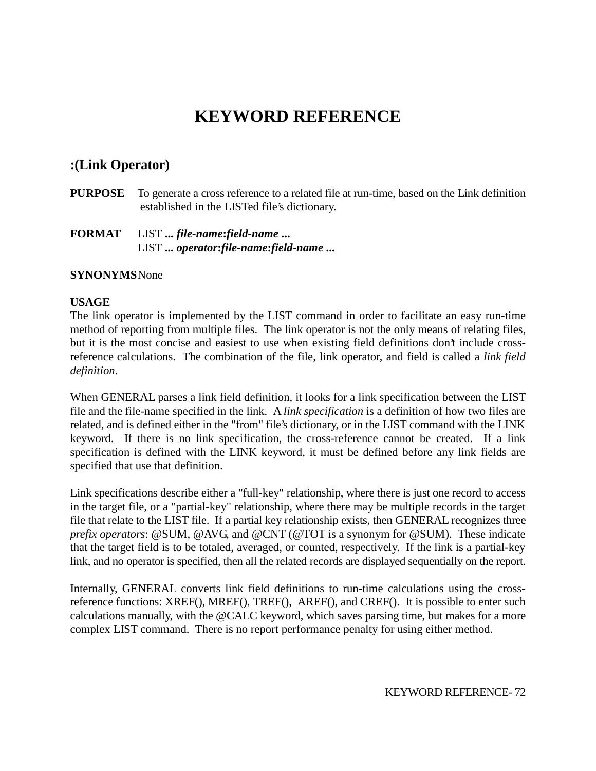# KEYWORD REFERENCE

## :(Link Operator)

**PURPOSE** To generate a cross reference to a related file at run-time, based on the Link definition established in the LISTed file's dictionary.

**FORMAT** LIST **...** ***file-name*:*field-name* ...**
LIST **...** ***operator*:*file-name*:*field-name* ...**

**SYNONYMS** None

**USAGE**

The link operator is implemented by the LIST command in order to facilitate an easy run-time method of reporting from multiple files. The link operator is not the only means of relating files, but it is the most concise and easiest to use when existing field definitions don't include cross-reference calculations. The combination of the file, link operator, and field is called a *link field definition*.

When GENERAL parses a link field definition, it looks for a link specification between the LIST file and the file-name specified in the link. A *link specification* is a definition of how two files are related, and is defined either in the "from" file's dictionary, or in the LIST command with the LINK keyword. If there is no link specification, the cross-reference cannot be created. If a link specification is defined with the LINK keyword, it must be defined before any link fields are specified that use that definition.

Link specifications describe either a "full-key" relationship, where there is just one record to access in the target file, or a "partial-key" relationship, where there may be multiple records in the target file that relate to the LIST file. If a partial key relationship exists, then GENERAL recognizes three *prefix operators*: @SUM, @AVG, and @CNT (@TOT is a synonym for @SUM). These indicate that the target field is to be totaled, averaged, or counted, respectively. If the link is a partial-key link, and no operator is specified, then all the related records are displayed sequentially on the report.

Internally, GENERAL converts link field definitions to run-time calculations using the cross-reference functions: XREF(), MREF(), TREF(), AREF(), and CREF(). It is possible to enter such calculations manually, with the @CALC keyword, which saves parsing time, but makes for a more complex LIST command. There is no report performance penalty for using either method.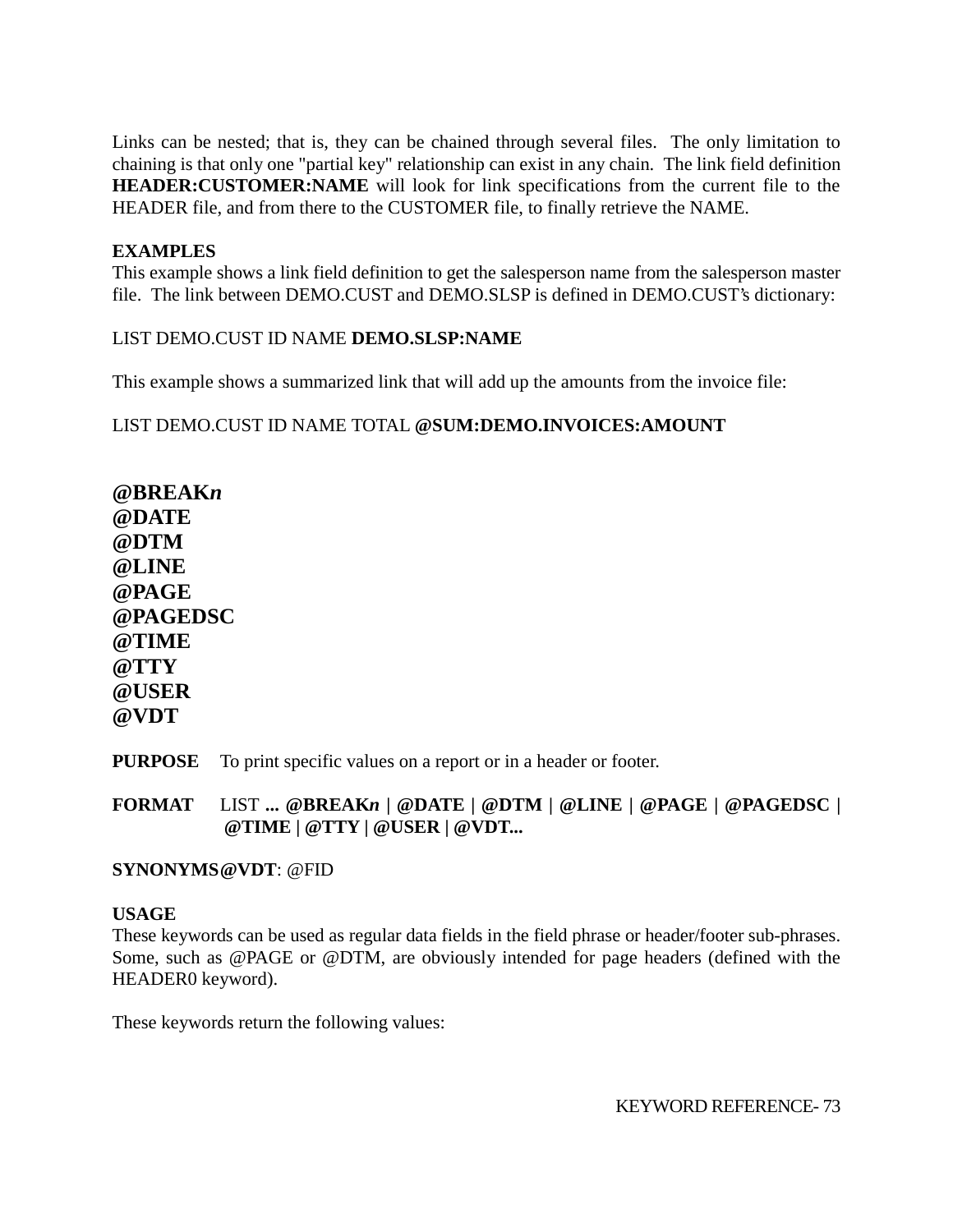Links can be nested; that is, they can be chained through several files. The only limitation to chaining is that only one "partial key" relationship can exist in any chain. The link field definition **HEADER:CUSTOMER:NAME** will look for link specifications from the current file to the HEADER file, and from there to the CUSTOMER file, to finally retrieve the NAME.

**EXAMPLES**
This example shows a link field definition to get the salesperson name from the salesperson master file. The link between DEMO.CUST and DEMO.SLSP is defined in DEMO.CUST's dictionary:

LIST DEMO.CUST ID NAME **DEMO.SLSP:NAME**

This example shows a summarized link that will add up the amounts from the invoice file:

LIST DEMO.CUST ID NAME TOTAL **@SUM:DEMO.INVOICES:AMOUNT**

## @BREAK*n*
## @DATE
## @DTM
## @LINE
## @PAGE
## @PAGEDSC
## @TIME
## @TTY
## @USER
## @VDT

**PURPOSE** To print specific values on a report or in a header or footer.

**FORMAT** LIST **... @BREAK*n* | @DATE | @DTM | @LINE | @PAGE | @PAGEDSC | @TIME | @TTY | @USER | @VDT...**

**SYNONYMS** **@VDT**: @FID

**USAGE**
These keywords can be used as regular data fields in the field phrase or header/footer sub-phrases. Some, such as @PAGE or @DTM, are obviously intended for page headers (defined with the HEADER0 keyword).

These keywords return the following values: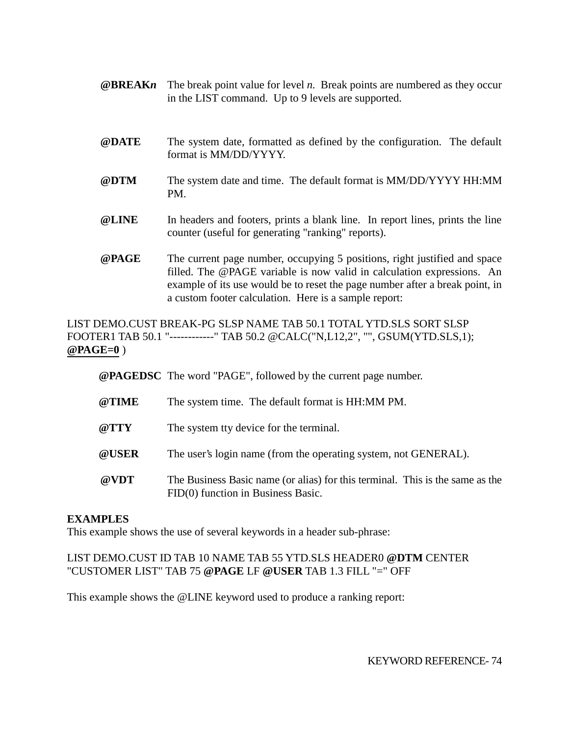**@BREAK*n*** The break point value for level *n*. Break points are numbered as they occur in the LIST command. Up to 9 levels are supported.

**@DATE** The system date, formatted as defined by the configuration. The default format is MM/DD/YYYY.

**@DTM** The system date and time. The default format is MM/DD/YYYY HH:MM PM.

**@LINE** In headers and footers, prints a blank line. In report lines, prints the line counter (useful for generating "ranking" reports).

**@PAGE** The current page number, occupying 5 positions, right justified and space filled. The @PAGE variable is now valid in calculation expressions. An example of its use would be to reset the page number after a break point, in a custom footer calculation. Here is a sample report:

LIST DEMO.CUST BREAK-PG SLSP NAME TAB 50.1 TOTAL YTD.SLS SORT SLSP FOOTER1 TAB 50.1 "------------" TAB 50.2 @CALC("N,L12,2", "", GSUM(YTD.SLS,1); **@PAGE=0** )

**@PAGEDSC** The word "PAGE", followed by the current page number.

**@TIME** The system time. The default format is HH:MM PM.

**@TTY** The system tty device for the terminal.

**@USER** The user's login name (from the operating system, not GENERAL).

**@VDT** The Business Basic name (or alias) for this terminal. This is the same as the FID(0) function in Business Basic.

**EXAMPLES**

This example shows the use of several keywords in a header sub-phrase:

LIST DEMO.CUST ID TAB 10 NAME TAB 55 YTD.SLS HEADER0 **@DTM** CENTER "CUSTOMER LIST" TAB 75 **@PAGE** LF **@USER** TAB 1.3 FILL "=" OFF

This example shows the @LINE keyword used to produce a ranking report: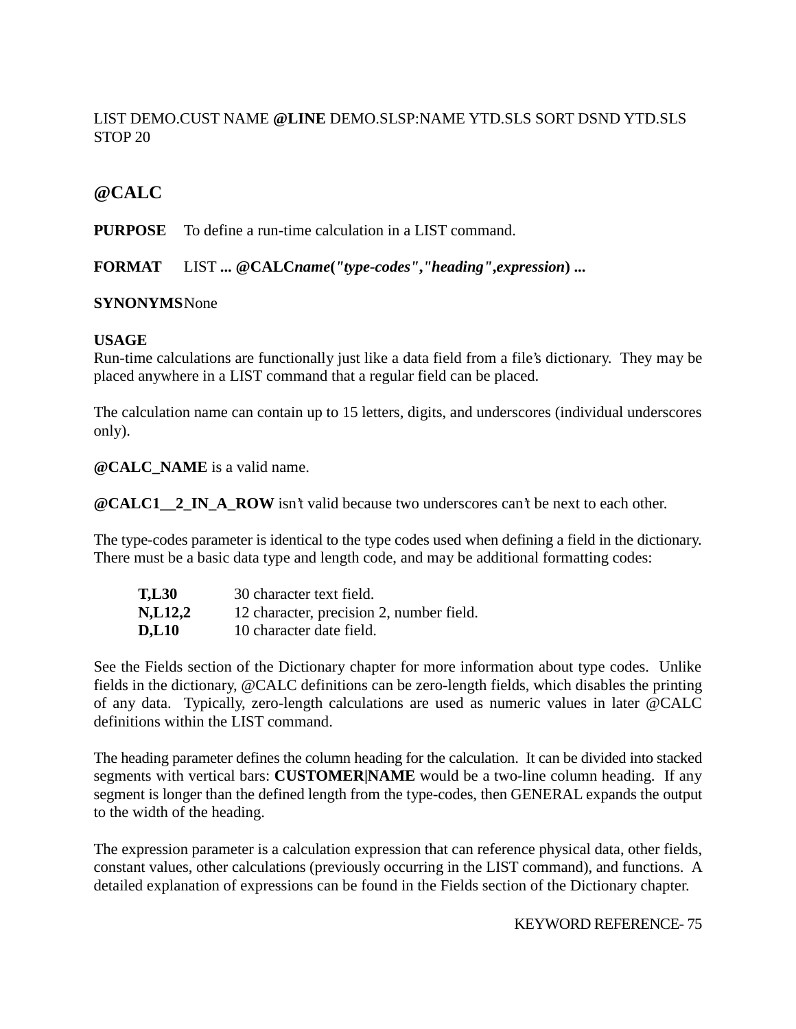LIST DEMO.CUST NAME **@LINE** DEMO.SLSP:NAME YTD.SLS SORT DSND YTD.SLS STOP 20

## @CALC

**PURPOSE** To define a run-time calculation in a LIST command.

**FORMAT** LIST **... @CALC*name*("*type-codes*","*heading*",*expression*) ...**

**SYNONYMS** None

**USAGE**

Run-time calculations are functionally just like a data field from a file's dictionary. They may be placed anywhere in a LIST command that a regular field can be placed.

The calculation name can contain up to 15 letters, digits, and underscores (individual underscores only).

**@CALC_NAME** is a valid name.

**@CALC1__2_IN_A_ROW** isn't valid because two underscores can't be next to each other.

The type-codes parameter is identical to the type codes used when defining a field in the dictionary. There must be a basic data type and length code, and may be additional formatting codes:

| | |
|---|---|
| **T,L30** | 30 character text field. |
| **N,L12,2** | 12 character, precision 2, number field. |
| **D,L10** | 10 character date field. |

See the Fields section of the Dictionary chapter for more information about type codes. Unlike fields in the dictionary, @CALC definitions can be zero-length fields, which disables the printing of any data. Typically, zero-length calculations are used as numeric values in later @CALC definitions within the LIST command.

The heading parameter defines the column heading for the calculation. It can be divided into stacked segments with vertical bars: **CUSTOMER|NAME** would be a two-line column heading. If any segment is longer than the defined length from the type-codes, then GENERAL expands the output to the width of the heading.

The expression parameter is a calculation expression that can reference physical data, other fields, constant values, other calculations (previously occurring in the LIST command), and functions. A detailed explanation of expressions can be found in the Fields section of the Dictionary chapter.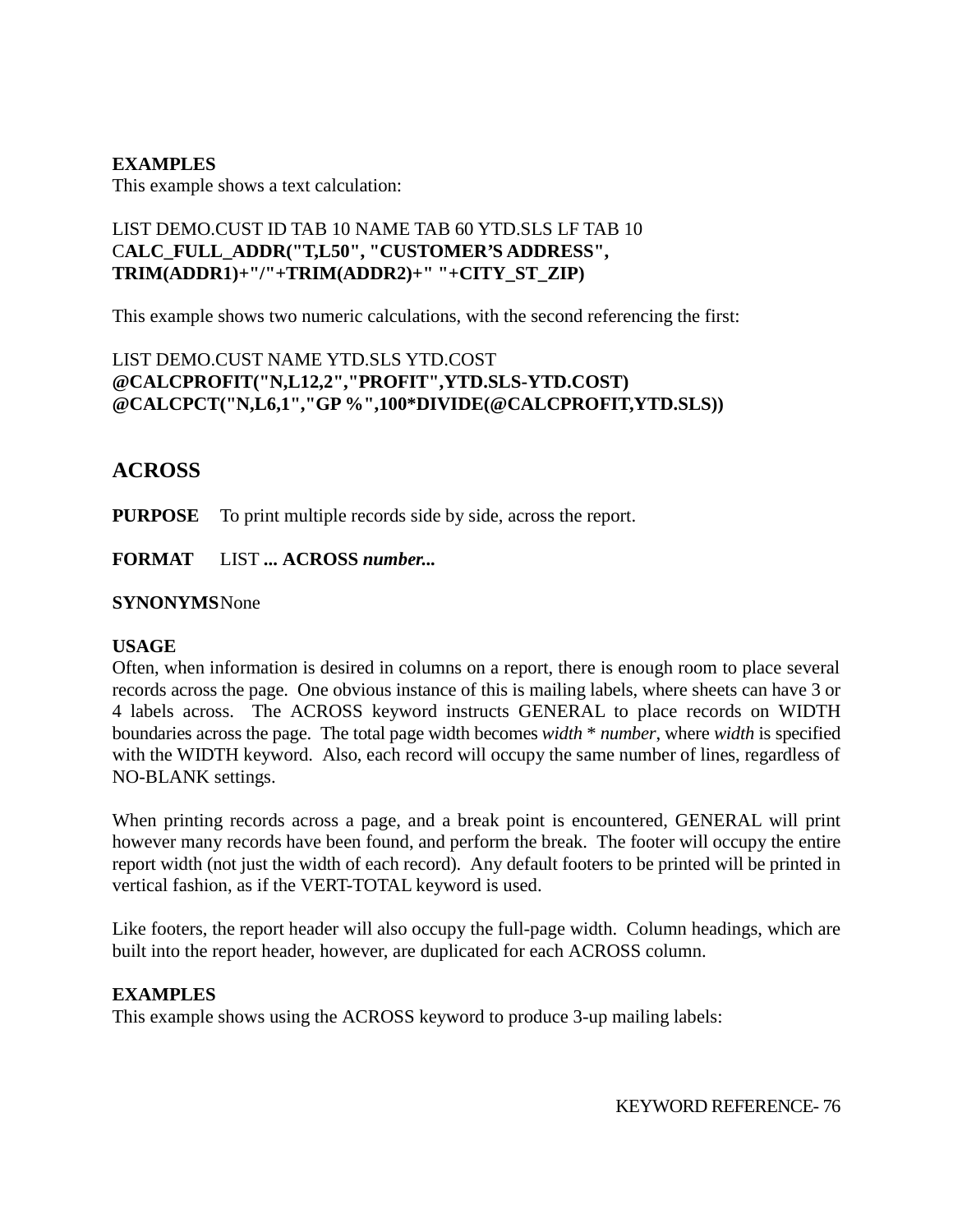**EXAMPLES**
This example shows a text calculation:

LIST DEMO.CUST ID TAB 10 NAME TAB 60 YTD.SLS LF TAB 10
C**ALC_FULL_ADDR("T,L50", "CUSTOMER'S ADDRESS", TRIM(ADDR1)+"/"+TRIM(ADDR2)+" "+CITY_ST_ZIP)**

This example shows two numeric calculations, with the second referencing the first:

LIST DEMO.CUST NAME YTD.SLS YTD.COST
**@CALCPROFIT("N,L12,2","PROFIT",YTD.SLS-YTD.COST)**
**@CALCPCT("N,L6,1","GP %",100*DIVIDE(@CALCPROFIT,YTD.SLS))**

## ACROSS

**PURPOSE** To print multiple records side by side, across the report.

**FORMAT** LIST **... ACROSS *number...***

**SYNONYMS** None

**USAGE**
Often, when information is desired in columns on a report, there is enough room to place several records across the page. One obvious instance of this is mailing labels, where sheets can have 3 or 4 labels across. The ACROSS keyword instructs GENERAL to place records on WIDTH boundaries across the page. The total page width becomes *width* * *number*, where *width* is specified with the WIDTH keyword. Also, each record will occupy the same number of lines, regardless of NO-BLANK settings.

When printing records across a page, and a break point is encountered, GENERAL will print however many records have been found, and perform the break. The footer will occupy the entire report width (not just the width of each record). Any default footers to be printed will be printed in vertical fashion, as if the VERT-TOTAL keyword is used.

Like footers, the report header will also occupy the full-page width. Column headings, which are built into the report header, however, are duplicated for each ACROSS column.

**EXAMPLES**
This example shows using the ACROSS keyword to produce 3-up mailing labels: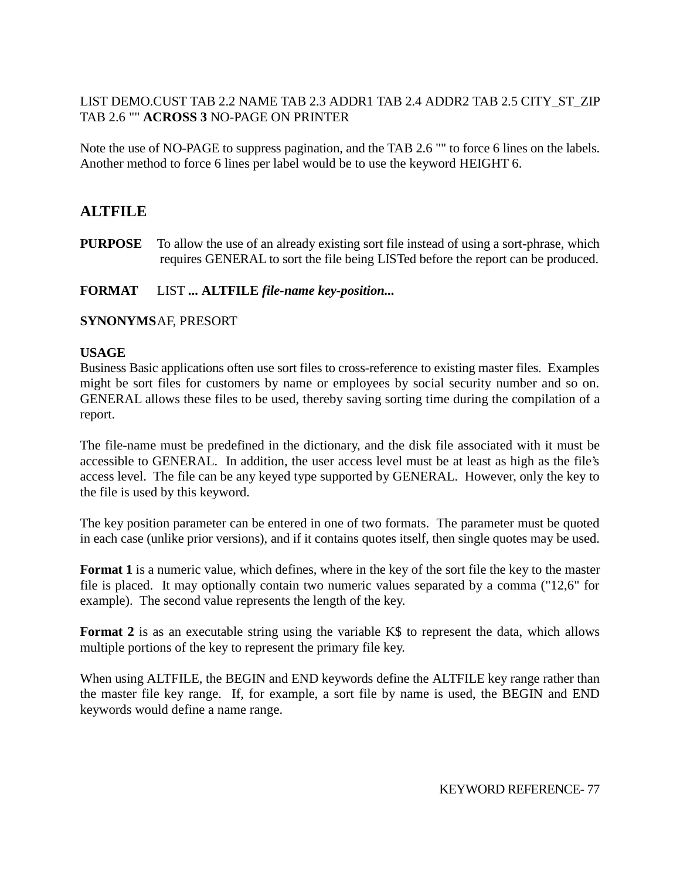LIST DEMO.CUST TAB 2.2 NAME TAB 2.3 ADDR1 TAB 2.4 ADDR2 TAB 2.5 CITY_ST_ZIP TAB 2.6 "" **ACROSS 3** NO-PAGE ON PRINTER

Note the use of NO-PAGE to suppress pagination, and the TAB 2.6 "" to force 6 lines on the labels. Another method to force 6 lines per label would be to use the keyword HEIGHT 6.

## ALTFILE

**PURPOSE** To allow the use of an already existing sort file instead of using a sort-phrase, which requires GENERAL to sort the file being LISTed before the report can be produced.

**FORMAT** LIST **... ALTFILE** ***file-name key-position...***

**SYNONYMS** AF, PRESORT

**USAGE**

Business Basic applications often use sort files to cross-reference to existing master files. Examples might be sort files for customers by name or employees by social security number and so on. GENERAL allows these files to be used, thereby saving sorting time during the compilation of a report.

The file-name must be predefined in the dictionary, and the disk file associated with it must be accessible to GENERAL. In addition, the user access level must be at least as high as the file's access level. The file can be any keyed type supported by GENERAL. However, only the key to the file is used by this keyword.

The key position parameter can be entered in one of two formats. The parameter must be quoted in each case (unlike prior versions), and if it contains quotes itself, then single quotes may be used.

**Format 1** is a numeric value, which defines, where in the key of the sort file the key to the master file is placed. It may optionally contain two numeric values separated by a comma ("12,6" for example). The second value represents the length of the key.

**Format 2** is as an executable string using the variable K$ to represent the data, which allows multiple portions of the key to represent the primary file key.

When using ALTFILE, the BEGIN and END keywords define the ALTFILE key range rather than the master file key range. If, for example, a sort file by name is used, the BEGIN and END keywords would define a name range.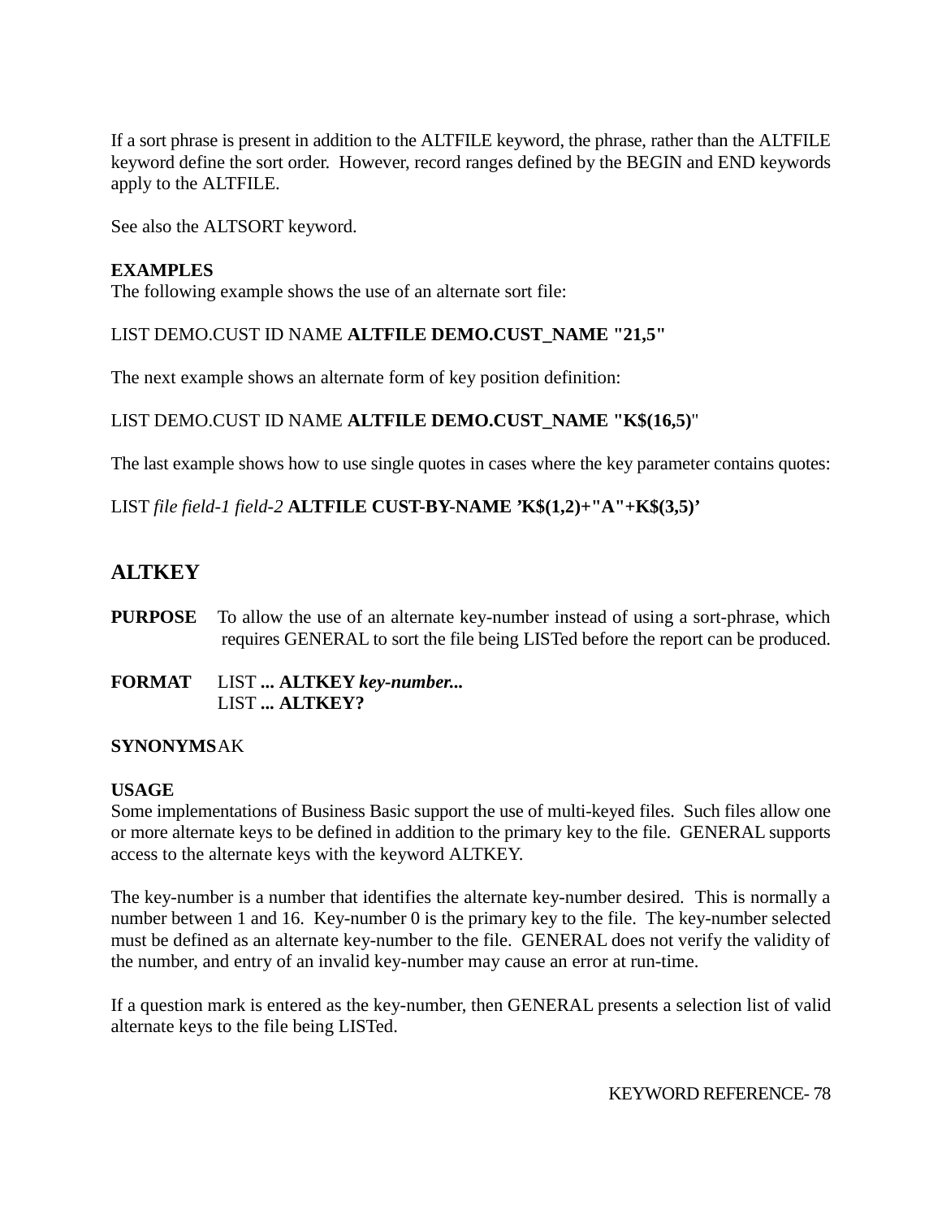If a sort phrase is present in addition to the ALTFILE keyword, the phrase, rather than the ALTFILE keyword define the sort order. However, record ranges defined by the BEGIN and END keywords apply to the ALTFILE.

See also the ALTSORT keyword.

**EXAMPLES**
The following example shows the use of an alternate sort file:

LIST DEMO.CUST ID NAME **ALTFILE DEMO.CUST_NAME "21,5"**

The next example shows an alternate form of key position definition:

LIST DEMO.CUST ID NAME **ALTFILE DEMO.CUST_NAME "K$(16,5)**"

The last example shows how to use single quotes in cases where the key parameter contains quotes:

LIST *file field-1 field-2* **ALTFILE CUST-BY-NAME 'K$(1,2)+"A"+K$(3,5)'**

## ALTKEY

**PURPOSE** To allow the use of an alternate key-number instead of using a sort-phrase, which requires GENERAL to sort the file being LISTed before the report can be produced.

**FORMAT** LIST **... ALTKEY *key-number...***
LIST **... ALTKEY?**

**SYNONYMS** AK

**USAGE**
Some implementations of Business Basic support the use of multi-keyed files. Such files allow one or more alternate keys to be defined in addition to the primary key to the file. GENERAL supports access to the alternate keys with the keyword ALTKEY.

The key-number is a number that identifies the alternate key-number desired. This is normally a number between 1 and 16. Key-number 0 is the primary key to the file. The key-number selected must be defined as an alternate key-number to the file. GENERAL does not verify the validity of the number, and entry of an invalid key-number may cause an error at run-time.

If a question mark is entered as the key-number, then GENERAL presents a selection list of valid alternate keys to the file being LISTed.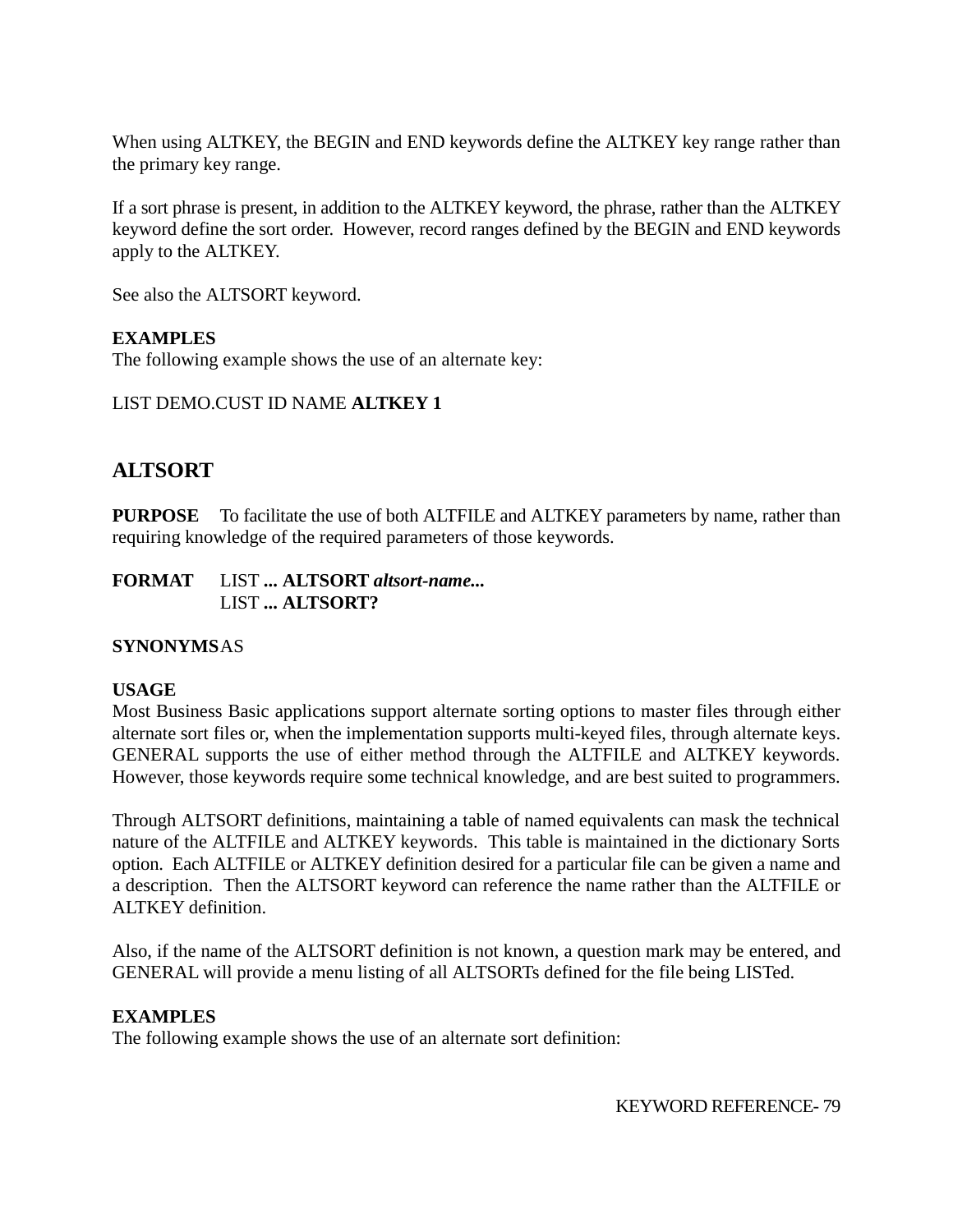When using ALTKEY, the BEGIN and END keywords define the ALTKEY key range rather than the primary key range.

If a sort phrase is present, in addition to the ALTKEY keyword, the phrase, rather than the ALTKEY keyword define the sort order.  However, record ranges defined by the BEGIN and END keywords apply to the ALTKEY.

See also the ALTSORT keyword.

**EXAMPLES**
The following example shows the use of an alternate key:

LIST DEMO.CUST ID NAME **ALTKEY 1**

## ALTSORT

**PURPOSE** To facilitate the use of both ALTFILE and ALTKEY parameters by name, rather than requiring knowledge of the required parameters of those keywords.

**FORMAT** LIST **... ALTSORT** ***altsort-name...***
LIST **... ALTSORT?**

**SYNONYMS** AS

**USAGE**
Most Business Basic applications support alternate sorting options to master files through either alternate sort files or, when the implementation supports multi-keyed files, through alternate keys. GENERAL supports the use of either method through the ALTFILE and ALTKEY keywords. However, those keywords require some technical knowledge, and are best suited to programmers.

Through ALTSORT definitions, maintaining a table of named equivalents can mask the technical nature of the ALTFILE and ALTKEY keywords.  This table is maintained in the dictionary Sorts option.  Each ALTFILE or ALTKEY definition desired for a particular file can be given a name and a description.  Then the ALTSORT keyword can reference the name rather than the ALTFILE or ALTKEY definition.

Also, if the name of the ALTSORT definition is not known, a question mark may be entered, and GENERAL will provide a menu listing of all ALTSORTs defined for the file being LISTed.

**EXAMPLES**
The following example shows the use of an alternate sort definition: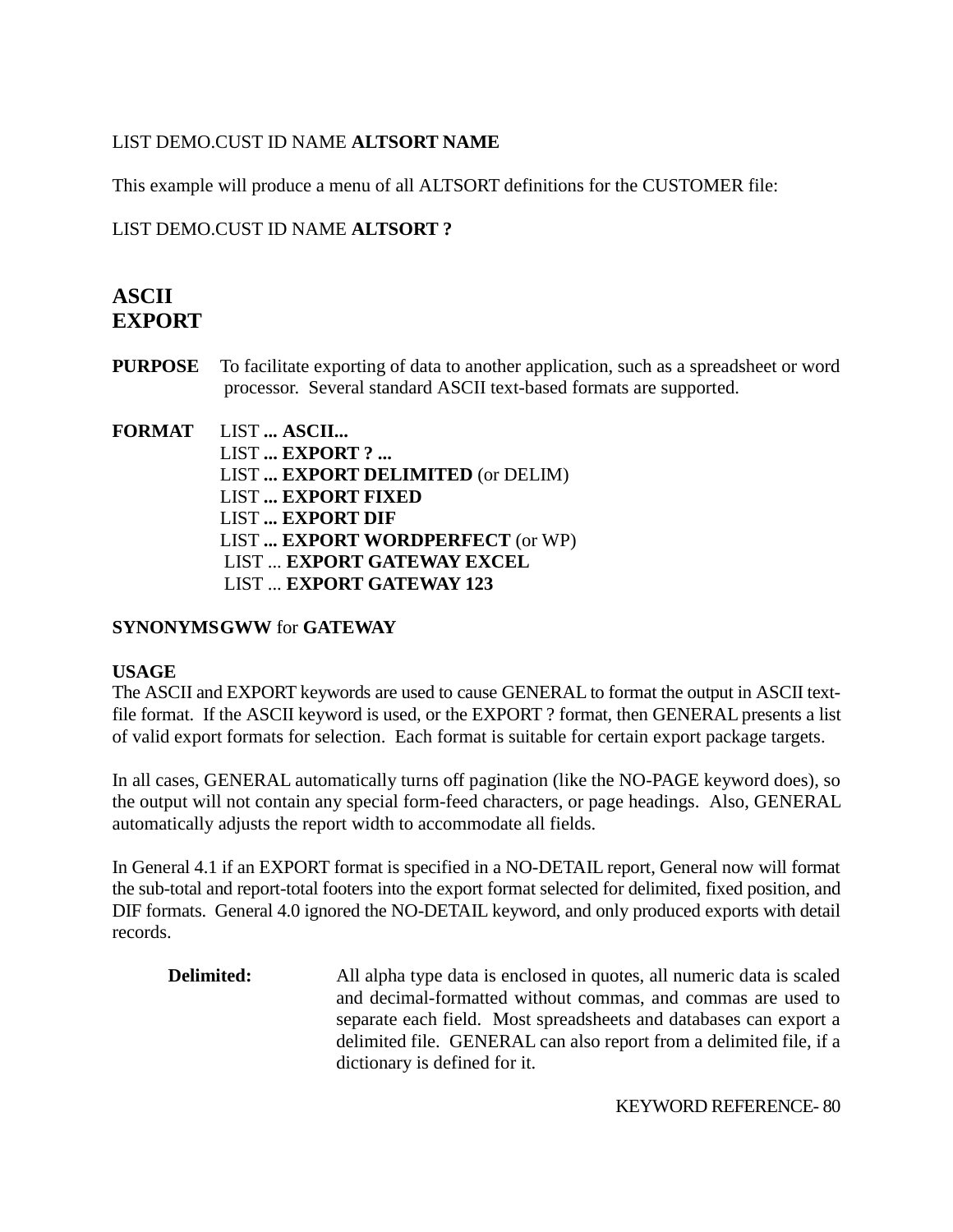LIST DEMO.CUST ID NAME **ALTSORT NAME**

This example will produce a menu of all ALTSORT definitions for the CUSTOMER file:

LIST DEMO.CUST ID NAME **ALTSORT ?**

## ASCII
## EXPORT

**PURPOSE** To facilitate exporting of data to another application, such as a spreadsheet or word processor. Several standard ASCII text-based formats are supported.

**FORMAT**
LIST **... ASCII...**
LIST **... EXPORT ? ...**
LIST **... EXPORT DELIMITED** (or DELIM)
LIST **... EXPORT FIXED**
LIST **... EXPORT DIF**
LIST **... EXPORT WORDPERFECT** (or WP)
LIST ... **EXPORT GATEWAY EXCEL**
LIST ... **EXPORT GATEWAY 123**

**SYNONYMS** **GWW** for **GATEWAY**

**USAGE**
The ASCII and EXPORT keywords are used to cause GENERAL to format the output in ASCII text-file format. If the ASCII keyword is used, or the EXPORT ? format, then GENERAL presents a list of valid export formats for selection. Each format is suitable for certain export package targets.

In all cases, GENERAL automatically turns off pagination (like the NO-PAGE keyword does), so the output will not contain any special form-feed characters, or page headings. Also, GENERAL automatically adjusts the report width to accommodate all fields.

In General 4.1 if an EXPORT format is specified in a NO-DETAIL report, General now will format the sub-total and report-total footers into the export format selected for delimited, fixed position, and DIF formats. General 4.0 ignored the NO-DETAIL keyword, and only produced exports with detail records.

**Delimited:** All alpha type data is enclosed in quotes, all numeric data is scaled and decimal-formatted without commas, and commas are used to separate each field. Most spreadsheets and databases can export a delimited file. GENERAL can also report from a delimited file, if a dictionary is defined for it.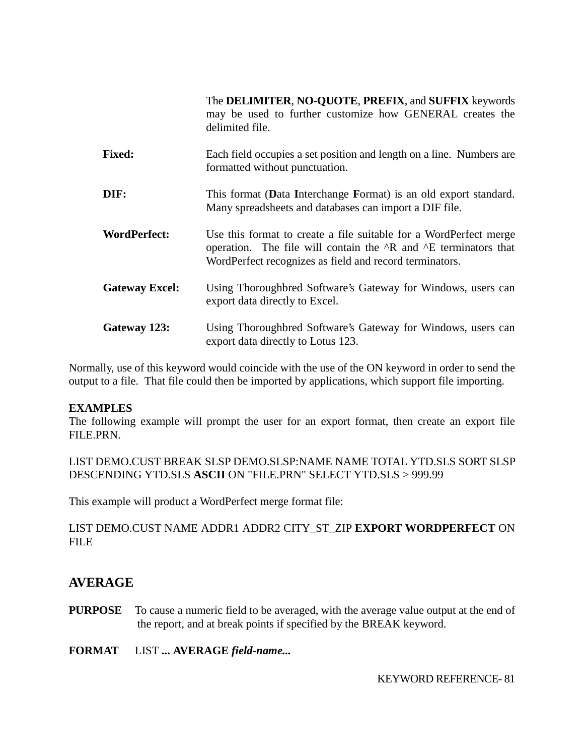The **DELIMITER**, **NO-QUOTE**, **PREFIX**, and **SUFFIX** keywords may be used to further customize how GENERAL creates the delimited file.

**Fixed:** Each field occupies a set position and length on a line. Numbers are formatted without punctuation.

**DIF:** This format (**D**ata **I**nterchange **F**ormat) is an old export standard. Many spreadsheets and databases can import a DIF file.

**WordPerfect:** Use this format to create a file suitable for a WordPerfect merge operation. The file will contain the ^R and ^E terminators that WordPerfect recognizes as field and record terminators.

**Gateway Excel:** Using Thoroughbred Software's Gateway for Windows, users can export data directly to Excel.

**Gateway 123:** Using Thoroughbred Software's Gateway for Windows, users can export data directly to Lotus 123.

Normally, use of this keyword would coincide with the use of the ON keyword in order to send the output to a file. That file could then be imported by applications, which support file importing.

**EXAMPLES**
The following example will prompt the user for an export format, then create an export file FILE.PRN.

LIST DEMO.CUST BREAK SLSP DEMO.SLSP:NAME NAME TOTAL YTD.SLS SORT SLSP DESCENDING YTD.SLS **ASCII** ON "FILE.PRN" SELECT YTD.SLS > 999.99

This example will product a WordPerfect merge format file:

LIST DEMO.CUST NAME ADDR1 ADDR2 CITY_ST_ZIP **EXPORT WORDPERFECT** ON FILE

## AVERAGE

**PURPOSE** To cause a numeric field to be averaged, with the average value output at the end of the report, and at break points if specified by the BREAK keyword.

**FORMAT** LIST **... AVERAGE** ***field-name...***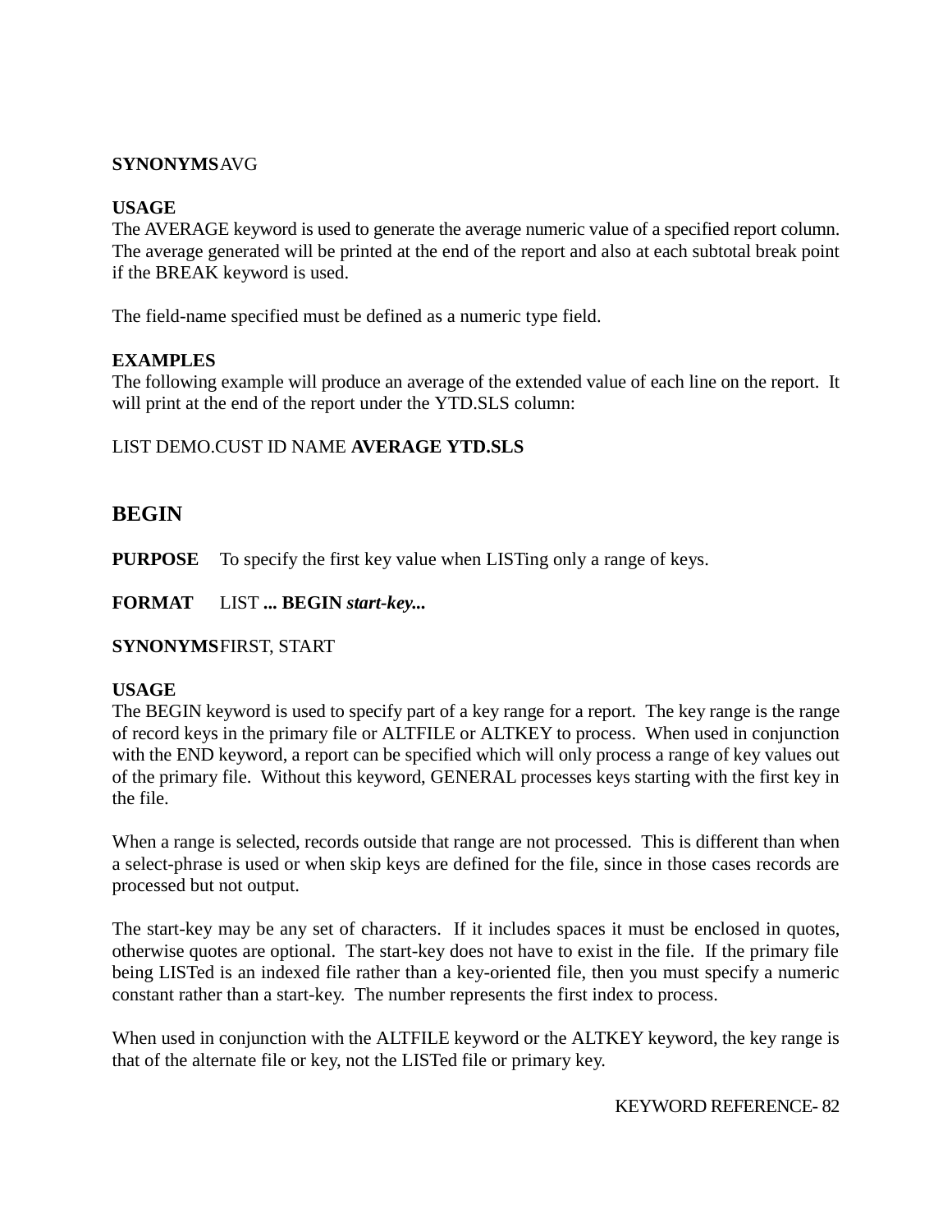**SYNONYMS** AVG

**USAGE**
The AVERAGE keyword is used to generate the average numeric value of a specified report column. The average generated will be printed at the end of the report and also at each subtotal break point if the BREAK keyword is used.

The field-name specified must be defined as a numeric type field.

**EXAMPLES**
The following example will produce an average of the extended value of each line on the report. It will print at the end of the report under the YTD.SLS column:

LIST DEMO.CUST ID NAME **AVERAGE YTD.SLS**

## BEGIN

**PURPOSE** To specify the first key value when LISTing only a range of keys.

**FORMAT** LIST **... BEGIN *start-key...***

**SYNONYMS** FIRST, START

**USAGE**
The BEGIN keyword is used to specify part of a key range for a report. The key range is the range of record keys in the primary file or ALTFILE or ALTKEY to process. When used in conjunction with the END keyword, a report can be specified which will only process a range of key values out of the primary file. Without this keyword, GENERAL processes keys starting with the first key in the file.

When a range is selected, records outside that range are not processed. This is different than when a select-phrase is used or when skip keys are defined for the file, since in those cases records are processed but not output.

The start-key may be any set of characters. If it includes spaces it must be enclosed in quotes, otherwise quotes are optional. The start-key does not have to exist in the file. If the primary file being LISTed is an indexed file rather than a key-oriented file, then you must specify a numeric constant rather than a start-key. The number represents the first index to process.

When used in conjunction with the ALTFILE keyword or the ALTKEY keyword, the key range is that of the alternate file or key, not the LISTed file or primary key.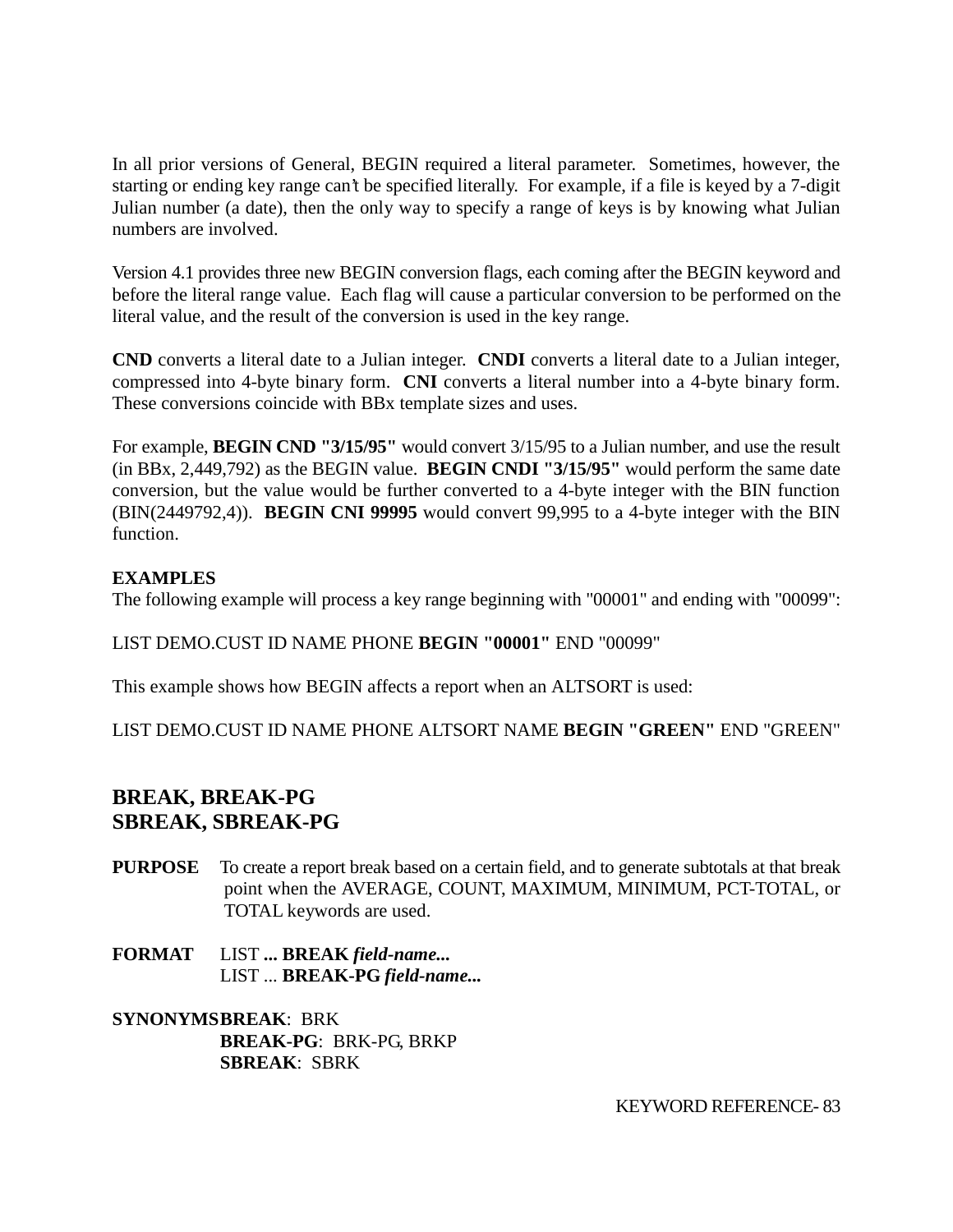In all prior versions of General, BEGIN required a literal parameter. Sometimes, however, the starting or ending key range can't be specified literally. For example, if a file is keyed by a 7-digit Julian number (a date), then the only way to specify a range of keys is by knowing what Julian numbers are involved.

Version 4.1 provides three new BEGIN conversion flags, each coming after the BEGIN keyword and before the literal range value. Each flag will cause a particular conversion to be performed on the literal value, and the result of the conversion is used in the key range.

**CND** converts a literal date to a Julian integer. **CNDI** converts a literal date to a Julian integer, compressed into 4-byte binary form. **CNI** converts a literal number into a 4-byte binary form. These conversions coincide with BBx template sizes and uses.

For example, **BEGIN CND "3/15/95"** would convert 3/15/95 to a Julian number, and use the result (in BBx, 2,449,792) as the BEGIN value. **BEGIN CNDI "3/15/95"** would perform the same date conversion, but the value would be further converted to a 4-byte integer with the BIN function (BIN(2449792,4)). **BEGIN CNI 99995** would convert 99,995 to a 4-byte integer with the BIN function.

**EXAMPLES**
The following example will process a key range beginning with "00001" and ending with "00099":

LIST DEMO.CUST ID NAME PHONE **BEGIN "00001"** END "00099"

This example shows how BEGIN affects a report when an ALTSORT is used:

LIST DEMO.CUST ID NAME PHONE ALTSORT NAME **BEGIN "GREEN"** END "GREEN"

## BREAK, BREAK-PG
## SBREAK, SBREAK-PG

**PURPOSE** To create a report break based on a certain field, and to generate subtotals at that break point when the AVERAGE, COUNT, MAXIMUM, MINIMUM, PCT-TOTAL, or TOTAL keywords are used.

**FORMAT** LIST **... BREAK** ***field-name...***
LIST ... **BREAK-PG** ***field-name...***

**SYNONYMS** **BREAK**: BRK
**BREAK-PG**: BRK-PG, BRKP
**SBREAK**: SBRK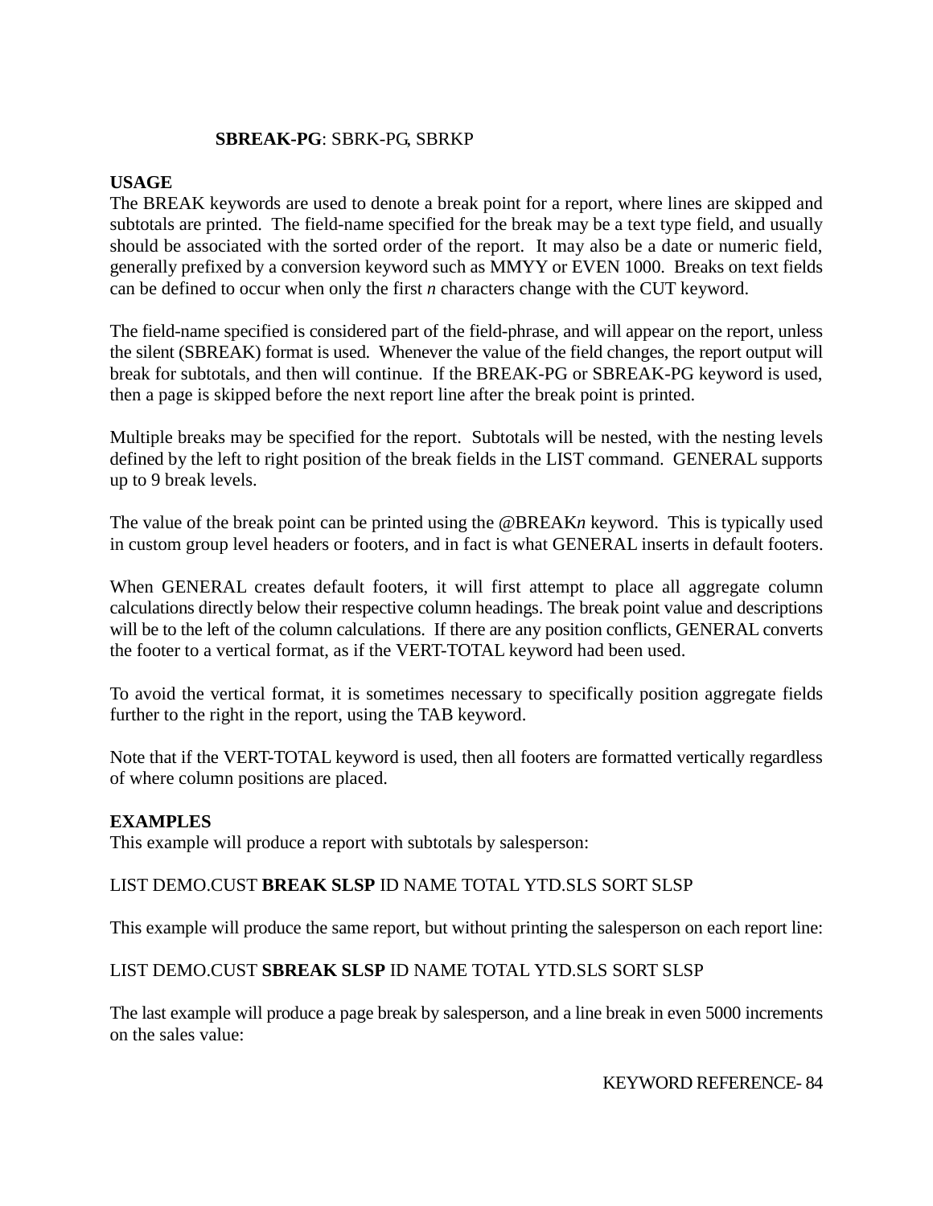**SBREAK-PG**: SBRK-PG, SBRKP

**USAGE**
The BREAK keywords are used to denote a break point for a report, where lines are skipped and subtotals are printed. The field-name specified for the break may be a text type field, and usually should be associated with the sorted order of the report. It may also be a date or numeric field, generally prefixed by a conversion keyword such as MMYY or EVEN 1000. Breaks on text fields can be defined to occur when only the first *n* characters change with the CUT keyword.

The field-name specified is considered part of the field-phrase, and will appear on the report, unless the silent (SBREAK) format is used. Whenever the value of the field changes, the report output will break for subtotals, and then will continue. If the BREAK-PG or SBREAK-PG keyword is used, then a page is skipped before the next report line after the break point is printed.

Multiple breaks may be specified for the report. Subtotals will be nested, with the nesting levels defined by the left to right position of the break fields in the LIST command. GENERAL supports up to 9 break levels.

The value of the break point can be printed using the @BREAK*n* keyword. This is typically used in custom group level headers or footers, and in fact is what GENERAL inserts in default footers.

When GENERAL creates default footers, it will first attempt to place all aggregate column calculations directly below their respective column headings. The break point value and descriptions will be to the left of the column calculations. If there are any position conflicts, GENERAL converts the footer to a vertical format, as if the VERT-TOTAL keyword had been used.

To avoid the vertical format, it is sometimes necessary to specifically position aggregate fields further to the right in the report, using the TAB keyword.

Note that if the VERT-TOTAL keyword is used, then all footers are formatted vertically regardless of where column positions are placed.

**EXAMPLES**
This example will produce a report with subtotals by salesperson:

LIST DEMO.CUST **BREAK SLSP** ID NAME TOTAL YTD.SLS SORT SLSP

This example will produce the same report, but without printing the salesperson on each report line:

LIST DEMO.CUST **SBREAK SLSP** ID NAME TOTAL YTD.SLS SORT SLSP

The last example will produce a page break by salesperson, and a line break in even 5000 increments on the sales value: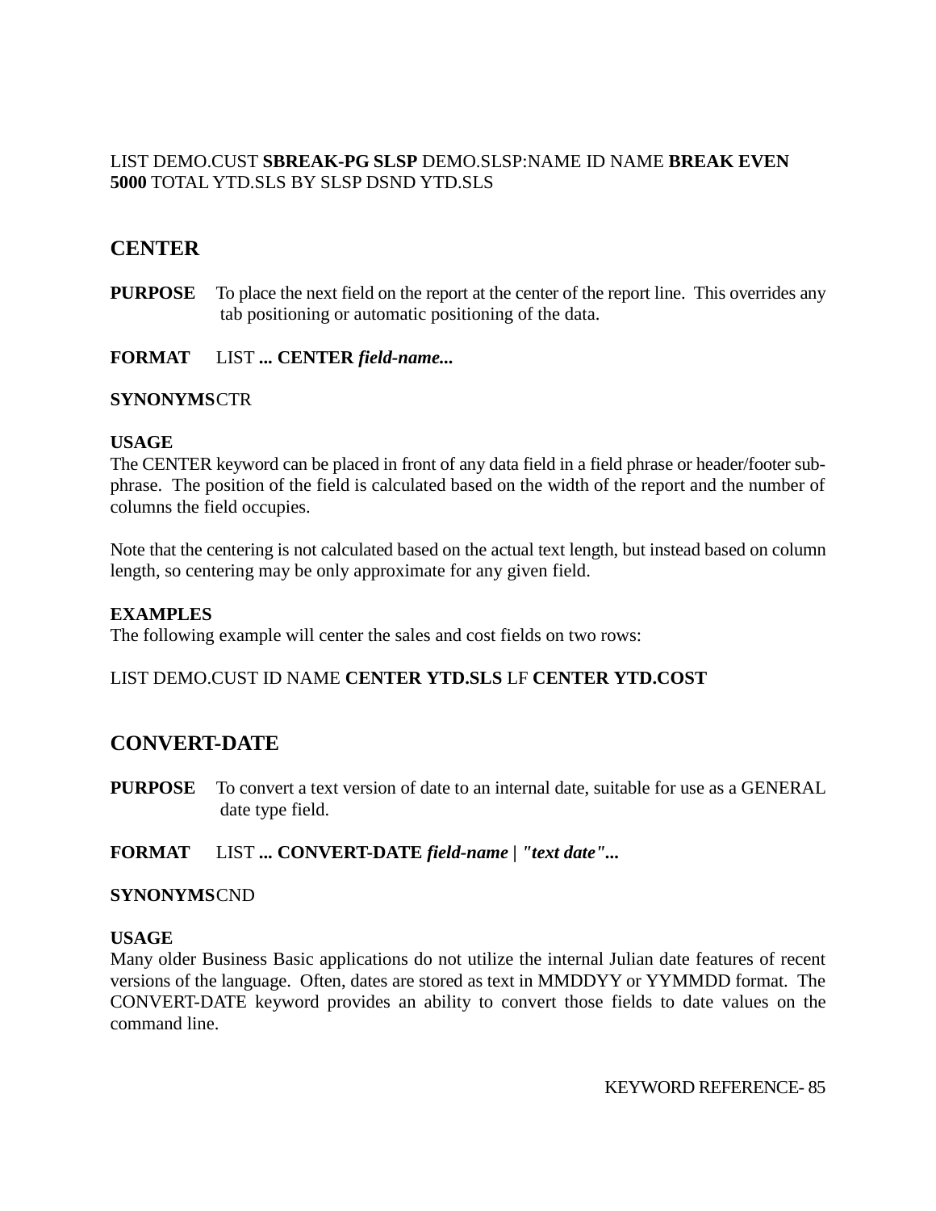LIST DEMO.CUST **SBREAK-PG SLSP** DEMO.SLSP:NAME ID NAME **BREAK EVEN 5000** TOTAL YTD.SLS BY SLSP DSND YTD.SLS

## CENTER

**PURPOSE** To place the next field on the report at the center of the report line. This overrides any tab positioning or automatic positioning of the data.

**FORMAT** LIST **... CENTER** ***field-name...***

**SYNONYMS** CTR

**USAGE**

The CENTER keyword can be placed in front of any data field in a field phrase or header/footer sub-phrase. The position of the field is calculated based on the width of the report and the number of columns the field occupies.

Note that the centering is not calculated based on the actual text length, but instead based on column length, so centering may be only approximate for any given field.

**EXAMPLES**

The following example will center the sales and cost fields on two rows:

LIST DEMO.CUST ID NAME **CENTER YTD.SLS** LF **CENTER YTD.COST**

## CONVERT-DATE

**PURPOSE** To convert a text version of date to an internal date, suitable for use as a GENERAL date type field.

**FORMAT** LIST **... CONVERT-DATE** ***field-name | "text date"...***

**SYNONYMS** CND

**USAGE**

Many older Business Basic applications do not utilize the internal Julian date features of recent versions of the language. Often, dates are stored as text in MMDDYY or YYMMDD format. The CONVERT-DATE keyword provides an ability to convert those fields to date values on the command line.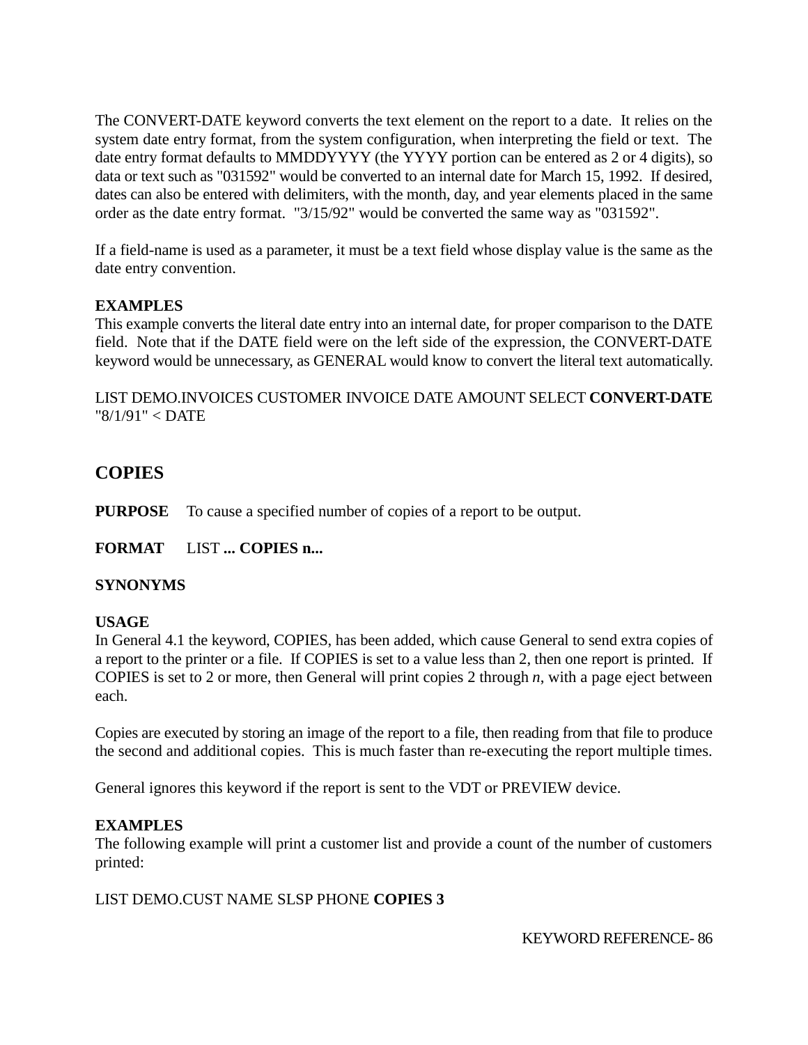The CONVERT-DATE keyword converts the text element on the report to a date. It relies on the system date entry format, from the system configuration, when interpreting the field or text. The date entry format defaults to MMDDYYYY (the YYYY portion can be entered as 2 or 4 digits), so data or text such as "031592" would be converted to an internal date for March 15, 1992. If desired, dates can also be entered with delimiters, with the month, day, and year elements placed in the same order as the date entry format. "3/15/92" would be converted the same way as "031592".

If a field-name is used as a parameter, it must be a text field whose display value is the same as the date entry convention.

**EXAMPLES**
This example converts the literal date entry into an internal date, for proper comparison to the DATE field. Note that if the DATE field were on the left side of the expression, the CONVERT-DATE keyword would be unnecessary, as GENERAL would know to convert the literal text automatically.

LIST DEMO.INVOICES CUSTOMER INVOICE DATE AMOUNT SELECT **CONVERT-DATE** "8/1/91" < DATE

## COPIES

**PURPOSE** To cause a specified number of copies of a report to be output.

**FORMAT** LIST **... COPIES n...**

**SYNONYMS**

**USAGE**
In General 4.1 the keyword, COPIES, has been added, which cause General to send extra copies of a report to the printer or a file. If COPIES is set to a value less than 2, then one report is printed. If COPIES is set to 2 or more, then General will print copies 2 through *n*, with a page eject between each.

Copies are executed by storing an image of the report to a file, then reading from that file to produce the second and additional copies. This is much faster than re-executing the report multiple times.

General ignores this keyword if the report is sent to the VDT or PREVIEW device.

**EXAMPLES**
The following example will print a customer list and provide a count of the number of customers printed:

LIST DEMO.CUST NAME SLSP PHONE **COPIES 3**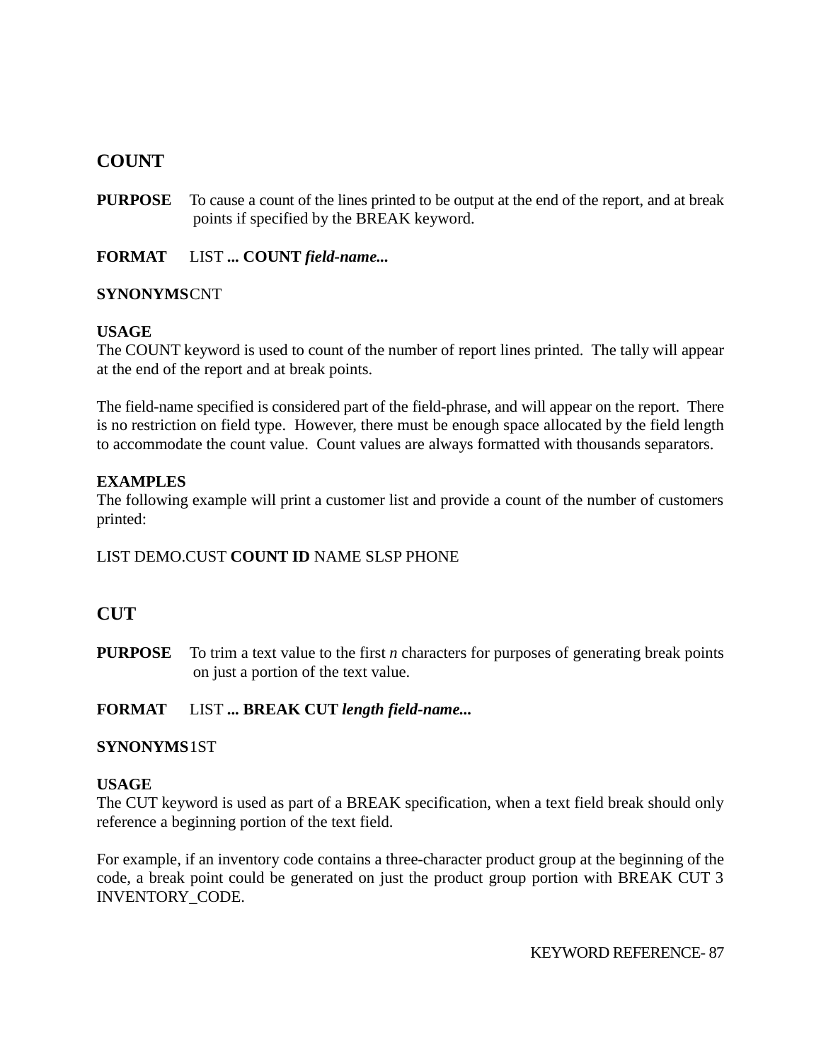## COUNT

**PURPOSE** To cause a count of the lines printed to be output at the end of the report, and at break points if specified by the BREAK keyword.

**FORMAT** LIST **... COUNT *field-name...***

**SYNONYMS** CNT

**USAGE**
The COUNT keyword is used to count of the number of report lines printed. The tally will appear at the end of the report and at break points.

The field-name specified is considered part of the field-phrase, and will appear on the report. There is no restriction on field type. However, there must be enough space allocated by the field length to accommodate the count value. Count values are always formatted with thousands separators.

**EXAMPLES**
The following example will print a customer list and provide a count of the number of customers printed:

LIST DEMO.CUST **COUNT ID** NAME SLSP PHONE

## CUT

**PURPOSE** To trim a text value to the first *n* characters for purposes of generating break points on just a portion of the text value.

**FORMAT** LIST **... BREAK CUT *length field-name...***

**SYNONYMS** 1ST

**USAGE**
The CUT keyword is used as part of a BREAK specification, when a text field break should only reference a beginning portion of the text field.

For example, if an inventory code contains a three-character product group at the beginning of the code, a break point could be generated on just the product group portion with BREAK CUT 3 INVENTORY_CODE.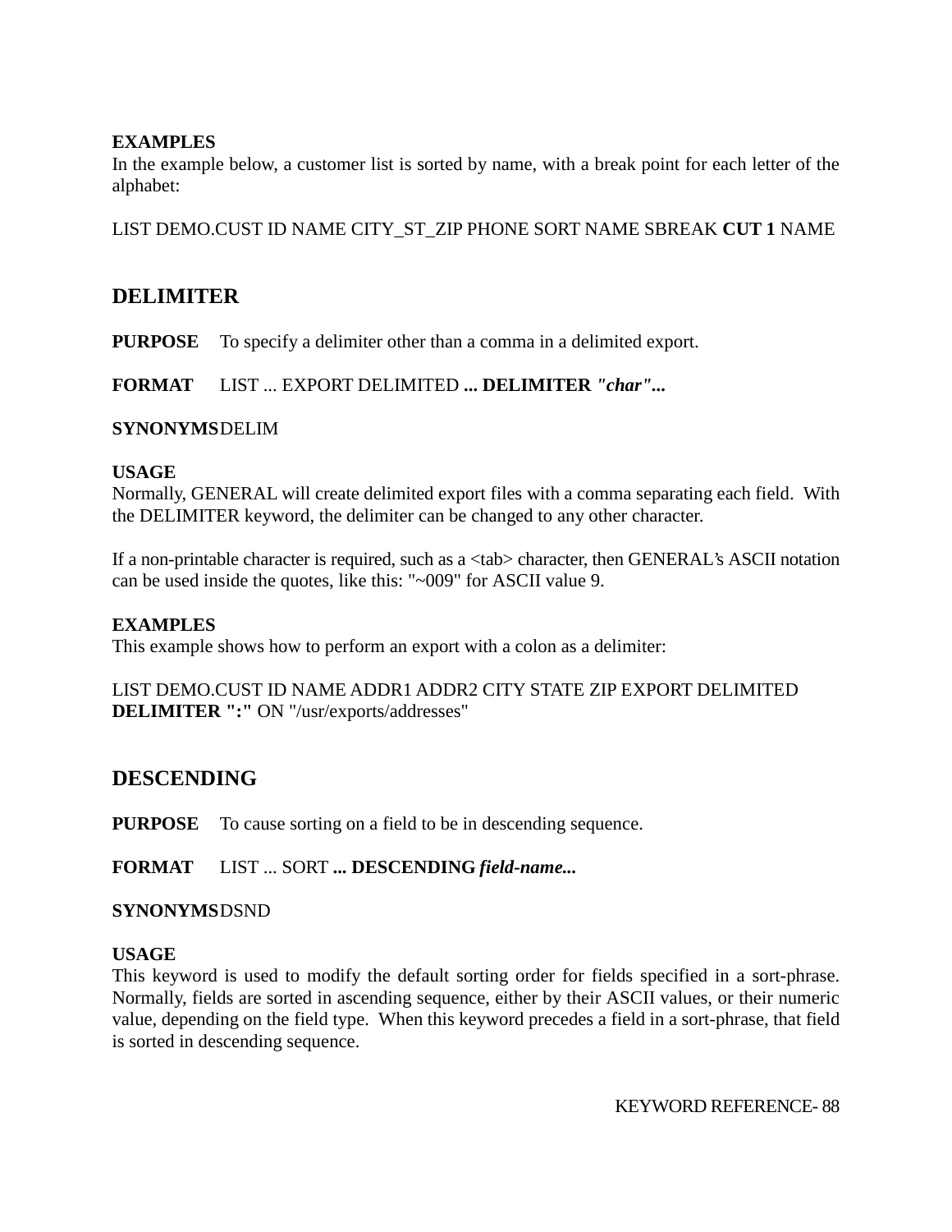**EXAMPLES**
In the example below, a customer list is sorted by name, with a break point for each letter of the alphabet:

LIST DEMO.CUST ID NAME CITY_ST_ZIP PHONE SORT NAME SBREAK **CUT 1** NAME

## DELIMITER

**PURPOSE** To specify a delimiter other than a comma in a delimited export.

**FORMAT** LIST ... EXPORT DELIMITED **... DELIMITER** ***"char"...***

**SYNONYMS** DELIM

**USAGE**
Normally, GENERAL will create delimited export files with a comma separating each field. With the DELIMITER keyword, the delimiter can be changed to any other character.

If a non-printable character is required, such as a <tab> character, then GENERAL's ASCII notation can be used inside the quotes, like this: "~009" for ASCII value 9.

**EXAMPLES**
This example shows how to perform an export with a colon as a delimiter:

LIST DEMO.CUST ID NAME ADDR1 ADDR2 CITY STATE ZIP EXPORT DELIMITED **DELIMITER ":"** ON "/usr/exports/addresses"

## DESCENDING

**PURPOSE** To cause sorting on a field to be in descending sequence.

**FORMAT** LIST ... SORT **... DESCENDING** ***field-name...***

**SYNONYMS** DSND

**USAGE**
This keyword is used to modify the default sorting order for fields specified in a sort-phrase. Normally, fields are sorted in ascending sequence, either by their ASCII values, or their numeric value, depending on the field type. When this keyword precedes a field in a sort-phrase, that field is sorted in descending sequence.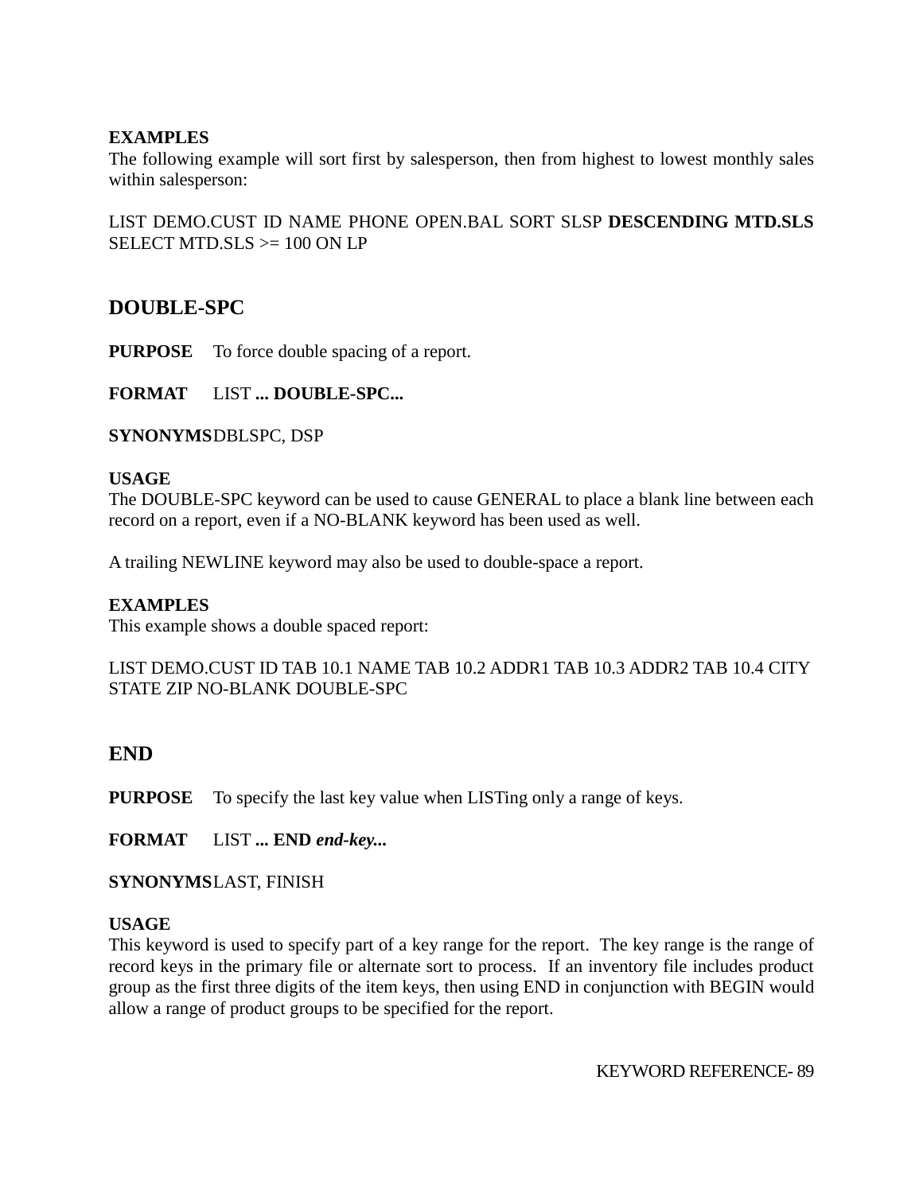**EXAMPLES**
The following example will sort first by salesperson, then from highest to lowest monthly sales within salesperson:

LIST DEMO.CUST ID NAME PHONE OPEN.BAL SORT SLSP **DESCENDING MTD.SLS** SELECT MTD.SLS >= 100 ON LP

## DOUBLE-SPC

**PURPOSE** To force double spacing of a report.

**FORMAT** LIST **... DOUBLE-SPC...**

**SYNONYMS** DBLSPC, DSP

**USAGE**
The DOUBLE-SPC keyword can be used to cause GENERAL to place a blank line between each record on a report, even if a NO-BLANK keyword has been used as well.

A trailing NEWLINE keyword may also be used to double-space a report.

**EXAMPLES**
This example shows a double spaced report:

LIST DEMO.CUST ID TAB 10.1 NAME TAB 10.2 ADDR1 TAB 10.3 ADDR2 TAB 10.4 CITY STATE ZIP NO-BLANK DOUBLE-SPC

## END

**PURPOSE** To specify the last key value when LISTing only a range of keys.

**FORMAT** LIST **... END** ***end-key...***

**SYNONYMS** LAST, FINISH

**USAGE**
This keyword is used to specify part of a key range for the report. The key range is the range of record keys in the primary file or alternate sort to process. If an inventory file includes product group as the first three digits of the item keys, then using END in conjunction with BEGIN would allow a range of product groups to be specified for the report.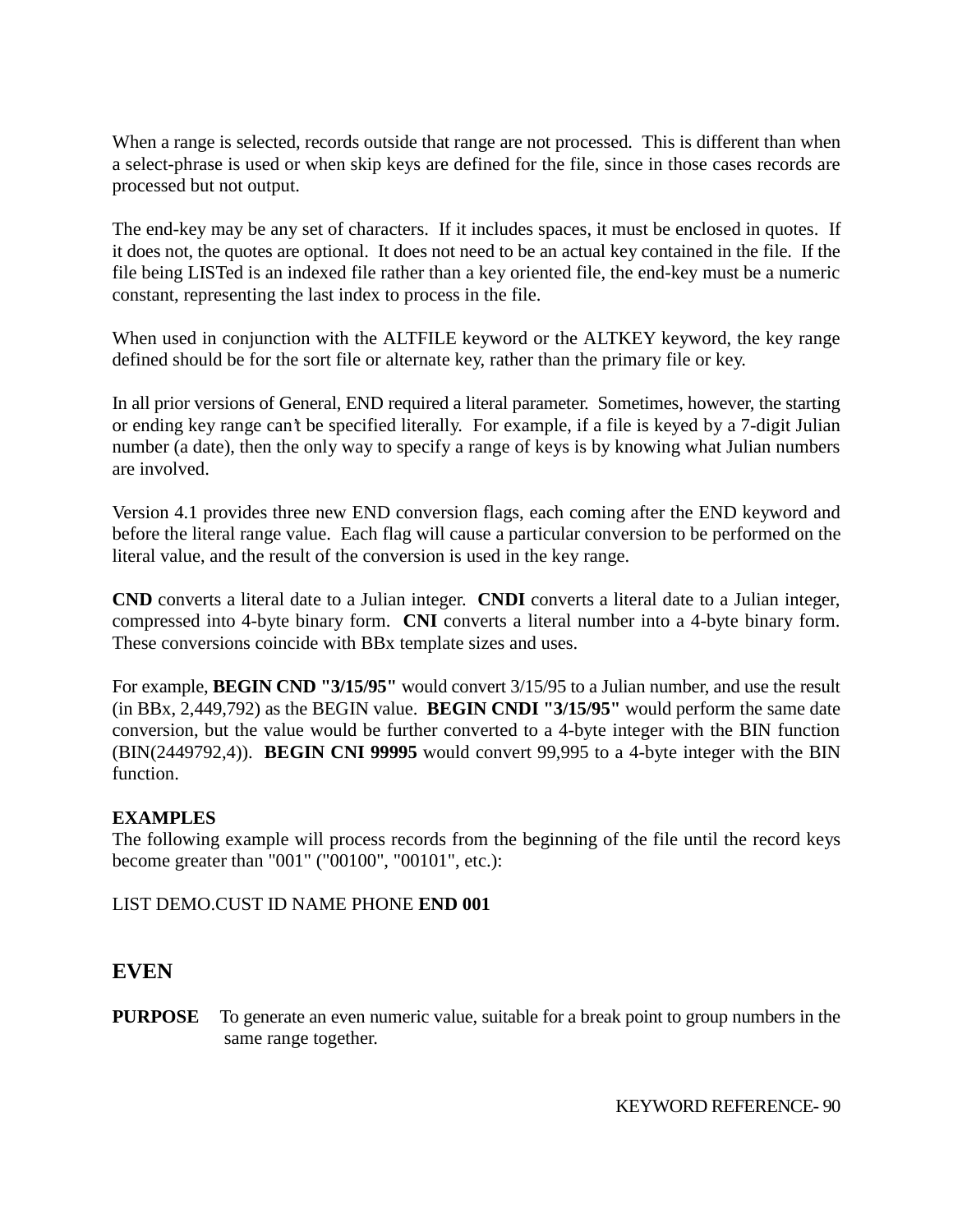When a range is selected, records outside that range are not processed. This is different than when a select-phrase is used or when skip keys are defined for the file, since in those cases records are processed but not output.

The end-key may be any set of characters. If it includes spaces, it must be enclosed in quotes. If it does not, the quotes are optional. It does not need to be an actual key contained in the file. If the file being LISTed is an indexed file rather than a key oriented file, the end-key must be a numeric constant, representing the last index to process in the file.

When used in conjunction with the ALTFILE keyword or the ALTKEY keyword, the key range defined should be for the sort file or alternate key, rather than the primary file or key.

In all prior versions of General, END required a literal parameter. Sometimes, however, the starting or ending key range can't be specified literally. For example, if a file is keyed by a 7-digit Julian number (a date), then the only way to specify a range of keys is by knowing what Julian numbers are involved.

Version 4.1 provides three new END conversion flags, each coming after the END keyword and before the literal range value. Each flag will cause a particular conversion to be performed on the literal value, and the result of the conversion is used in the key range.

**CND** converts a literal date to a Julian integer. **CNDI** converts a literal date to a Julian integer, compressed into 4-byte binary form. **CNI** converts a literal number into a 4-byte binary form. These conversions coincide with BBx template sizes and uses.

For example, **BEGIN CND "3/15/95"** would convert 3/15/95 to a Julian number, and use the result (in BBx, 2,449,792) as the BEGIN value. **BEGIN CNDI "3/15/95"** would perform the same date conversion, but the value would be further converted to a 4-byte integer with the BIN function (BIN(2449792,4)). **BEGIN CNI 99995** would convert 99,995 to a 4-byte integer with the BIN function.

**EXAMPLES**
The following example will process records from the beginning of the file until the record keys become greater than "001" ("00100", "00101", etc.):

LIST DEMO.CUST ID NAME PHONE **END 001**

## EVEN

**PURPOSE** To generate an even numeric value, suitable for a break point to group numbers in the same range together.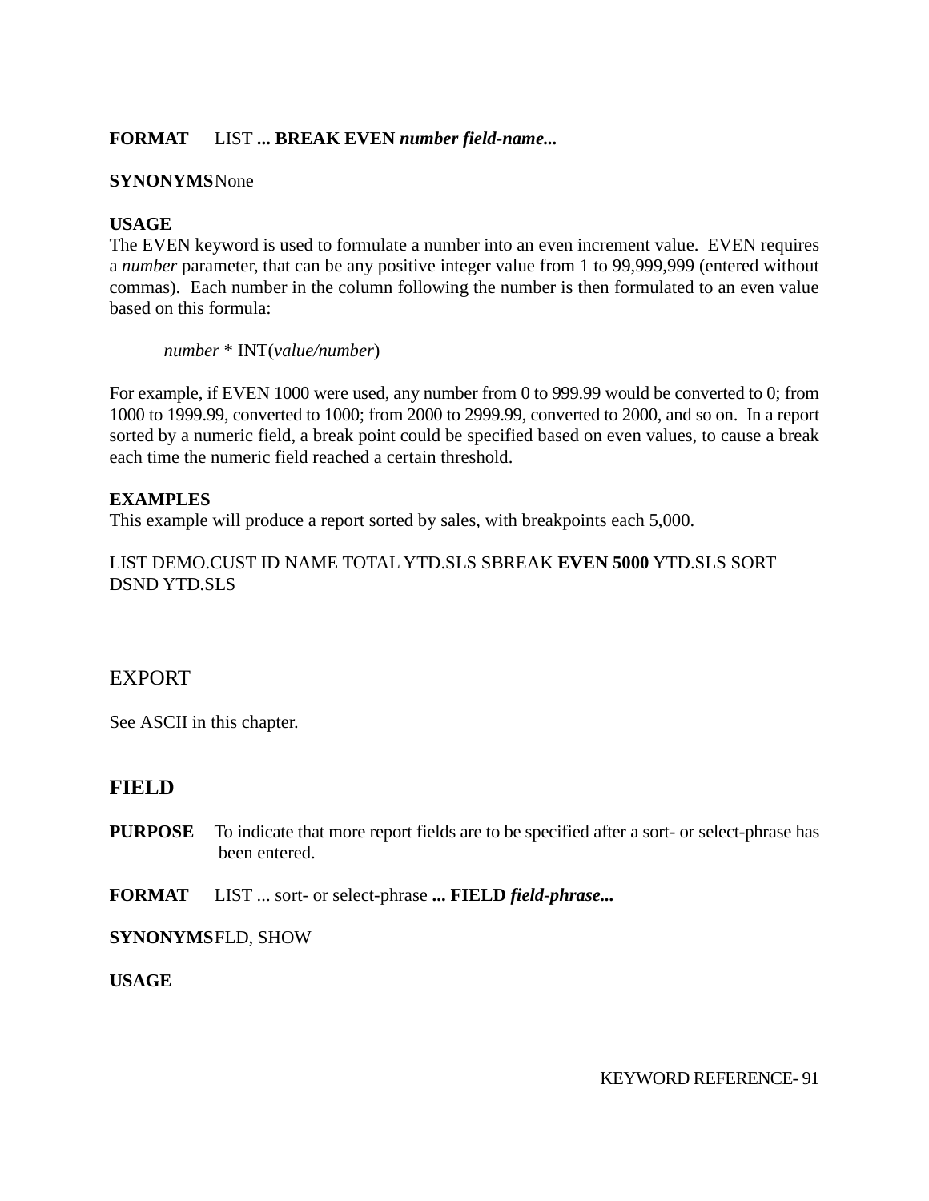**FORMAT** LIST **... BREAK EVEN *number field-name...***

**SYNONYMS** None

**USAGE**

The EVEN keyword is used to formulate a number into an even increment value. EVEN requires a *number* parameter, that can be any positive integer value from 1 to 99,999,999 (entered without commas). Each number in the column following the number is then formulated to an even value based on this formula:

> *number* * INT(*value/number*)

For example, if EVEN 1000 were used, any number from 0 to 999.99 would be converted to 0; from 1000 to 1999.99, converted to 1000; from 2000 to 2999.99, converted to 2000, and so on. In a report sorted by a numeric field, a break point could be specified based on even values, to cause a break each time the numeric field reached a certain threshold.

**EXAMPLES**

This example will produce a report sorted by sales, with breakpoints each 5,000.

LIST DEMO.CUST ID NAME TOTAL YTD.SLS SBREAK **EVEN 5000** YTD.SLS SORT DSND YTD.SLS

## EXPORT

See ASCII in this chapter.

## FIELD

**PURPOSE** To indicate that more report fields are to be specified after a sort- or select-phrase has been entered.

**FORMAT** LIST ... sort- or select-phrase **... FIELD *field-phrase...***

**SYNONYMS** FLD, SHOW

**USAGE**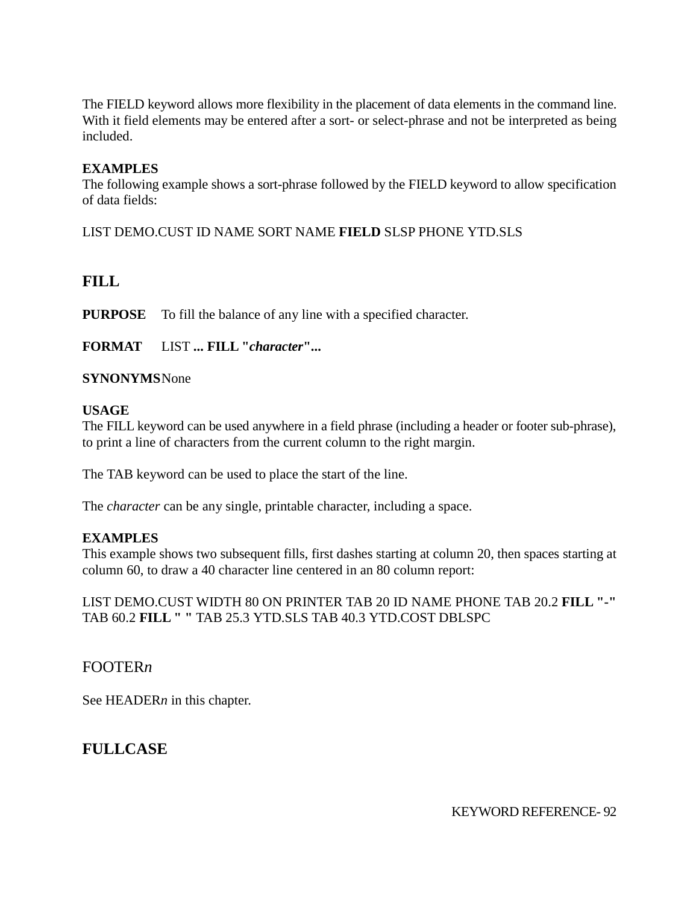The FIELD keyword allows more flexibility in the placement of data elements in the command line. With it field elements may be entered after a sort- or select-phrase and not be interpreted as being included.

**EXAMPLES**
The following example shows a sort-phrase followed by the FIELD keyword to allow specification of data fields:

LIST DEMO.CUST ID NAME SORT NAME **FIELD** SLSP PHONE YTD.SLS

## FILL

**PURPOSE** To fill the balance of any line with a specified character.

**FORMAT** LIST **... FILL "*character*"...**

**SYNONYMS** None

**USAGE**
The FILL keyword can be used anywhere in a field phrase (including a header or footer sub-phrase), to print a line of characters from the current column to the right margin.

The TAB keyword can be used to place the start of the line.

The *character* can be any single, printable character, including a space.

**EXAMPLES**
This example shows two subsequent fills, first dashes starting at column 20, then spaces starting at column 60, to draw a 40 character line centered in an 80 column report:

LIST DEMO.CUST WIDTH 80 ON PRINTER TAB 20 ID NAME PHONE TAB 20.2 **FILL "-"** TAB 60.2 **FILL " "** TAB 25.3 YTD.SLS TAB 40.3 YTD.COST DBLSPC

## FOOTER*n*

See HEADER*n* in this chapter.

## FULLCASE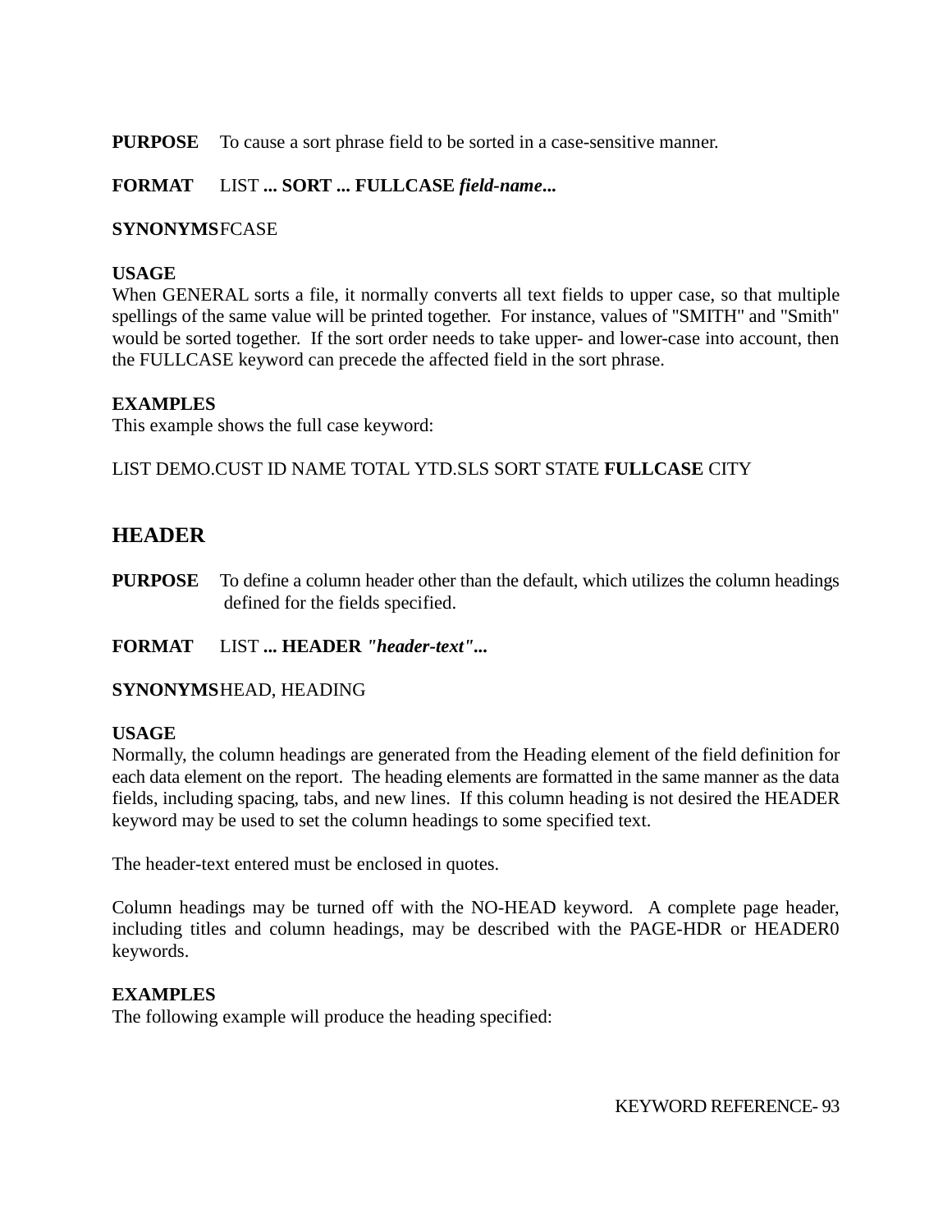**PURPOSE** To cause a sort phrase field to be sorted in a case-sensitive manner.

**FORMAT** LIST **... SORT ... FULLCASE** ***field-name...***

**SYNONYMS** FCASE

**USAGE**
When GENERAL sorts a file, it normally converts all text fields to upper case, so that multiple spellings of the same value will be printed together. For instance, values of "SMITH" and "Smith" would be sorted together. If the sort order needs to take upper- and lower-case into account, then the FULLCASE keyword can precede the affected field in the sort phrase.

**EXAMPLES**
This example shows the full case keyword:

LIST DEMO.CUST ID NAME TOTAL YTD.SLS SORT STATE **FULLCASE** CITY

## HEADER

**PURPOSE** To define a column header other than the default, which utilizes the column headings defined for the fields specified.

**FORMAT** LIST **... HEADER** ***"header-text"...***

**SYNONYMS** HEAD, HEADING

**USAGE**
Normally, the column headings are generated from the Heading element of the field definition for each data element on the report. The heading elements are formatted in the same manner as the data fields, including spacing, tabs, and new lines. If this column heading is not desired the HEADER keyword may be used to set the column headings to some specified text.

The header-text entered must be enclosed in quotes.

Column headings may be turned off with the NO-HEAD keyword. A complete page header, including titles and column headings, may be described with the PAGE-HDR or HEADER0 keywords.

**EXAMPLES**
The following example will produce the heading specified: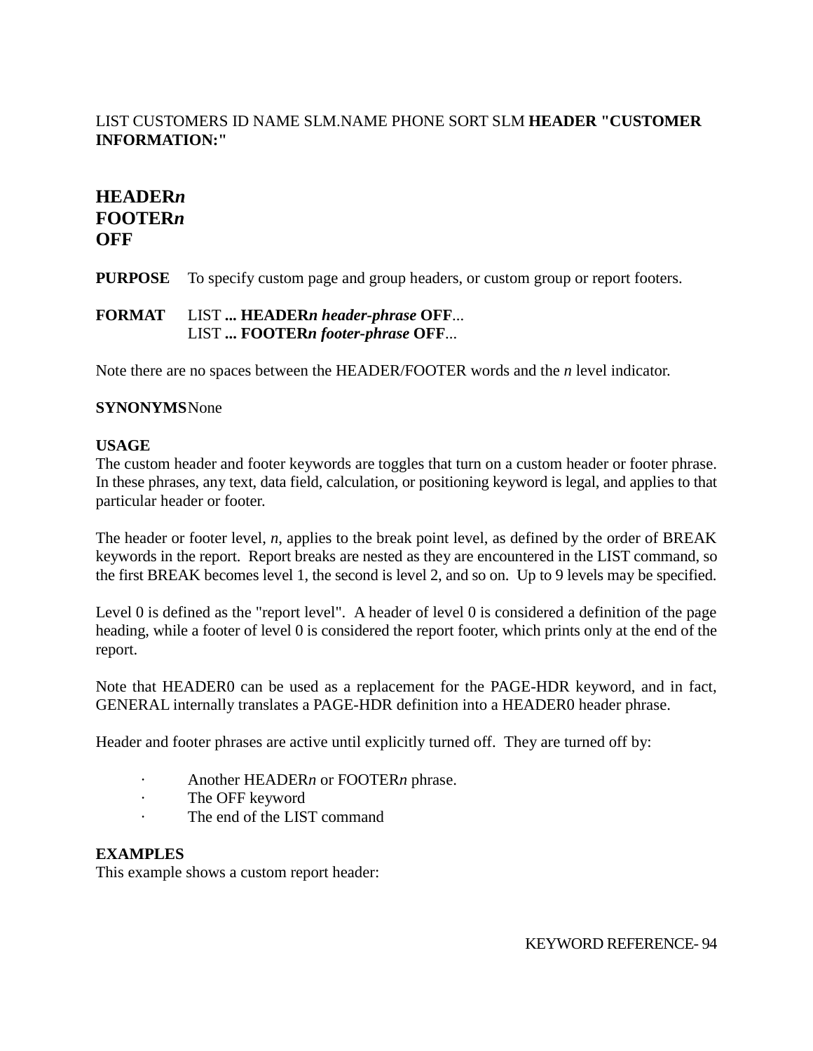LIST CUSTOMERS ID NAME SLM.NAME PHONE SORT SLM **HEADER "CUSTOMER INFORMATION:"**

## HEADER*n*
## FOOTER*n*
## OFF

**PURPOSE** To specify custom page and group headers, or custom group or report footers.

**FORMAT** LIST **... HEADER*n*** ***header-phrase*** **OFF**...
LIST **... FOOTER*n*** ***footer-phrase*** **OFF**...

Note there are no spaces between the HEADER/FOOTER words and the *n* level indicator.

**SYNONYMS** None

**USAGE**
The custom header and footer keywords are toggles that turn on a custom header or footer phrase. In these phrases, any text, data field, calculation, or positioning keyword is legal, and applies to that particular header or footer.

The header or footer level, *n*, applies to the break point level, as defined by the order of BREAK keywords in the report. Report breaks are nested as they are encountered in the LIST command, so the first BREAK becomes level 1, the second is level 2, and so on. Up to 9 levels may be specified.

Level 0 is defined as the "report level". A header of level 0 is considered a definition of the page heading, while a footer of level 0 is considered the report footer, which prints only at the end of the report.

Note that HEADER0 can be used as a replacement for the PAGE-HDR keyword, and in fact, GENERAL internally translates a PAGE-HDR definition into a HEADER0 header phrase.

Header and footer phrases are active until explicitly turned off. They are turned off by:

- Another HEADER*n* or FOOTER*n* phrase.
- The OFF keyword
- The end of the LIST command

**EXAMPLES**
This example shows a custom report header: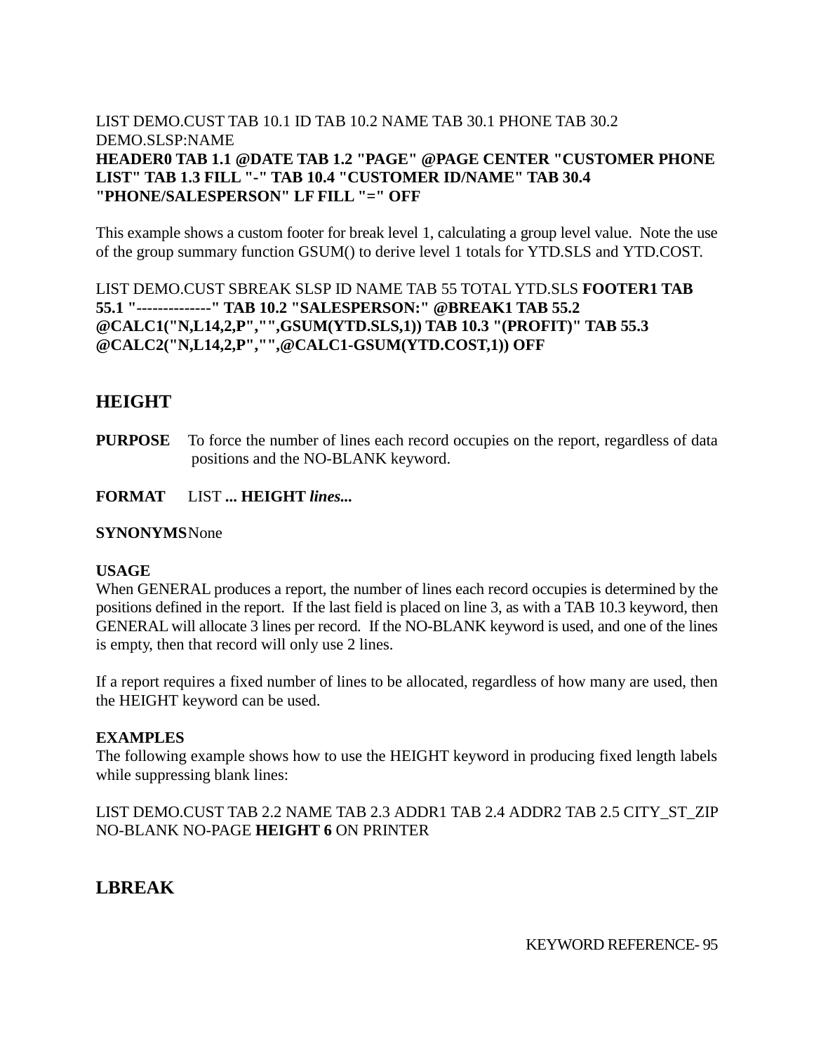LIST DEMO.CUST TAB 10.1 ID TAB 10.2 NAME TAB 30.1 PHONE TAB 30.2 DEMO.SLSP:NAME
**HEADER0 TAB 1.1 @DATE TAB 1.2 "PAGE" @PAGE CENTER "CUSTOMER PHONE LIST" TAB 1.3 FILL "-" TAB 10.4 "CUSTOMER ID/NAME" TAB 30.4 "PHONE/SALESPERSON" LF FILL "=" OFF**

This example shows a custom footer for break level 1, calculating a group level value. Note the use of the group summary function GSUM() to derive level 1 totals for YTD.SLS and YTD.COST.

LIST DEMO.CUST SBREAK SLSP ID NAME TAB 55 TOTAL YTD.SLS **FOOTER1 TAB 55.1 "--------------" TAB 10.2 "SALESPERSON:" @BREAK1 TAB 55.2 @CALC1("N,L14,2,P","",GSUM(YTD.SLS,1)) TAB 10.3 "(PROFIT)" TAB 55.3 @CALC2("N,L14,2,P","",@CALC1-GSUM(YTD.COST,1)) OFF**

## HEIGHT

**PURPOSE** To force the number of lines each record occupies on the report, regardless of data positions and the NO-BLANK keyword.

**FORMAT** LIST **... HEIGHT *lines...***

**SYNONYMS** None

**USAGE**
When GENERAL produces a report, the number of lines each record occupies is determined by the positions defined in the report. If the last field is placed on line 3, as with a TAB 10.3 keyword, then GENERAL will allocate 3 lines per record. If the NO-BLANK keyword is used, and one of the lines is empty, then that record will only use 2 lines.

If a report requires a fixed number of lines to be allocated, regardless of how many are used, then the HEIGHT keyword can be used.

**EXAMPLES**
The following example shows how to use the HEIGHT keyword in producing fixed length labels while suppressing blank lines:

LIST DEMO.CUST TAB 2.2 NAME TAB 2.3 ADDR1 TAB 2.4 ADDR2 TAB 2.5 CITY_ST_ZIP NO-BLANK NO-PAGE **HEIGHT 6** ON PRINTER

## LBREAK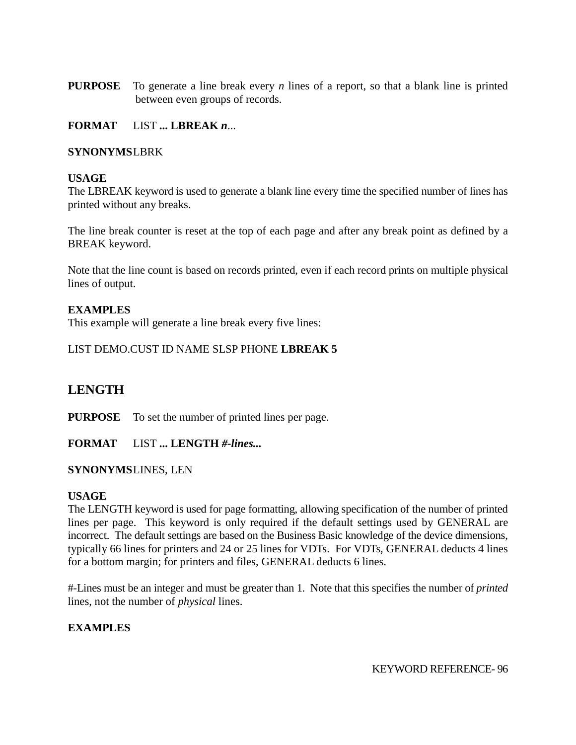**PURPOSE** To generate a line break every *n* lines of a report, so that a blank line is printed between even groups of records.

**FORMAT** LIST **... LBREAK *n***...

**SYNONYMS** LBRK

**USAGE**

The LBREAK keyword is used to generate a blank line every time the specified number of lines has printed without any breaks.

The line break counter is reset at the top of each page and after any break point as defined by a BREAK keyword.

Note that the line count is based on records printed, even if each record prints on multiple physical lines of output.

**EXAMPLES**

This example will generate a line break every five lines:

LIST DEMO.CUST ID NAME SLSP PHONE **LBREAK 5**

## LENGTH

**PURPOSE** To set the number of printed lines per page.

**FORMAT** LIST **... LENGTH *#-lines...***

**SYNONYMS** LINES, LEN

**USAGE**

The LENGTH keyword is used for page formatting, allowing specification of the number of printed lines per page. This keyword is only required if the default settings used by GENERAL are incorrect. The default settings are based on the Business Basic knowledge of the device dimensions, typically 66 lines for printers and 24 or 25 lines for VDTs. For VDTs, GENERAL deducts 4 lines for a bottom margin; for printers and files, GENERAL deducts 6 lines.

#-Lines must be an integer and must be greater than 1. Note that this specifies the number of *printed* lines, not the number of *physical* lines.

**EXAMPLES**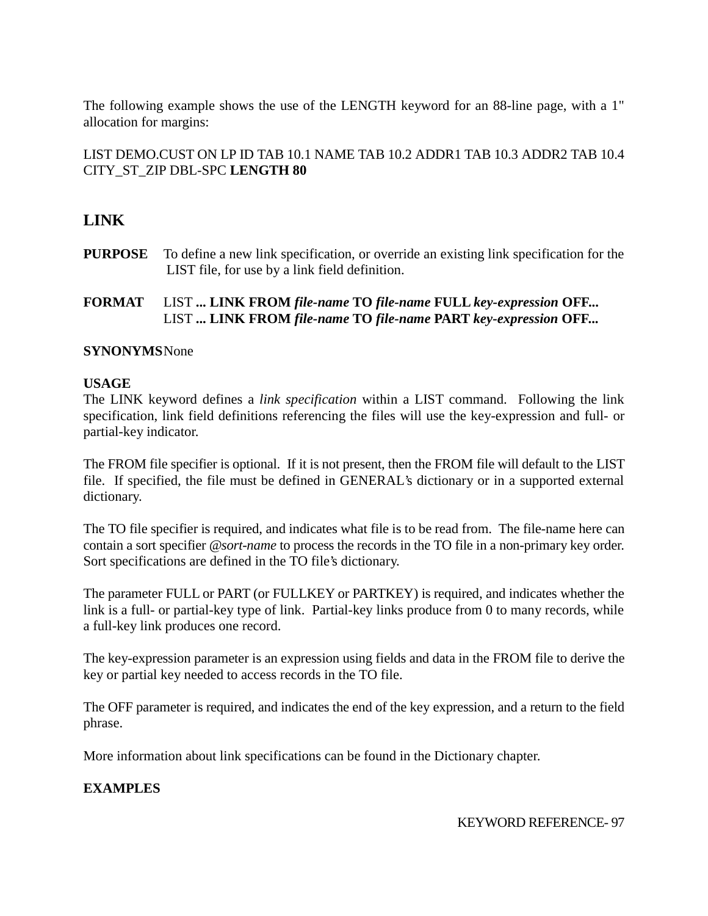The following example shows the use of the LENGTH keyword for an 88-line page, with a 1" allocation for margins:

LIST DEMO.CUST ON LP ID TAB 10.1 NAME TAB 10.2 ADDR1 TAB 10.3 ADDR2 TAB 10.4 CITY_ST_ZIP DBL-SPC **LENGTH 80**

## LINK

**PURPOSE** To define a new link specification, or override an existing link specification for the LIST file, for use by a link field definition.

**FORMAT** LIST **... LINK FROM** ***file-name*** **TO** ***file-name*** **FULL** ***key-expression*** **OFF...**
LIST **... LINK FROM** ***file-name*** **TO** ***file-name*** **PART** ***key-expression*** **OFF...**

**SYNONYMS** None

**USAGE**

The LINK keyword defines a *link specification* within a LIST command. Following the link specification, link field definitions referencing the files will use the key-expression and full- or partial-key indicator.

The FROM file specifier is optional. If it is not present, then the FROM file will default to the LIST file. If specified, the file must be defined in GENERAL's dictionary or in a supported external dictionary.

The TO file specifier is required, and indicates what file is to be read from. The file-name here can contain a sort specifier *@sort-name* to process the records in the TO file in a non-primary key order. Sort specifications are defined in the TO file's dictionary.

The parameter FULL or PART (or FULLKEY or PARTKEY) is required, and indicates whether the link is a full- or partial-key type of link. Partial-key links produce from 0 to many records, while a full-key link produces one record.

The key-expression parameter is an expression using fields and data in the FROM file to derive the key or partial key needed to access records in the TO file.

The OFF parameter is required, and indicates the end of the key expression, and a return to the field phrase.

More information about link specifications can be found in the Dictionary chapter.

**EXAMPLES**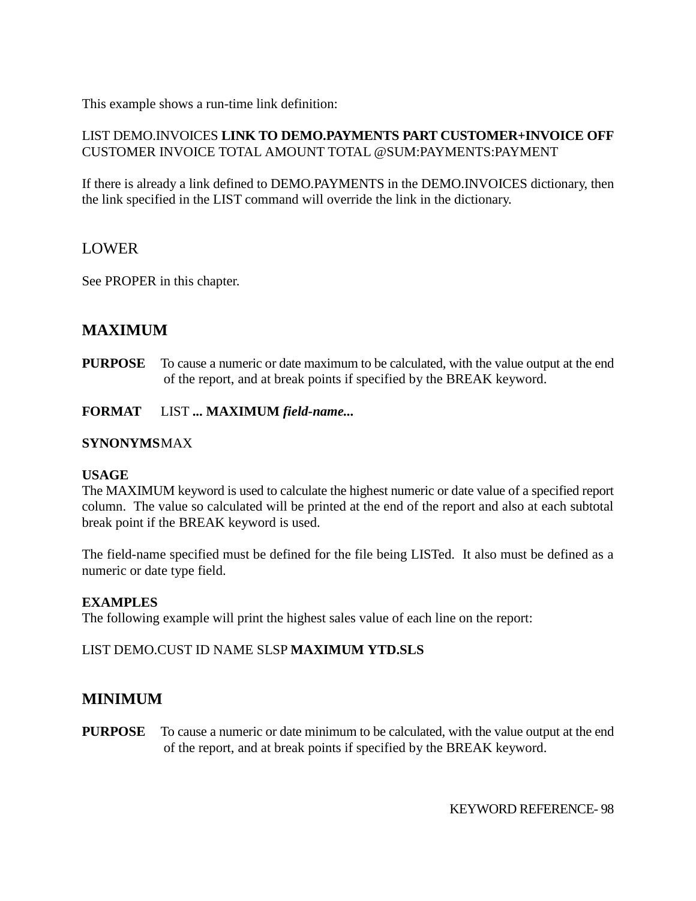This example shows a run-time link definition:

LIST DEMO.INVOICES **LINK TO DEMO.PAYMENTS PART CUSTOMER+INVOICE OFF** CUSTOMER INVOICE TOTAL AMOUNT TOTAL @SUM:PAYMENTS:PAYMENT

If there is already a link defined to DEMO.PAYMENTS in the DEMO.INVOICES dictionary, then the link specified in the LIST command will override the link in the dictionary.

## LOWER

See PROPER in this chapter.

## MAXIMUM

**PURPOSE** To cause a numeric or date maximum to be calculated, with the value output at the end of the report, and at break points if specified by the BREAK keyword.

**FORMAT** LIST **... MAXIMUM *field-name...***

**SYNONYMS** MAX

**USAGE**
The MAXIMUM keyword is used to calculate the highest numeric or date value of a specified report column. The value so calculated will be printed at the end of the report and also at each subtotal break point if the BREAK keyword is used.

The field-name specified must be defined for the file being LISTed. It also must be defined as a numeric or date type field.

**EXAMPLES**
The following example will print the highest sales value of each line on the report:

LIST DEMO.CUST ID NAME SLSP **MAXIMUM YTD.SLS**

## MINIMUM

**PURPOSE** To cause a numeric or date minimum to be calculated, with the value output at the end of the report, and at break points if specified by the BREAK keyword.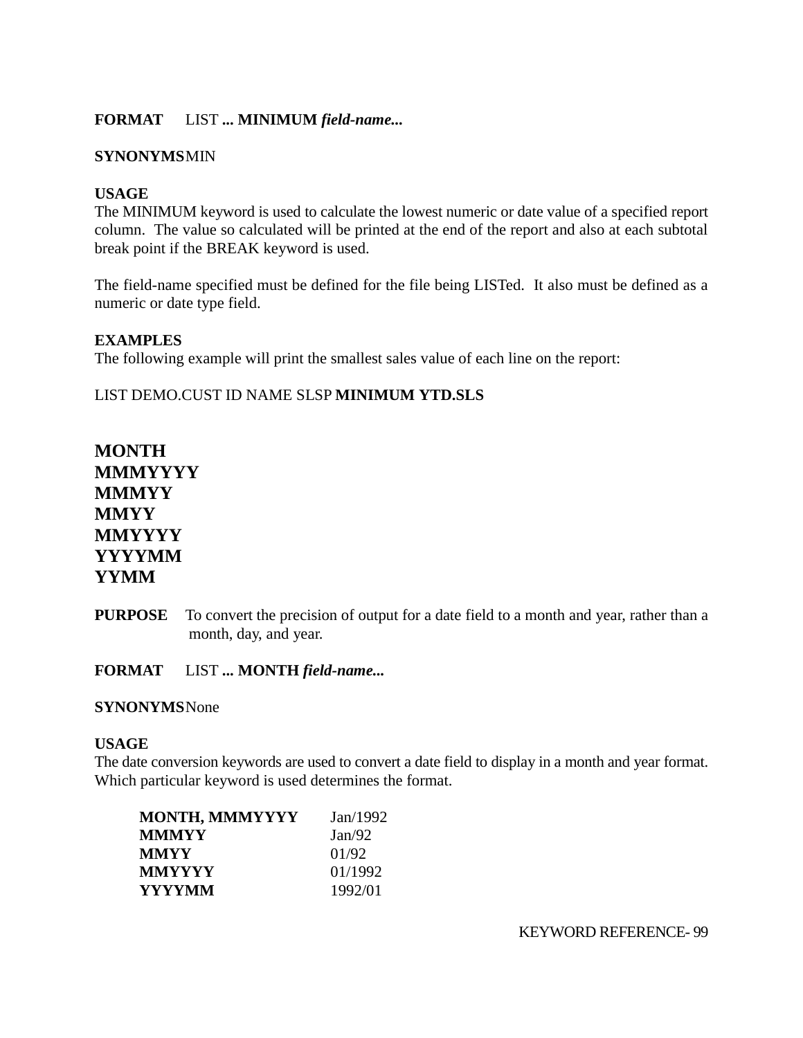**FORMAT** LIST **... MINIMUM** ***field-name...***

**SYNONYMS** MIN

**USAGE**
The MINIMUM keyword is used to calculate the lowest numeric or date value of a specified report column. The value so calculated will be printed at the end of the report and also at each subtotal break point if the BREAK keyword is used.

The field-name specified must be defined for the file being LISTed. It also must be defined as a numeric or date type field.

**EXAMPLES**
The following example will print the smallest sales value of each line on the report:

LIST DEMO.CUST ID NAME SLSP **MINIMUM YTD.SLS**

## MONTH
## MMMYYYY
## MMMYY
## MMYY
## MMYYYY
## YYYYMM
## YYMM

**PURPOSE** To convert the precision of output for a date field to a month and year, rather than a month, day, and year.

**FORMAT** LIST **... MONTH** ***field-name...***

**SYNONYMS** None

**USAGE**
The date conversion keywords are used to convert a date field to display in a month and year format. Which particular keyword is used determines the format.

| | |
|---|---|
| **MONTH, MMMYYYY** | Jan/1992 |
| **MMMYY** | Jan/92 |
| **MMYY** | 01/92 |
| **MMYYYY** | 01/1992 |
| **YYYYMM** | 1992/01 |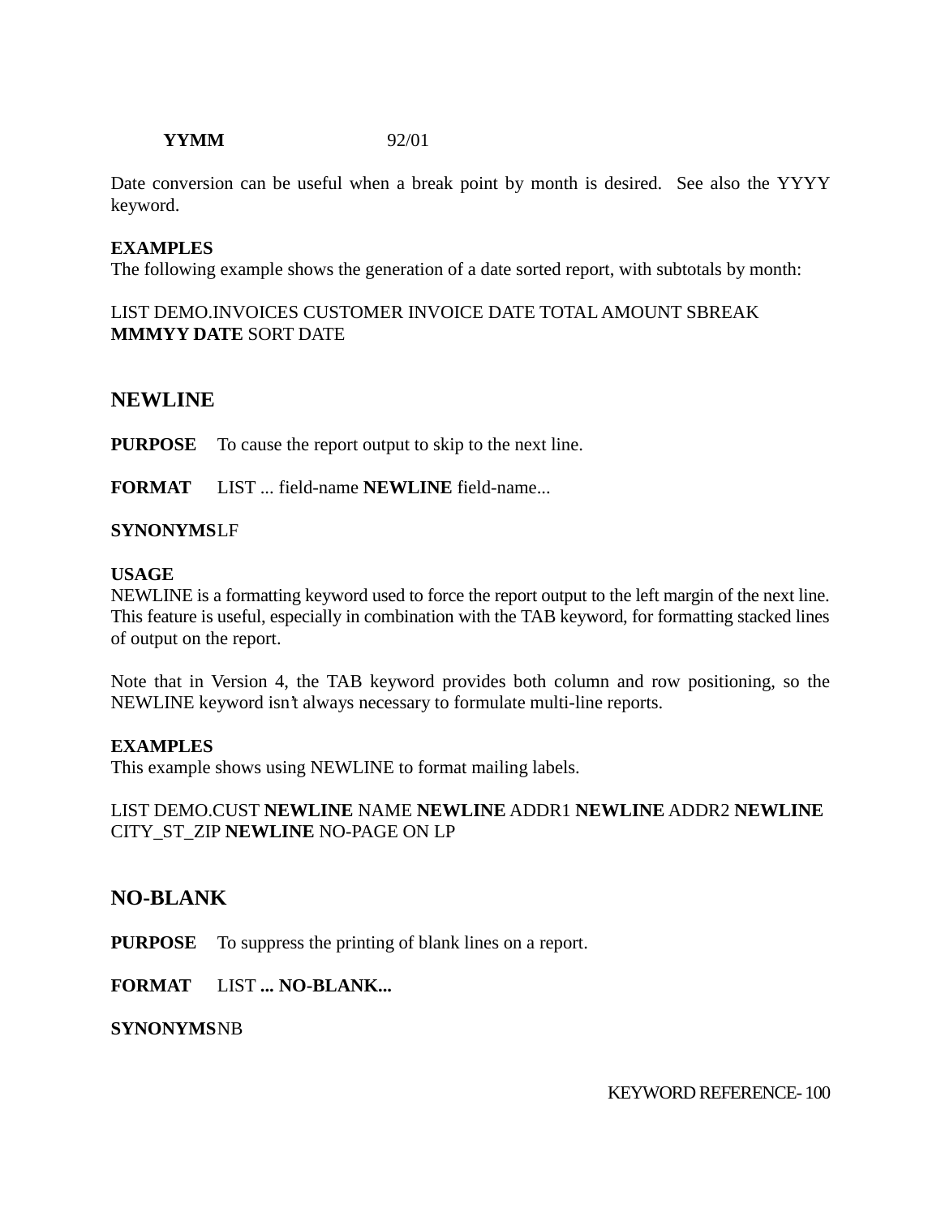**YYMM** 92/01

Date conversion can be useful when a break point by month is desired. See also the YYYY keyword.

**EXAMPLES**
The following example shows the generation of a date sorted report, with subtotals by month:

LIST DEMO.INVOICES CUSTOMER INVOICE DATE TOTAL AMOUNT SBREAK **MMMYY DATE** SORT DATE

## NEWLINE

**PURPOSE** To cause the report output to skip to the next line.

**FORMAT** LIST ... field-name **NEWLINE** field-name...

**SYNONYMS** LF

**USAGE**
NEWLINE is a formatting keyword used to force the report output to the left margin of the next line. This feature is useful, especially in combination with the TAB keyword, for formatting stacked lines of output on the report.

Note that in Version 4, the TAB keyword provides both column and row positioning, so the NEWLINE keyword isn't always necessary to formulate multi-line reports.

**EXAMPLES**
This example shows using NEWLINE to format mailing labels.

LIST DEMO.CUST **NEWLINE** NAME **NEWLINE** ADDR1 **NEWLINE** ADDR2 **NEWLINE** CITY_ST_ZIP **NEWLINE** NO-PAGE ON LP

## NO-BLANK

**PURPOSE** To suppress the printing of blank lines on a report.

**FORMAT** LIST **... NO-BLANK...**

**SYNONYMS** NB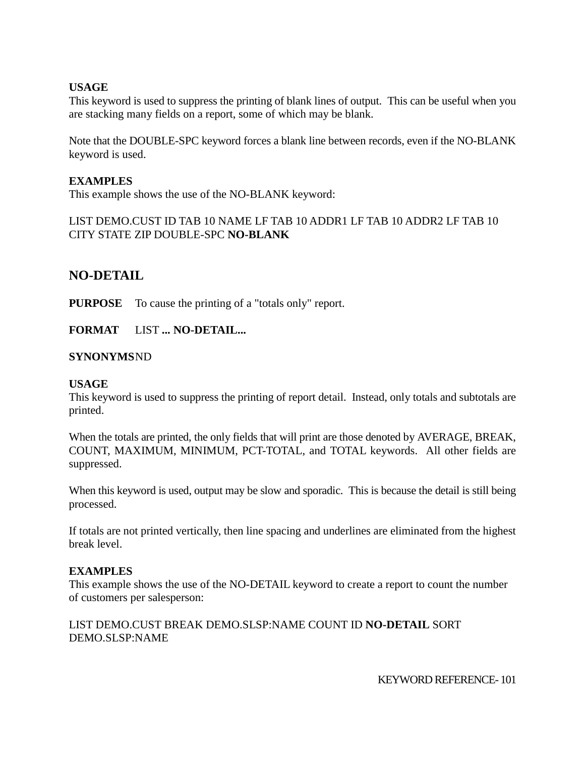**USAGE**
This keyword is used to suppress the printing of blank lines of output. This can be useful when you are stacking many fields on a report, some of which may be blank.

Note that the DOUBLE-SPC keyword forces a blank line between records, even if the NO-BLANK keyword is used.

**EXAMPLES**
This example shows the use of the NO-BLANK keyword:

LIST DEMO.CUST ID TAB 10 NAME LF TAB 10 ADDR1 LF TAB 10 ADDR2 LF TAB 10 CITY STATE ZIP DOUBLE-SPC **NO-BLANK**

## NO-DETAIL

**PURPOSE** To cause the printing of a "totals only" report.

**FORMAT** LIST **... NO-DETAIL...**

**SYNONYMS** ND

**USAGE**
This keyword is used to suppress the printing of report detail. Instead, only totals and subtotals are printed.

When the totals are printed, the only fields that will print are those denoted by AVERAGE, BREAK, COUNT, MAXIMUM, MINIMUM, PCT-TOTAL, and TOTAL keywords. All other fields are suppressed.

When this keyword is used, output may be slow and sporadic. This is because the detail is still being processed.

If totals are not printed vertically, then line spacing and underlines are eliminated from the highest break level.

**EXAMPLES**
This example shows the use of the NO-DETAIL keyword to create a report to count the number of customers per salesperson:

LIST DEMO.CUST BREAK DEMO.SLSP:NAME COUNT ID **NO-DETAIL** SORT DEMO.SLSP:NAME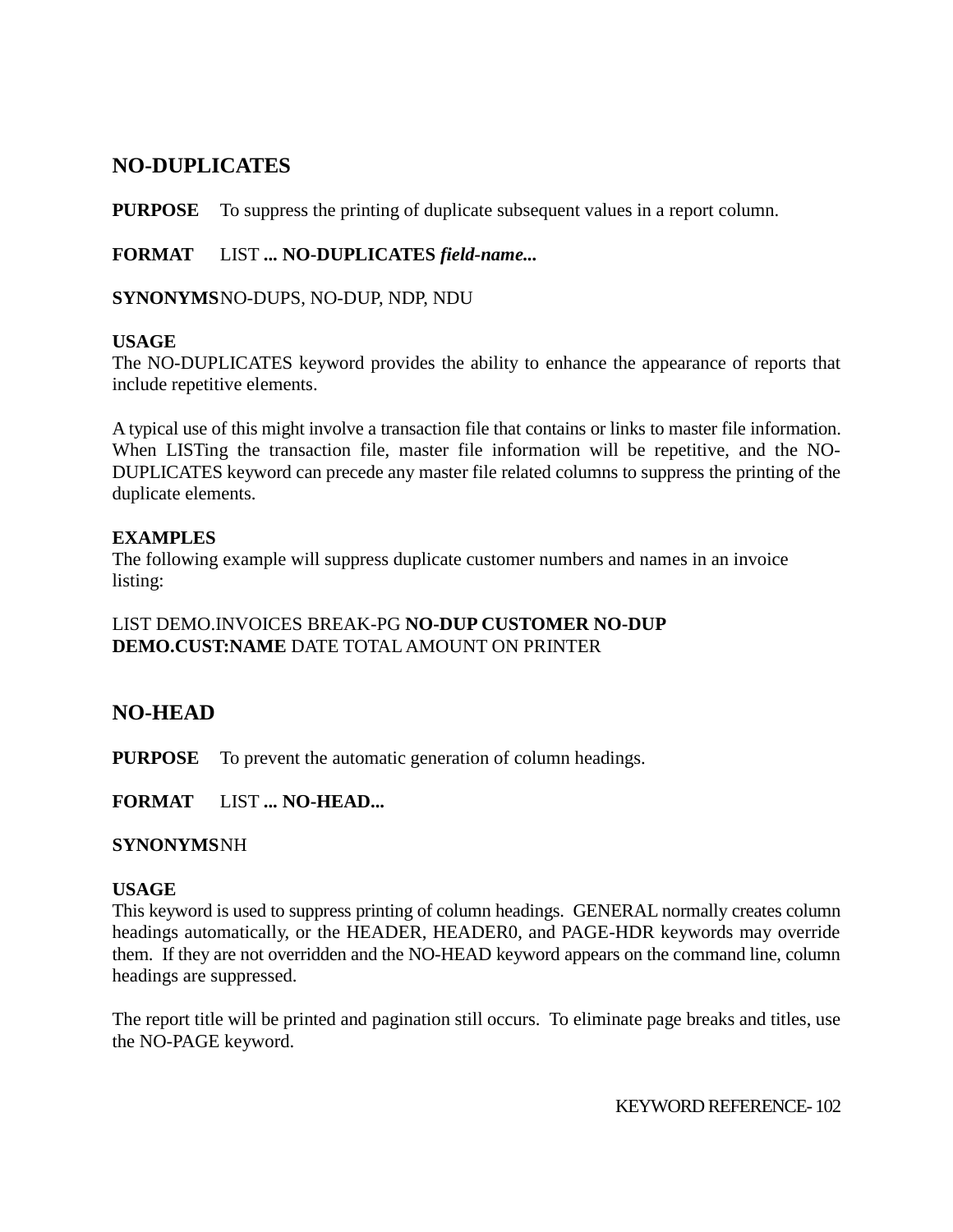## NO-DUPLICATES

**PURPOSE** To suppress the printing of duplicate subsequent values in a report column.

**FORMAT** LIST **... NO-DUPLICATES** ***field-name...***

**SYNONYMS** NO-DUPS, NO-DUP, NDP, NDU

**USAGE**
The NO-DUPLICATES keyword provides the ability to enhance the appearance of reports that include repetitive elements.

A typical use of this might involve a transaction file that contains or links to master file information. When LISTing the transaction file, master file information will be repetitive, and the NO-DUPLICATES keyword can precede any master file related columns to suppress the printing of the duplicate elements.

**EXAMPLES**
The following example will suppress duplicate customer numbers and names in an invoice listing:

LIST DEMO.INVOICES BREAK-PG **NO-DUP CUSTOMER NO-DUP DEMO.CUST:NAME** DATE TOTAL AMOUNT ON PRINTER

## NO-HEAD

**PURPOSE** To prevent the automatic generation of column headings.

**FORMAT** LIST **... NO-HEAD...**

**SYNONYMS** NH

**USAGE**
This keyword is used to suppress printing of column headings. GENERAL normally creates column headings automatically, or the HEADER, HEADER0, and PAGE-HDR keywords may override them. If they are not overridden and the NO-HEAD keyword appears on the command line, column headings are suppressed.

The report title will be printed and pagination still occurs. To eliminate page breaks and titles, use the NO-PAGE keyword.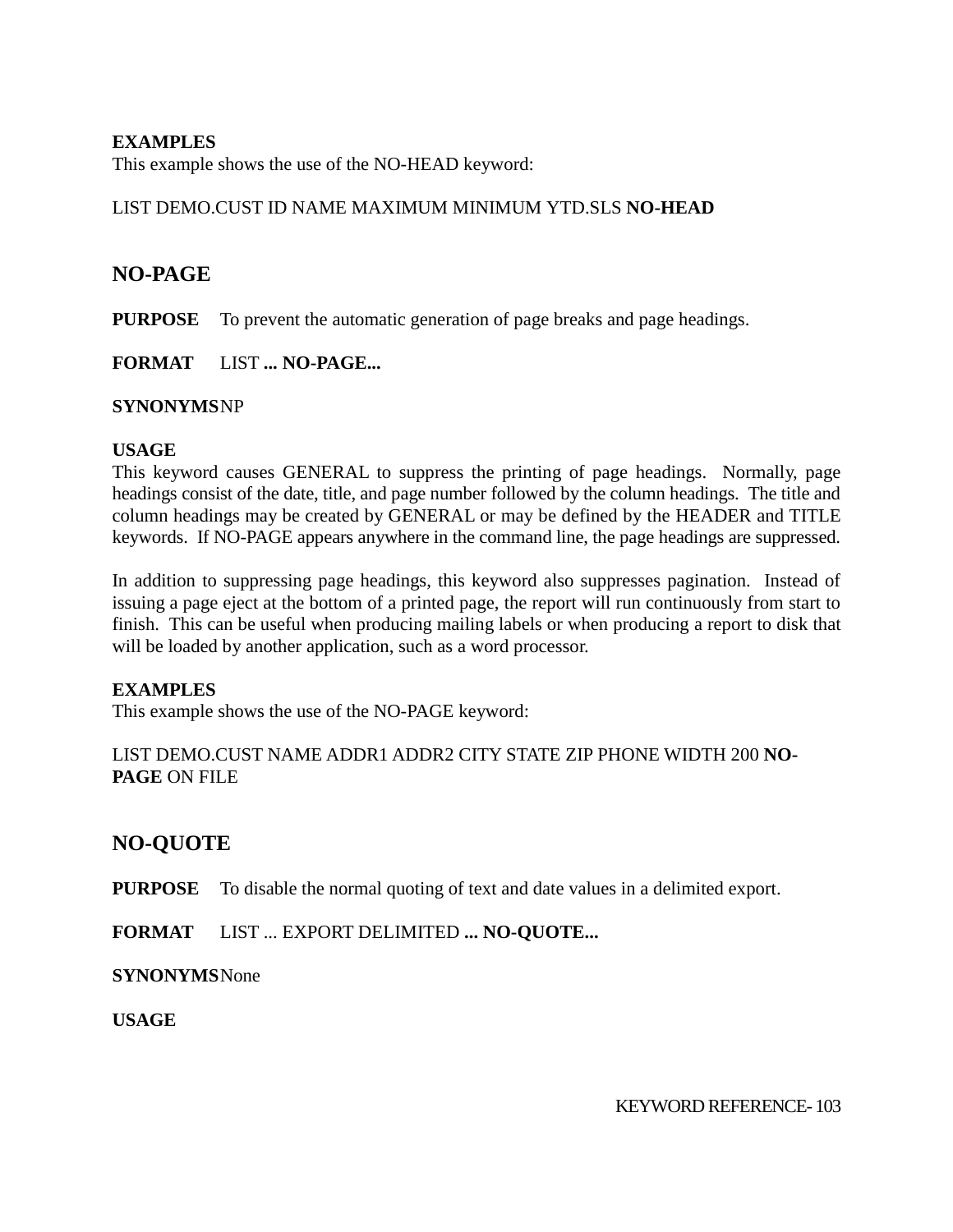**EXAMPLES**
This example shows the use of the NO-HEAD keyword:

LIST DEMO.CUST ID NAME MAXIMUM MINIMUM YTD.SLS **NO-HEAD**

## NO-PAGE

**PURPOSE** To prevent the automatic generation of page breaks and page headings.

**FORMAT** LIST **... NO-PAGE...**

**SYNONYMS** NP

**USAGE**
This keyword causes GENERAL to suppress the printing of page headings. Normally, page headings consist of the date, title, and page number followed by the column headings. The title and column headings may be created by GENERAL or may be defined by the HEADER and TITLE keywords. If NO-PAGE appears anywhere in the command line, the page headings are suppressed.

In addition to suppressing page headings, this keyword also suppresses pagination. Instead of issuing a page eject at the bottom of a printed page, the report will run continuously from start to finish. This can be useful when producing mailing labels or when producing a report to disk that will be loaded by another application, such as a word processor.

**EXAMPLES**
This example shows the use of the NO-PAGE keyword:

LIST DEMO.CUST NAME ADDR1 ADDR2 CITY STATE ZIP PHONE WIDTH 200 **NO-PAGE** ON FILE

## NO-QUOTE

**PURPOSE** To disable the normal quoting of text and date values in a delimited export.

**FORMAT** LIST ... EXPORT DELIMITED **... NO-QUOTE...**

**SYNONYMS** None

**USAGE**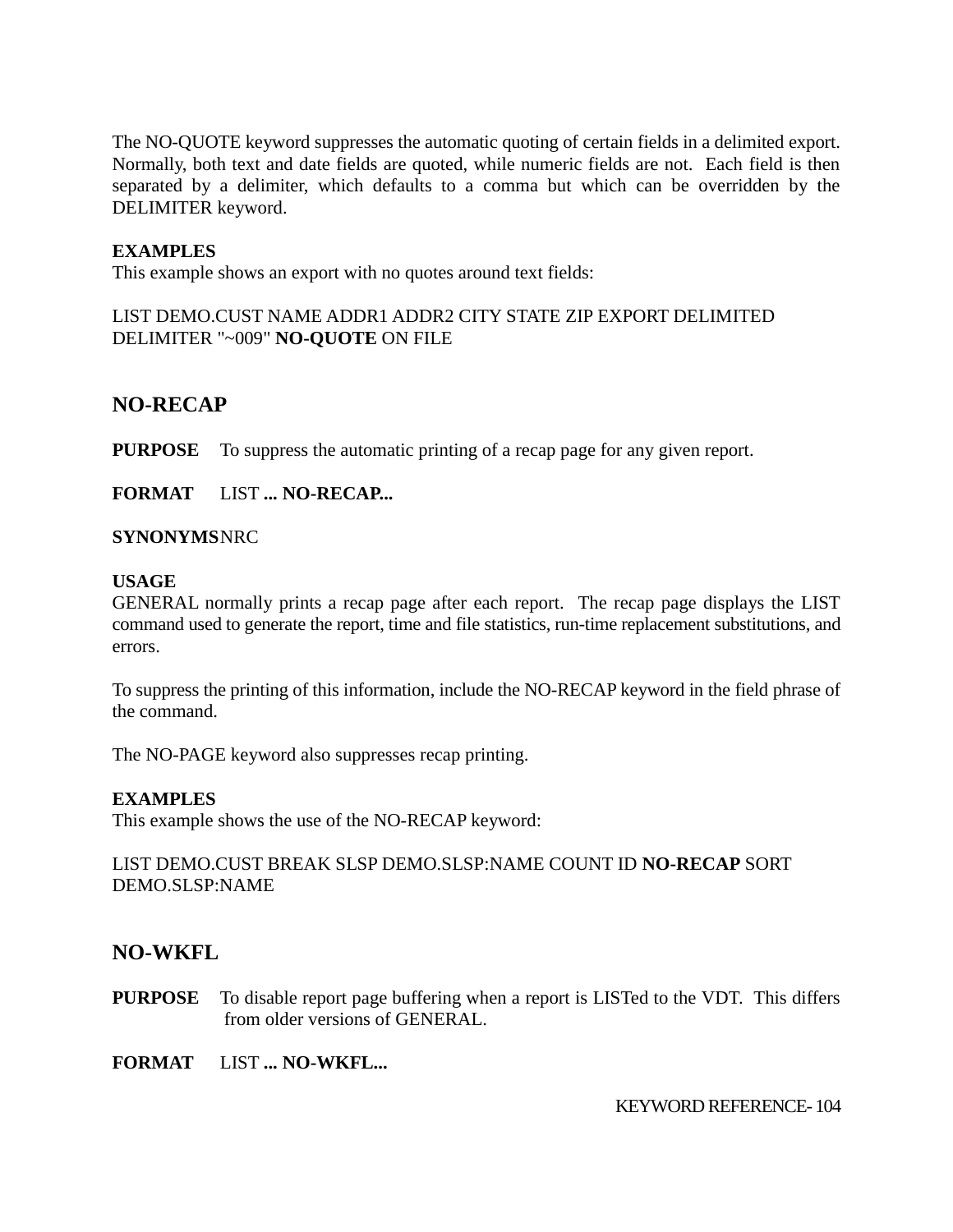The NO-QUOTE keyword suppresses the automatic quoting of certain fields in a delimited export. Normally, both text and date fields are quoted, while numeric fields are not. Each field is then separated by a delimiter, which defaults to a comma but which can be overridden by the DELIMITER keyword.

**EXAMPLES**
This example shows an export with no quotes around text fields:

LIST DEMO.CUST NAME ADDR1 ADDR2 CITY STATE ZIP EXPORT DELIMITED DELIMITER "~009" **NO-QUOTE** ON FILE

## NO-RECAP

**PURPOSE** To suppress the automatic printing of a recap page for any given report.

**FORMAT** LIST **... NO-RECAP...**

**SYNONYMS** NRC

**USAGE**
GENERAL normally prints a recap page after each report. The recap page displays the LIST command used to generate the report, time and file statistics, run-time replacement substitutions, and errors.

To suppress the printing of this information, include the NO-RECAP keyword in the field phrase of the command.

The NO-PAGE keyword also suppresses recap printing.

**EXAMPLES**
This example shows the use of the NO-RECAP keyword:

LIST DEMO.CUST BREAK SLSP DEMO.SLSP:NAME COUNT ID **NO-RECAP** SORT DEMO.SLSP:NAME

## NO-WKFL

**PURPOSE** To disable report page buffering when a report is LISTed to the VDT. This differs from older versions of GENERAL.

**FORMAT** LIST **... NO-WKFL...**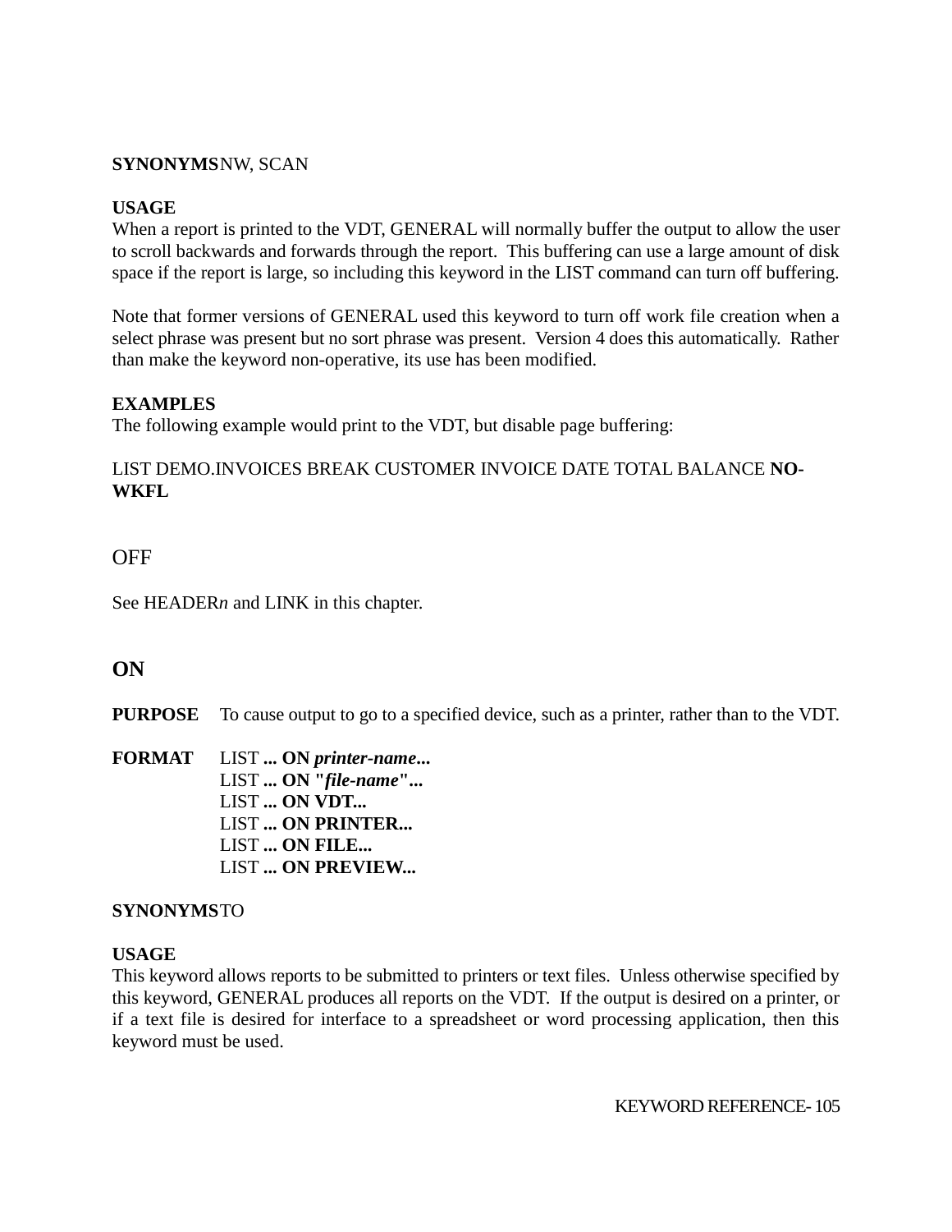**SYNONYMS** NW, SCAN

**USAGE**
When a report is printed to the VDT, GENERAL will normally buffer the output to allow the user to scroll backwards and forwards through the report. This buffering can use a large amount of disk space if the report is large, so including this keyword in the LIST command can turn off buffering.

Note that former versions of GENERAL used this keyword to turn off work file creation when a select phrase was present but no sort phrase was present. Version 4 does this automatically. Rather than make the keyword non-operative, its use has been modified.

**EXAMPLES**
The following example would print to the VDT, but disable page buffering:

LIST DEMO.INVOICES BREAK CUSTOMER INVOICE DATE TOTAL BALANCE **NO-WKFL**

## OFF

See HEADER*n* and LINK in this chapter.

## ON

**PURPOSE** To cause output to go to a specified device, such as a printer, rather than to the VDT.

**FORMAT** LIST **... ON *printer-name*...**
LIST **... ON "*file-name*"...**
LIST **... ON VDT...**
LIST **... ON PRINTER...**
LIST **... ON FILE...**
LIST **... ON PREVIEW...**

**SYNONYMS** TO

**USAGE**
This keyword allows reports to be submitted to printers or text files. Unless otherwise specified by this keyword, GENERAL produces all reports on the VDT. If the output is desired on a printer, or if a text file is desired for interface to a spreadsheet or word processing application, then this keyword must be used.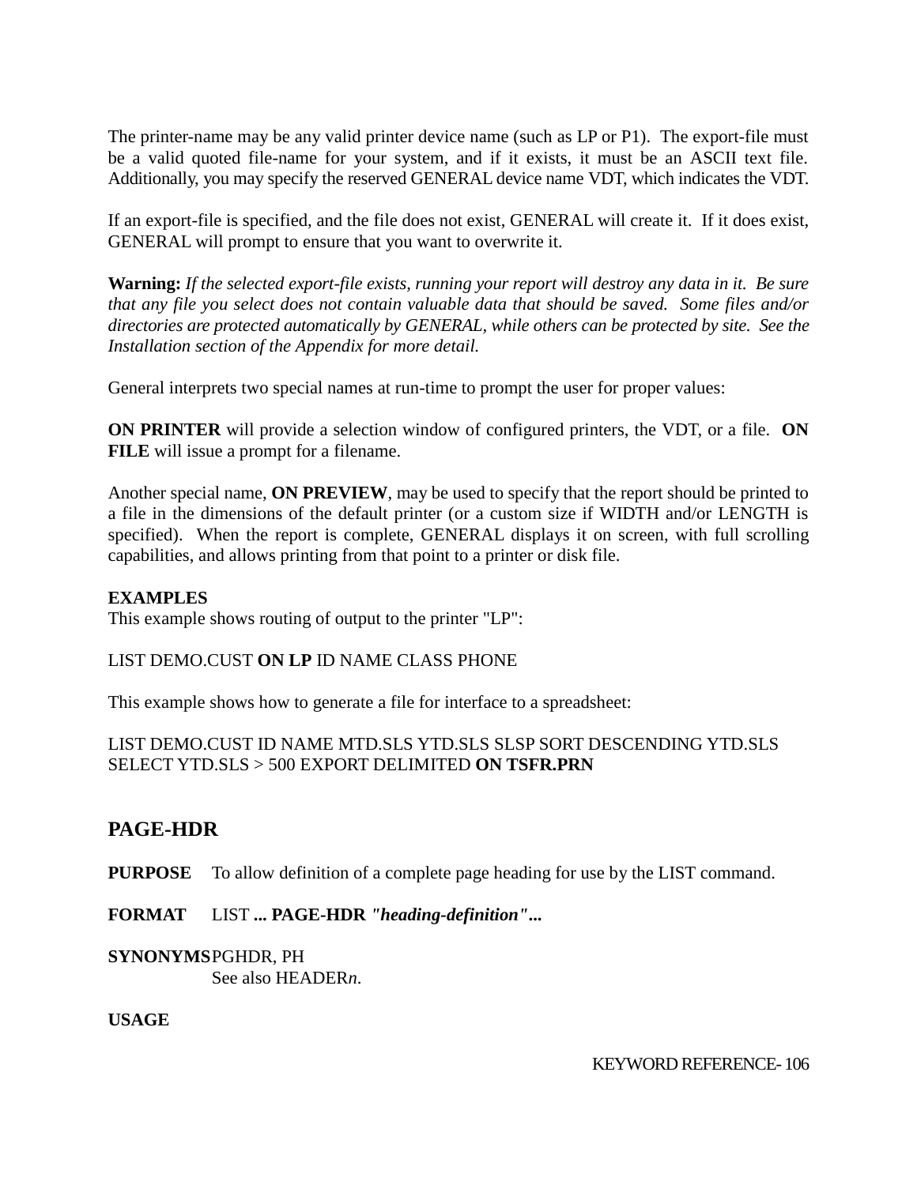The printer-name may be any valid printer device name (such as LP or P1). The export-file must be a valid quoted file-name for your system, and if it exists, it must be an ASCII text file. Additionally, you may specify the reserved GENERAL device name VDT, which indicates the VDT.

If an export-file is specified, and the file does not exist, GENERAL will create it. If it does exist, GENERAL will prompt to ensure that you want to overwrite it.

**Warning:** *If the selected export-file exists, running your report will destroy any data in it. Be sure that any file you select does not contain valuable data that should be saved. Some files and/or directories are protected automatically by GENERAL, while others can be protected by site. See the Installation section of the Appendix for more detail.*

General interprets two special names at run-time to prompt the user for proper values:

**ON PRINTER** will provide a selection window of configured printers, the VDT, or a file. **ON FILE** will issue a prompt for a filename.

Another special name, **ON PREVIEW**, may be used to specify that the report should be printed to a file in the dimensions of the default printer (or a custom size if WIDTH and/or LENGTH is specified). When the report is complete, GENERAL displays it on screen, with full scrolling capabilities, and allows printing from that point to a printer or disk file.

**EXAMPLES**
This example shows routing of output to the printer "LP":

LIST DEMO.CUST **ON LP** ID NAME CLASS PHONE

This example shows how to generate a file for interface to a spreadsheet:

LIST DEMO.CUST ID NAME MTD.SLS YTD.SLS SLSP SORT DESCENDING YTD.SLS SELECT YTD.SLS > 500 EXPORT DELIMITED **ON TSFR.PRN**

## PAGE-HDR

**PURPOSE** To allow definition of a complete page heading for use by the LIST command.

**FORMAT** LIST **... PAGE-HDR** ***"heading-definition"...***

**SYNONYMS** PGHDR, PH
See also HEADER*n*.

**USAGE**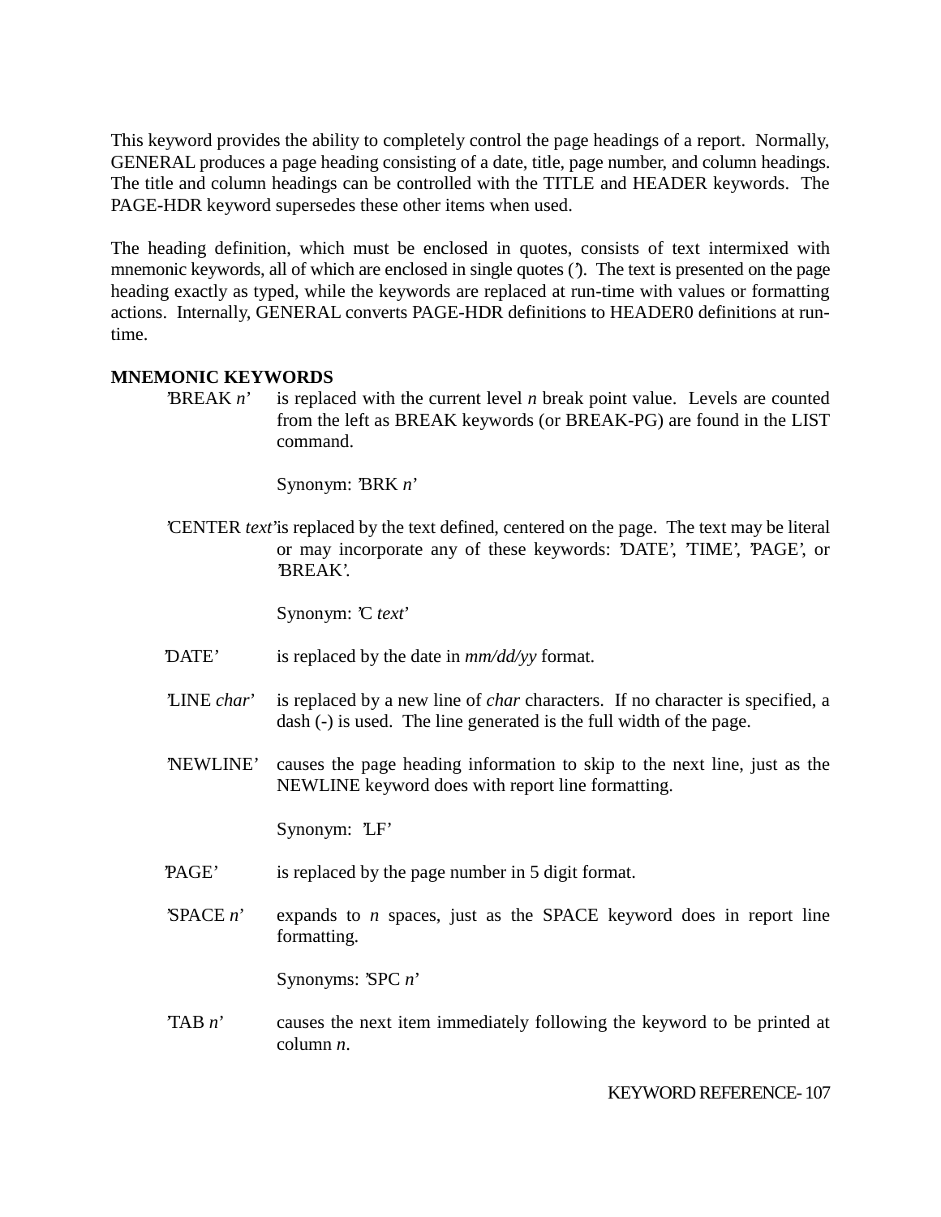This keyword provides the ability to completely control the page headings of a report. Normally, GENERAL produces a page heading consisting of a date, title, page number, and column headings. The title and column headings can be controlled with the TITLE and HEADER keywords. The PAGE-HDR keyword supersedes these other items when used.

The heading definition, which must be enclosed in quotes, consists of text intermixed with mnemonic keywords, all of which are enclosed in single quotes ('). The text is presented on the page heading exactly as typed, while the keywords are replaced at run-time with values or formatting actions. Internally, GENERAL converts PAGE-HDR definitions to HEADER0 definitions at run-time.

**MNEMONIC KEYWORDS**

'BREAK *n*' is replaced with the current level *n* break point value. Levels are counted from the left as BREAK keywords (or BREAK-PG) are found in the LIST command.

Synonym: 'BRK *n*'

'CENTER *text*' is replaced by the text defined, centered on the page. The text may be literal or may incorporate any of these keywords: 'DATE', 'TIME', 'PAGE', or 'BREAK'.

Synonym: 'C *text*'

'DATE' is replaced by the date in *mm/dd/yy* format.

'LINE *char*' is replaced by a new line of *char* characters. If no character is specified, a dash (-) is used. The line generated is the full width of the page.

'NEWLINE' causes the page heading information to skip to the next line, just as the NEWLINE keyword does with report line formatting.

Synonym: 'LF'

'PAGE' is replaced by the page number in 5 digit format.

'SPACE *n*' expands to *n* spaces, just as the SPACE keyword does in report line formatting.

Synonyms: 'SPC *n*'

'TAB *n*' causes the next item immediately following the keyword to be printed at column *n*.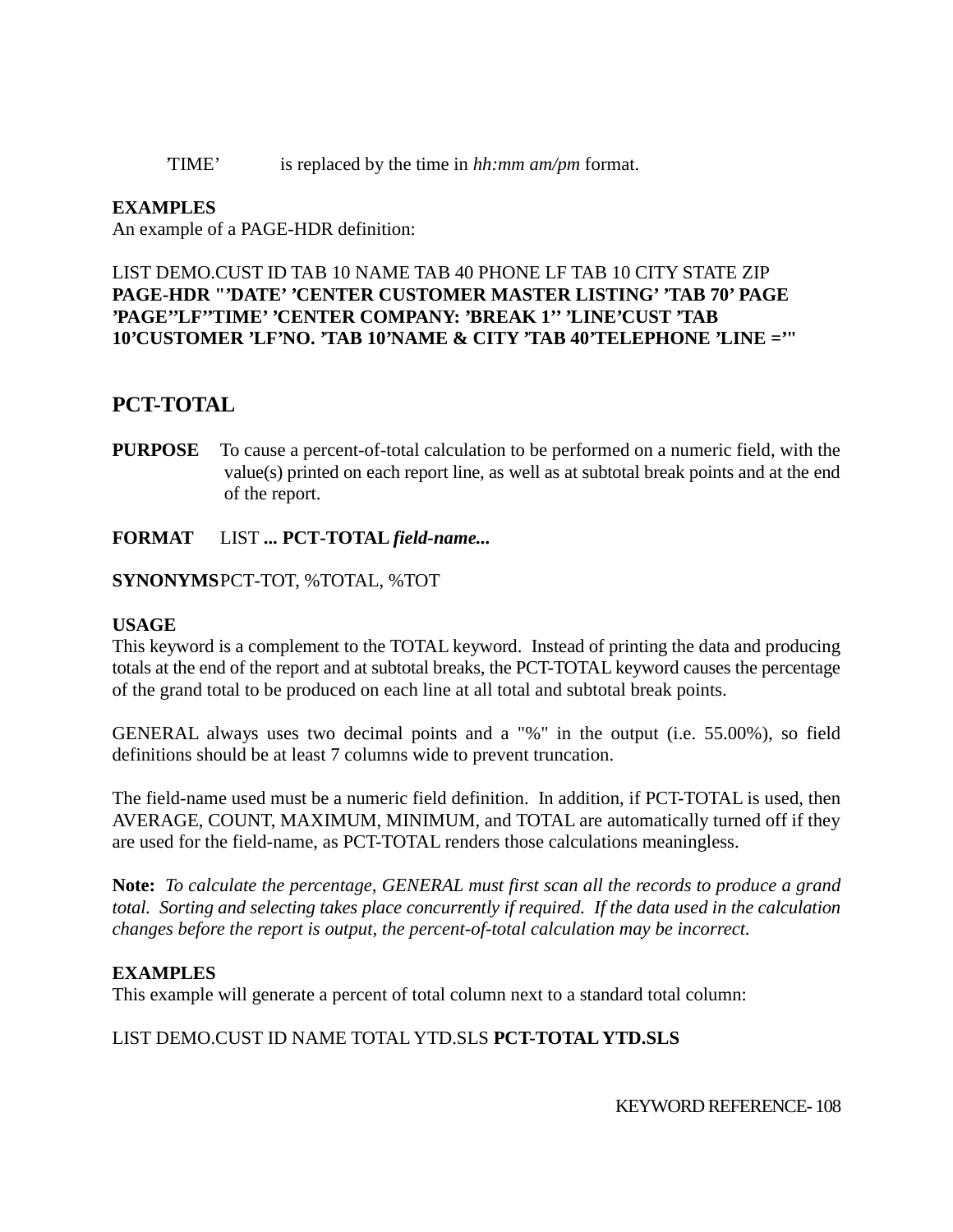’TIME’ is replaced by the time in *hh:mm am/pm* format.

**EXAMPLES**
An example of a PAGE-HDR definition:

LIST DEMO.CUST ID TAB 10 NAME TAB 40 PHONE LF TAB 10 CITY STATE ZIP **PAGE-HDR "’DATE’ ’CENTER CUSTOMER MASTER LISTING’ ’TAB 70’ PAGE ’PAGE’’LF’’TIME’ ’CENTER COMPANY: ’BREAK 1’’ ’LINE’CUST ’TAB 10’CUSTOMER ’LF’NO. ’TAB 10’NAME & CITY ’TAB 40’TELEPHONE ’LINE =’"**

## PCT-TOTAL

**PURPOSE** To cause a percent-of-total calculation to be performed on a numeric field, with the value(s) printed on each report line, as well as at subtotal break points and at the end of the report.

**FORMAT** LIST **... PCT-TOTAL** ***field-name...***

**SYNONYMS** PCT-TOT, %TOTAL, %TOT

**USAGE**
This keyword is a complement to the TOTAL keyword. Instead of printing the data and producing totals at the end of the report and at subtotal breaks, the PCT-TOTAL keyword causes the percentage of the grand total to be produced on each line at all total and subtotal break points.

GENERAL always uses two decimal points and a "%" in the output (i.e. 55.00%), so field definitions should be at least 7 columns wide to prevent truncation.

The field-name used must be a numeric field definition. In addition, if PCT-TOTAL is used, then AVERAGE, COUNT, MAXIMUM, MINIMUM, and TOTAL are automatically turned off if they are used for the field-name, as PCT-TOTAL renders those calculations meaningless.

**Note:** *To calculate the percentage, GENERAL must first scan all the records to produce a grand total. Sorting and selecting takes place concurrently if required. If the data used in the calculation changes before the report is output, the percent-of-total calculation may be incorrect.*

**EXAMPLES**
This example will generate a percent of total column next to a standard total column:

LIST DEMO.CUST ID NAME TOTAL YTD.SLS **PCT-TOTAL YTD.SLS**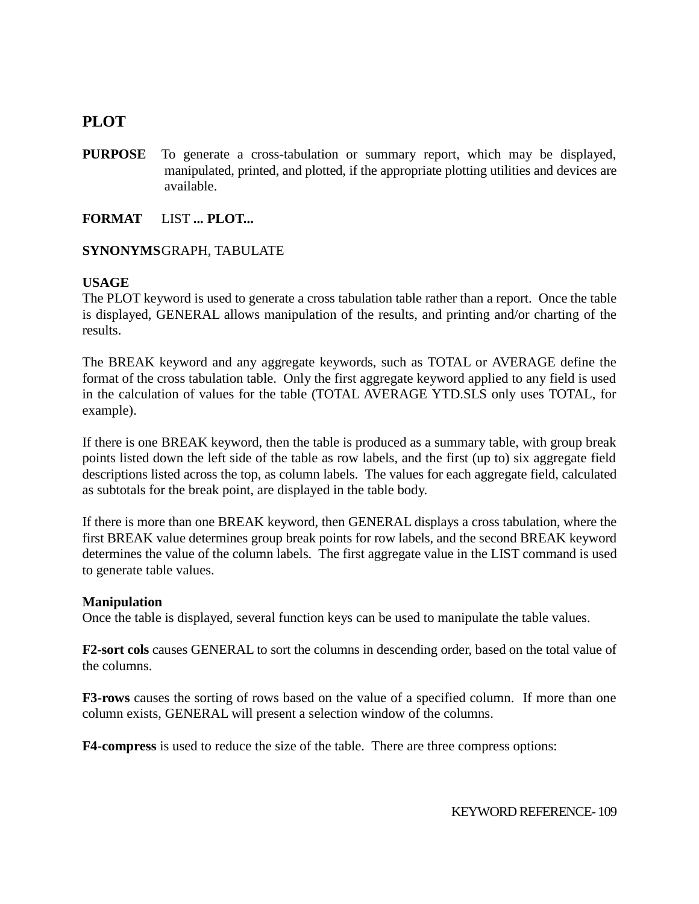## PLOT

**PURPOSE** To generate a cross-tabulation or summary report, which may be displayed, manipulated, printed, and plotted, if the appropriate plotting utilities and devices are available.

**FORMAT** LIST **... PLOT...**

**SYNONYMS** GRAPH, TABULATE

**USAGE**

The PLOT keyword is used to generate a cross tabulation table rather than a report. Once the table is displayed, GENERAL allows manipulation of the results, and printing and/or charting of the results.

The BREAK keyword and any aggregate keywords, such as TOTAL or AVERAGE define the format of the cross tabulation table. Only the first aggregate keyword applied to any field is used in the calculation of values for the table (TOTAL AVERAGE YTD.SLS only uses TOTAL, for example).

If there is one BREAK keyword, then the table is produced as a summary table, with group break points listed down the left side of the table as row labels, and the first (up to) six aggregate field descriptions listed across the top, as column labels. The values for each aggregate field, calculated as subtotals for the break point, are displayed in the table body.

If there is more than one BREAK keyword, then GENERAL displays a cross tabulation, where the first BREAK value determines group break points for row labels, and the second BREAK keyword determines the value of the column labels. The first aggregate value in the LIST command is used to generate table values.

**Manipulation**

Once the table is displayed, several function keys can be used to manipulate the table values.

**F2-sort cols** causes GENERAL to sort the columns in descending order, based on the total value of the columns.

**F3-rows** causes the sorting of rows based on the value of a specified column. If more than one column exists, GENERAL will present a selection window of the columns.

**F4-compress** is used to reduce the size of the table. There are three compress options: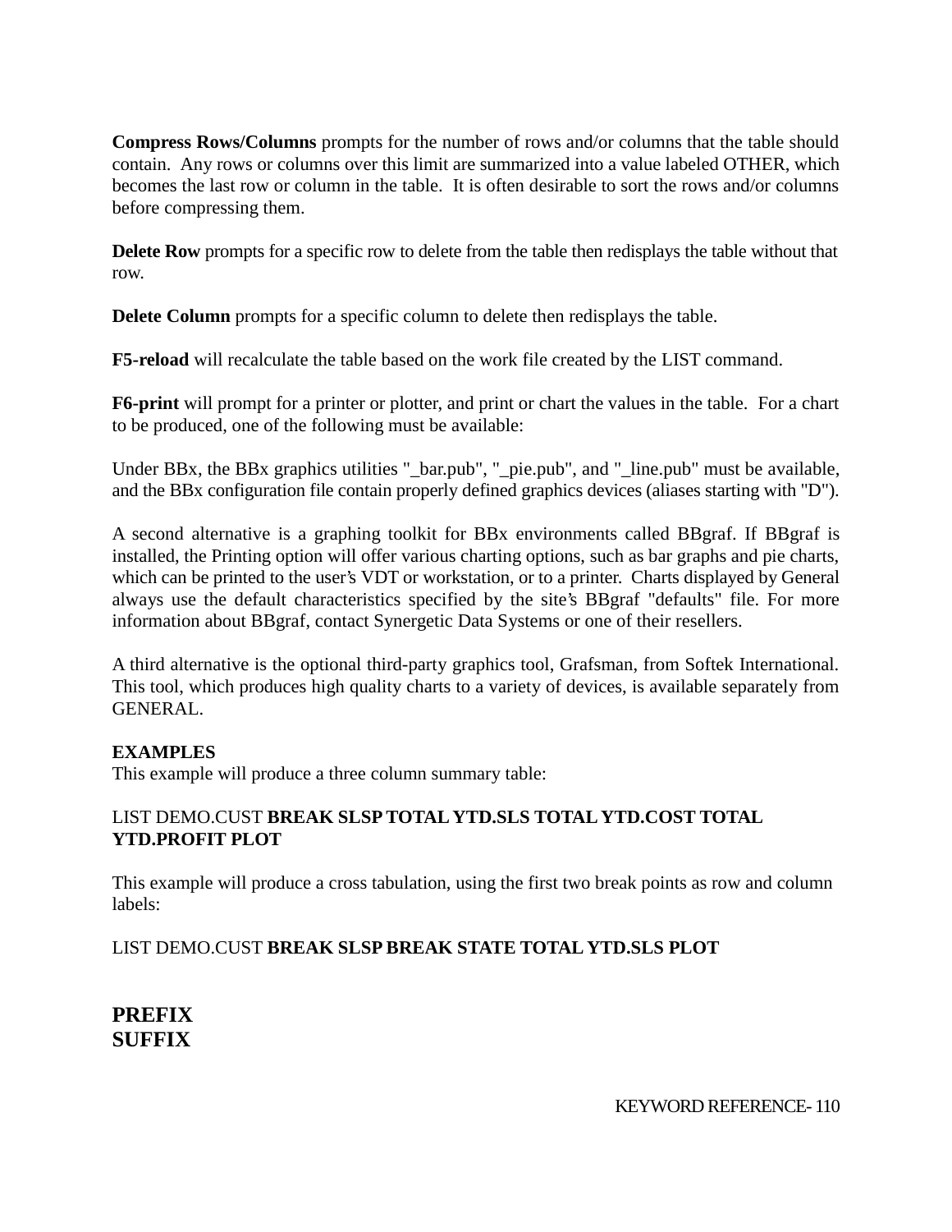**Compress Rows/Columns** prompts for the number of rows and/or columns that the table should contain. Any rows or columns over this limit are summarized into a value labeled OTHER, which becomes the last row or column in the table. It is often desirable to sort the rows and/or columns before compressing them.

**Delete Row** prompts for a specific row to delete from the table then redisplays the table without that row.

**Delete Column** prompts for a specific column to delete then redisplays the table.

**F5-reload** will recalculate the table based on the work file created by the LIST command.

**F6-print** will prompt for a printer or plotter, and print or chart the values in the table. For a chart to be produced, one of the following must be available:

Under BBx, the BBx graphics utilities "_bar.pub", "_pie.pub", and "_line.pub" must be available, and the BBx configuration file contain properly defined graphics devices (aliases starting with "D").

A second alternative is a graphing toolkit for BBx environments called BBgraf. If BBgraf is installed, the Printing option will offer various charting options, such as bar graphs and pie charts, which can be printed to the user's VDT or workstation, or to a printer. Charts displayed by General always use the default characteristics specified by the site's BBgraf "defaults" file. For more information about BBgraf, contact Synergetic Data Systems or one of their resellers.

A third alternative is the optional third-party graphics tool, Grafsman, from Softek International. This tool, which produces high quality charts to a variety of devices, is available separately from GENERAL.

**EXAMPLES**
This example will produce a three column summary table:

LIST DEMO.CUST **BREAK SLSP TOTAL YTD.SLS TOTAL YTD.COST TOTAL YTD.PROFIT PLOT**

This example will produce a cross tabulation, using the first two break points as row and column labels:

LIST DEMO.CUST **BREAK SLSP BREAK STATE TOTAL YTD.SLS PLOT**

## PREFIX
## SUFFIX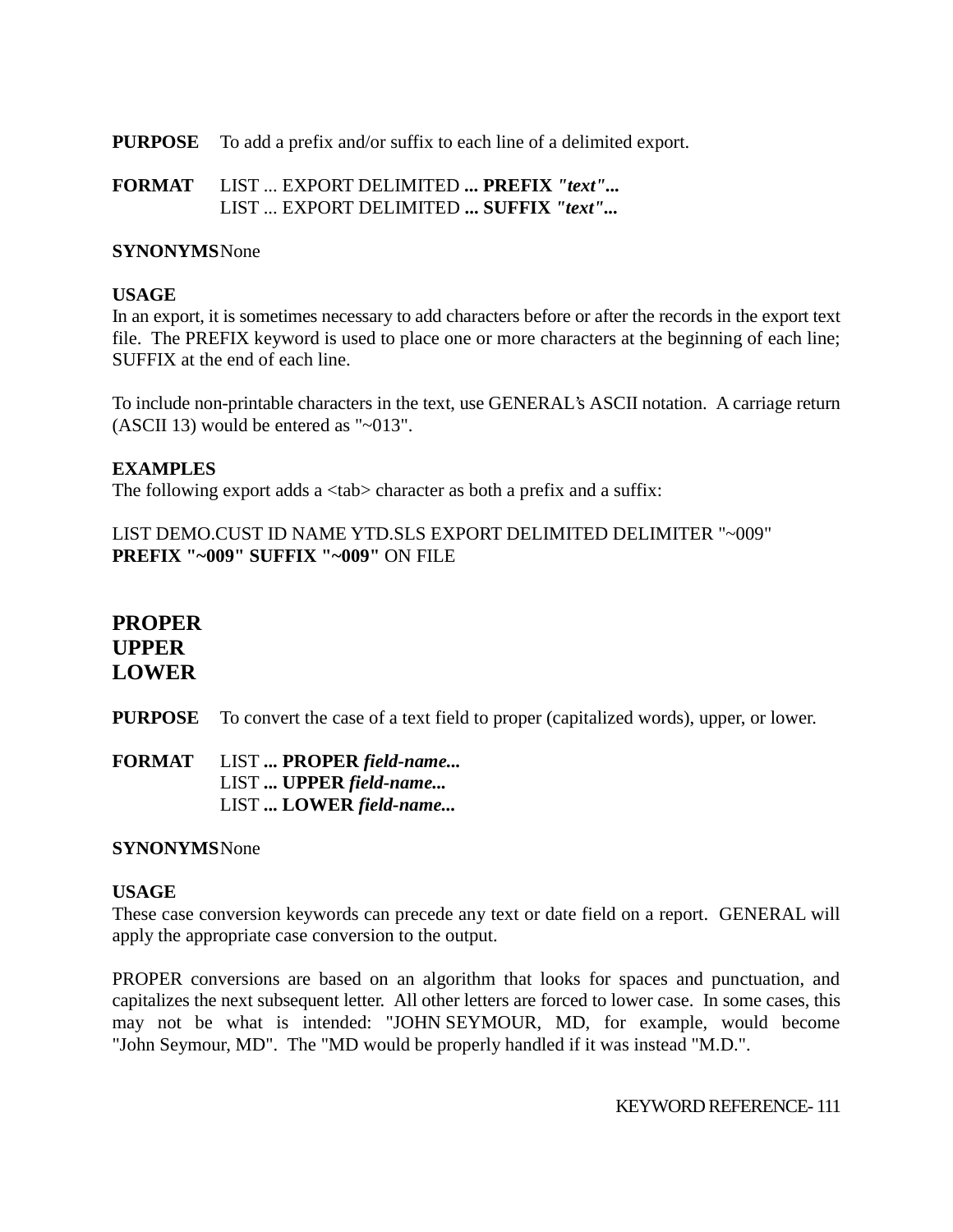**PURPOSE** To add a prefix and/or suffix to each line of a delimited export.

**FORMAT** LIST ... EXPORT DELIMITED **... PREFIX** ***"text"...***
LIST ... EXPORT DELIMITED **... SUFFIX** ***"text"...***

**SYNONYMS** None

**USAGE**
In an export, it is sometimes necessary to add characters before or after the records in the export text file. The PREFIX keyword is used to place one or more characters at the beginning of each line; SUFFIX at the end of each line.

To include non-printable characters in the text, use GENERAL's ASCII notation. A carriage return (ASCII 13) would be entered as "~013".

**EXAMPLES**
The following export adds a <tab> character as both a prefix and a suffix:

LIST DEMO.CUST ID NAME YTD.SLS EXPORT DELIMITED DELIMITER "~009" **PREFIX "~009" SUFFIX "~009"** ON FILE

## PROPER
## UPPER
## LOWER

**PURPOSE** To convert the case of a text field to proper (capitalized words), upper, or lower.

**FORMAT** LIST **... PROPER** ***field-name...***
LIST **... UPPER** ***field-name...***
LIST **... LOWER** ***field-name...***

**SYNONYMS** None

**USAGE**
These case conversion keywords can precede any text or date field on a report. GENERAL will apply the appropriate case conversion to the output.

PROPER conversions are based on an algorithm that looks for spaces and punctuation, and capitalizes the next subsequent letter. All other letters are forced to lower case. In some cases, this may not be what is intended: "JOHN SEYMOUR, MD, for example, would become "John Seymour, MD". The "MD would be properly handled if it was instead "M.D.".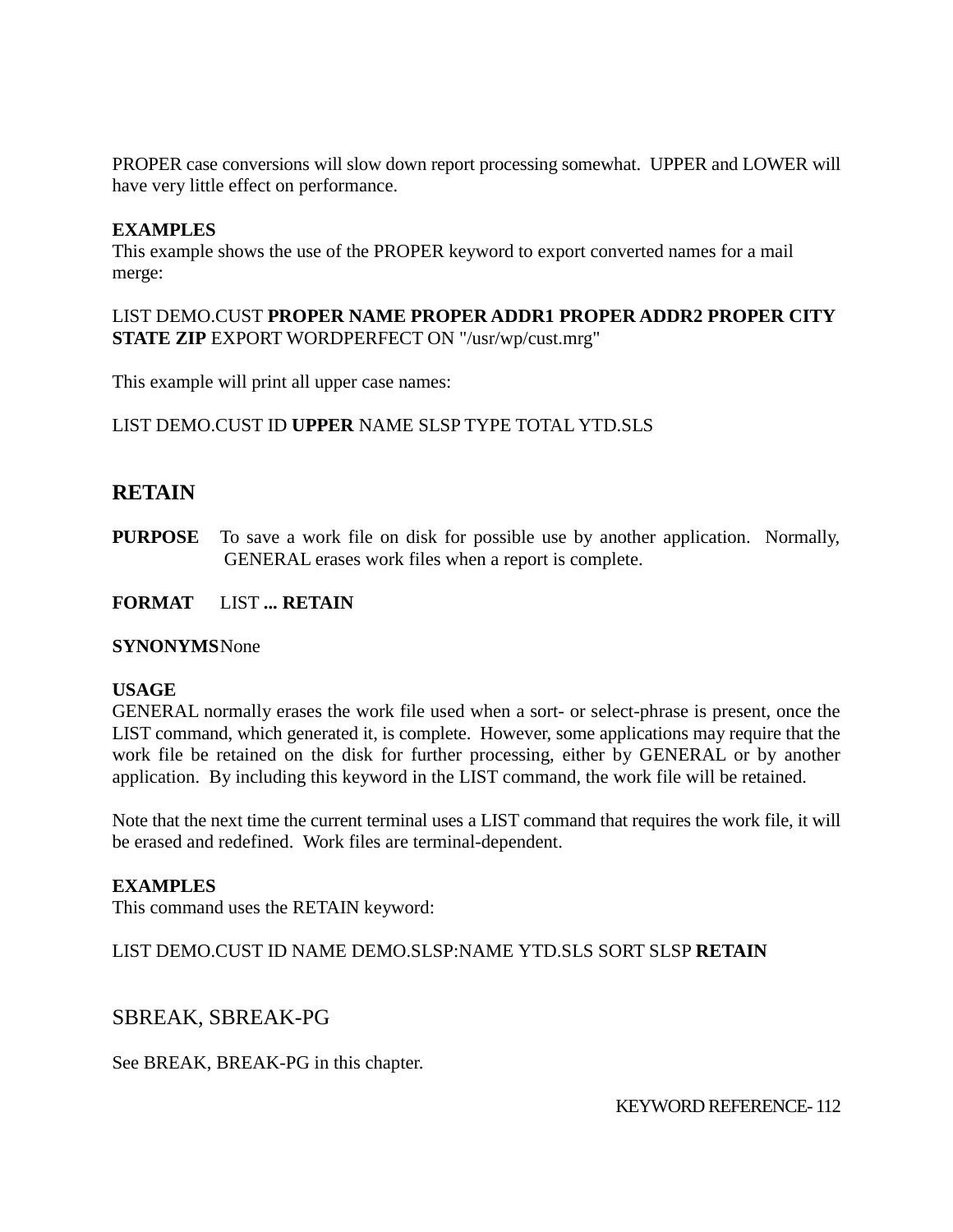PROPER case conversions will slow down report processing somewhat. UPPER and LOWER will have very little effect on performance.

**EXAMPLES**
This example shows the use of the PROPER keyword to export converted names for a mail merge:

LIST DEMO.CUST **PROPER NAME PROPER ADDR1 PROPER ADDR2 PROPER CITY STATE ZIP** EXPORT WORDPERFECT ON "/usr/wp/cust.mrg"

This example will print all upper case names:

LIST DEMO.CUST ID **UPPER** NAME SLSP TYPE TOTAL YTD.SLS

## RETAIN

**PURPOSE** To save a work file on disk for possible use by another application. Normally, GENERAL erases work files when a report is complete.

**FORMAT** LIST **... RETAIN**

**SYNONYMS** None

**USAGE**
GENERAL normally erases the work file used when a sort- or select-phrase is present, once the LIST command, which generated it, is complete. However, some applications may require that the work file be retained on the disk for further processing, either by GENERAL or by another application. By including this keyword in the LIST command, the work file will be retained.

Note that the next time the current terminal uses a LIST command that requires the work file, it will be erased and redefined. Work files are terminal-dependent.

**EXAMPLES**
This command uses the RETAIN keyword:

LIST DEMO.CUST ID NAME DEMO.SLSP:NAME YTD.SLS SORT SLSP **RETAIN**

## SBREAK, SBREAK-PG

See BREAK, BREAK-PG in this chapter.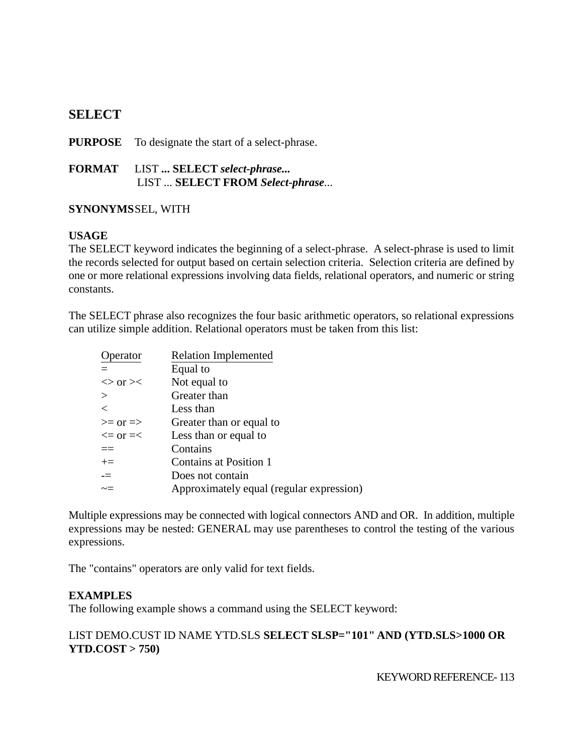## SELECT

**PURPOSE** To designate the start of a select-phrase.

**FORMAT** LIST **... SELECT *select-phrase...***
LIST ... **SELECT FROM *Select-phrase***...

**SYNONYMS** SEL, WITH

**USAGE**
The SELECT keyword indicates the beginning of a select-phrase. A select-phrase is used to limit the records selected for output based on certain selection criteria. Selection criteria are defined by one or more relational expressions involving data fields, relational operators, and numeric or string constants.

The SELECT phrase also recognizes the four basic arithmetic operators, so relational expressions can utilize simple addition. Relational operators must be taken from this list:

| Operator | Relation Implemented |
|---|---|
| = | Equal to |
| <> or >< | Not equal to |
| > | Greater than |
| < | Less than |
| >= or => | Greater than or equal to |
| <= or =< | Less than or equal to |
| == | Contains |
| += | Contains at Position 1 |
| -= | Does not contain |
| ~= | Approximately equal (regular expression) |

Multiple expressions may be connected with logical connectors AND and OR. In addition, multiple expressions may be nested: GENERAL may use parentheses to control the testing of the various expressions.

The "contains" operators are only valid for text fields.

**EXAMPLES**
The following example shows a command using the SELECT keyword:

LIST DEMO.CUST ID NAME YTD.SLS **SELECT SLSP="101" AND (YTD.SLS>1000 OR YTD.COST > 750)**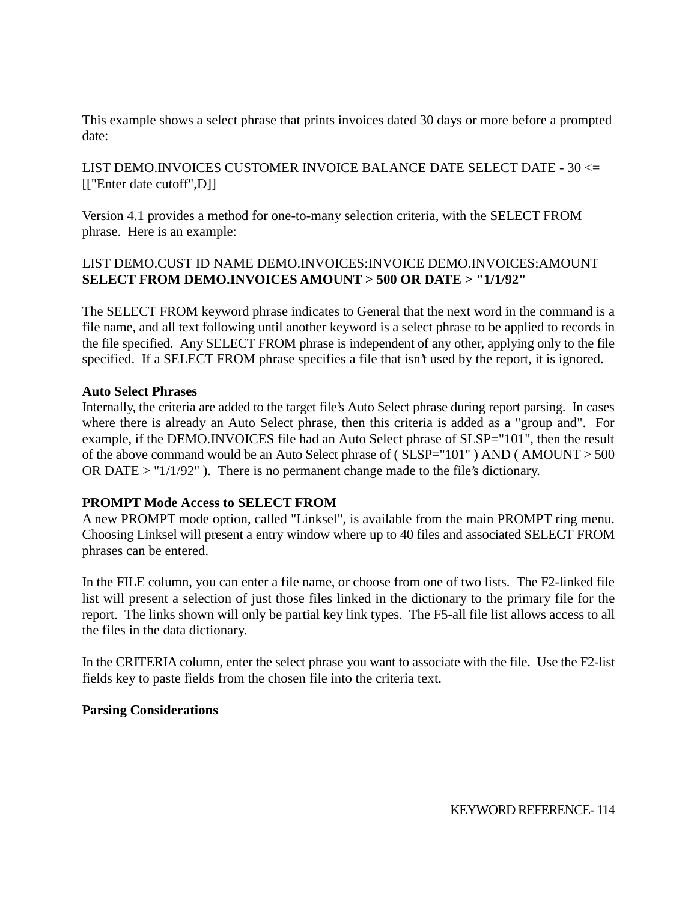This example shows a select phrase that prints invoices dated 30 days or more before a prompted date:

LIST DEMO.INVOICES CUSTOMER INVOICE BALANCE DATE SELECT DATE - 30 <= [["Enter date cutoff",D]]

Version 4.1 provides a method for one-to-many selection criteria, with the SELECT FROM phrase.  Here is an example:

LIST DEMO.CUST ID NAME DEMO.INVOICES:INVOICE DEMO.INVOICES:AMOUNT **SELECT FROM DEMO.INVOICES AMOUNT > 500 OR DATE > "1/1/92"**

The SELECT FROM keyword phrase indicates to General that the next word in the command is a file name, and all text following until another keyword is a select phrase to be applied to records in the file specified.  Any SELECT FROM phrase is independent of any other, applying only to the file specified.  If a SELECT FROM phrase specifies a file that isn't used by the report, it is ignored.

**Auto Select Phrases**

Internally, the criteria are added to the target file's Auto Select phrase during report parsing.  In cases where there is already an Auto Select phrase, then this criteria is added as a "group and".  For example, if the DEMO.INVOICES file had an Auto Select phrase of SLSP="101", then the result of the above command would be an Auto Select phrase of ( SLSP="101" ) AND ( AMOUNT > 500 OR DATE > "1/1/92" ).  There is no permanent change made to the file's dictionary.

**PROMPT Mode Access to SELECT FROM**

A new PROMPT mode option, called "Linksel", is available from the main PROMPT ring menu. Choosing Linksel will present a entry window where up to 40 files and associated SELECT FROM phrases can be entered.

In the FILE column, you can enter a file name, or choose from one of two lists.  The F2-linked file list will present a selection of just those files linked in the dictionary to the primary file for the report.  The links shown will only be partial key link types.  The F5-all file list allows access to all the files in the data dictionary.

In the CRITERIA column, enter the select phrase you want to associate with the file.  Use the F2-list fields key to paste fields from the chosen file into the criteria text.

**Parsing Considerations**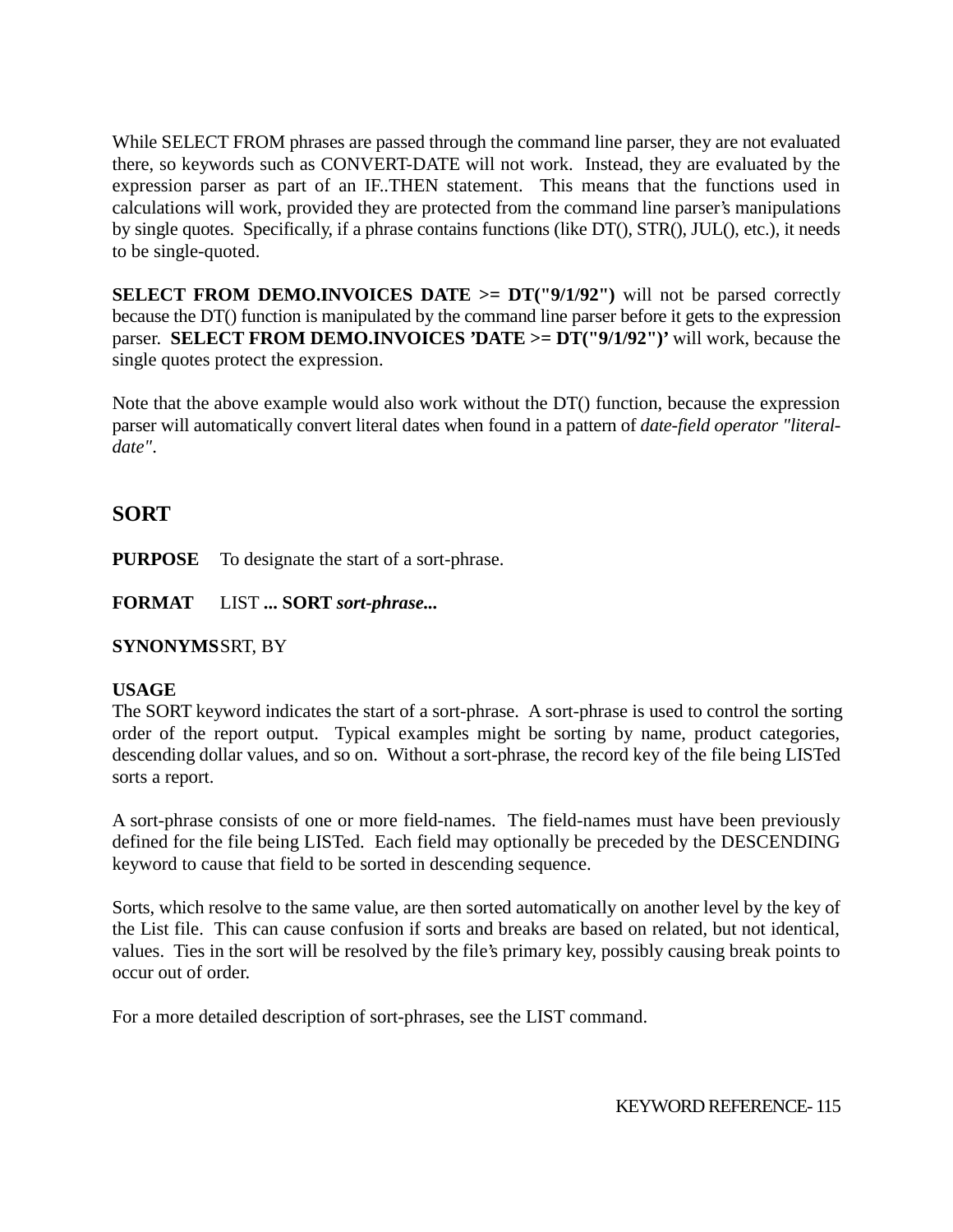While SELECT FROM phrases are passed through the command line parser, they are not evaluated there, so keywords such as CONVERT-DATE will not work. Instead, they are evaluated by the expression parser as part of an IF..THEN statement. This means that the functions used in calculations will work, provided they are protected from the command line parser's manipulations by single quotes. Specifically, if a phrase contains functions (like DT(), STR(), JUL(), etc.), it needs to be single-quoted.

**SELECT FROM DEMO.INVOICES DATE >= DT("9/1/92")** will not be parsed correctly because the DT() function is manipulated by the command line parser before it gets to the expression parser. **SELECT FROM DEMO.INVOICES 'DATE >= DT("9/1/92")'** will work, because the single quotes protect the expression.

Note that the above example would also work without the DT() function, because the expression parser will automatically convert literal dates when found in a pattern of *date-field operator "literal-date"*.

## SORT

**PURPOSE** To designate the start of a sort-phrase.

**FORMAT** LIST **... SORT** ***sort-phrase...***

**SYNONYMS** SRT, BY

**USAGE**

The SORT keyword indicates the start of a sort-phrase. A sort-phrase is used to control the sorting order of the report output. Typical examples might be sorting by name, product categories, descending dollar values, and so on. Without a sort-phrase, the record key of the file being LISTed sorts a report.

A sort-phrase consists of one or more field-names. The field-names must have been previously defined for the file being LISTed. Each field may optionally be preceded by the DESCENDING keyword to cause that field to be sorted in descending sequence.

Sorts, which resolve to the same value, are then sorted automatically on another level by the key of the List file. This can cause confusion if sorts and breaks are based on related, but not identical, values. Ties in the sort will be resolved by the file's primary key, possibly causing break points to occur out of order.

For a more detailed description of sort-phrases, see the LIST command.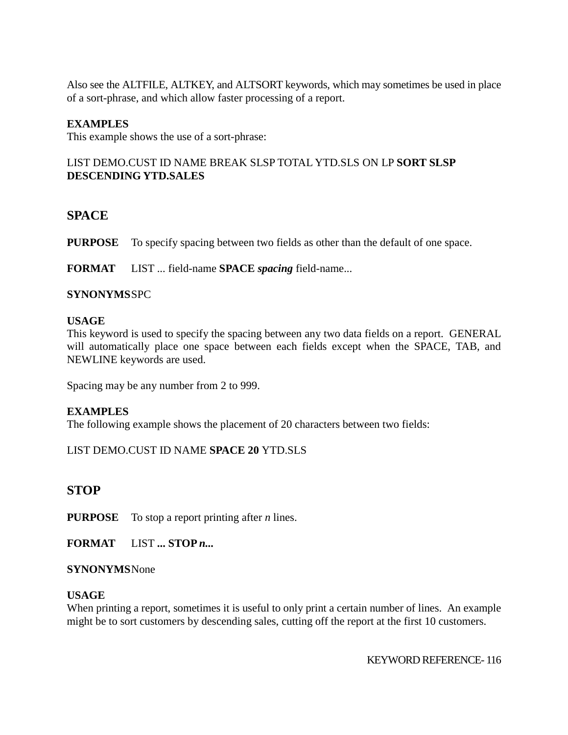Also see the ALTFILE, ALTKEY, and ALTSORT keywords, which may sometimes be used in place of a sort-phrase, and which allow faster processing of a report.

**EXAMPLES**
This example shows the use of a sort-phrase:

LIST DEMO.CUST ID NAME BREAK SLSP TOTAL YTD.SLS ON LP **SORT SLSP DESCENDING YTD.SALES**

## SPACE

**PURPOSE** To specify spacing between two fields as other than the default of one space.

**FORMAT** LIST ... field-name **SPACE** ***spacing*** field-name...

**SYNONYMS** SPC

**USAGE**
This keyword is used to specify the spacing between any two data fields on a report. GENERAL will automatically place one space between each fields except when the SPACE, TAB, and NEWLINE keywords are used.

Spacing may be any number from 2 to 999.

**EXAMPLES**
The following example shows the placement of 20 characters between two fields:

LIST DEMO.CUST ID NAME **SPACE 20** YTD.SLS

## STOP

**PURPOSE** To stop a report printing after *n* lines.

**FORMAT** LIST **... STOP** ***n...***

**SYNONYMS** None

**USAGE**
When printing a report, sometimes it is useful to only print a certain number of lines. An example might be to sort customers by descending sales, cutting off the report at the first 10 customers.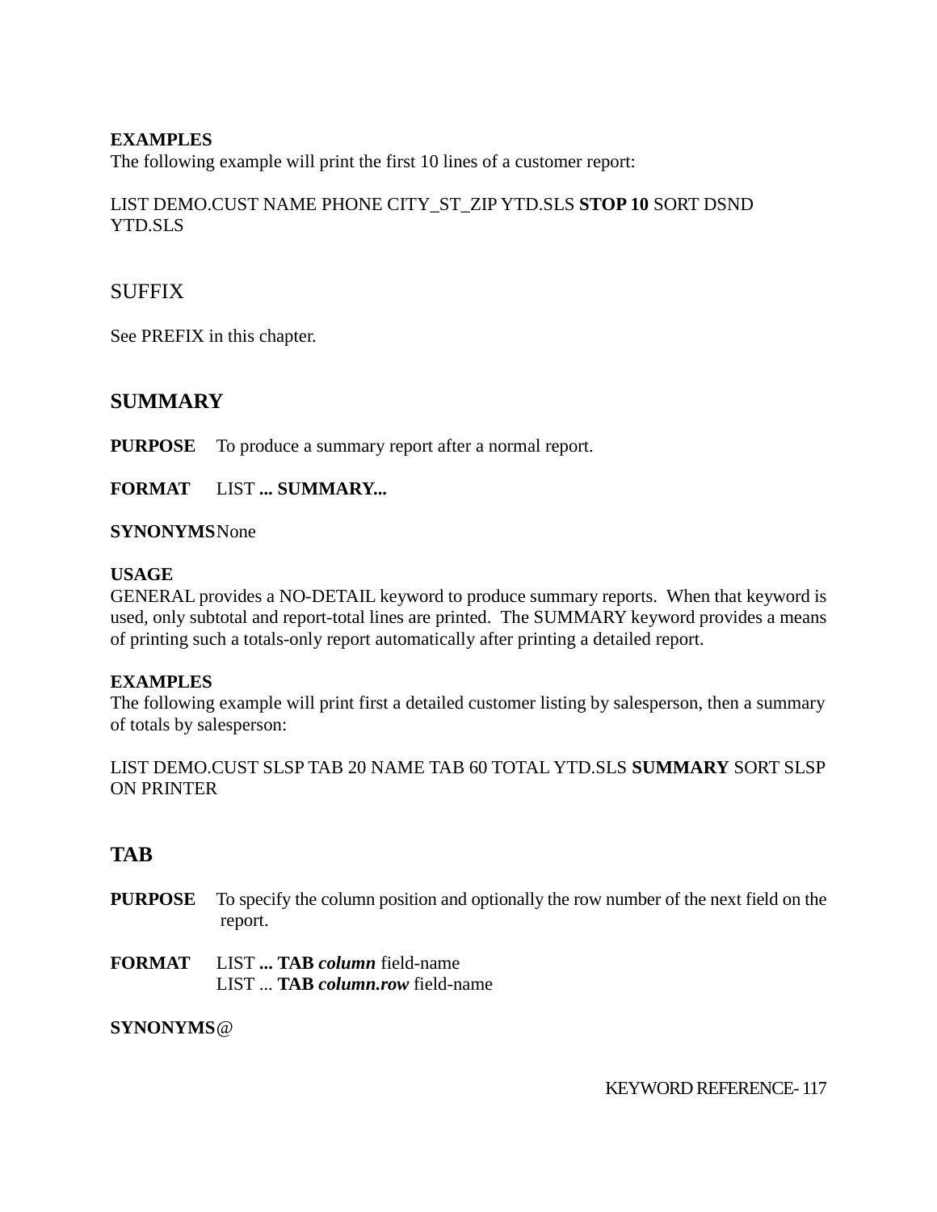**EXAMPLES**
The following example will print the first 10 lines of a customer report:

LIST DEMO.CUST NAME PHONE CITY_ST_ZIP YTD.SLS **STOP 10** SORT DSND YTD.SLS

## SUFFIX

See PREFIX in this chapter.

## SUMMARY

**PURPOSE** To produce a summary report after a normal report.

**FORMAT** LIST **... SUMMARY...**

**SYNONYMS** None

**USAGE**
GENERAL provides a NO-DETAIL keyword to produce summary reports. When that keyword is used, only subtotal and report-total lines are printed. The SUMMARY keyword provides a means of printing such a totals-only report automatically after printing a detailed report.

**EXAMPLES**
The following example will print first a detailed customer listing by salesperson, then a summary of totals by salesperson:

LIST DEMO.CUST SLSP TAB 20 NAME TAB 60 TOTAL YTD.SLS **SUMMARY** SORT SLSP ON PRINTER

## TAB

**PURPOSE** To specify the column position and optionally the row number of the next field on the report.

**FORMAT** LIST **... TAB** ***column*** field-name
LIST ... **TAB** ***column.row*** field-name

**SYNONYMS** @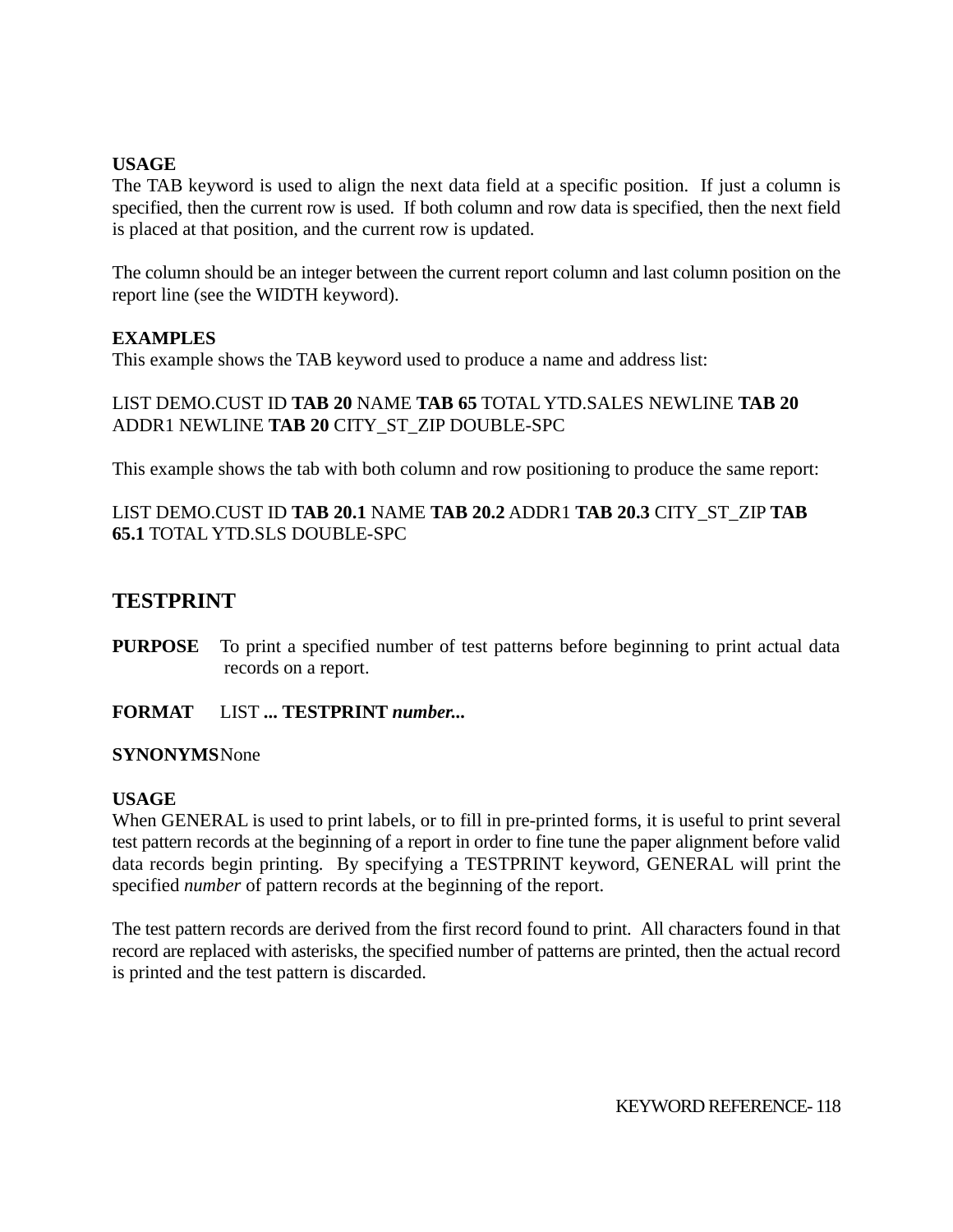**USAGE**
The TAB keyword is used to align the next data field at a specific position. If just a column is specified, then the current row is used. If both column and row data is specified, then the next field is placed at that position, and the current row is updated.

The column should be an integer between the current report column and last column position on the report line (see the WIDTH keyword).

**EXAMPLES**
This example shows the TAB keyword used to produce a name and address list:

LIST DEMO.CUST ID **TAB 20** NAME **TAB 65** TOTAL YTD.SALES NEWLINE **TAB 20** ADDR1 NEWLINE **TAB 20** CITY_ST_ZIP DOUBLE-SPC

This example shows the tab with both column and row positioning to produce the same report:

LIST DEMO.CUST ID **TAB 20.1** NAME **TAB 20.2** ADDR1 **TAB 20.3** CITY_ST_ZIP **TAB 65.1** TOTAL YTD.SLS DOUBLE-SPC

## TESTPRINT

**PURPOSE** To print a specified number of test patterns before beginning to print actual data records on a report.

**FORMAT** LIST **... TESTPRINT** ***number...***

**SYNONYMS** None

**USAGE**
When GENERAL is used to print labels, or to fill in pre-printed forms, it is useful to print several test pattern records at the beginning of a report in order to fine tune the paper alignment before valid data records begin printing. By specifying a TESTPRINT keyword, GENERAL will print the specified *number* of pattern records at the beginning of the report.

The test pattern records are derived from the first record found to print. All characters found in that record are replaced with asterisks, the specified number of patterns are printed, then the actual record is printed and the test pattern is discarded.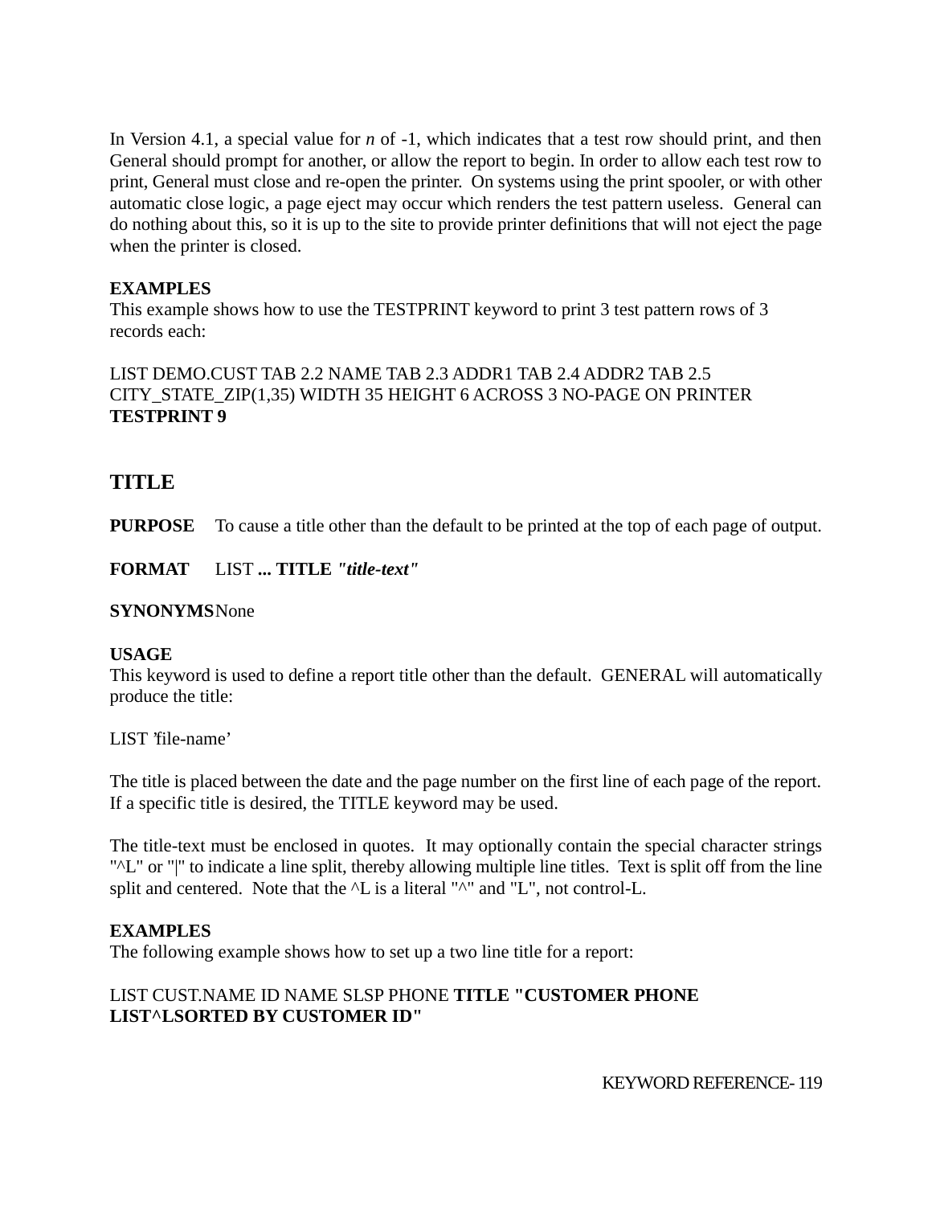In Version 4.1, a special value for *n* of -1, which indicates that a test row should print, and then General should prompt for another, or allow the report to begin. In order to allow each test row to print, General must close and re-open the printer. On systems using the print spooler, or with other automatic close logic, a page eject may occur which renders the test pattern useless. General can do nothing about this, so it is up to the site to provide printer definitions that will not eject the page when the printer is closed.

**EXAMPLES**
This example shows how to use the TESTPRINT keyword to print 3 test pattern rows of 3 records each:

LIST DEMO.CUST TAB 2.2 NAME TAB 2.3 ADDR1 TAB 2.4 ADDR2 TAB 2.5 CITY_STATE_ZIP(1,35) WIDTH 35 HEIGHT 6 ACROSS 3 NO-PAGE ON PRINTER **TESTPRINT 9**

## TITLE

**PURPOSE** To cause a title other than the default to be printed at the top of each page of output.

**FORMAT** LIST **... TITLE** ***"title-text"***

**SYNONYMS** None

**USAGE**
This keyword is used to define a report title other than the default. GENERAL will automatically produce the title:

LIST 'file-name'

The title is placed between the date and the page number on the first line of each page of the report. If a specific title is desired, the TITLE keyword may be used.

The title-text must be enclosed in quotes. It may optionally contain the special character strings "^L" or "|" to indicate a line split, thereby allowing multiple line titles. Text is split off from the line split and centered. Note that the ^L is a literal "^" and "L", not control-L.

**EXAMPLES**
The following example shows how to set up a two line title for a report:

LIST CUST.NAME ID NAME SLSP PHONE **TITLE "CUSTOMER PHONE LIST^LSORTED BY CUSTOMER ID"**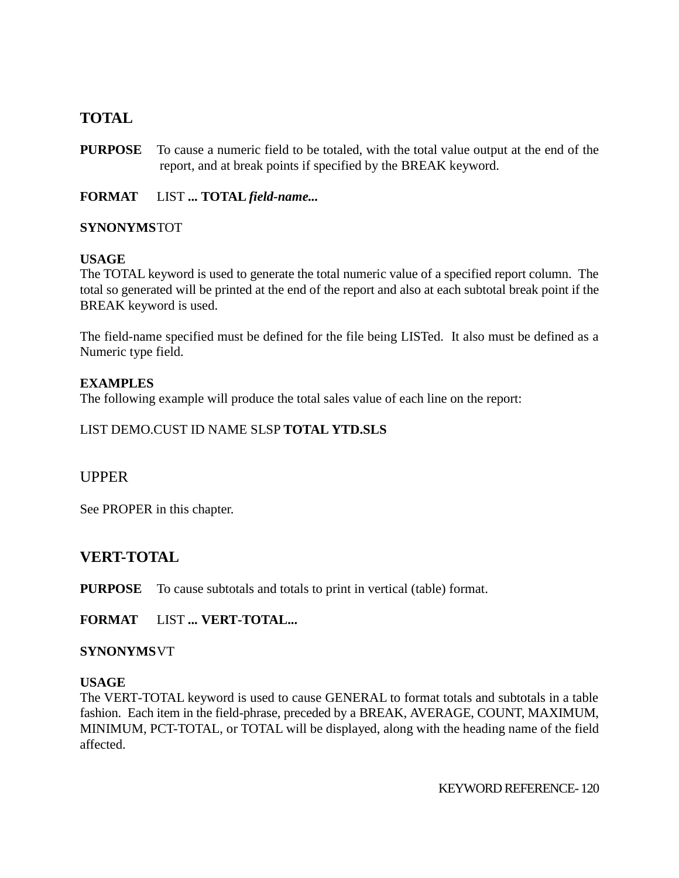## TOTAL

**PURPOSE** To cause a numeric field to be totaled, with the total value output at the end of the report, and at break points if specified by the BREAK keyword.

**FORMAT** LIST **... TOTAL** ***field-name...***

**SYNONYMS** TOT

**USAGE**
The TOTAL keyword is used to generate the total numeric value of a specified report column. The total so generated will be printed at the end of the report and also at each subtotal break point if the BREAK keyword is used.

The field-name specified must be defined for the file being LISTed. It also must be defined as a Numeric type field.

**EXAMPLES**
The following example will produce the total sales value of each line on the report:

LIST DEMO.CUST ID NAME SLSP **TOTAL YTD.SLS**

## UPPER

See PROPER in this chapter.

## VERT-TOTAL

**PURPOSE** To cause subtotals and totals to print in vertical (table) format.

**FORMAT** LIST **... VERT-TOTAL...**

**SYNONYMS** VT

**USAGE**
The VERT-TOTAL keyword is used to cause GENERAL to format totals and subtotals in a table fashion. Each item in the field-phrase, preceded by a BREAK, AVERAGE, COUNT, MAXIMUM, MINIMUM, PCT-TOTAL, or TOTAL will be displayed, along with the heading name of the field affected.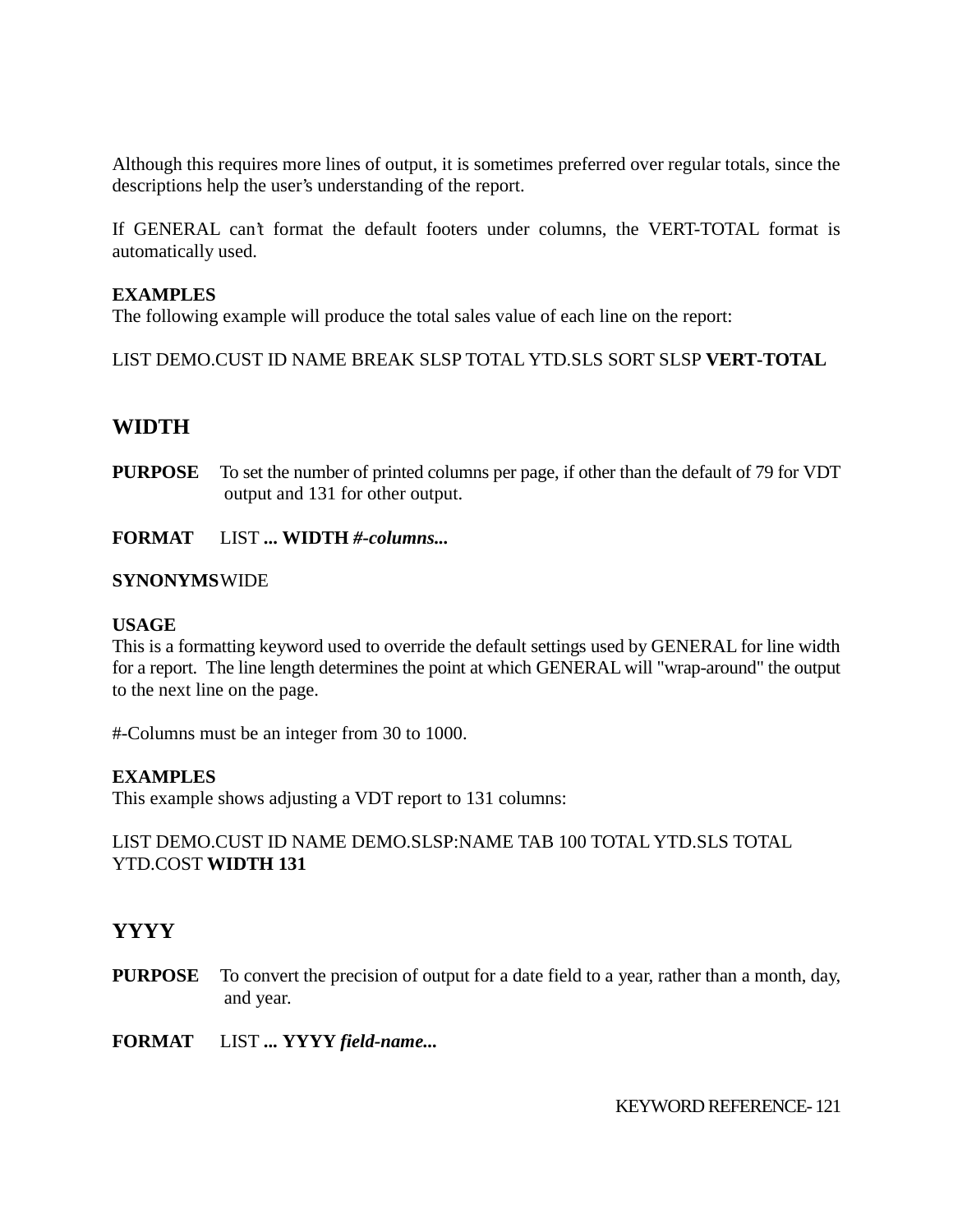Although this requires more lines of output, it is sometimes preferred over regular totals, since the descriptions help the user's understanding of the report.

If GENERAL can't format the default footers under columns, the VERT-TOTAL format is automatically used.

**EXAMPLES**
The following example will produce the total sales value of each line on the report:

LIST DEMO.CUST ID NAME BREAK SLSP TOTAL YTD.SLS SORT SLSP **VERT-TOTAL**

## WIDTH

**PURPOSE** To set the number of printed columns per page, if other than the default of 79 for VDT output and 131 for other output.

**FORMAT** LIST **... WIDTH *#-columns...***

**SYNONYMS** WIDE

**USAGE**
This is a formatting keyword used to override the default settings used by GENERAL for line width for a report. The line length determines the point at which GENERAL will "wrap-around" the output to the next line on the page.

#-Columns must be an integer from 30 to 1000.

**EXAMPLES**
This example shows adjusting a VDT report to 131 columns:

LIST DEMO.CUST ID NAME DEMO.SLSP:NAME TAB 100 TOTAL YTD.SLS TOTAL YTD.COST **WIDTH 131**

## YYYY

**PURPOSE** To convert the precision of output for a date field to a year, rather than a month, day, and year.

**FORMAT** LIST **... YYYY *field-name...***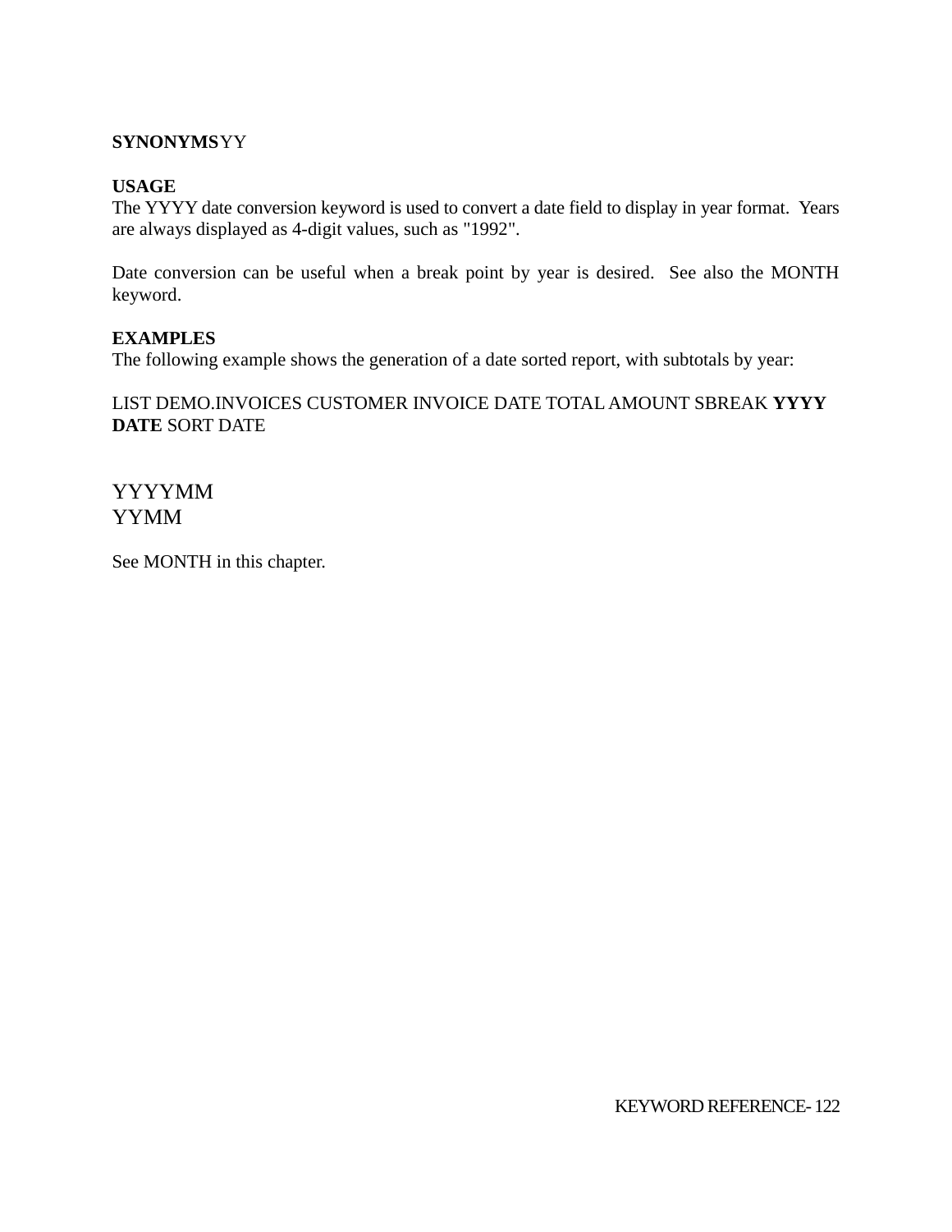**SYNONYMS** YY

**USAGE**
The YYYY date conversion keyword is used to convert a date field to display in year format. Years are always displayed as 4-digit values, such as "1992".

Date conversion can be useful when a break point by year is desired. See also the MONTH keyword.

**EXAMPLES**
The following example shows the generation of a date sorted report, with subtotals by year:

LIST DEMO.INVOICES CUSTOMER INVOICE DATE TOTAL AMOUNT SBREAK **YYYY DATE** SORT DATE

## YYYYMM
## YYMM

See MONTH in this chapter.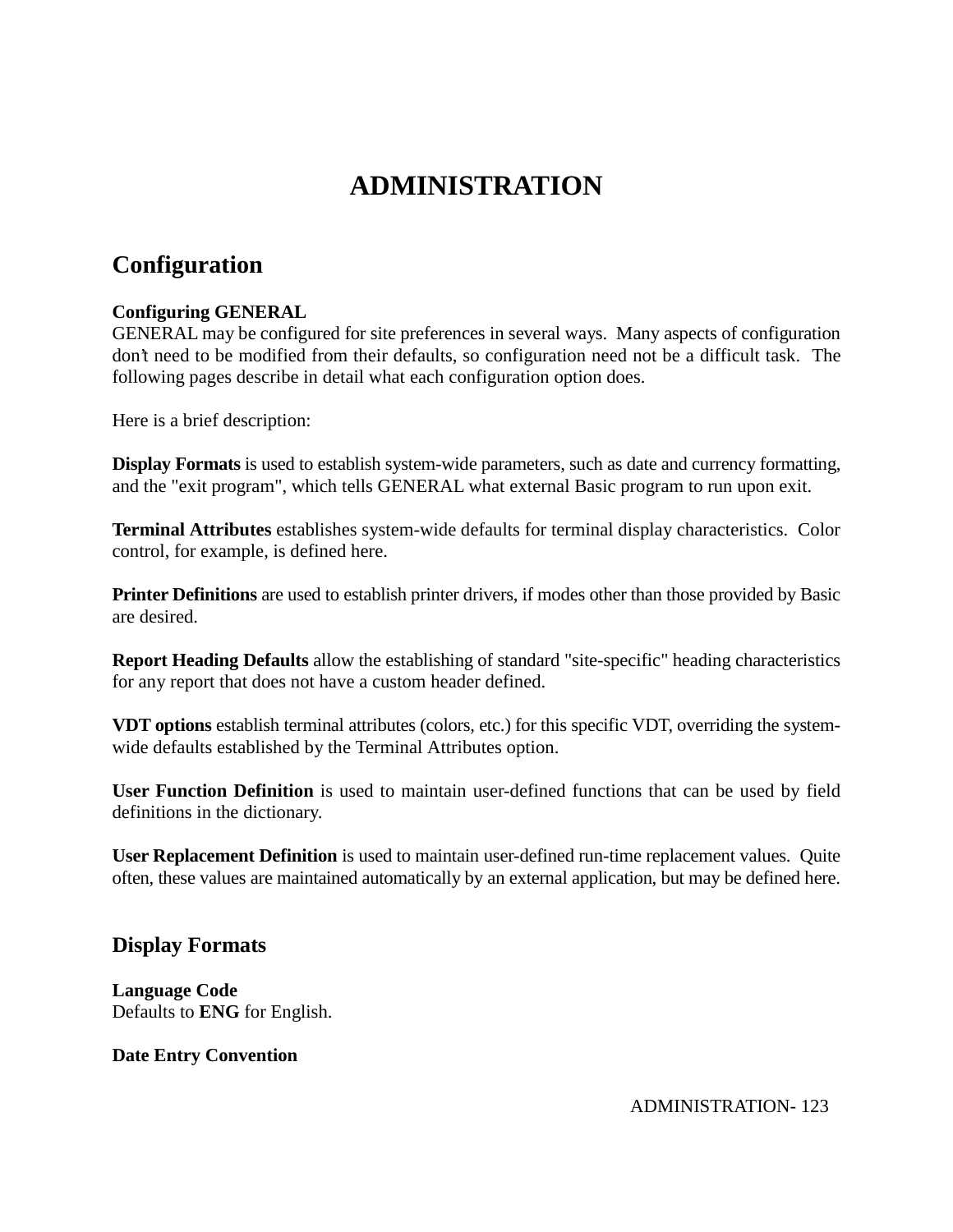# ADMINISTRATION

## Configuration

**Configuring GENERAL**
GENERAL may be configured for site preferences in several ways. Many aspects of configuration don't need to be modified from their defaults, so configuration need not be a difficult task. The following pages describe in detail what each configuration option does.

Here is a brief description:

**Display Formats** is used to establish system-wide parameters, such as date and currency formatting, and the "exit program", which tells GENERAL what external Basic program to run upon exit.

**Terminal Attributes** establishes system-wide defaults for terminal display characteristics. Color control, for example, is defined here.

**Printer Definitions** are used to establish printer drivers, if modes other than those provided by Basic are desired.

**Report Heading Defaults** allow the establishing of standard "site-specific" heading characteristics for any report that does not have a custom header defined.

**VDT options** establish terminal attributes (colors, etc.) for this specific VDT, overriding the system-wide defaults established by the Terminal Attributes option.

**User Function Definition** is used to maintain user-defined functions that can be used by field definitions in the dictionary.

**User Replacement Definition** is used to maintain user-defined run-time replacement values. Quite often, these values are maintained automatically by an external application, but may be defined here.

### Display Formats

**Language Code**
Defaults to **ENG** for English.

**Date Entry Convention**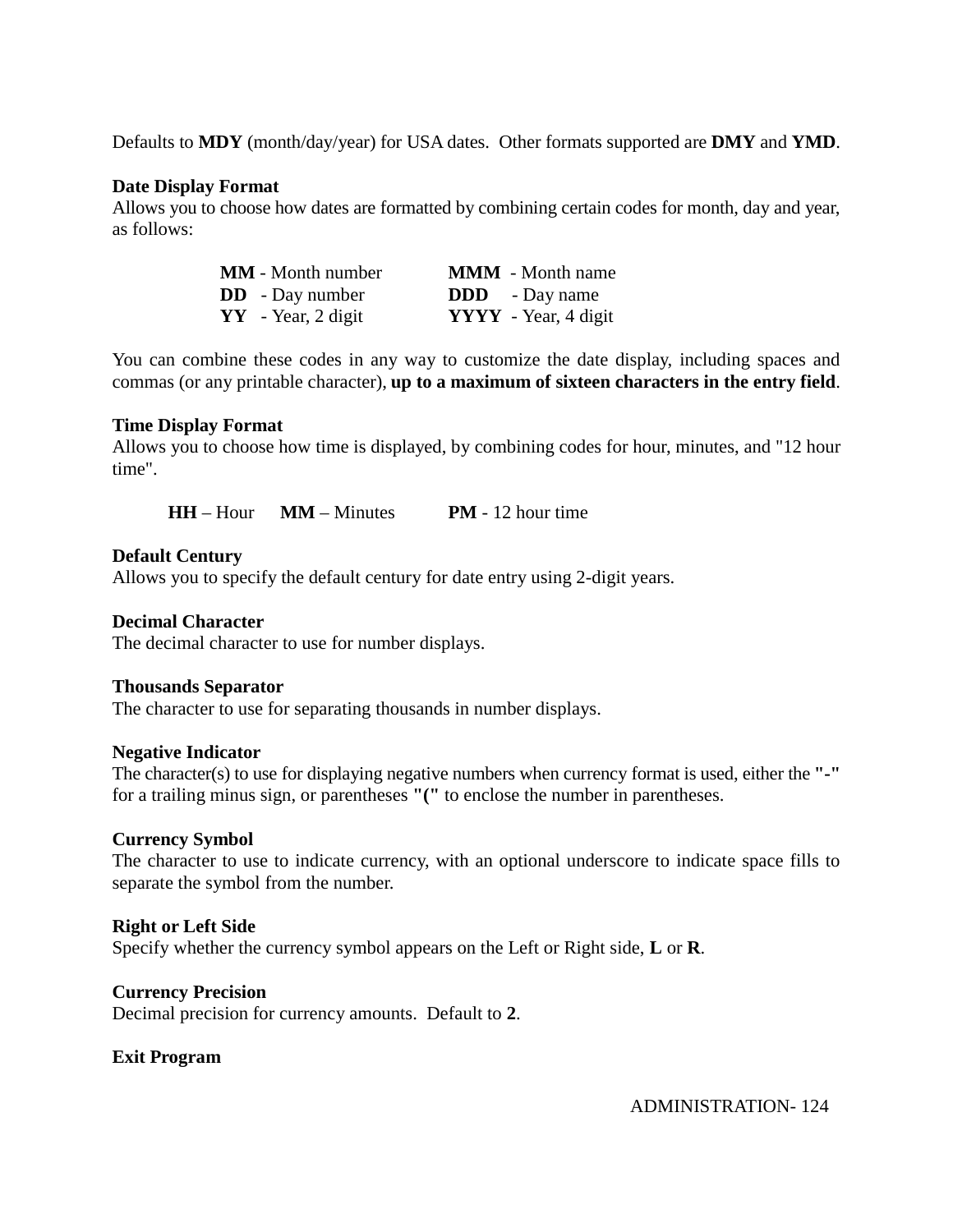Defaults to **MDY** (month/day/year) for USA dates.  Other formats supported are **DMY** and **YMD**.

**Date Display Format**
Allows you to choose how dates are formatted by combining certain codes for month, day and year, as follows:

| | |
|---|---|
| **MM** - Month number | **MMM** - Month name |
| **DD** - Day number | **DDD** - Day name |
| **YY** - Year, 2 digit | **YYYY** - Year, 4 digit |

You can combine these codes in any way to customize the date display, including spaces and commas (or any printable character), **up to a maximum of sixteen characters in the entry field**.

**Time Display Format**
Allows you to choose how time is displayed, by combining codes for hour, minutes, and "12 hour time".

**HH** – Hour **MM** – Minutes **PM** - 12 hour time

**Default Century**
Allows you to specify the default century for date entry using 2-digit years.

**Decimal Character**
The decimal character to use for number displays.

**Thousands Separator**
The character to use for separating thousands in number displays.

**Negative Indicator**
The character(s) to use for displaying negative numbers when currency format is used, either the **"-"** for a trailing minus sign, or parentheses **"("** to enclose the number in parentheses.

**Currency Symbol**
The character to use to indicate currency, with an optional underscore to indicate space fills to separate the symbol from the number.

**Right or Left Side**
Specify whether the currency symbol appears on the Left or Right side, **L** or **R**.

**Currency Precision**
Decimal precision for currency amounts.  Default to **2**.

**Exit Program**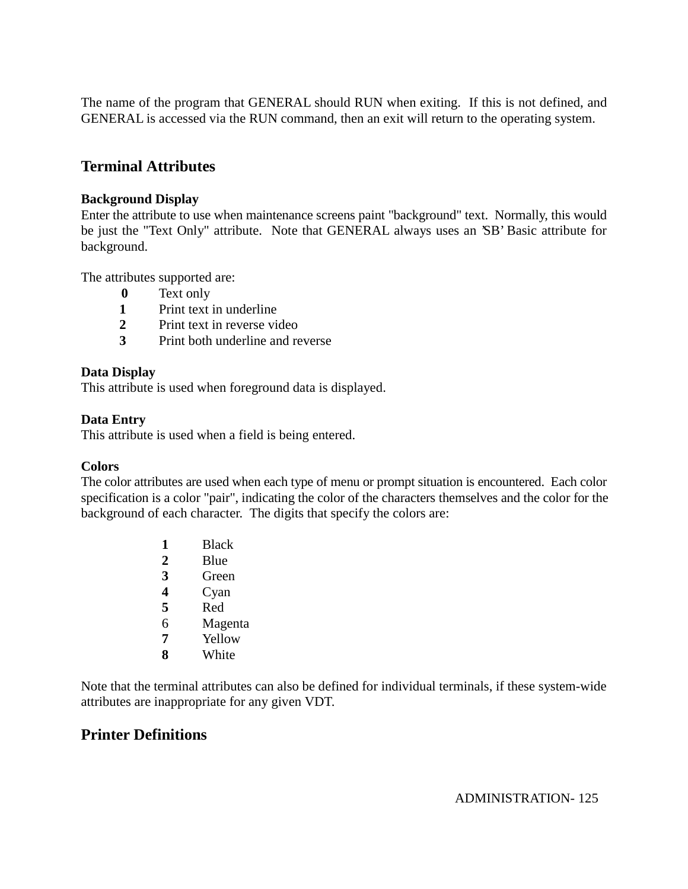The name of the program that GENERAL should RUN when exiting. If this is not defined, and GENERAL is accessed via the RUN command, then an exit will return to the operating system.

## Terminal Attributes

**Background Display**
Enter the attribute to use when maintenance screens paint "background" text. Normally, this would be just the "Text Only" attribute. Note that GENERAL always uses an 'SB' Basic attribute for background.

The attributes supported are:

| | |
|---|---|
| **0** | Text only |
| **1** | Print text in underline |
| **2** | Print text in reverse video |
| **3** | Print both underline and reverse |

**Data Display**
This attribute is used when foreground data is displayed.

**Data Entry**
This attribute is used when a field is being entered.

**Colors**
The color attributes are used when each type of menu or prompt situation is encountered. Each color specification is a color "pair", indicating the color of the characters themselves and the color for the background of each character. The digits that specify the colors are:

| | |
|---|---|
| **1** | Black |
| **2** | Blue |
| **3** | Green |
| **4** | Cyan |
| **5** | Red |
| 6 | Magenta |
| **7** | Yellow |
| **8** | White |

Note that the terminal attributes can also be defined for individual terminals, if these system-wide attributes are inappropriate for any given VDT.

## Printer Definitions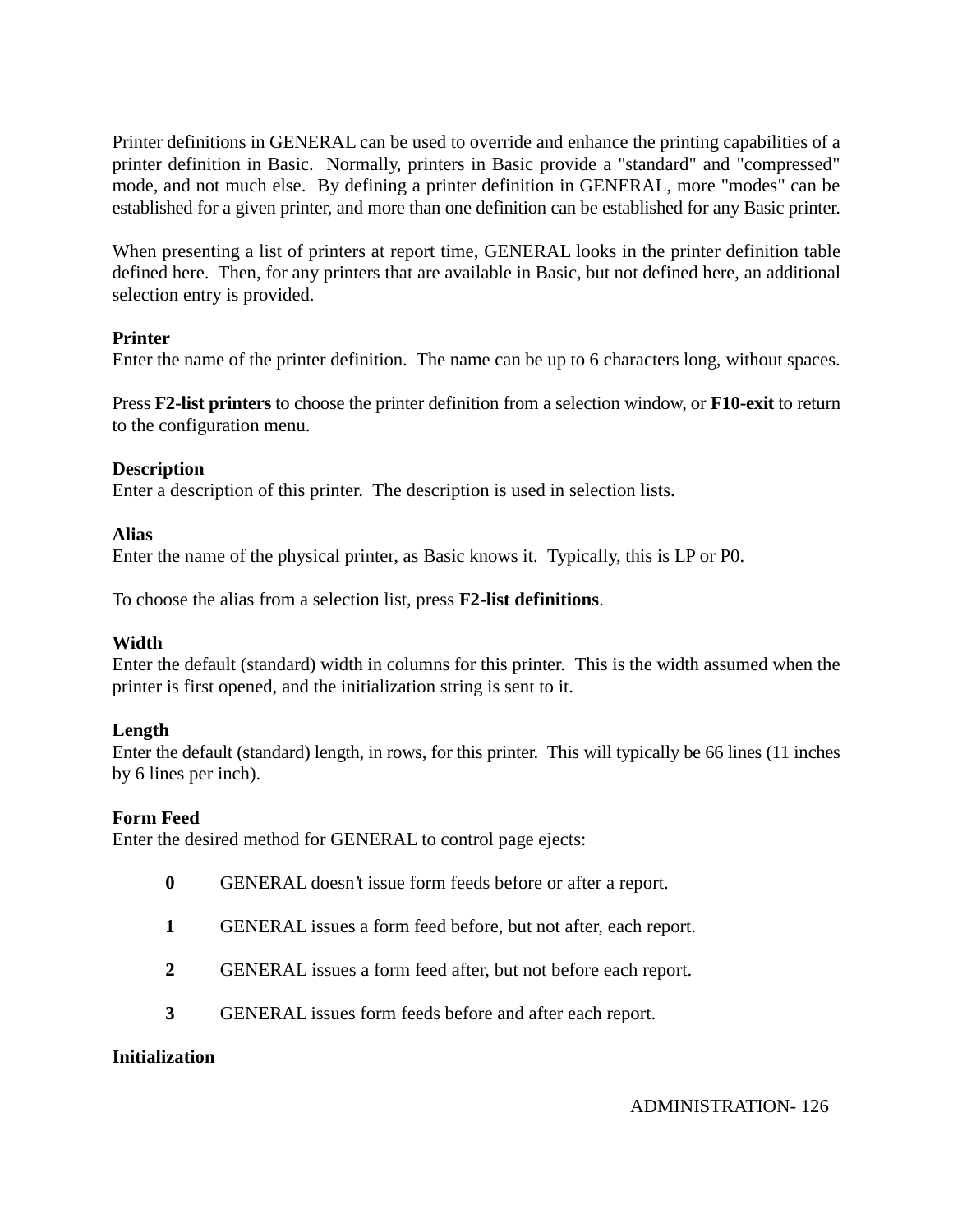Printer definitions in GENERAL can be used to override and enhance the printing capabilities of a printer definition in Basic. Normally, printers in Basic provide a "standard" and "compressed" mode, and not much else. By defining a printer definition in GENERAL, more "modes" can be established for a given printer, and more than one definition can be established for any Basic printer.

When presenting a list of printers at report time, GENERAL looks in the printer definition table defined here. Then, for any printers that are available in Basic, but not defined here, an additional selection entry is provided.

**Printer**
Enter the name of the printer definition. The name can be up to 6 characters long, without spaces.

Press **F2-list printers** to choose the printer definition from a selection window, or **F10-exit** to return to the configuration menu.

**Description**
Enter a description of this printer. The description is used in selection lists.

**Alias**
Enter the name of the physical printer, as Basic knows it. Typically, this is LP or P0.

To choose the alias from a selection list, press **F2-list definitions**.

**Width**
Enter the default (standard) width in columns for this printer. This is the width assumed when the printer is first opened, and the initialization string is sent to it.

**Length**
Enter the default (standard) length, in rows, for this printer. This will typically be 66 lines (11 inches by 6 lines per inch).

**Form Feed**
Enter the desired method for GENERAL to control page ejects:

- **0** GENERAL doesn't issue form feeds before or after a report.
- **1** GENERAL issues a form feed before, but not after, each report.
- **2** GENERAL issues a form feed after, but not before each report.
- **3** GENERAL issues form feeds before and after each report.

**Initialization**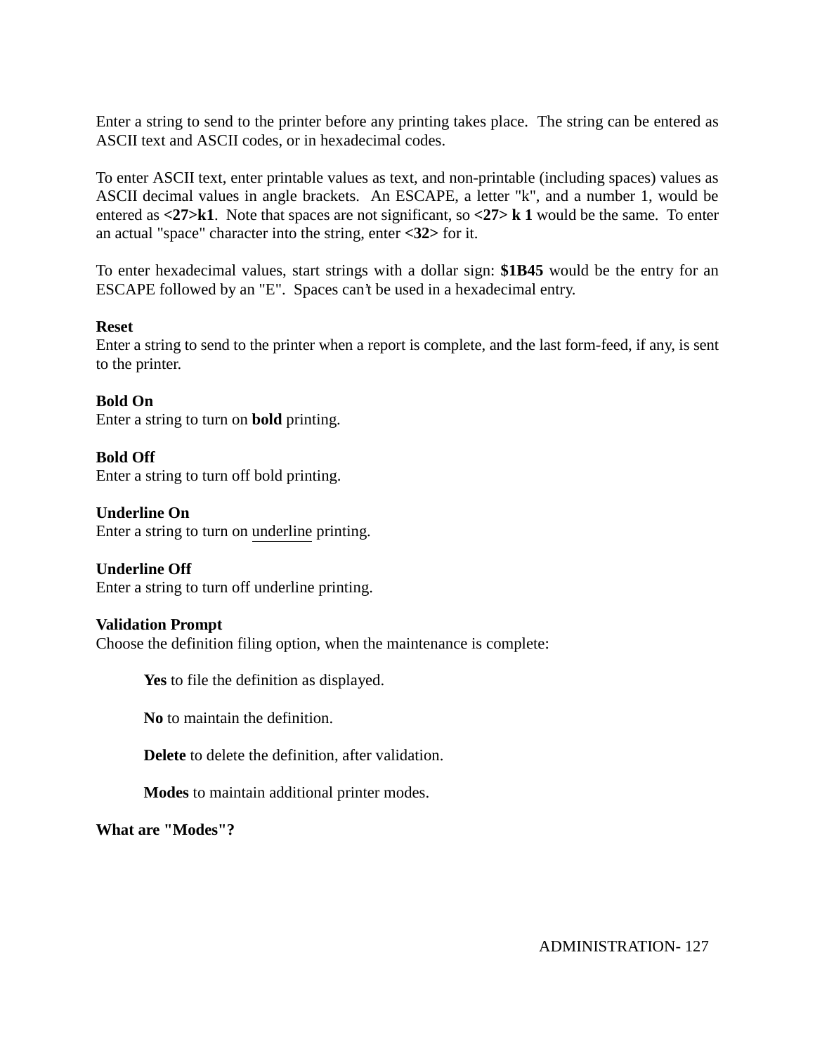Enter a string to send to the printer before any printing takes place. The string can be entered as ASCII text and ASCII codes, or in hexadecimal codes.

To enter ASCII text, enter printable values as text, and non-printable (including spaces) values as ASCII decimal values in angle brackets. An ESCAPE, a letter "k", and a number 1, would be entered as **<27>k1**. Note that spaces are not significant, so **<27> k 1** would be the same. To enter an actual "space" character into the string, enter **<32>** for it.

To enter hexadecimal values, start strings with a dollar sign: **$1B45** would be the entry for an ESCAPE followed by an "E". Spaces can't be used in a hexadecimal entry.

**Reset**
Enter a string to send to the printer when a report is complete, and the last form-feed, if any, is sent to the printer.

**Bold On**
Enter a string to turn on **bold** printing.

**Bold Off**
Enter a string to turn off bold printing.

**Underline On**
Enter a string to turn on <u>underline</u> printing.

**Underline Off**
Enter a string to turn off underline printing.

**Validation Prompt**
Choose the definition filing option, when the maintenance is complete:

> **Yes** to file the definition as displayed.
>
> **No** to maintain the definition.
>
> **Delete** to delete the definition, after validation.
>
> **Modes** to maintain additional printer modes.

**What are "Modes"?**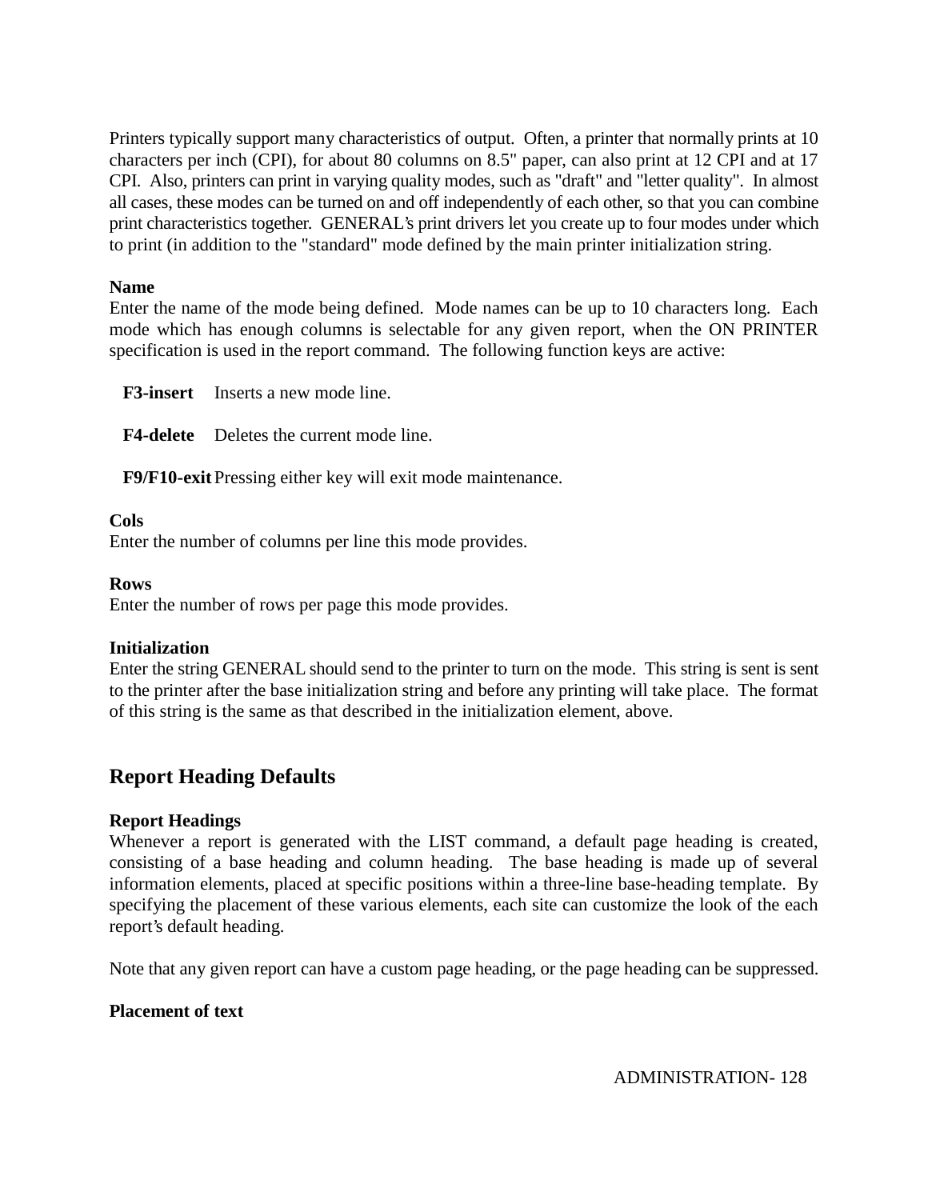Printers typically support many characteristics of output. Often, a printer that normally prints at 10 characters per inch (CPI), for about 80 columns on 8.5" paper, can also print at 12 CPI and at 17 CPI. Also, printers can print in varying quality modes, such as "draft" and "letter quality". In almost all cases, these modes can be turned on and off independently of each other, so that you can combine print characteristics together. GENERAL's print drivers let you create up to four modes under which to print (in addition to the "standard" mode defined by the main printer initialization string.

**Name**
Enter the name of the mode being defined. Mode names can be up to 10 characters long. Each mode which has enough columns is selectable for any given report, when the ON PRINTER specification is used in the report command. The following function keys are active:

**F3-insert** Inserts a new mode line.

**F4-delete** Deletes the current mode line.

**F9/F10-exit** Pressing either key will exit mode maintenance.

**Cols**
Enter the number of columns per line this mode provides.

**Rows**
Enter the number of rows per page this mode provides.

**Initialization**
Enter the string GENERAL should send to the printer to turn on the mode. This string is sent is sent to the printer after the base initialization string and before any printing will take place. The format of this string is the same as that described in the initialization element, above.

## Report Heading Defaults

**Report Headings**
Whenever a report is generated with the LIST command, a default page heading is created, consisting of a base heading and column heading. The base heading is made up of several information elements, placed at specific positions within a three-line base-heading template. By specifying the placement of these various elements, each site can customize the look of the each report's default heading.

Note that any given report can have a custom page heading, or the page heading can be suppressed.

**Placement of text**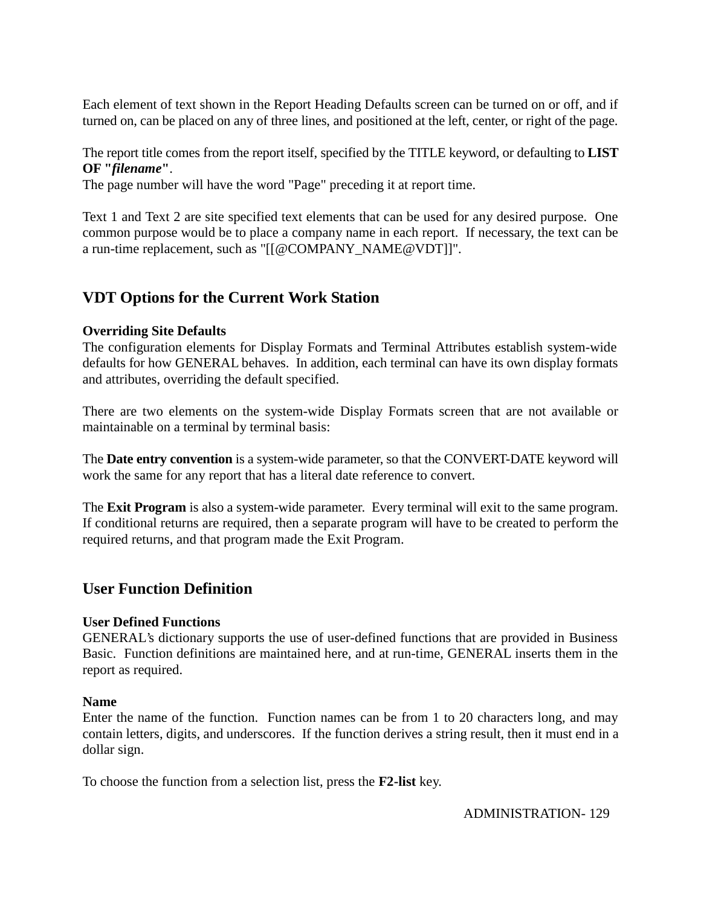Each element of text shown in the Report Heading Defaults screen can be turned on or off, and if turned on, can be placed on any of three lines, and positioned at the left, center, or right of the page.

The report title comes from the report itself, specified by the TITLE keyword, or defaulting to **LIST OF "*filename*"**.
The page number will have the word "Page" preceding it at report time.

Text 1 and Text 2 are site specified text elements that can be used for any desired purpose. One common purpose would be to place a company name in each report. If necessary, the text can be a run-time replacement, such as "[[@COMPANY_NAME@VDT]]".

## VDT Options for the Current Work Station

**Overriding Site Defaults**
The configuration elements for Display Formats and Terminal Attributes establish system-wide defaults for how GENERAL behaves. In addition, each terminal can have its own display formats and attributes, overriding the default specified.

There are two elements on the system-wide Display Formats screen that are not available or maintainable on a terminal by terminal basis:

The **Date entry convention** is a system-wide parameter, so that the CONVERT-DATE keyword will work the same for any report that has a literal date reference to convert.

The **Exit Program** is also a system-wide parameter. Every terminal will exit to the same program. If conditional returns are required, then a separate program will have to be created to perform the required returns, and that program made the Exit Program.

## User Function Definition

**User Defined Functions**
GENERAL's dictionary supports the use of user-defined functions that are provided in Business Basic. Function definitions are maintained here, and at run-time, GENERAL inserts them in the report as required.

**Name**
Enter the name of the function. Function names can be from 1 to 20 characters long, and may contain letters, digits, and underscores. If the function derives a string result, then it must end in a dollar sign.

To choose the function from a selection list, press the **F2-list** key.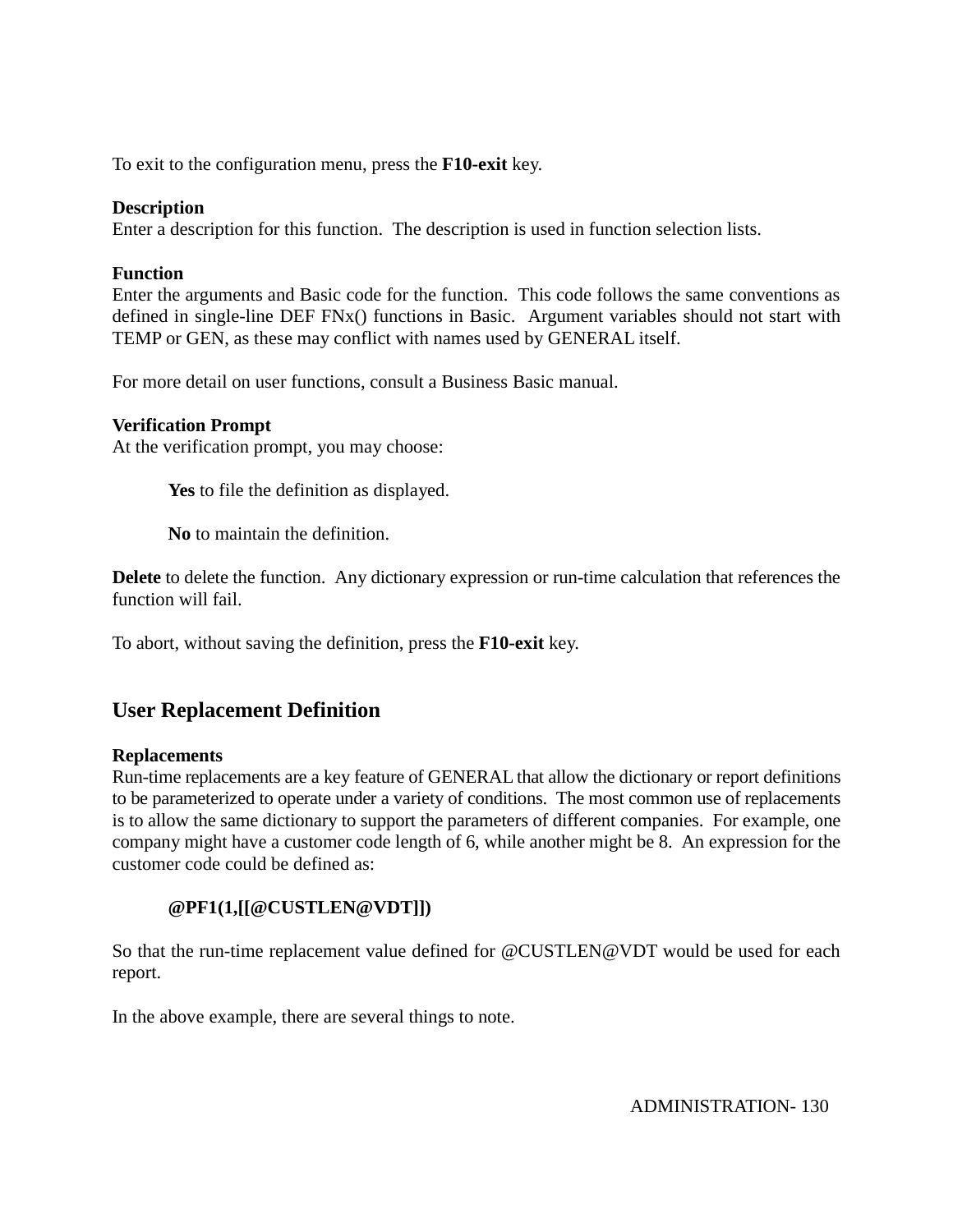To exit to the configuration menu, press the **F10-exit** key.

**Description**
Enter a description for this function. The description is used in function selection lists.

**Function**
Enter the arguments and Basic code for the function. This code follows the same conventions as defined in single-line DEF FNx() functions in Basic. Argument variables should not start with TEMP or GEN, as these may conflict with names used by GENERAL itself.

For more detail on user functions, consult a Business Basic manual.

**Verification Prompt**
At the verification prompt, you may choose:

> **Yes** to file the definition as displayed.
>
> **No** to maintain the definition.

**Delete** to delete the function. Any dictionary expression or run-time calculation that references the function will fail.

To abort, without saving the definition, press the **F10-exit** key.

## User Replacement Definition

**Replacements**
Run-time replacements are a key feature of GENERAL that allow the dictionary or report definitions to be parameterized to operate under a variety of conditions. The most common use of replacements is to allow the same dictionary to support the parameters of different companies. For example, one company might have a customer code length of 6, while another might be 8. An expression for the customer code could be defined as:

> **@PF1(1,[[@CUSTLEN@VDT]])**

So that the run-time replacement value defined for @CUSTLEN@VDT would be used for each report.

In the above example, there are several things to note.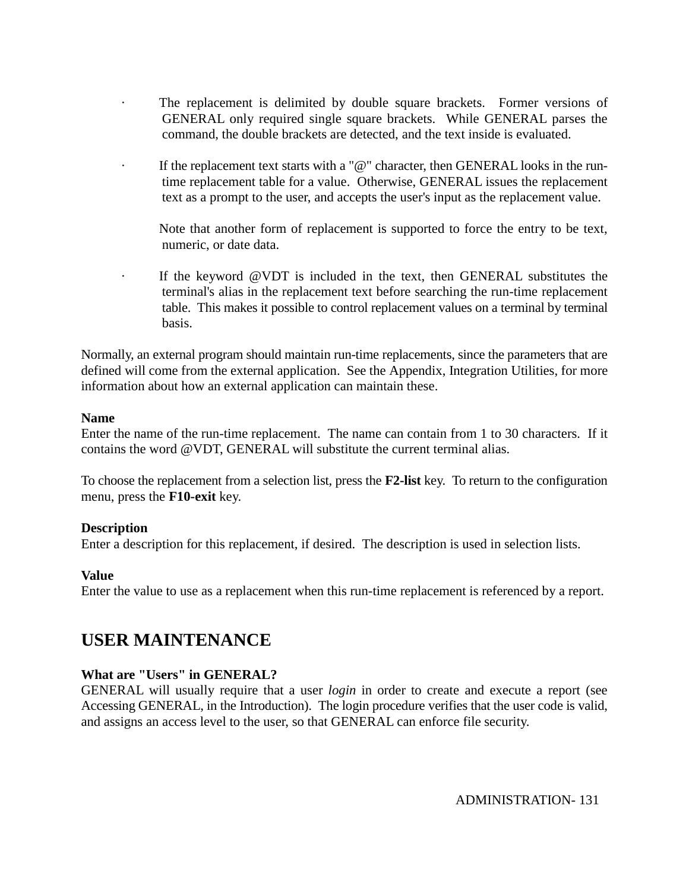- The replacement is delimited by double square brackets. Former versions of GENERAL only required single square brackets. While GENERAL parses the command, the double brackets are detected, and the text inside is evaluated.

- If the replacement text starts with a "@" character, then GENERAL looks in the run-time replacement table for a value. Otherwise, GENERAL issues the replacement text as a prompt to the user, and accepts the user's input as the replacement value.

  Note that another form of replacement is supported to force the entry to be text, numeric, or date data.

- If the keyword @VDT is included in the text, then GENERAL substitutes the terminal's alias in the replacement text before searching the run-time replacement table. This makes it possible to control replacement values on a terminal by terminal basis.

Normally, an external program should maintain run-time replacements, since the parameters that are defined will come from the external application. See the Appendix, Integration Utilities, for more information about how an external application can maintain these.

**Name**
Enter the name of the run-time replacement. The name can contain from 1 to 30 characters. If it contains the word @VDT, GENERAL will substitute the current terminal alias.

To choose the replacement from a selection list, press the **F2-list** key. To return to the configuration menu, press the **F10-exit** key.

**Description**
Enter a description for this replacement, if desired. The description is used in selection lists.

**Value**
Enter the value to use as a replacement when this run-time replacement is referenced by a report.

## USER MAINTENANCE

**What are "Users" in GENERAL?**
GENERAL will usually require that a user *login* in order to create and execute a report (see Accessing GENERAL, in the Introduction). The login procedure verifies that the user code is valid, and assigns an access level to the user, so that GENERAL can enforce file security.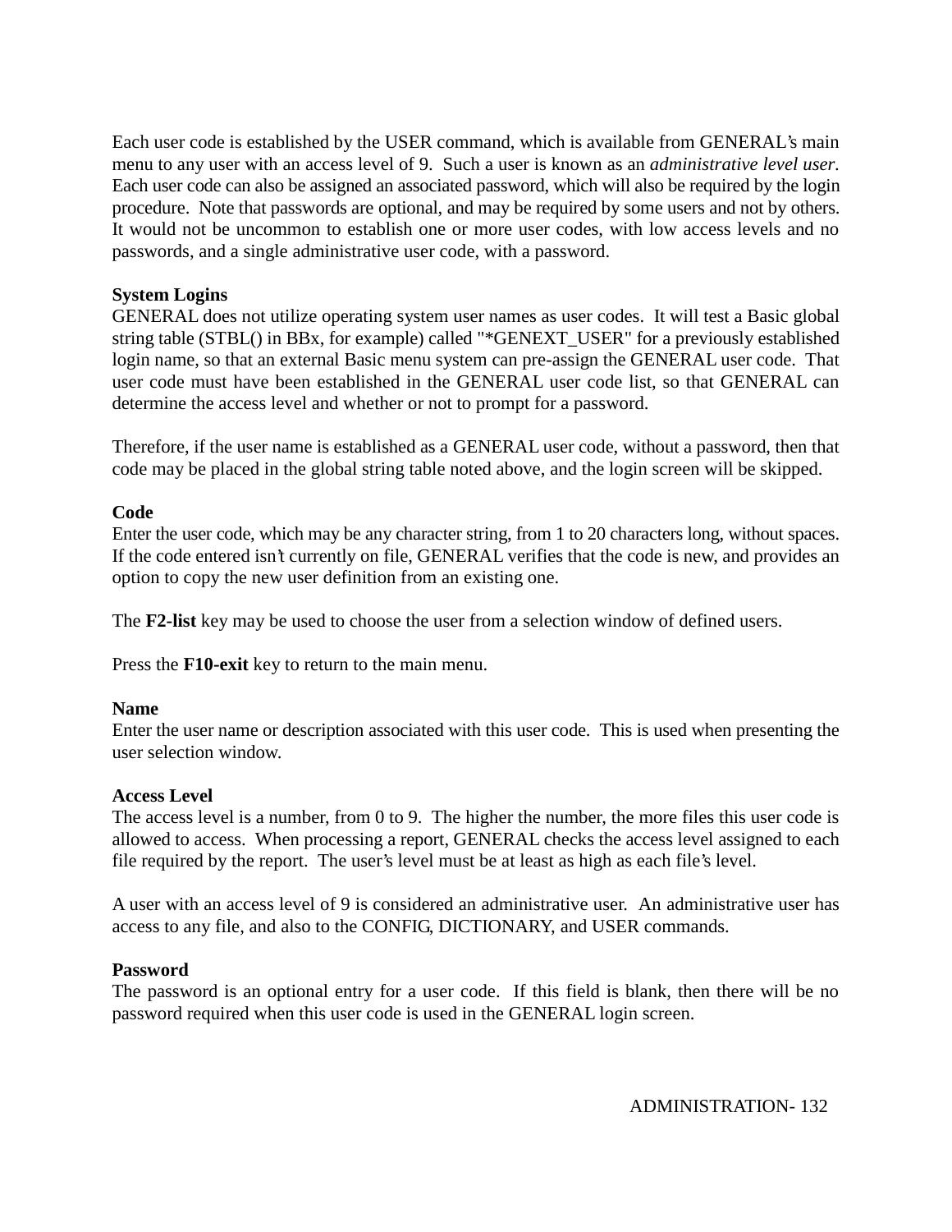Each user code is established by the USER command, which is available from GENERAL's main menu to any user with an access level of 9. Such a user is known as an *administrative level user*. Each user code can also be assigned an associated password, which will also be required by the login procedure. Note that passwords are optional, and may be required by some users and not by others. It would not be uncommon to establish one or more user codes, with low access levels and no passwords, and a single administrative user code, with a password.

**System Logins**
GENERAL does not utilize operating system user names as user codes. It will test a Basic global string table (STBL() in BBx, for example) called "*GENEXT_USER" for a previously established login name, so that an external Basic menu system can pre-assign the GENERAL user code. That user code must have been established in the GENERAL user code list, so that GENERAL can determine the access level and whether or not to prompt for a password.

Therefore, if the user name is established as a GENERAL user code, without a password, then that code may be placed in the global string table noted above, and the login screen will be skipped.

**Code**
Enter the user code, which may be any character string, from 1 to 20 characters long, without spaces. If the code entered isn't currently on file, GENERAL verifies that the code is new, and provides an option to copy the new user definition from an existing one.

The **F2-list** key may be used to choose the user from a selection window of defined users.

Press the **F10-exit** key to return to the main menu.

**Name**
Enter the user name or description associated with this user code. This is used when presenting the user selection window.

**Access Level**
The access level is a number, from 0 to 9. The higher the number, the more files this user code is allowed to access. When processing a report, GENERAL checks the access level assigned to each file required by the report. The user's level must be at least as high as each file's level.

A user with an access level of 9 is considered an administrative user. An administrative user has access to any file, and also to the CONFIG, DICTIONARY, and USER commands.

**Password**
The password is an optional entry for a user code. If this field is blank, then there will be no password required when this user code is used in the GENERAL login screen.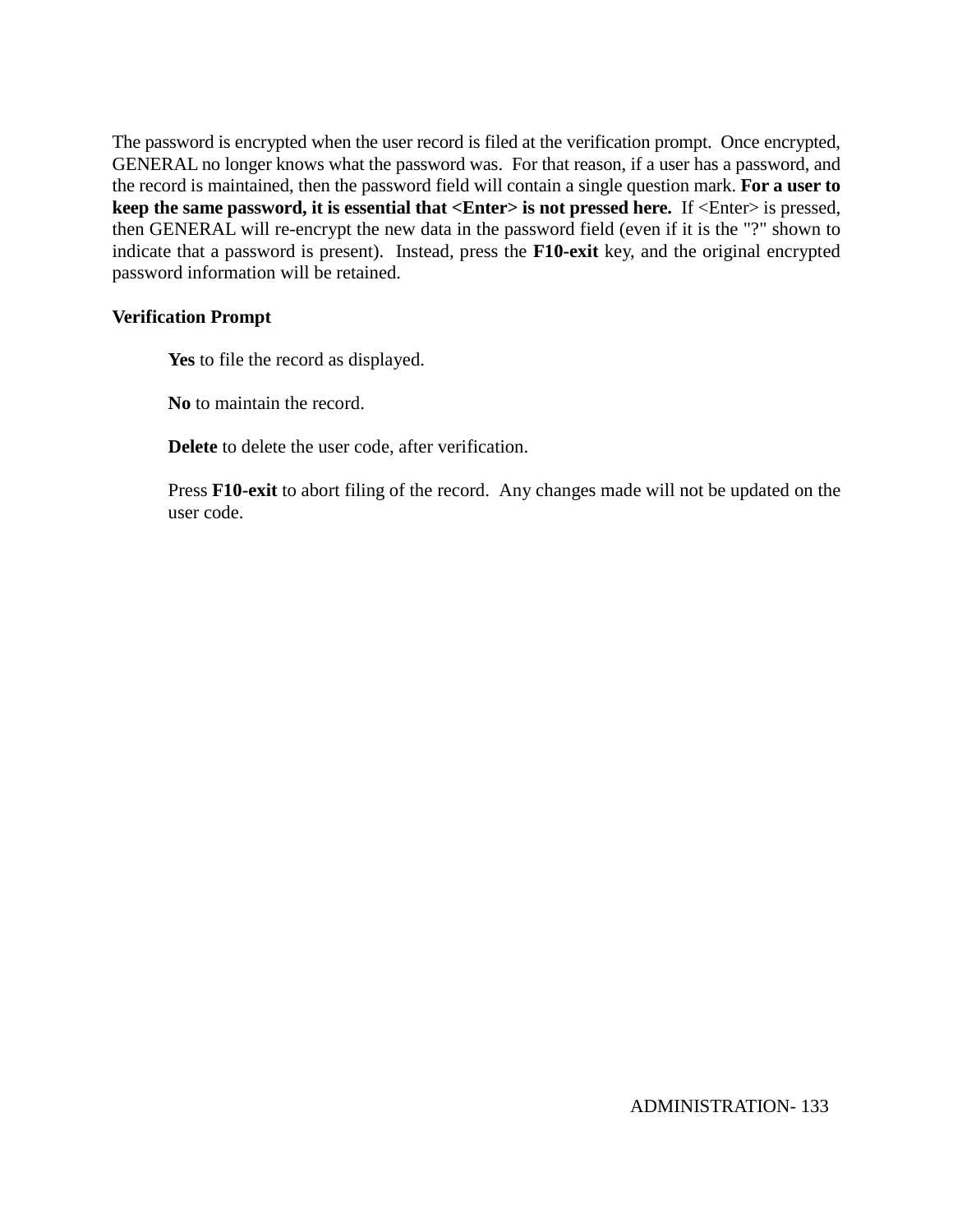The password is encrypted when the user record is filed at the verification prompt.  Once encrypted, GENERAL no longer knows what the password was.  For that reason, if a user has a password, and the record is maintained, then the password field will contain a single question mark. **For a user to keep the same password, it is essential that <Enter> is not pressed here.**  If <Enter> is pressed, then GENERAL will re-encrypt the new data in the password field (even if it is the "?" shown to indicate that a password is present).  Instead, press the **F10-exit** key, and the original encrypted password information will be retained.

**Verification Prompt**

> **Yes** to file the record as displayed.
>
> **No** to maintain the record.
>
> **Delete** to delete the user code, after verification.
>
> Press **F10-exit** to abort filing of the record.  Any changes made will not be updated on the user code.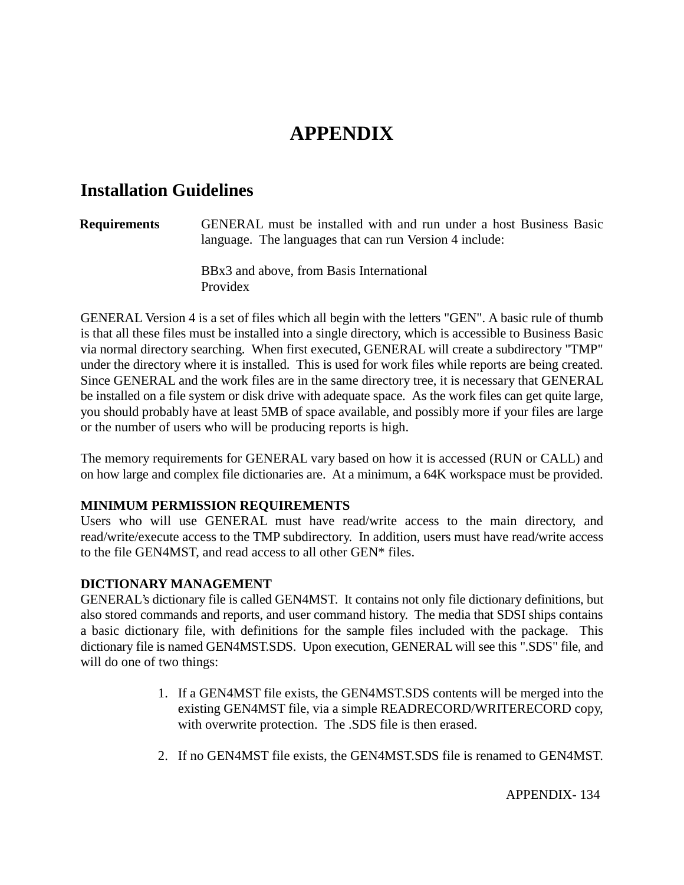# APPENDIX

## Installation Guidelines

**Requirements** GENERAL must be installed with and run under a host Business Basic language. The languages that can run Version 4 include:

BBx3 and above, from Basis International
Providex

GENERAL Version 4 is a set of files which all begin with the letters "GEN". A basic rule of thumb is that all these files must be installed into a single directory, which is accessible to Business Basic via normal directory searching. When first executed, GENERAL will create a subdirectory "TMP" under the directory where it is installed. This is used for work files while reports are being created. Since GENERAL and the work files are in the same directory tree, it is necessary that GENERAL be installed on a file system or disk drive with adequate space. As the work files can get quite large, you should probably have at least 5MB of space available, and possibly more if your files are large or the number of users who will be producing reports is high.

The memory requirements for GENERAL vary based on how it is accessed (RUN or CALL) and on how large and complex file dictionaries are. At a minimum, a 64K workspace must be provided.

**MINIMUM PERMISSION REQUIREMENTS**
Users who will use GENERAL must have read/write access to the main directory, and read/write/execute access to the TMP subdirectory. In addition, users must have read/write access to the file GEN4MST, and read access to all other GEN* files.

**DICTIONARY MANAGEMENT**
GENERAL's dictionary file is called GEN4MST. It contains not only file dictionary definitions, but also stored commands and reports, and user command history. The media that SDSI ships contains a basic dictionary file, with definitions for the sample files included with the package. This dictionary file is named GEN4MST.SDS. Upon execution, GENERAL will see this ".SDS" file, and will do one of two things:

1. If a GEN4MST file exists, the GEN4MST.SDS contents will be merged into the existing GEN4MST file, via a simple READRECORD/WRITERECORD copy, with overwrite protection. The .SDS file is then erased.

2. If no GEN4MST file exists, the GEN4MST.SDS file is renamed to GEN4MST.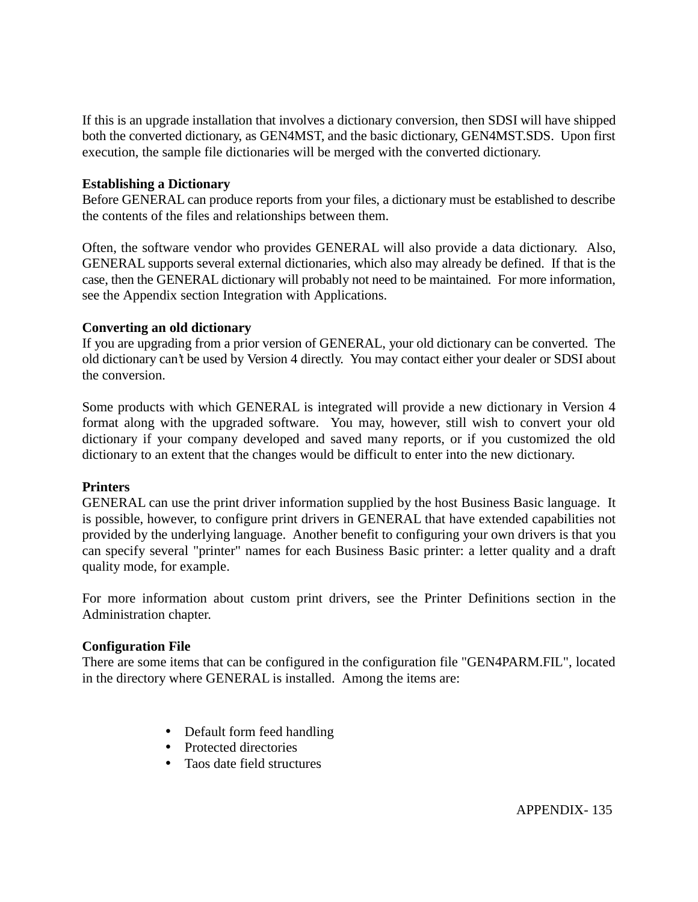If this is an upgrade installation that involves a dictionary conversion, then SDSI will have shipped both the converted dictionary, as GEN4MST, and the basic dictionary, GEN4MST.SDS. Upon first execution, the sample file dictionaries will be merged with the converted dictionary.

**Establishing a Dictionary**
Before GENERAL can produce reports from your files, a dictionary must be established to describe the contents of the files and relationships between them.

Often, the software vendor who provides GENERAL will also provide a data dictionary. Also, GENERAL supports several external dictionaries, which also may already be defined. If that is the case, then the GENERAL dictionary will probably not need to be maintained. For more information, see the Appendix section Integration with Applications.

**Converting an old dictionary**
If you are upgrading from a prior version of GENERAL, your old dictionary can be converted. The old dictionary can't be used by Version 4 directly. You may contact either your dealer or SDSI about the conversion.

Some products with which GENERAL is integrated will provide a new dictionary in Version 4 format along with the upgraded software. You may, however, still wish to convert your old dictionary if your company developed and saved many reports, or if you customized the old dictionary to an extent that the changes would be difficult to enter into the new dictionary.

**Printers**
GENERAL can use the print driver information supplied by the host Business Basic language. It is possible, however, to configure print drivers in GENERAL that have extended capabilities not provided by the underlying language. Another benefit to configuring your own drivers is that you can specify several "printer" names for each Business Basic printer: a letter quality and a draft quality mode, for example.

For more information about custom print drivers, see the Printer Definitions section in the Administration chapter.

**Configuration File**
There are some items that can be configured in the configuration file "GEN4PARM.FIL", located in the directory where GENERAL is installed. Among the items are:

- Default form feed handling
- Protected directories
- Taos date field structures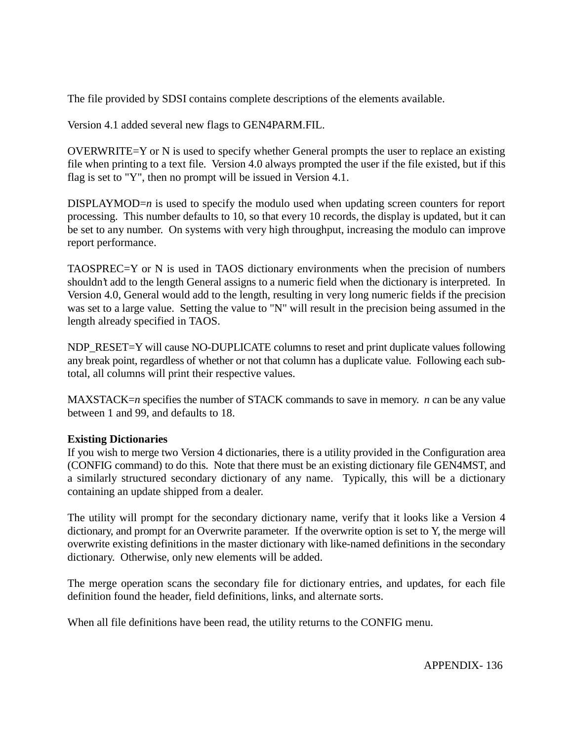The file provided by SDSI contains complete descriptions of the elements available.

Version 4.1 added several new flags to GEN4PARM.FIL.

OVERWRITE=Y or N is used to specify whether General prompts the user to replace an existing file when printing to a text file. Version 4.0 always prompted the user if the file existed, but if this flag is set to "Y", then no prompt will be issued in Version 4.1.

DISPLAYMOD=*n* is used to specify the modulo used when updating screen counters for report processing. This number defaults to 10, so that every 10 records, the display is updated, but it can be set to any number. On systems with very high throughput, increasing the modulo can improve report performance.

TAOSPREC=Y or N is used in TAOS dictionary environments when the precision of numbers shouldn't add to the length General assigns to a numeric field when the dictionary is interpreted. In Version 4.0, General would add to the length, resulting in very long numeric fields if the precision was set to a large value. Setting the value to "N" will result in the precision being assumed in the length already specified in TAOS.

NDP_RESET=Y will cause NO-DUPLICATE columns to reset and print duplicate values following any break point, regardless of whether or not that column has a duplicate value. Following each sub-total, all columns will print their respective values.

MAXSTACK=*n* specifies the number of STACK commands to save in memory. *n* can be any value between 1 and 99, and defaults to 18.

**Existing Dictionaries**

If you wish to merge two Version 4 dictionaries, there is a utility provided in the Configuration area (CONFIG command) to do this. Note that there must be an existing dictionary file GEN4MST, and a similarly structured secondary dictionary of any name. Typically, this will be a dictionary containing an update shipped from a dealer.

The utility will prompt for the secondary dictionary name, verify that it looks like a Version 4 dictionary, and prompt for an Overwrite parameter. If the overwrite option is set to Y, the merge will overwrite existing definitions in the master dictionary with like-named definitions in the secondary dictionary. Otherwise, only new elements will be added.

The merge operation scans the secondary file for dictionary entries, and updates, for each file definition found the header, field definitions, links, and alternate sorts.

When all file definitions have been read, the utility returns to the CONFIG menu.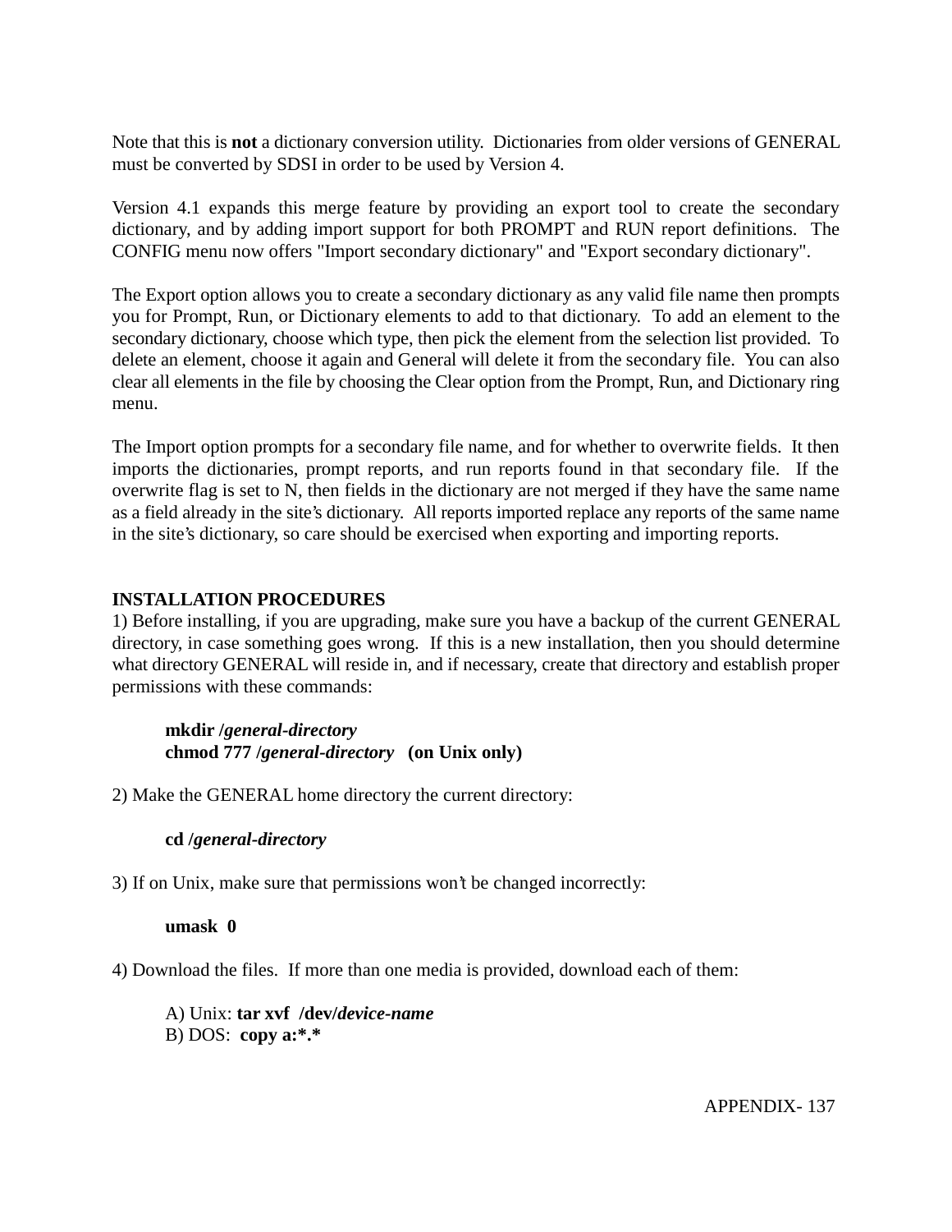Note that this is **not** a dictionary conversion utility. Dictionaries from older versions of GENERAL must be converted by SDSI in order to be used by Version 4.

Version 4.1 expands this merge feature by providing an export tool to create the secondary dictionary, and by adding import support for both PROMPT and RUN report definitions. The CONFIG menu now offers "Import secondary dictionary" and "Export secondary dictionary".

The Export option allows you to create a secondary dictionary as any valid file name then prompts you for Prompt, Run, or Dictionary elements to add to that dictionary. To add an element to the secondary dictionary, choose which type, then pick the element from the selection list provided. To delete an element, choose it again and General will delete it from the secondary file. You can also clear all elements in the file by choosing the Clear option from the Prompt, Run, and Dictionary ring menu.

The Import option prompts for a secondary file name, and for whether to overwrite fields. It then imports the dictionaries, prompt reports, and run reports found in that secondary file. If the overwrite flag is set to N, then fields in the dictionary are not merged if they have the same name as a field already in the site's dictionary. All reports imported replace any reports of the same name in the site's dictionary, so care should be exercised when exporting and importing reports.

**INSTALLATION PROCEDURES**

1) Before installing, if you are upgrading, make sure you have a backup of the current GENERAL directory, in case something goes wrong. If this is a new installation, then you should determine what directory GENERAL will reside in, and if necessary, create that directory and establish proper permissions with these commands:

> **mkdir /*general-directory***
> **chmod 777 /*general-directory* (on Unix only)**

2) Make the GENERAL home directory the current directory:

> **cd /*general-directory***

3) If on Unix, make sure that permissions won't be changed incorrectly:

> **umask 0**

4) Download the files. If more than one media is provided, download each of them:

> A) Unix: **tar xvf /dev/*device-name***
> B) DOS: **copy a:*.***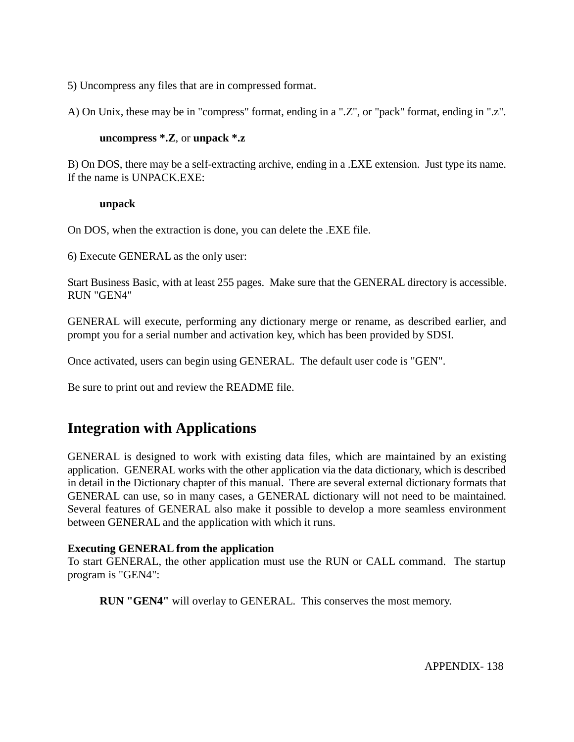5) Uncompress any files that are in compressed format.

A) On Unix, these may be in "compress" format, ending in a ".Z", or "pack" format, ending in ".z".

> **uncompress *.Z**, or **unpack *.z**

B) On DOS, there may be a self-extracting archive, ending in a .EXE extension. Just type its name. If the name is UNPACK.EXE:

> **unpack**

On DOS, when the extraction is done, you can delete the .EXE file.

6) Execute GENERAL as the only user:

Start Business Basic, with at least 255 pages. Make sure that the GENERAL directory is accessible. RUN "GEN4"

GENERAL will execute, performing any dictionary merge or rename, as described earlier, and prompt you for a serial number and activation key, which has been provided by SDSI.

Once activated, users can begin using GENERAL. The default user code is "GEN".

Be sure to print out and review the README file.

## Integration with Applications

GENERAL is designed to work with existing data files, which are maintained by an existing application. GENERAL works with the other application via the data dictionary, which is described in detail in the Dictionary chapter of this manual. There are several external dictionary formats that GENERAL can use, so in many cases, a GENERAL dictionary will not need to be maintained. Several features of GENERAL also make it possible to develop a more seamless environment between GENERAL and the application with which it runs.

**Executing GENERAL from the application**
To start GENERAL, the other application must use the RUN or CALL command. The startup program is "GEN4":

> **RUN "GEN4"** will overlay to GENERAL. This conserves the most memory.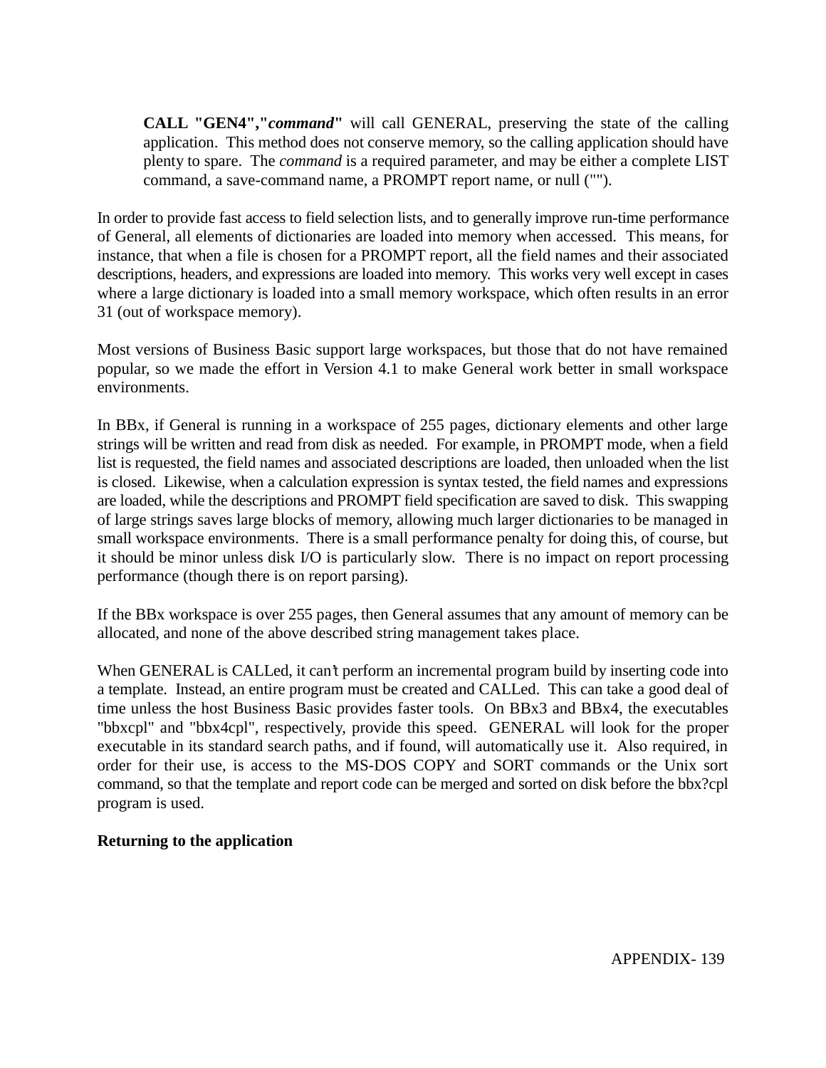**CALL "GEN4","*command*"** will call GENERAL, preserving the state of the calling application. This method does not conserve memory, so the calling application should have plenty to spare. The *command* is a required parameter, and may be either a complete LIST command, a save-command name, a PROMPT report name, or null ("").

In order to provide fast access to field selection lists, and to generally improve run-time performance of General, all elements of dictionaries are loaded into memory when accessed. This means, for instance, that when a file is chosen for a PROMPT report, all the field names and their associated descriptions, headers, and expressions are loaded into memory. This works very well except in cases where a large dictionary is loaded into a small memory workspace, which often results in an error 31 (out of workspace memory).

Most versions of Business Basic support large workspaces, but those that do not have remained popular, so we made the effort in Version 4.1 to make General work better in small workspace environments.

In BBx, if General is running in a workspace of 255 pages, dictionary elements and other large strings will be written and read from disk as needed. For example, in PROMPT mode, when a field list is requested, the field names and associated descriptions are loaded, then unloaded when the list is closed. Likewise, when a calculation expression is syntax tested, the field names and expressions are loaded, while the descriptions and PROMPT field specification are saved to disk. This swapping of large strings saves large blocks of memory, allowing much larger dictionaries to be managed in small workspace environments. There is a small performance penalty for doing this, of course, but it should be minor unless disk I/O is particularly slow. There is no impact on report processing performance (though there is on report parsing).

If the BBx workspace is over 255 pages, then General assumes that any amount of memory can be allocated, and none of the above described string management takes place.

When GENERAL is CALLed, it can't perform an incremental program build by inserting code into a template. Instead, an entire program must be created and CALLed. This can take a good deal of time unless the host Business Basic provides faster tools. On BBx3 and BBx4, the executables "bbxcpl" and "bbx4cpl", respectively, provide this speed. GENERAL will look for the proper executable in its standard search paths, and if found, will automatically use it. Also required, in order for their use, is access to the MS-DOS COPY and SORT commands or the Unix sort command, so that the template and report code can be merged and sorted on disk before the bbx?cpl program is used.

**Returning to the application**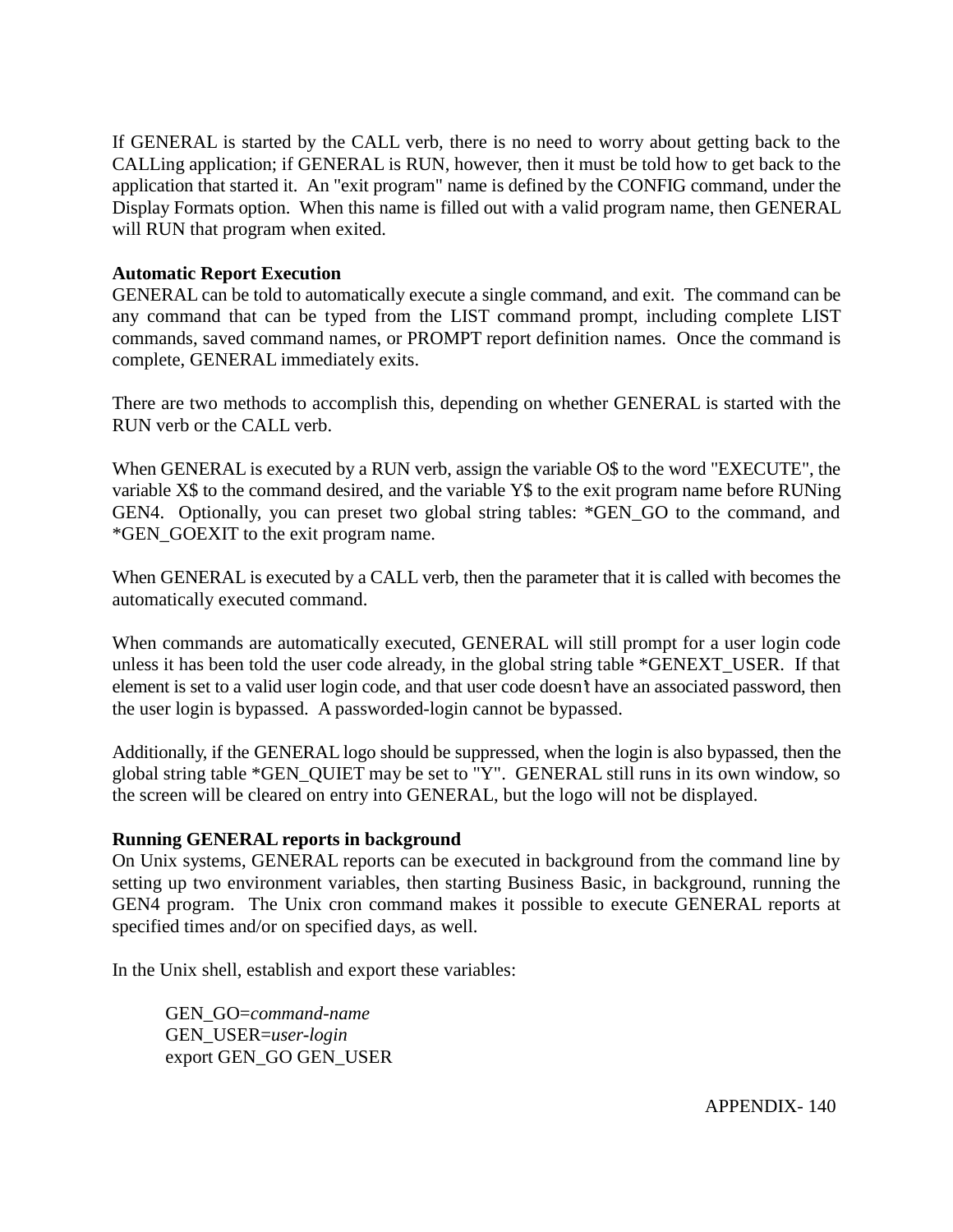If GENERAL is started by the CALL verb, there is no need to worry about getting back to the CALLing application; if GENERAL is RUN, however, then it must be told how to get back to the application that started it. An "exit program" name is defined by the CONFIG command, under the Display Formats option. When this name is filled out with a valid program name, then GENERAL will RUN that program when exited.

**Automatic Report Execution**

GENERAL can be told to automatically execute a single command, and exit. The command can be any command that can be typed from the LIST command prompt, including complete LIST commands, saved command names, or PROMPT report definition names. Once the command is complete, GENERAL immediately exits.

There are two methods to accomplish this, depending on whether GENERAL is started with the RUN verb or the CALL verb.

When GENERAL is executed by a RUN verb, assign the variable O$ to the word "EXECUTE", the variable X$ to the command desired, and the variable Y$ to the exit program name before RUNing GEN4. Optionally, you can preset two global string tables: *GEN_GO to the command, and *GEN_GOEXIT to the exit program name.

When GENERAL is executed by a CALL verb, then the parameter that it is called with becomes the automatically executed command.

When commands are automatically executed, GENERAL will still prompt for a user login code unless it has been told the user code already, in the global string table *GENEXT_USER. If that element is set to a valid user login code, and that user code doesn't have an associated password, then the user login is bypassed. A passworded-login cannot be bypassed.

Additionally, if the GENERAL logo should be suppressed, when the login is also bypassed, then the global string table *GEN_QUIET may be set to "Y". GENERAL still runs in its own window, so the screen will be cleared on entry into GENERAL, but the logo will not be displayed.

**Running GENERAL reports in background**

On Unix systems, GENERAL reports can be executed in background from the command line by setting up two environment variables, then starting Business Basic, in background, running the GEN4 program. The Unix cron command makes it possible to execute GENERAL reports at specified times and/or on specified days, as well.

In the Unix shell, establish and export these variables:

```
GEN_GO=command-name
GEN_USER=user-login
export GEN_GO GEN_USER
```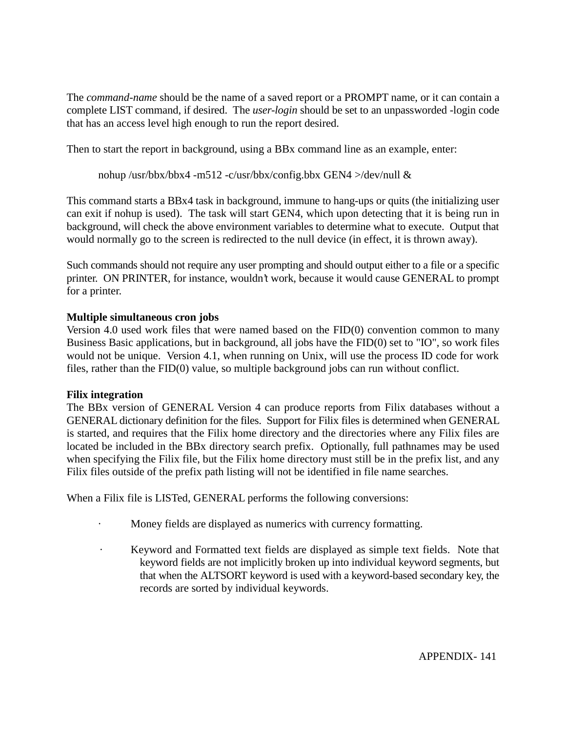The *command-name* should be the name of a saved report or a PROMPT name, or it can contain a complete LIST command, if desired. The *user-login* should be set to an unpassworded -login code that has an access level high enough to run the report desired.

Then to start the report in background, using a BBx command line as an example, enter:

```
nohup /usr/bbx/bbx4 -m512 -c/usr/bbx/config.bbx GEN4 >/dev/null &
```

This command starts a BBx4 task in background, immune to hang-ups or quits (the initializing user can exit if nohup is used). The task will start GEN4, which upon detecting that it is being run in background, will check the above environment variables to determine what to execute. Output that would normally go to the screen is redirected to the null device (in effect, it is thrown away).

Such commands should not require any user prompting and should output either to a file or a specific printer. ON PRINTER, for instance, wouldn't work, because it would cause GENERAL to prompt for a printer.

**Multiple simultaneous cron jobs**
Version 4.0 used work files that were named based on the FID(0) convention common to many Business Basic applications, but in background, all jobs have the FID(0) set to "IO", so work files would not be unique. Version 4.1, when running on Unix, will use the process ID code for work files, rather than the FID(0) value, so multiple background jobs can run without conflict.

**Filix integration**
The BBx version of GENERAL Version 4 can produce reports from Filix databases without a GENERAL dictionary definition for the files. Support for Filix files is determined when GENERAL is started, and requires that the Filix home directory and the directories where any Filix files are located be included in the BBx directory search prefix. Optionally, full pathnames may be used when specifying the Filix file, but the Filix home directory must still be in the prefix list, and any Filix files outside of the prefix path listing will not be identified in file name searches.

When a Filix file is LISTed, GENERAL performs the following conversions:

- Money fields are displayed as numerics with currency formatting.

- Keyword and Formatted text fields are displayed as simple text fields. Note that keyword fields are not implicitly broken up into individual keyword segments, but that when the ALTSORT keyword is used with a keyword-based secondary key, the records are sorted by individual keywords.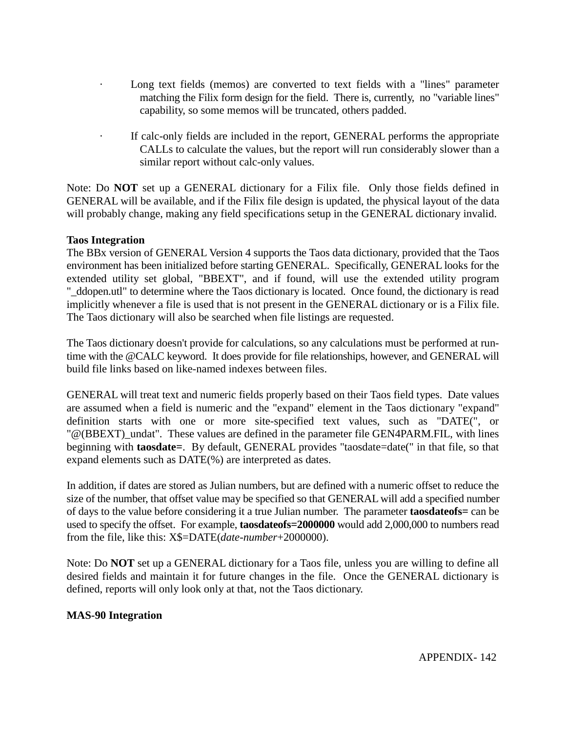- Long text fields (memos) are converted to text fields with a "lines" parameter matching the Filix form design for the field. There is, currently, no "variable lines" capability, so some memos will be truncated, others padded.

- If calc-only fields are included in the report, GENERAL performs the appropriate CALLs to calculate the values, but the report will run considerably slower than a similar report without calc-only values.

Note: Do **NOT** set up a GENERAL dictionary for a Filix file. Only those fields defined in GENERAL will be available, and if the Filix file design is updated, the physical layout of the data will probably change, making any field specifications setup in the GENERAL dictionary invalid.

**Taos Integration**

The BBx version of GENERAL Version 4 supports the Taos data dictionary, provided that the Taos environment has been initialized before starting GENERAL. Specifically, GENERAL looks for the extended utility set global, "BBEXT", and if found, will use the extended utility program "_ddopen.utl" to determine where the Taos dictionary is located. Once found, the dictionary is read implicitly whenever a file is used that is not present in the GENERAL dictionary or is a Filix file. The Taos dictionary will also be searched when file listings are requested.

The Taos dictionary doesn't provide for calculations, so any calculations must be performed at run-time with the @CALC keyword. It does provide for file relationships, however, and GENERAL will build file links based on like-named indexes between files.

GENERAL will treat text and numeric fields properly based on their Taos field types. Date values are assumed when a field is numeric and the "expand" element in the Taos dictionary "expand" definition starts with one or more site-specified text values, such as "DATE(", or "@(BBEXT)_undat". These values are defined in the parameter file GEN4PARM.FIL, with lines beginning with **taosdate=**. By default, GENERAL provides "taosdate=date(" in that file, so that expand elements such as DATE(%) are interpreted as dates.

In addition, if dates are stored as Julian numbers, but are defined with a numeric offset to reduce the size of the number, that offset value may be specified so that GENERAL will add a specified number of days to the value before considering it a true Julian number. The parameter **taosdateofs=** can be used to specify the offset. For example, **taosdateofs=2000000** would add 2,000,000 to numbers read from the file, like this: X$=DATE(*date-number*+2000000).

Note: Do **NOT** set up a GENERAL dictionary for a Taos file, unless you are willing to define all desired fields and maintain it for future changes in the file. Once the GENERAL dictionary is defined, reports will only look only at that, not the Taos dictionary.

**MAS-90 Integration**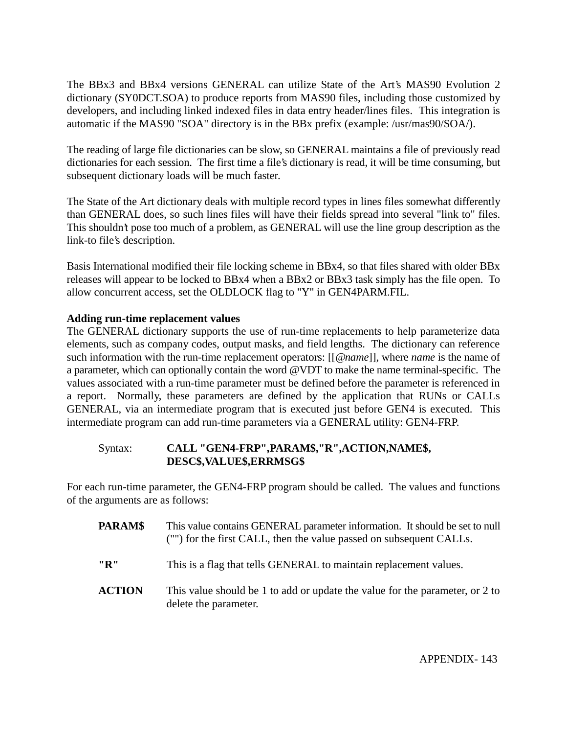The BBx3 and BBx4 versions GENERAL can utilize State of the Art's MAS90 Evolution 2 dictionary (SY0DCT.SOA) to produce reports from MAS90 files, including those customized by developers, and including linked indexed files in data entry header/lines files. This integration is automatic if the MAS90 "SOA" directory is in the BBx prefix (example: /usr/mas90/SOA/).

The reading of large file dictionaries can be slow, so GENERAL maintains a file of previously read dictionaries for each session. The first time a file's dictionary is read, it will be time consuming, but subsequent dictionary loads will be much faster.

The State of the Art dictionary deals with multiple record types in lines files somewhat differently than GENERAL does, so such lines files will have their fields spread into several "link to" files. This shouldn't pose too much of a problem, as GENERAL will use the line group description as the link-to file's description.

Basis International modified their file locking scheme in BBx4, so that files shared with older BBx releases will appear to be locked to BBx4 when a BBx2 or BBx3 task simply has the file open. To allow concurrent access, set the OLDLOCK flag to "Y" in GEN4PARM.FIL.

**Adding run-time replacement values**

The GENERAL dictionary supports the use of run-time replacements to help parameterize data elements, such as company codes, output masks, and field lengths. The dictionary can reference such information with the run-time replacement operators: [[@*name*]], where *name* is the name of a parameter, which can optionally contain the word @VDT to make the name terminal-specific. The values associated with a run-time parameter must be defined before the parameter is referenced in a report. Normally, these parameters are defined by the application that RUNs or CALLs GENERAL, via an intermediate program that is executed just before GEN4 is executed. This intermediate program can add run-time parameters via a GENERAL utility: GEN4-FRP.

Syntax: **CALL "GEN4-FRP",PARAM$,"R",ACTION,NAME$, DESC$,VALUE$,ERRMSG$**

For each run-time parameter, the GEN4-FRP program should be called. The values and functions of the arguments are as follows:

**PARAM$** This value contains GENERAL parameter information. It should be set to null ("") for the first CALL, then the value passed on subsequent CALLs.

**"R"** This is a flag that tells GENERAL to maintain replacement values.

**ACTION** This value should be 1 to add or update the value for the parameter, or 2 to delete the parameter.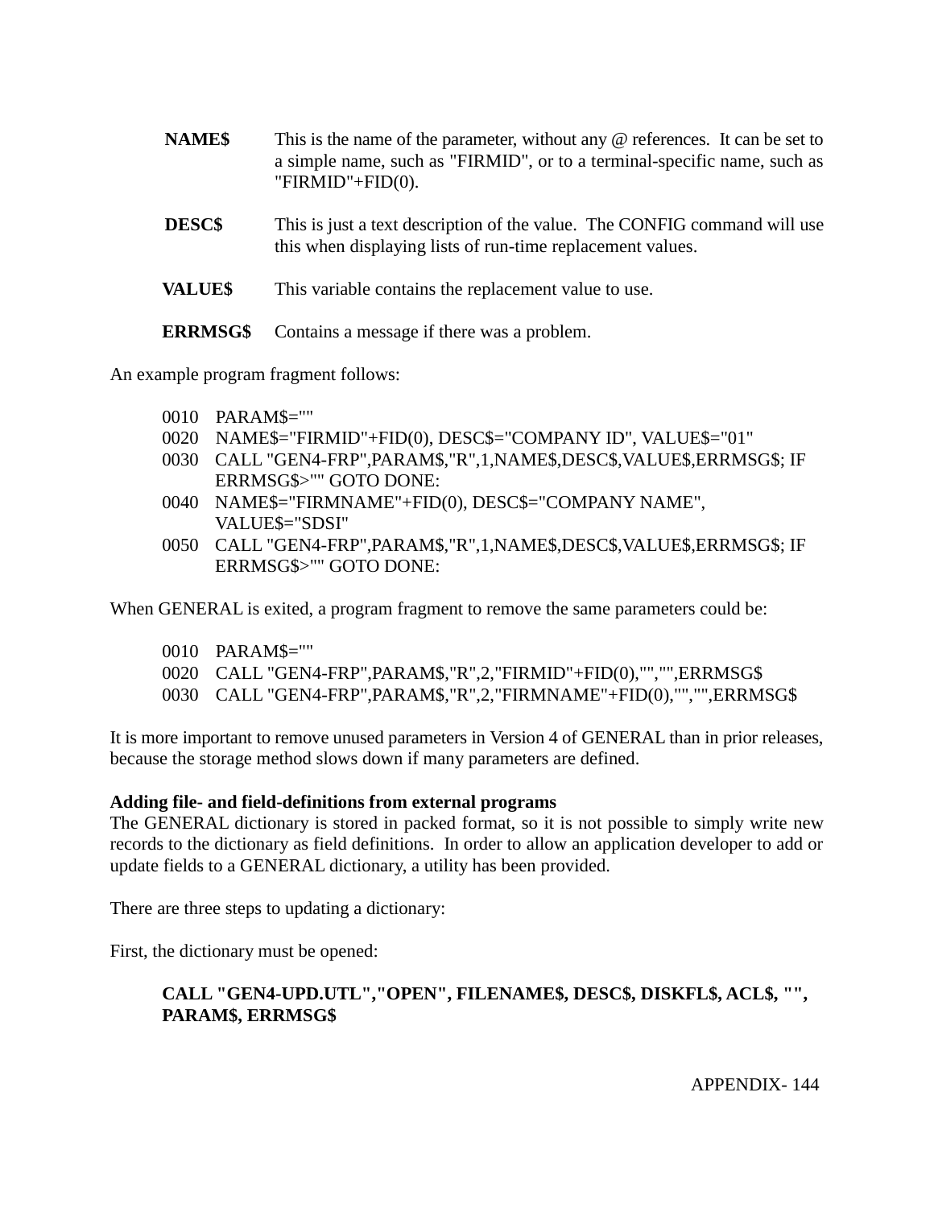**NAME$** This is the name of the parameter, without any @ references. It can be set to a simple name, such as "FIRMID", or to a terminal-specific name, such as "FIRMID"+FID(0).

**DESC$** This is just a text description of the value. The CONFIG command will use this when displaying lists of run-time replacement values.

**VALUE$** This variable contains the replacement value to use.

**ERRMSG$** Contains a message if there was a problem.

An example program fragment follows:

```
0010   PARAM$=""
0020   NAME$="FIRMID"+FID(0), DESC$="COMPANY ID", VALUE$="01"
0030   CALL "GEN4-FRP",PARAM$,"R",1,NAME$,DESC$,VALUE$,ERRMSG$; IF
       ERRMSG$>"" GOTO DONE:
0040   NAME$="FIRMNAME"+FID(0), DESC$="COMPANY NAME",
       VALUE$="SDSI"
0050   CALL "GEN4-FRP",PARAM$,"R",1,NAME$,DESC$,VALUE$,ERRMSG$; IF
       ERRMSG$>"" GOTO DONE:
```

When GENERAL is exited, a program fragment to remove the same parameters could be:

```
0010   PARAM$=""
0020   CALL "GEN4-FRP",PARAM$,"R",2,"FIRMID"+FID(0),"","",ERRMSG$
0030   CALL "GEN4-FRP",PARAM$,"R",2,"FIRMNAME"+FID(0),"","",ERRMSG$
```

It is more important to remove unused parameters in Version 4 of GENERAL than in prior releases, because the storage method slows down if many parameters are defined.

**Adding file- and field-definitions from external programs**

The GENERAL dictionary is stored in packed format, so it is not possible to simply write new records to the dictionary as field definitions. In order to allow an application developer to add or update fields to a GENERAL dictionary, a utility has been provided.

There are three steps to updating a dictionary:

First, the dictionary must be opened:

**CALL "GEN4-UPD.UTL","OPEN", FILENAME$, DESC$, DISKFL$, ACL$, "", PARAM$, ERRMSG$**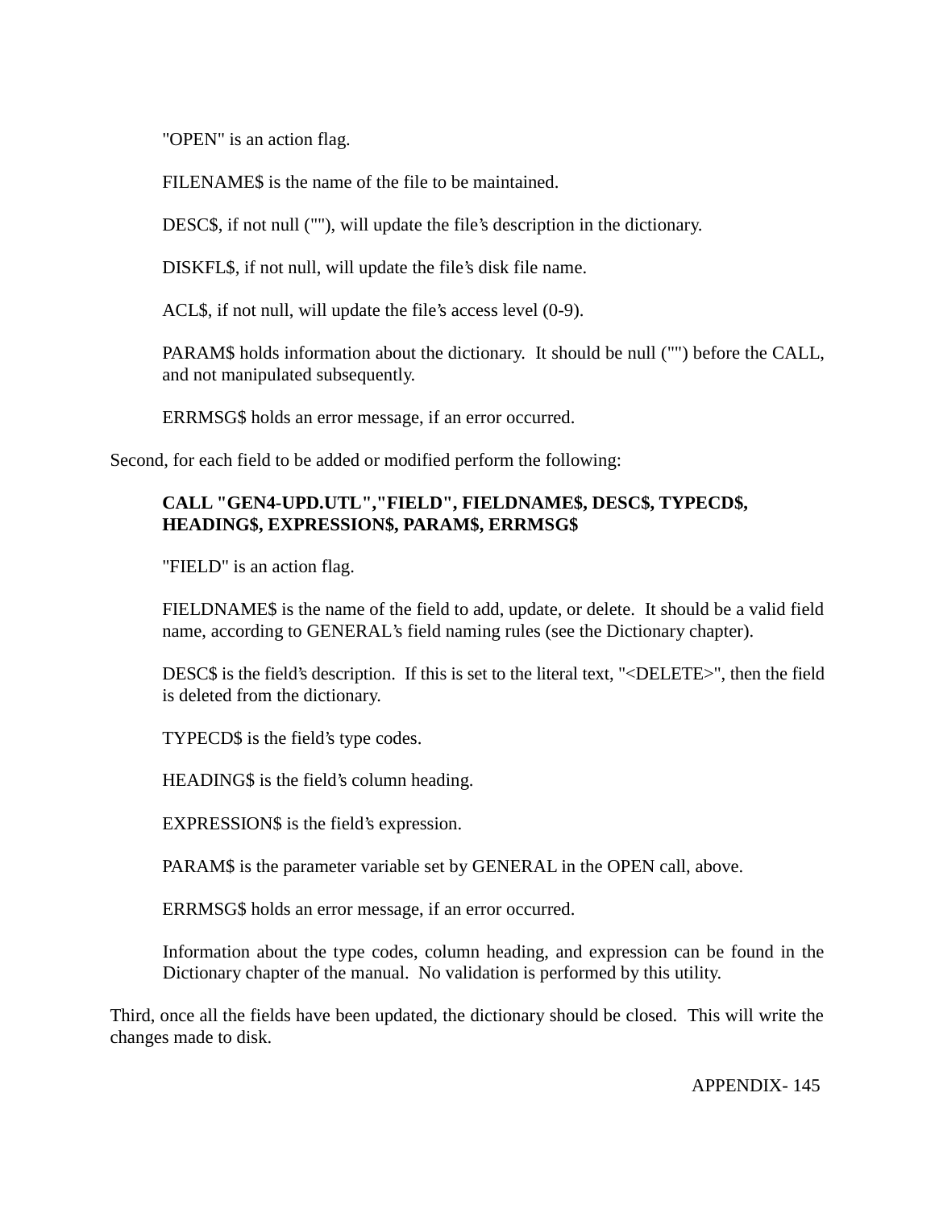"OPEN" is an action flag.

FILENAME$ is the name of the file to be maintained.

DESC$, if not null (""), will update the file's description in the dictionary.

DISKFL$, if not null, will update the file's disk file name.

ACL$, if not null, will update the file's access level (0-9).

PARAM$ holds information about the dictionary. It should be null ("") before the CALL, and not manipulated subsequently.

ERRMSG$ holds an error message, if an error occurred.

Second, for each field to be added or modified perform the following:

**CALL "GEN4-UPD.UTL","FIELD", FIELDNAME$, DESC$, TYPECD$, HEADING$, EXPRESSION$, PARAM$, ERRMSG$**

"FIELD" is an action flag.

FIELDNAME$ is the name of the field to add, update, or delete. It should be a valid field name, according to GENERAL's field naming rules (see the Dictionary chapter).

DESC$ is the field's description. If this is set to the literal text, "<DELETE>", then the field is deleted from the dictionary.

TYPECD$ is the field's type codes.

HEADING$ is the field's column heading.

EXPRESSION$ is the field's expression.

PARAM$ is the parameter variable set by GENERAL in the OPEN call, above.

ERRMSG$ holds an error message, if an error occurred.

Information about the type codes, column heading, and expression can be found in the Dictionary chapter of the manual. No validation is performed by this utility.

Third, once all the fields have been updated, the dictionary should be closed. This will write the changes made to disk.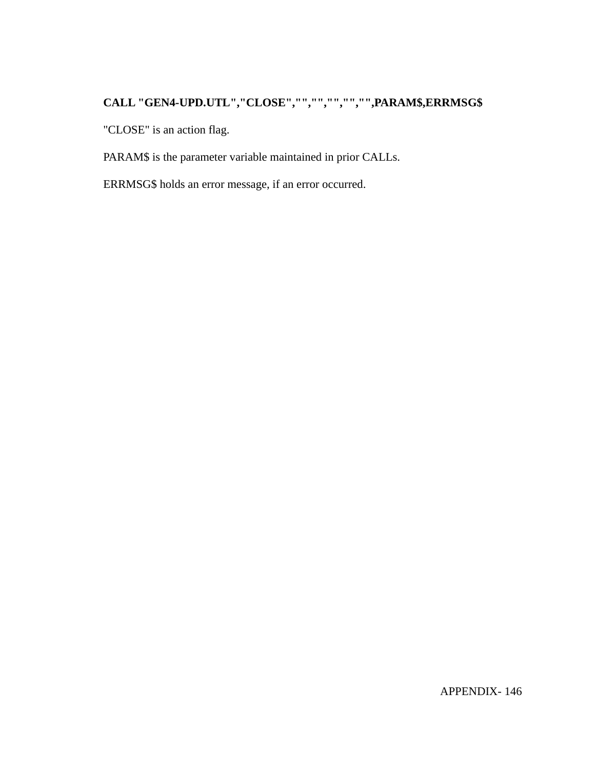**CALL "GEN4-UPD.UTL","CLOSE","","","","","",PARAM$,ERRMSG$**

"CLOSE" is an action flag.

PARAM$ is the parameter variable maintained in prior CALLs.

ERRMSG$ holds an error message, if an error occurred.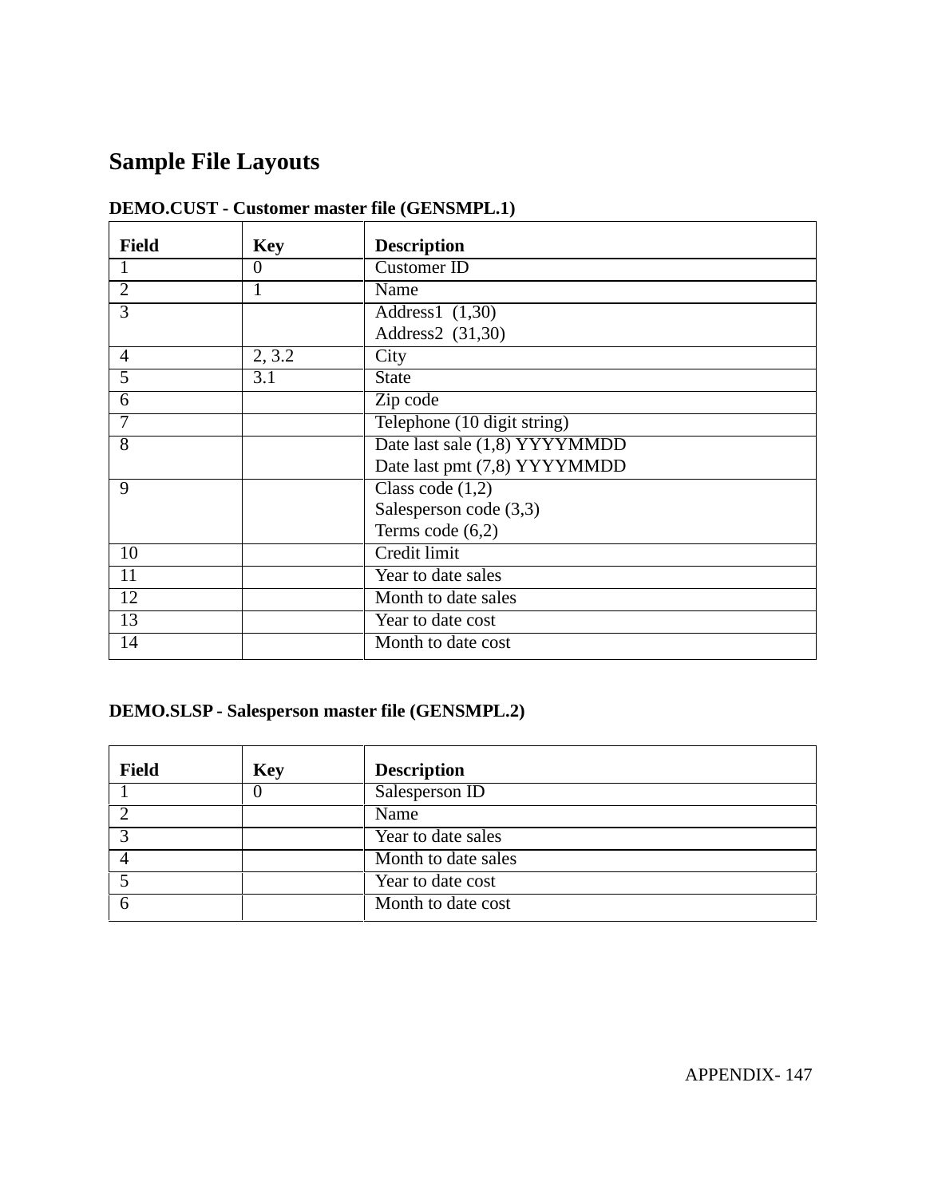# Sample File Layouts

**DEMO.CUST - Customer master file (GENSMPL.1)**

| Field | Key | Description |
|---|---|---|
| 1 | 0 | Customer ID |
| 2 | 1 | Name |
| 3 | | Address1 (1,30)<br>Address2 (31,30) |
| 4 | 2, 3.2 | City |
| 5 | 3.1 | State |
| 6 | | Zip code |
| 7 | | Telephone (10 digit string) |
| 8 | | Date last sale (1,8) YYYYMMDD<br>Date last pmt (7,8) YYYYMMDD |
| 9 | | Class code (1,2)<br>Salesperson code (3,3)<br>Terms code (6,2) |
| 10 | | Credit limit |
| 11 | | Year to date sales |
| 12 | | Month to date sales |
| 13 | | Year to date cost |
| 14 | | Month to date cost |

**DEMO.SLSP - Salesperson master file (GENSMPL.2)**

| Field | Key | Description |
|---|---|---|
| 1 | 0 | Salesperson ID |
| 2 | | Name |
| 3 | | Year to date sales |
| 4 | | Month to date sales |
| 5 | | Year to date cost |
| 6 | | Month to date cost |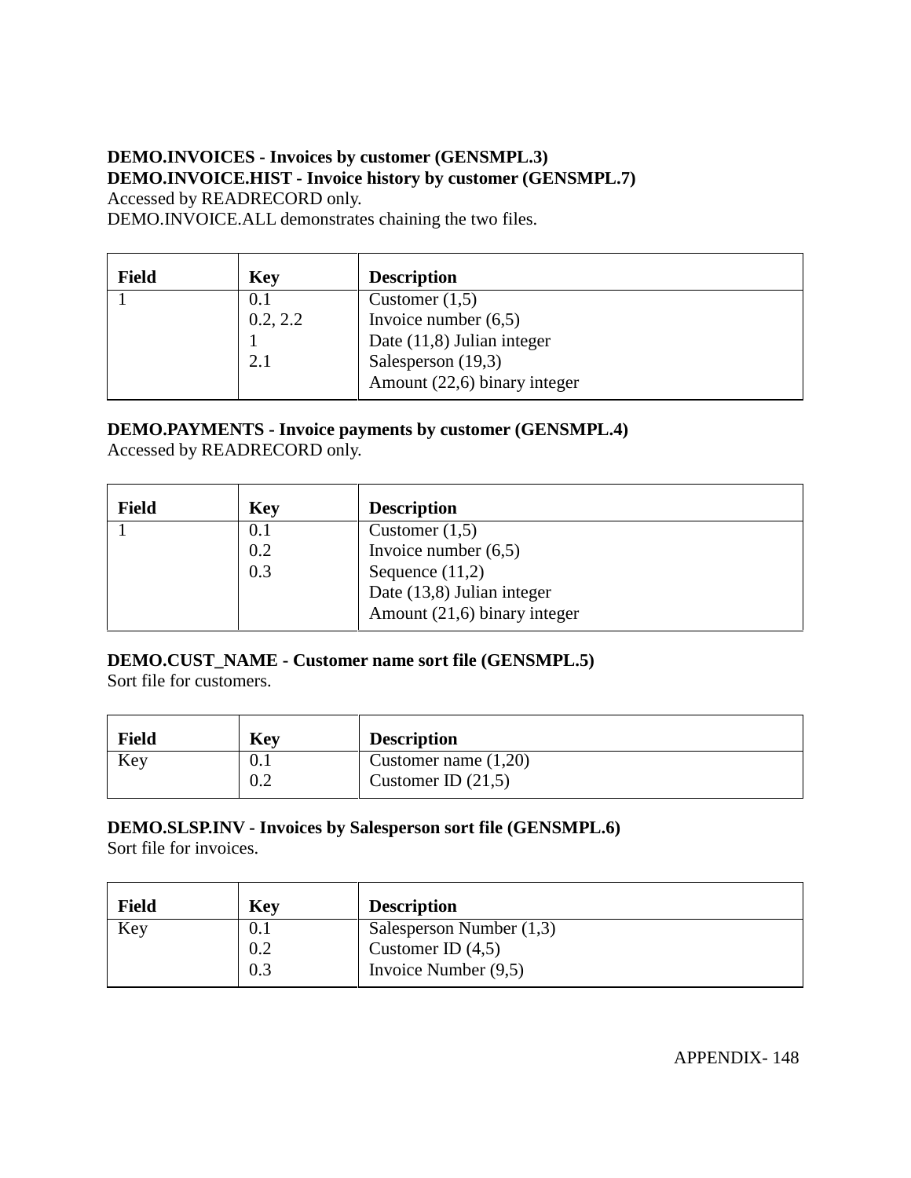**DEMO.INVOICES - Invoices by customer (GENSMPL.3)**
**DEMO.INVOICE.HIST - Invoice history by customer (GENSMPL.7)**
Accessed by READRECORD only.
DEMO.INVOICE.ALL demonstrates chaining the two files.

| Field | Key | Description |
|---|---|---|
| 1 | 0.1<br>0.2, 2.2<br>1<br>2.1 | Customer (1,5)<br>Invoice number (6,5)<br>Date (11,8) Julian integer<br>Salesperson (19,3)<br>Amount (22,6) binary integer |

**DEMO.PAYMENTS - Invoice payments by customer (GENSMPL.4)**
Accessed by READRECORD only.

| Field | Key | Description |
|---|---|---|
| 1 | 0.1<br>0.2<br>0.3 | Customer (1,5)<br>Invoice number (6,5)<br>Sequence (11,2)<br>Date (13,8) Julian integer<br>Amount (21,6) binary integer |

**DEMO.CUST_NAME - Customer name sort file (GENSMPL.5)**
Sort file for customers.

| Field | Key | Description |
|---|---|---|
| Key | 0.1<br>0.2 | Customer name (1,20)<br>Customer ID (21,5) |

**DEMO.SLSP.INV - Invoices by Salesperson sort file (GENSMPL.6)**
Sort file for invoices.

| Field | Key | Description |
|---|---|---|
| Key | 0.1<br>0.2<br>0.3 | Salesperson Number (1,3)<br>Customer ID (4,5)<br>Invoice Number (9,5) |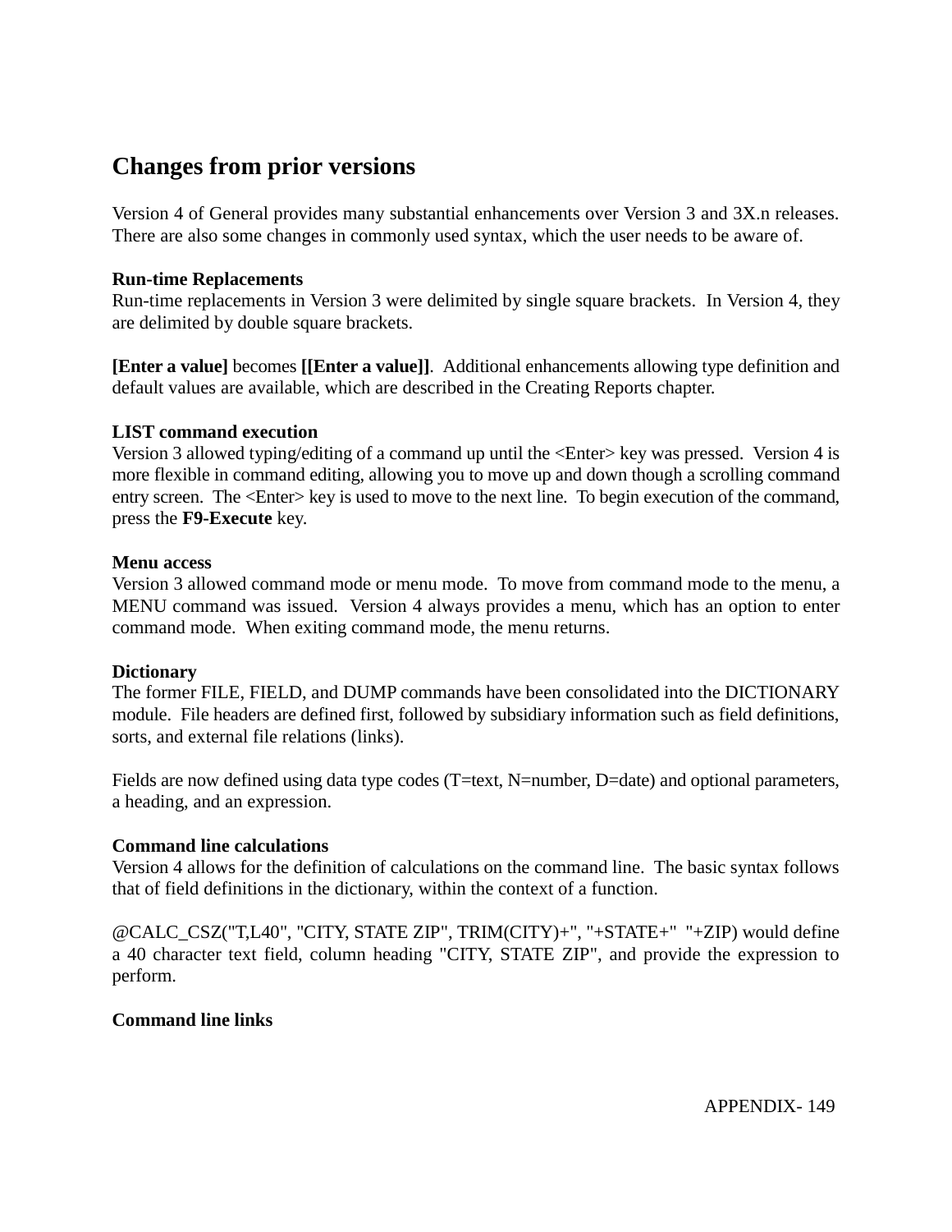## Changes from prior versions

Version 4 of General provides many substantial enhancements over Version 3 and 3X.n releases. There are also some changes in commonly used syntax, which the user needs to be aware of.

**Run-time Replacements**
Run-time replacements in Version 3 were delimited by single square brackets. In Version 4, they are delimited by double square brackets.

**[Enter a value]** becomes **[[Enter a value]]**. Additional enhancements allowing type definition and default values are available, which are described in the Creating Reports chapter.

**LIST command execution**
Version 3 allowed typing/editing of a command up until the <Enter> key was pressed. Version 4 is more flexible in command editing, allowing you to move up and down though a scrolling command entry screen. The <Enter> key is used to move to the next line. To begin execution of the command, press the **F9-Execute** key.

**Menu access**
Version 3 allowed command mode or menu mode. To move from command mode to the menu, a MENU command was issued. Version 4 always provides a menu, which has an option to enter command mode. When exiting command mode, the menu returns.

**Dictionary**
The former FILE, FIELD, and DUMP commands have been consolidated into the DICTIONARY module. File headers are defined first, followed by subsidiary information such as field definitions, sorts, and external file relations (links).

Fields are now defined using data type codes (T=text, N=number, D=date) and optional parameters, a heading, and an expression.

**Command line calculations**
Version 4 allows for the definition of calculations on the command line. The basic syntax follows that of field definitions in the dictionary, within the context of a function.

@CALC_CSZ("T,L40", "CITY, STATE ZIP", TRIM(CITY)+", "+STATE+"  "+ZIP) would define a 40 character text field, column heading "CITY, STATE ZIP", and provide the expression to perform.

**Command line links**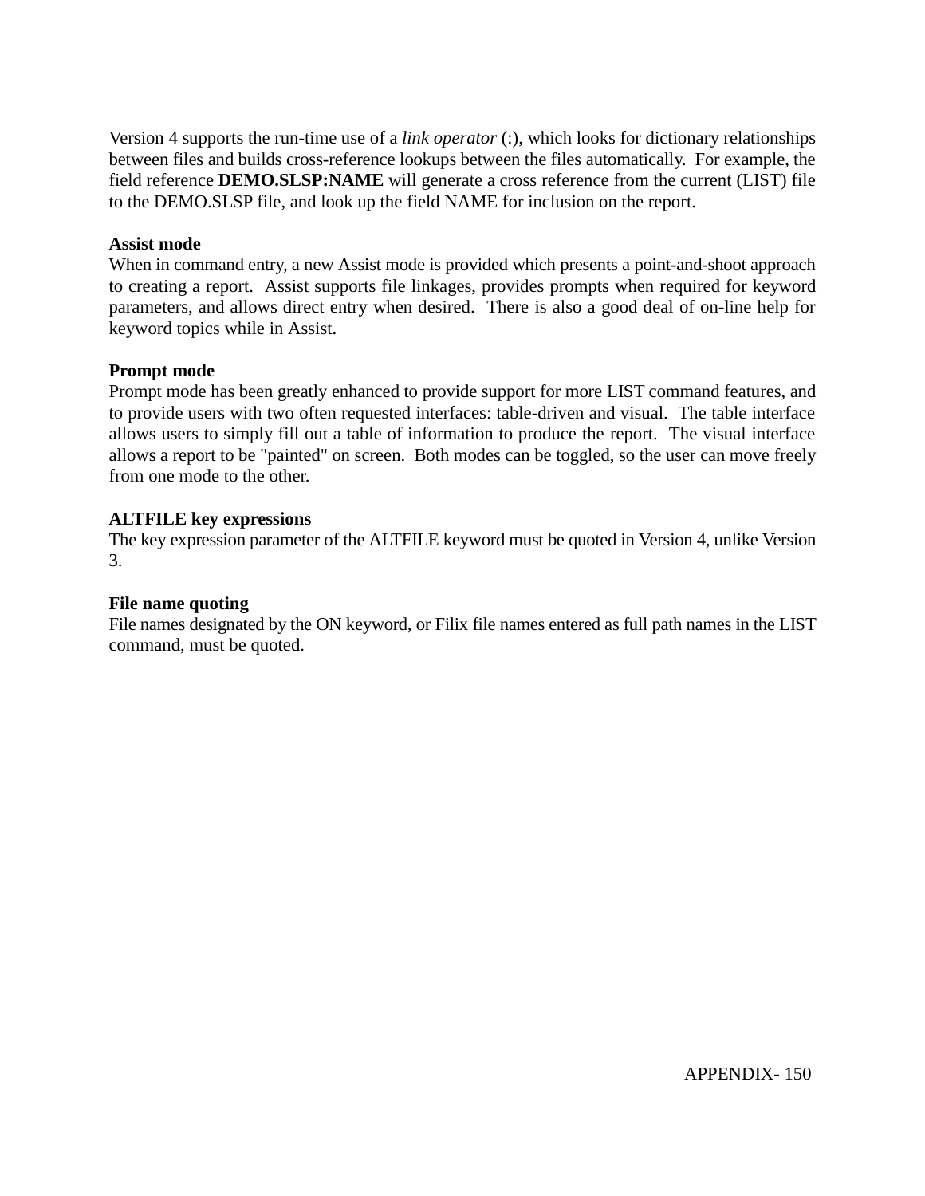Version 4 supports the run-time use of a *link operator* (:), which looks for dictionary relationships between files and builds cross-reference lookups between the files automatically. For example, the field reference **DEMO.SLSP:NAME** will generate a cross reference from the current (LIST) file to the DEMO.SLSP file, and look up the field NAME for inclusion on the report.

**Assist mode**
When in command entry, a new Assist mode is provided which presents a point-and-shoot approach to creating a report. Assist supports file linkages, provides prompts when required for keyword parameters, and allows direct entry when desired. There is also a good deal of on-line help for keyword topics while in Assist.

**Prompt mode**
Prompt mode has been greatly enhanced to provide support for more LIST command features, and to provide users with two often requested interfaces: table-driven and visual. The table interface allows users to simply fill out a table of information to produce the report. The visual interface allows a report to be "painted" on screen. Both modes can be toggled, so the user can move freely from one mode to the other.

**ALTFILE key expressions**
The key expression parameter of the ALTFILE keyword must be quoted in Version 4, unlike Version 3.

**File name quoting**
File names designated by the ON keyword, or Filix file names entered as full path names in the LIST command, must be quoted.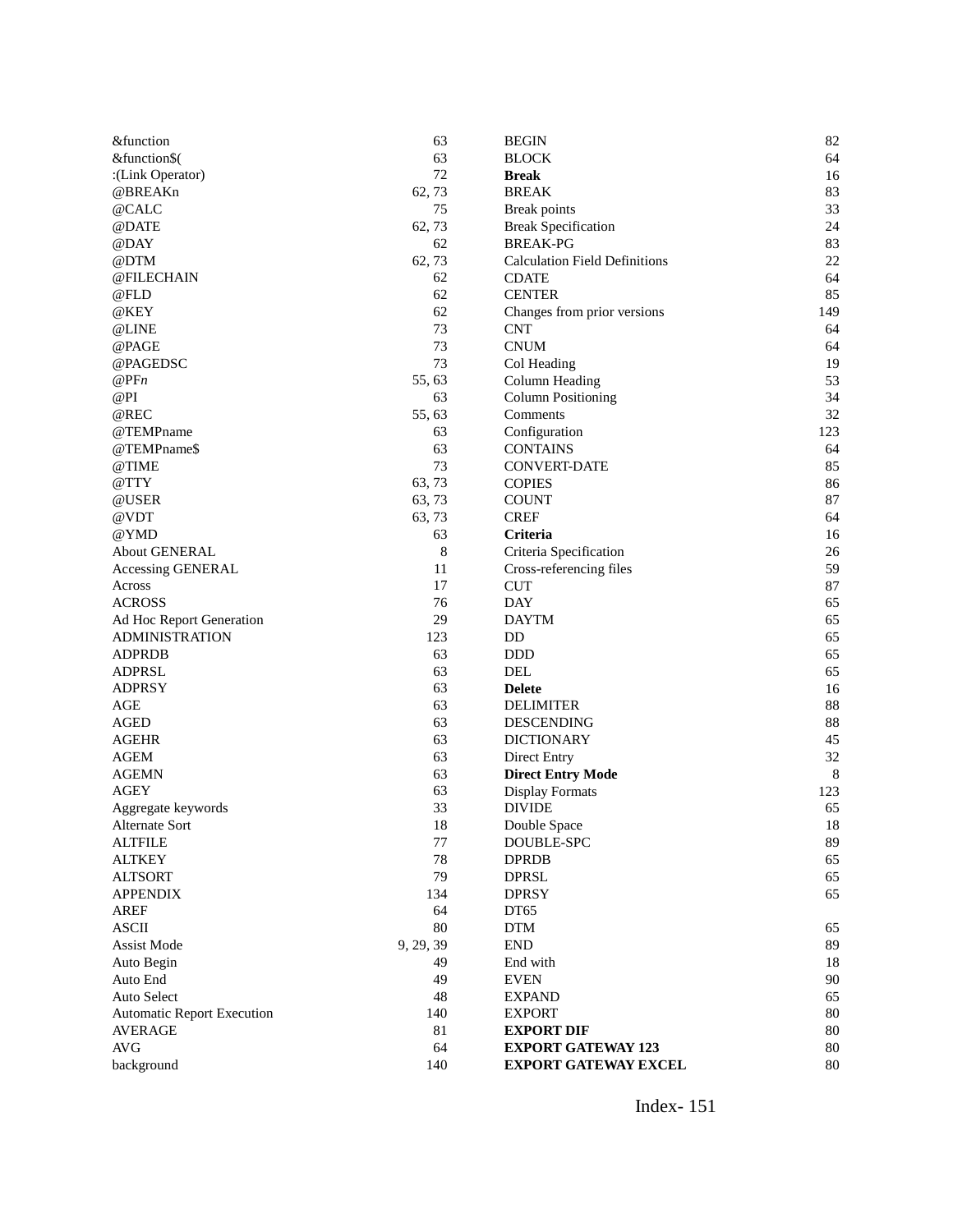&function 63
&function$( 63
:(Link Operator) 72
@BREAKn 62, 73
@CALC 75
@DATE 62, 73
@DAY 62
@DTM 62, 73
@FILECHAIN 62
@FLD 62
@KEY 62
@LINE 73
@PAGE 73
@PAGEDSC 73
@PF*n* 55, 63
@PI 63
@REC 55, 63
@TEMPname 63
@TEMPname$ 63
@TIME 73
@TTY 63, 73
@USER 63, 73
@VDT 63, 73
@YMD 63
About GENERAL 8
Accessing GENERAL 11
Across 17
ACROSS 76
Ad Hoc Report Generation 29
ADMINISTRATION 123
ADPRDB 63
ADPRSL 63
ADPRSY 63
AGE 63
AGED 63
AGEHR 63
AGEM 63
AGEMN 63
AGEY 63
Aggregate keywords 33
Alternate Sort 18
ALTFILE 77
ALTKEY 78
ALTSORT 79
APPENDIX 134
AREF 64
ASCII 80
Assist Mode 9, 29, 39
Auto Begin 49
Auto End 49
Auto Select 48
Automatic Report Execution 140
AVERAGE 81
AVG 64
background 140
BEGIN 82
BLOCK 64
**Break** 16
BREAK 83
Break points 33
Break Specification 24
BREAK-PG 83
Calculation Field Definitions 22
CDATE 64
CENTER 85
Changes from prior versions 149
CNT 64
CNUM 64
Col Heading 19
Column Heading 53
Column Positioning 34
Comments 32
Configuration 123
CONTAINS 64
CONVERT-DATE 85
COPIES 86
COUNT 87
CREF 64
**Criteria** 16
Criteria Specification 26
Cross-referencing files 59
CUT 87
DAY 65
DAYTM 65
DD 65
DDD 65
DEL 65
**Delete** 16
DELIMITER 88
DESCENDING 88
DICTIONARY 45
Direct Entry 32
**Direct Entry Mode** 8
Display Formats 123
DIVIDE 65
Double Space 18
DOUBLE-SPC 89
DPRDB 65
DPRSL 65
DPRSY 65
DT65
DTM 65
END 89
End with 18
EVEN 90
EXPAND 65
EXPORT 80
**EXPORT DIF** 80
**EXPORT GATEWAY 123** 80
**EXPORT GATEWAY EXCEL** 80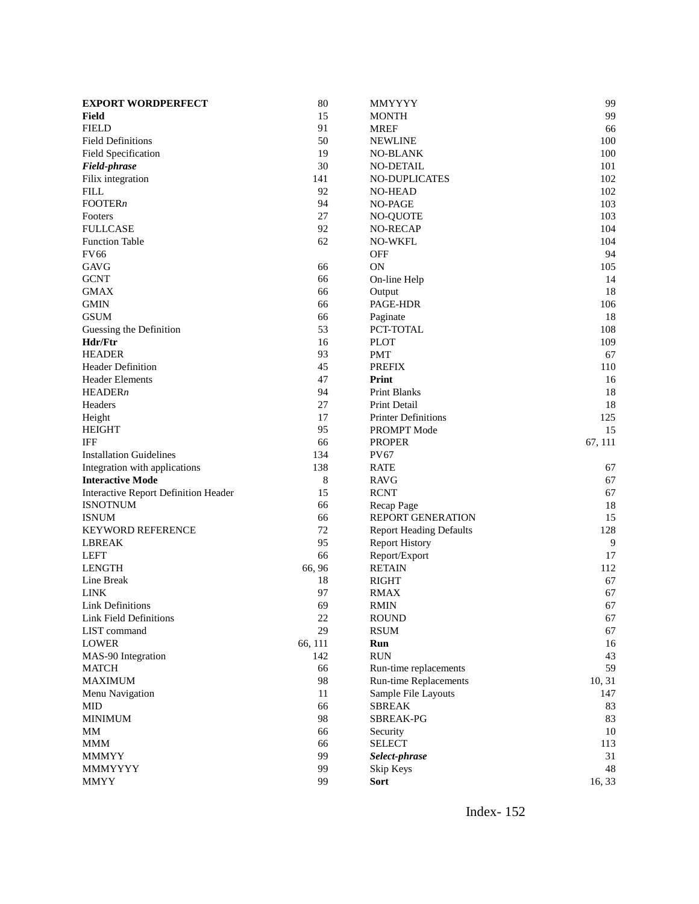**EXPORT WORDPERFECT** 80
**Field** 15
FIELD 91
Field Definitions 50
Field Specification 19
***Field-phrase*** 30
Filix integration 141
FILL 92
FOOTER*n* 94
Footers 27
FULLCASE 92
Function Table 62
FV66
GAVG 66
GCNT 66
GMAX 66
GMIN 66
GSUM 66
Guessing the Definition 53
**Hdr/Ftr** 16
HEADER 93
Header Definition 45
Header Elements 47
HEADER*n* 94
Headers 27
Height 17
HEIGHT 95
IFF 66
Installation Guidelines 134
Integration with applications 138
**Interactive Mode** 8
Interactive Report Definition Header 15
ISNOTNUM 66
ISNUM 66
KEYWORD REFERENCE 72
LBREAK 95
LEFT 66
LENGTH 66, 96
Line Break 18
LINK 97
Link Definitions 69
Link Field Definitions 22
LIST command 29
LOWER 66, 111
MAS-90 Integration 142
MATCH 66
MAXIMUM 98
Menu Navigation 11
MID 66
MINIMUM 98
MM 66
MMM 66
MMMYY 99
MMMYYYY 99
MMYY 99
MMYYYY 99
MONTH 99
MREF 66
NEWLINE 100
NO-BLANK 100
NO-DETAIL 101
NO-DUPLICATES 102
NO-HEAD 102
NO-PAGE 103
NO-QUOTE 103
NO-RECAP 104
NO-WKFL 104
OFF 94
ON 105
On-line Help 14
Output 18
PAGE-HDR 106
Paginate 18
PCT-TOTAL 108
PLOT 109
PMT 67
PREFIX 110
**Print** 16
Print Blanks 18
Print Detail 18
Printer Definitions 125
PROMPT Mode 15
PROPER 67, 111
PV67
RATE 67
RAVG 67
RCNT 67
Recap Page 18
REPORT GENERATION 15
Report Heading Defaults 128
Report History 9
Report/Export 17
RETAIN 112
RIGHT 67
RMAX 67
RMIN 67
ROUND 67
RSUM 67
**Run** 16
RUN 43
Run-time replacements 59
Run-time Replacements 10, 31
Sample File Layouts 147
SBREAK 83
SBREAK-PG 83
Security 10
SELECT 113
***Select-phrase*** 31
Skip Keys 48
**Sort** 16, 33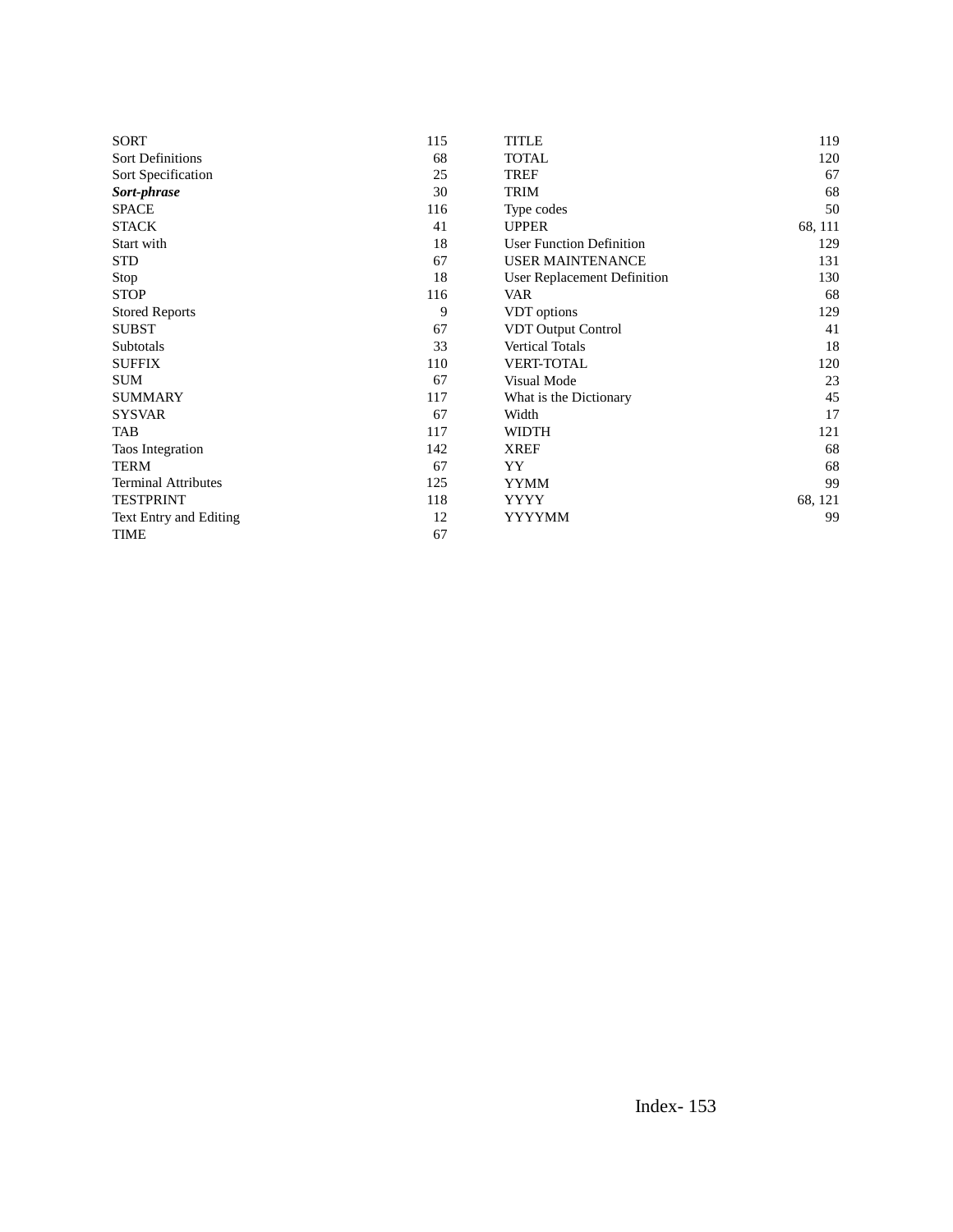| | |
|---|---|
| SORT | 115 |
| Sort Definitions | 68 |
| Sort Specification | 25 |
| ***Sort-phrase*** | 30 |
| SPACE | 116 |
| STACK | 41 |
| Start with | 18 |
| STD | 67 |
| Stop | 18 |
| STOP | 116 |
| Stored Reports | 9 |
| SUBST | 67 |
| Subtotals | 33 |
| SUFFIX | 110 |
| SUM | 67 |
| SUMMARY | 117 |
| SYSVAR | 67 |
| TAB | 117 |
| Taos Integration | 142 |
| TERM | 67 |
| Terminal Attributes | 125 |
| TESTPRINT | 118 |
| Text Entry and Editing | 12 |
| TIME | 67 |
| TITLE | 119 |
| TOTAL | 120 |
| TREF | 67 |
| TRIM | 68 |
| Type codes | 50 |
| UPPER | 68, 111 |
| User Function Definition | 129 |
| USER MAINTENANCE | 131 |
| User Replacement Definition | 130 |
| VAR | 68 |
| VDT options | 129 |
| VDT Output Control | 41 |
| Vertical Totals | 18 |
| VERT-TOTAL | 120 |
| Visual Mode | 23 |
| What is the Dictionary | 45 |
| Width | 17 |
| WIDTH | 121 |
| XREF | 68 |
| YY | 68 |
| YYMM | 99 |
| YYYY | 68, 121 |
| YYYYMM | 99 |